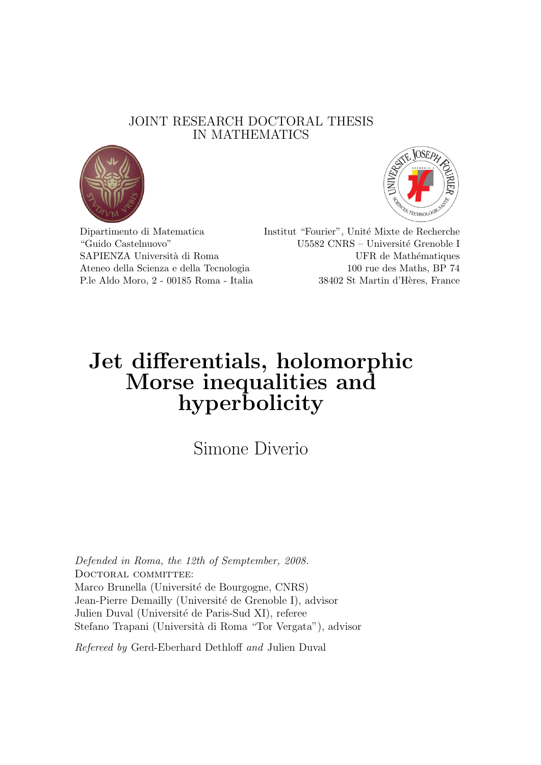JOINT RESEARCH DOCTORAL THESIS
IN MATHEMATICS

Dipartimento di Matematica
"Guido Castelnuovo"
SAPIENZA Università di Roma
Ateneo della Scienza e della Tecnologia
P.le Aldo Moro, 2 - 00185 Roma - Italia

Institut "Fourier", Unité Mixte de Recherche
U5582 CNRS – Université Grenoble I
UFR de Mathématiques
100 rue des Maths, BP 74
38402 St Martin d'Hères, France

# Jet differentials, holomorphic Morse inequalities and hyperbolicity

Simone Diverio

*Defended in Roma, the 12th of Semptember, 2008.*

DOCTORAL COMMITTEE:
Marco Brunella (Université de Bourgogne, CNRS)
Jean-Pierre Demailly (Université de Grenoble I), advisor
Julien Duval (Université de Paris-Sud XI), referee
Stefano Trapani (Università di Roma "Tor Vergata"), advisor

*Refereed by* Gerd-Eberhard Dethloff *and* Julien Duval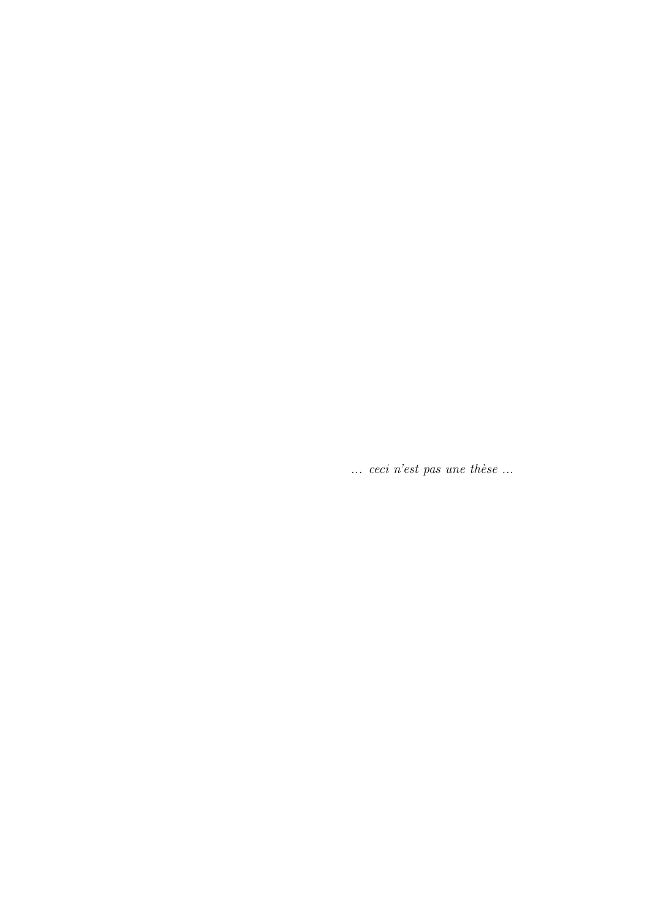*... ceci n'est pas une thèse ...*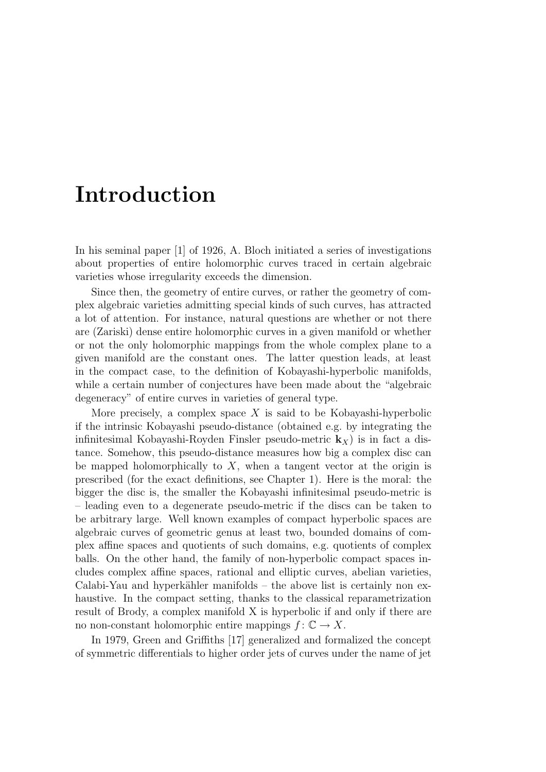# Introduction

In his seminal paper [1] of 1926, A. Bloch initiated a series of investigations about properties of entire holomorphic curves traced in certain algebraic varieties whose irregularity exceeds the dimension.

Since then, the geometry of entire curves, or rather the geometry of complex algebraic varieties admitting special kinds of such curves, has attracted a lot of attention. For instance, natural questions are whether or not there are (Zariski) dense entire holomorphic curves in a given manifold or whether or not the only holomorphic mappings from the whole complex plane to a given manifold are the constant ones. The latter question leads, at least in the compact case, to the definition of Kobayashi-hyperbolic manifolds, while a certain number of conjectures have been made about the "algebraic degeneracy" of entire curves in varieties of general type.

More precisely, a complex space $X$ is said to be Kobayashi-hyperbolic if the intrinsic Kobayashi pseudo-distance (obtained e.g. by integrating the infinitesimal Kobayashi-Royden Finsler pseudo-metric $\mathbf{k}_X$) is in fact a distance. Somehow, this pseudo-distance measures how big a complex disc can be mapped holomorphically to $X$, when a tangent vector at the origin is prescribed (for the exact definitions, see Chapter 1). Here is the moral: the bigger the disc is, the smaller the Kobayashi infinitesimal pseudo-metric is – leading even to a degenerate pseudo-metric if the discs can be taken to be arbitrary large. Well known examples of compact hyperbolic spaces are algebraic curves of geometric genus at least two, bounded domains of complex affine spaces and quotients of such domains, e.g. quotients of complex balls. On the other hand, the family of non-hyperbolic compact spaces includes complex affine spaces, rational and elliptic curves, abelian varieties, Calabi-Yau and hyperkähler manifolds – the above list is certainly non exhaustive. In the compact setting, thanks to the classical reparametrization result of Brody, a complex manifold X is hyperbolic if and only if there are no non-constant holomorphic entire mappings $f\colon \mathbb{C} \to X$.

In 1979, Green and Griffiths [17] generalized and formalized the concept of symmetric differentials to higher order jets of curves under the name of jet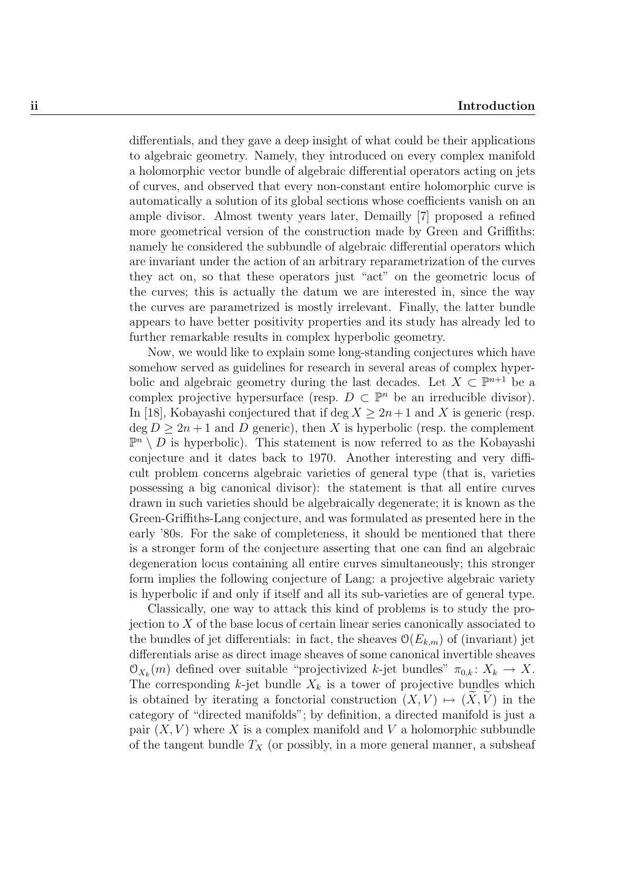differentials, and they gave a deep insight of what could be their applications to algebraic geometry. Namely, they introduced on every complex manifold a holomorphic vector bundle of algebraic differential operators acting on jets of curves, and observed that every non-constant entire holomorphic curve is automatically a solution of its global sections whose coefficients vanish on an ample divisor. Almost twenty years later, Demailly [7] proposed a refined more geometrical version of the construction made by Green and Griffiths: namely he considered the subbundle of algebraic differential operators which are invariant under the action of an arbitrary reparametrization of the curves they act on, so that these operators just "act" on the geometric locus of the curves; this is actually the datum we are interested in, since the way the curves are parametrized is mostly irrelevant. Finally, the latter bundle appears to have better positivity properties and its study has already led to further remarkable results in complex hyperbolic geometry.

Now, we would like to explain some long-standing conjectures which have somehow served as guidelines for research in several areas of complex hyperbolic and algebraic geometry during the last decades. Let $X \subset \mathbb{P}^{n+1}$ be a complex projective hypersurface (resp. $D \subset \mathbb{P}^n$ be an irreducible divisor). In [18], Kobayashi conjectured that if $\deg X \geq 2n+1$ and $X$ is generic (resp. $\deg D \geq 2n+1$ and $D$ generic), then $X$ is hyperbolic (resp. the complement $\mathbb{P}^n \setminus D$ is hyperbolic). This statement is now referred to as the Kobayashi conjecture and it dates back to 1970. Another interesting and very difficult problem concerns algebraic varieties of general type (that is, varieties possessing a big canonical divisor): the statement is that all entire curves drawn in such varieties should be algebraically degenerate; it is known as the Green-Griffiths-Lang conjecture, and was formulated as presented here in the early '80s. For the sake of completeness, it should be mentioned that there is a stronger form of the conjecture asserting that one can find an algebraic degeneration locus containing all entire curves simultaneously; this stronger form implies the following conjecture of Lang: a projective algebraic variety is hyperbolic if and only if itself and all its sub-varieties are of general type.

Classically, one way to attack this kind of problems is to study the projection to $X$ of the base locus of certain linear series canonically associated to the bundles of jet differentials: in fact, the sheaves $\mathcal{O}(E_{k,m})$ of (invariant) jet differentials arise as direct image sheaves of some canonical invertible sheaves $\mathcal{O}_{X_k}(m)$ defined over suitable "projectivized $k$-jet bundles" $\pi_{0,k}\colon X_k \to X$. The corresponding $k$-jet bundle $X_k$ is a tower of projective bundles which is obtained by iterating a fonctorial construction $(X,V) \mapsto (\widetilde{X},\widetilde{V})$ in the category of "directed manifolds"; by definition, a directed manifold is just a pair $(X,V)$ where $X$ is a complex manifold and $V$ a holomorphic subbundle of the tangent bundle $T_X$ (or possibly, in a more general manner, a subsheaf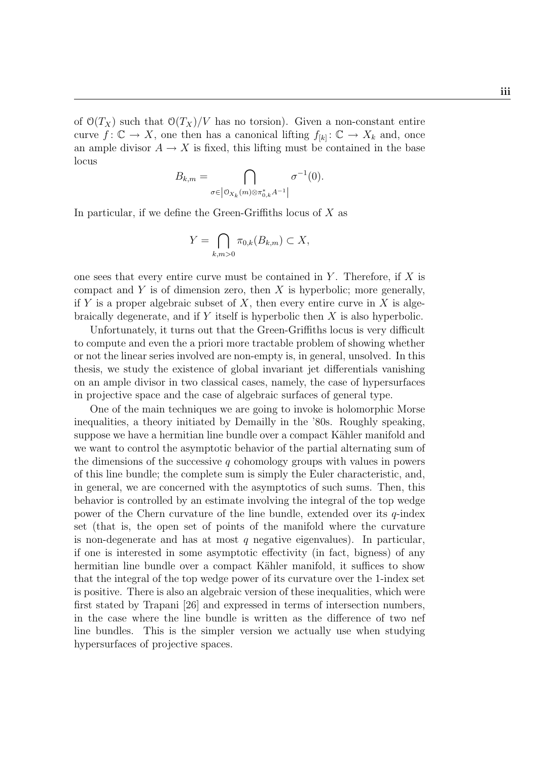of $\mathcal{O}(T_X)$ such that $\mathcal{O}(T_X)/V$ has no torsion). Given a non-constant entire curve $f\colon \mathbb{C} \to X$, one then has a canonical lifting $f_{[k]}\colon \mathbb{C} \to X_k$ and, once an ample divisor $A \to X$ is fixed, this lifting must be contained in the base locus

$$B_{k,m} = \bigcap_{\sigma \in \left|\mathcal{O}_{X_k}(m)\otimes \pi_{0,k}^* A^{-1}\right|} \sigma^{-1}(0).$$

In particular, if we define the Green-Griffiths locus of $X$ as

$$Y = \bigcap_{k,m>0} \pi_{0,k}(B_{k,m}) \subset X,$$

one sees that every entire curve must be contained in $Y$. Therefore, if $X$ is compact and $Y$ is of dimension zero, then $X$ is hyperbolic; more generally, if $Y$ is a proper algebraic subset of $X$, then every entire curve in $X$ is algebraically degenerate, and if $Y$ itself is hyperbolic then $X$ is also hyperbolic.

Unfortunately, it turns out that the Green-Griffiths locus is very difficult to compute and even the a priori more tractable problem of showing whether or not the linear series involved are non-empty is, in general, unsolved. In this thesis, we study the existence of global invariant jet differentials vanishing on an ample divisor in two classical cases, namely, the case of hypersurfaces in projective space and the case of algebraic surfaces of general type.

One of the main techniques we are going to invoke is holomorphic Morse inequalities, a theory initiated by Demailly in the '80s. Roughly speaking, suppose we have a hermitian line bundle over a compact Kähler manifold and we want to control the asymptotic behavior of the partial alternating sum of the dimensions of the successive $q$ cohomology groups with values in powers of this line bundle; the complete sum is simply the Euler characteristic, and, in general, we are concerned with the asymptotics of such sums. Then, this behavior is controlled by an estimate involving the integral of the top wedge power of the Chern curvature of the line bundle, extended over its $q$-index set (that is, the open set of points of the manifold where the curvature is non-degenerate and has at most $q$ negative eigenvalues). In particular, if one is interested in some asymptotic effectivity (in fact, bigness) of any hermitian line bundle over a compact Kähler manifold, it suffices to show that the integral of the top wedge power of its curvature over the 1-index set is positive. There is also an algebraic version of these inequalities, which were first stated by Trapani [26] and expressed in terms of intersection numbers, in the case where the line bundle is written as the difference of two nef line bundles. This is the simpler version we actually use when studying hypersurfaces of projective spaces.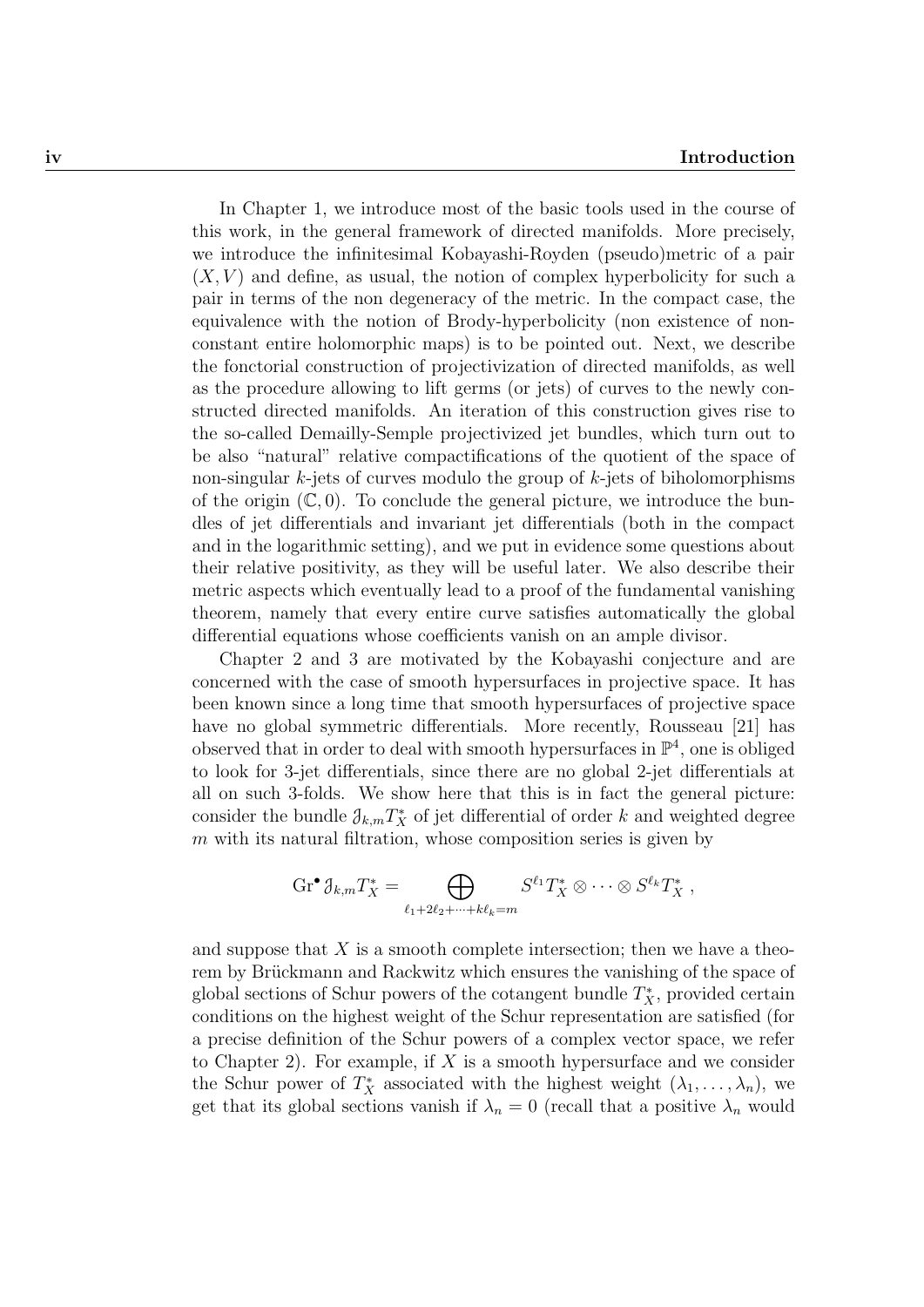In Chapter 1, we introduce most of the basic tools used in the course of this work, in the general framework of directed manifolds. More precisely, we introduce the infinitesimal Kobayashi-Royden (pseudo)metric of a pair $(X, V)$ and define, as usual, the notion of complex hyperbolicity for such a pair in terms of the non degeneracy of the metric. In the compact case, the equivalence with the notion of Brody-hyperbolicity (non existence of non-constant entire holomorphic maps) is to be pointed out. Next, we describe the fonctorial construction of projectivization of directed manifolds, as well as the procedure allowing to lift germs (or jets) of curves to the newly constructed directed manifolds. An iteration of this construction gives rise to the so-called Demailly-Semple projectivized jet bundles, which turn out to be also "natural" relative compactifications of the quotient of the space of non-singular $k$-jets of curves modulo the group of $k$-jets of biholomorphisms of the origin $(\mathbb{C}, 0)$. To conclude the general picture, we introduce the bundles of jet differentials and invariant jet differentials (both in the compact and in the logarithmic setting), and we put in evidence some questions about their relative positivity, as they will be useful later. We also describe their metric aspects which eventually lead to a proof of the fundamental vanishing theorem, namely that every entire curve satisfies automatically the global differential equations whose coefficients vanish on an ample divisor.

Chapter 2 and 3 are motivated by the Kobayashi conjecture and are concerned with the case of smooth hypersurfaces in projective space. It has been known since a long time that smooth hypersurfaces of projective space have no global symmetric differentials. More recently, Rousseau [21] has observed that in order to deal with smooth hypersurfaces in $\mathbb{P}^4$, one is obliged to look for 3-jet differentials, since there are no global 2-jet differentials at all on such 3-folds. We show here that this is in fact the general picture: consider the bundle $\mathcal{J}_{k,m}T^*_X$ of jet differential of order $k$ and weighted degree $m$ with its natural filtration, whose composition series is given by

$$\mathrm{Gr}^\bullet \mathcal{J}_{k,m}T^*_X = \bigoplus_{\ell_1+2\ell_2+\cdots+k\ell_k=m} S^{\ell_1}T^*_X \otimes \cdots \otimes S^{\ell_k}T^*_X \,,$$

and suppose that $X$ is a smooth complete intersection; then we have a theorem by Brückmann and Rackwitz which ensures the vanishing of the space of global sections of Schur powers of the cotangent bundle $T^*_X$, provided certain conditions on the highest weight of the Schur representation are satisfied (for a precise definition of the Schur powers of a complex vector space, we refer to Chapter 2). For example, if $X$ is a smooth hypersurface and we consider the Schur power of $T^*_X$ associated with the highest weight $(\lambda_1, \ldots, \lambda_n)$, we get that its global sections vanish if $\lambda_n = 0$ (recall that a positive $\lambda_n$ would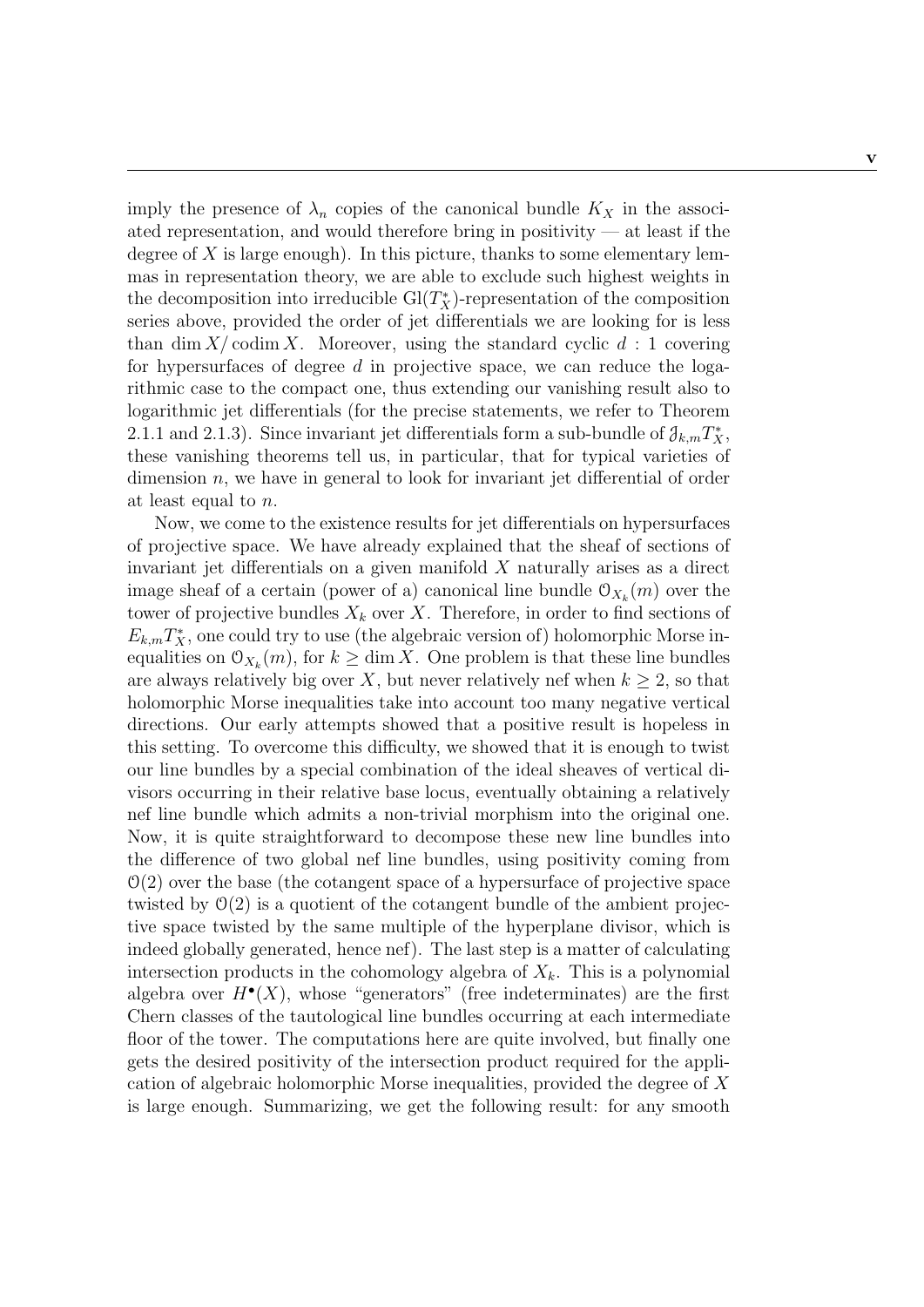imply the presence of $\lambda_n$ copies of the canonical bundle $K_X$ in the associated representation, and would therefore bring in positivity — at least if the degree of $X$ is large enough). In this picture, thanks to some elementary lemmas in representation theory, we are able to exclude such highest weights in the decomposition into irreducible $\mathrm{Gl}(T^*_X)$-representation of the composition series above, provided the order of jet differentials we are looking for is less than $\dim X/\operatorname{codim} X$. Moreover, using the standard cyclic $d:1$ covering for hypersurfaces of degree $d$ in projective space, we can reduce the logarithmic case to the compact one, thus extending our vanishing result also to logarithmic jet differentials (for the precise statements, we refer to Theorem 2.1.1 and 2.1.3). Since invariant jet differentials form a sub-bundle of $\mathcal{J}_{k,m}T^*_X$, these vanishing theorems tell us, in particular, that for typical varieties of dimension $n$, we have in general to look for invariant jet differential of order at least equal to $n$.

Now, we come to the existence results for jet differentials on hypersurfaces of projective space. We have already explained that the sheaf of sections of invariant jet differentials on a given manifold $X$ naturally arises as a direct image sheaf of a certain (power of a) canonical line bundle $\mathcal{O}_{X_k}(m)$ over the tower of projective bundles $X_k$ over $X$. Therefore, in order to find sections of $E_{k,m}T^*_X$, one could try to use (the algebraic version of) holomorphic Morse inequalities on $\mathcal{O}_{X_k}(m)$, for $k \geq \dim X$. One problem is that these line bundles are always relatively big over $X$, but never relatively nef when $k \geq 2$, so that holomorphic Morse inequalities take into account too many negative vertical directions. Our early attempts showed that a positive result is hopeless in this setting. To overcome this difficulty, we showed that it is enough to twist our line bundles by a special combination of the ideal sheaves of vertical divisors occurring in their relative base locus, eventually obtaining a relatively nef line bundle which admits a non-trivial morphism into the original one. Now, it is quite straightforward to decompose these new line bundles into the difference of two global nef line bundles, using positivity coming from $\mathcal{O}(2)$ over the base (the cotangent space of a hypersurface of projective space twisted by $\mathcal{O}(2)$ is a quotient of the cotangent bundle of the ambient projective space twisted by the same multiple of the hyperplane divisor, which is indeed globally generated, hence nef). The last step is a matter of calculating intersection products in the cohomology algebra of $X_k$. This is a polynomial algebra over $H^\bullet(X)$, whose "generators" (free indeterminates) are the first Chern classes of the tautological line bundles occurring at each intermediate floor of the tower. The computations here are quite involved, but finally one gets the desired positivity of the intersection product required for the application of algebraic holomorphic Morse inequalities, provided the degree of $X$ is large enough. Summarizing, we get the following result: for any smooth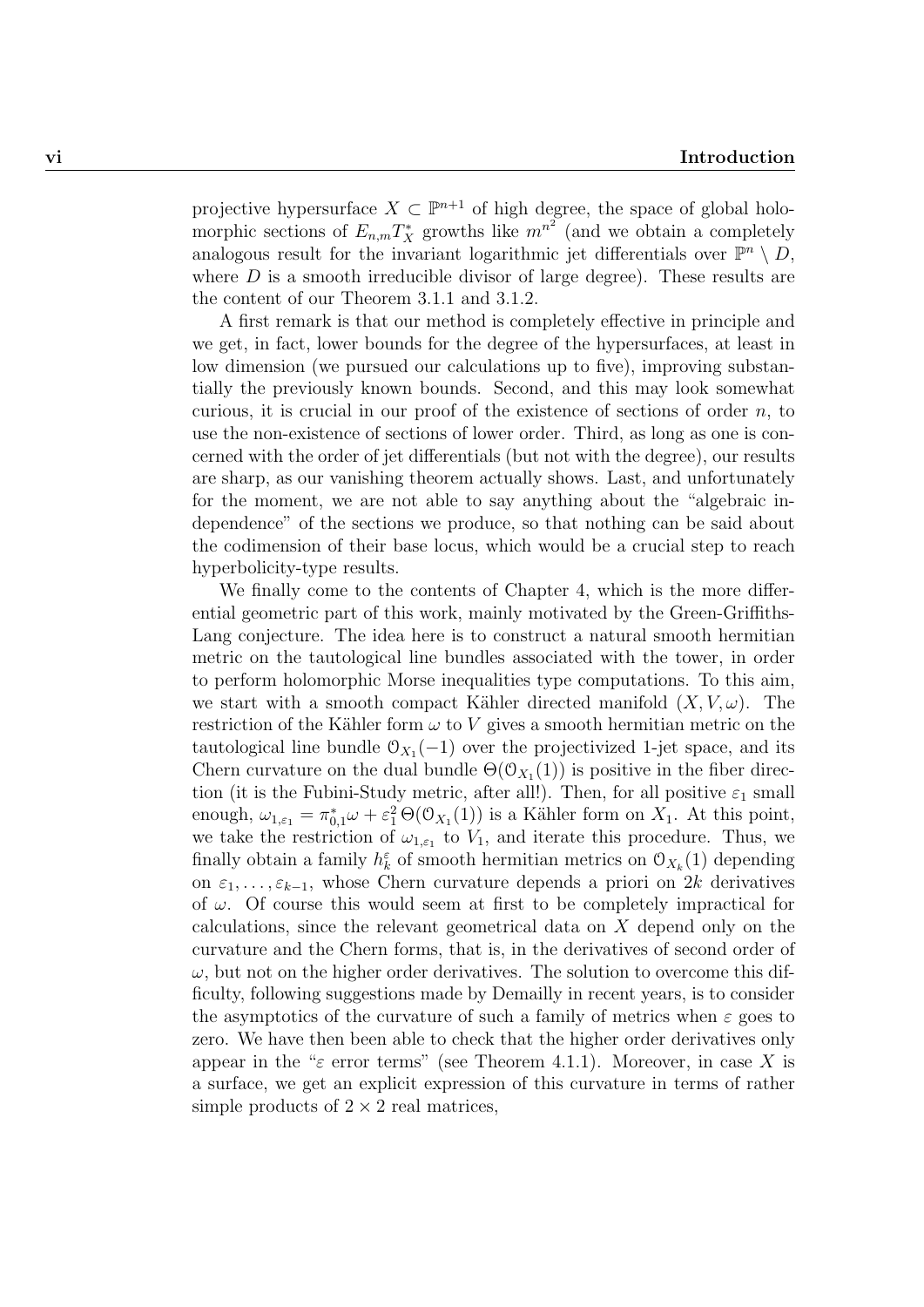projective hypersurface $X \subset \mathbb{P}^{n+1}$ of high degree, the space of global holomorphic sections of $E_{n,m}T_X^*$ growths like $m^{n^2}$ (and we obtain a completely analogous result for the invariant logarithmic jet differentials over $\mathbb{P}^n \setminus D$, where $D$ is a smooth irreducible divisor of large degree). These results are the content of our Theorem 3.1.1 and 3.1.2.

A first remark is that our method is completely effective in principle and we get, in fact, lower bounds for the degree of the hypersurfaces, at least in low dimension (we pursued our calculations up to five), improving substantially the previously known bounds. Second, and this may look somewhat curious, it is crucial in our proof of the existence of sections of order $n$, to use the non-existence of sections of lower order. Third, as long as one is concerned with the order of jet differentials (but not with the degree), our results are sharp, as our vanishing theorem actually shows. Last, and unfortunately for the moment, we are not able to say anything about the "algebraic independence" of the sections we produce, so that nothing can be said about the codimension of their base locus, which would be a crucial step to reach hyperbolicity-type results.

We finally come to the contents of Chapter 4, which is the more differential geometric part of this work, mainly motivated by the Green-Griffiths-Lang conjecture. The idea here is to construct a natural smooth hermitian metric on the tautological line bundles associated with the tower, in order to perform holomorphic Morse inequalities type computations. To this aim, we start with a smooth compact Kähler directed manifold $(X, V, \omega)$. The restriction of the Kähler form $\omega$ to $V$ gives a smooth hermitian metric on the tautological line bundle $\mathcal{O}_{X_1}(-1)$ over the projectivized 1-jet space, and its Chern curvature on the dual bundle $\Theta(\mathcal{O}_{X_1}(1))$ is positive in the fiber direction (it is the Fubini-Study metric, after all!). Then, for all positive $\varepsilon_1$ small enough, $\omega_{1,\varepsilon_1} = \pi_{0,1}^*\omega + \varepsilon_1^2\,\Theta(\mathcal{O}_{X_1}(1))$ is a Kähler form on $X_1$. At this point, we take the restriction of $\omega_{1,\varepsilon_1}$ to $V_1$, and iterate this procedure. Thus, we finally obtain a family $h_k^\varepsilon$ of smooth hermitian metrics on $\mathcal{O}_{X_k}(1)$ depending on $\varepsilon_1, \dots, \varepsilon_{k-1}$, whose Chern curvature depends a priori on $2k$ derivatives of $\omega$. Of course this would seem at first to be completely impractical for calculations, since the relevant geometrical data on $X$ depend only on the curvature and the Chern forms, that is, in the derivatives of second order of $\omega$, but not on the higher order derivatives. The solution to overcome this difficulty, following suggestions made by Demailly in recent years, is to consider the asymptotics of the curvature of such a family of metrics when $\varepsilon$ goes to zero. We have then been able to check that the higher order derivatives only appear in the "$\varepsilon$ error terms" (see Theorem 4.1.1). Moreover, in case $X$ is a surface, we get an explicit expression of this curvature in terms of rather simple products of $2 \times 2$ real matrices,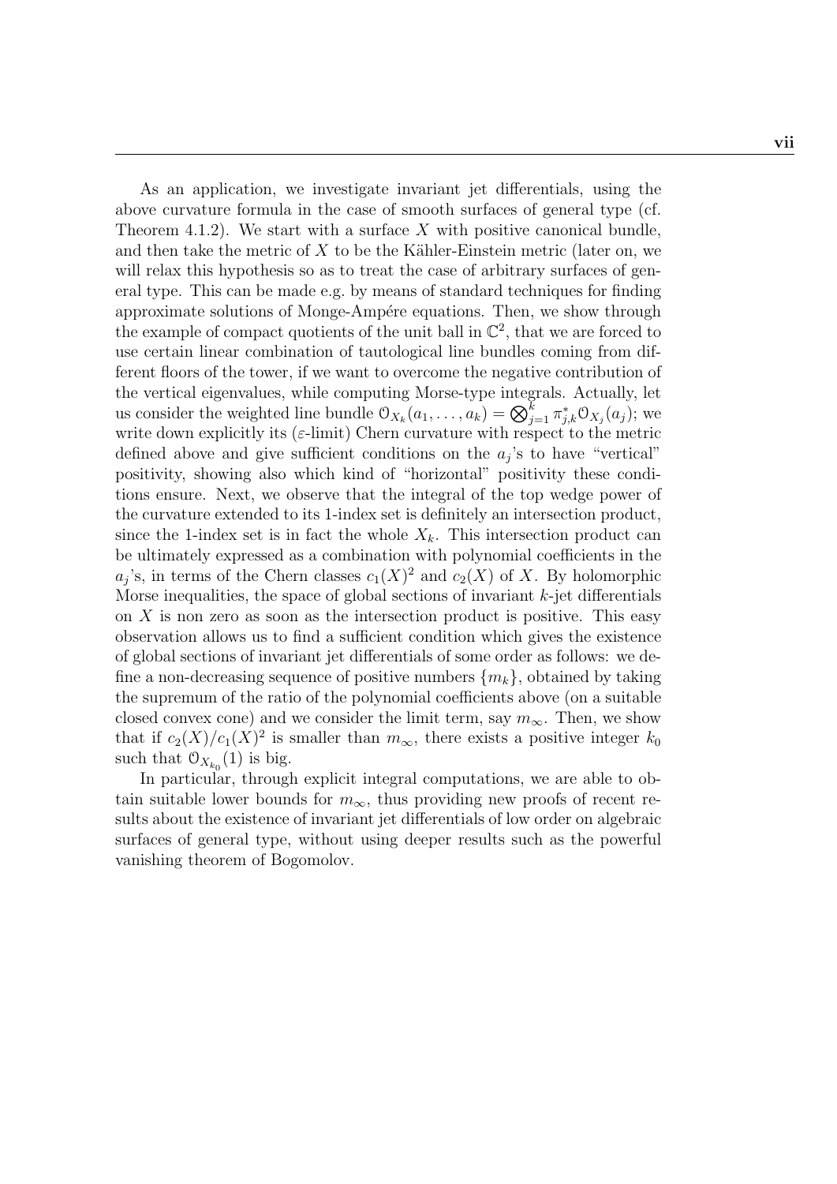As an application, we investigate invariant jet differentials, using the above curvature formula in the case of smooth surfaces of general type (cf. Theorem 4.1.2). We start with a surface $X$ with positive canonical bundle, and then take the metric of $X$ to be the Kähler-Einstein metric (later on, we will relax this hypothesis so as to treat the case of arbitrary surfaces of general type. This can be made e.g. by means of standard techniques for finding approximate solutions of Monge-Ampére equations. Then, we show through the example of compact quotients of the unit ball in $\mathbb{C}^2$, that we are forced to use certain linear combination of tautological line bundles coming from different floors of the tower, if we want to overcome the negative contribution of the vertical eigenvalues, while computing Morse-type integrals. Actually, let us consider the weighted line bundle $\mathcal{O}_{X_k}(a_1, \dots, a_k) = \bigotimes_{j=1}^k \pi_{j,k}^* \mathcal{O}_{X_j}(a_j)$; we write down explicitly its ($\varepsilon$-limit) Chern curvature with respect to the metric defined above and give sufficient conditions on the $a_j$'s to have "vertical" positivity, showing also which kind of "horizontal" positivity these conditions ensure. Next, we observe that the integral of the top wedge power of the curvature extended to its 1-index set is definitely an intersection product, since the 1-index set is in fact the whole $X_k$. This intersection product can be ultimately expressed as a combination with polynomial coefficients in the $a_j$'s, in terms of the Chern classes $c_1(X)^2$ and $c_2(X)$ of $X$. By holomorphic Morse inequalities, the space of global sections of invariant $k$-jet differentials on $X$ is non zero as soon as the intersection product is positive. This easy observation allows us to find a sufficient condition which gives the existence of global sections of invariant jet differentials of some order as follows: we define a non-decreasing sequence of positive numbers $\{m_k\}$, obtained by taking the supremum of the ratio of the polynomial coefficients above (on a suitable closed convex cone) and we consider the limit term, say $m_\infty$. Then, we show that if $c_2(X)/c_1(X)^2$ is smaller than $m_\infty$, there exists a positive integer $k_0$ such that $\mathcal{O}_{X_{k_0}}(1)$ is big.

In particular, through explicit integral computations, we are able to obtain suitable lower bounds for $m_\infty$, thus providing new proofs of recent results about the existence of invariant jet differentials of low order on algebraic surfaces of general type, without using deeper results such as the powerful vanishing theorem of Bogomolov.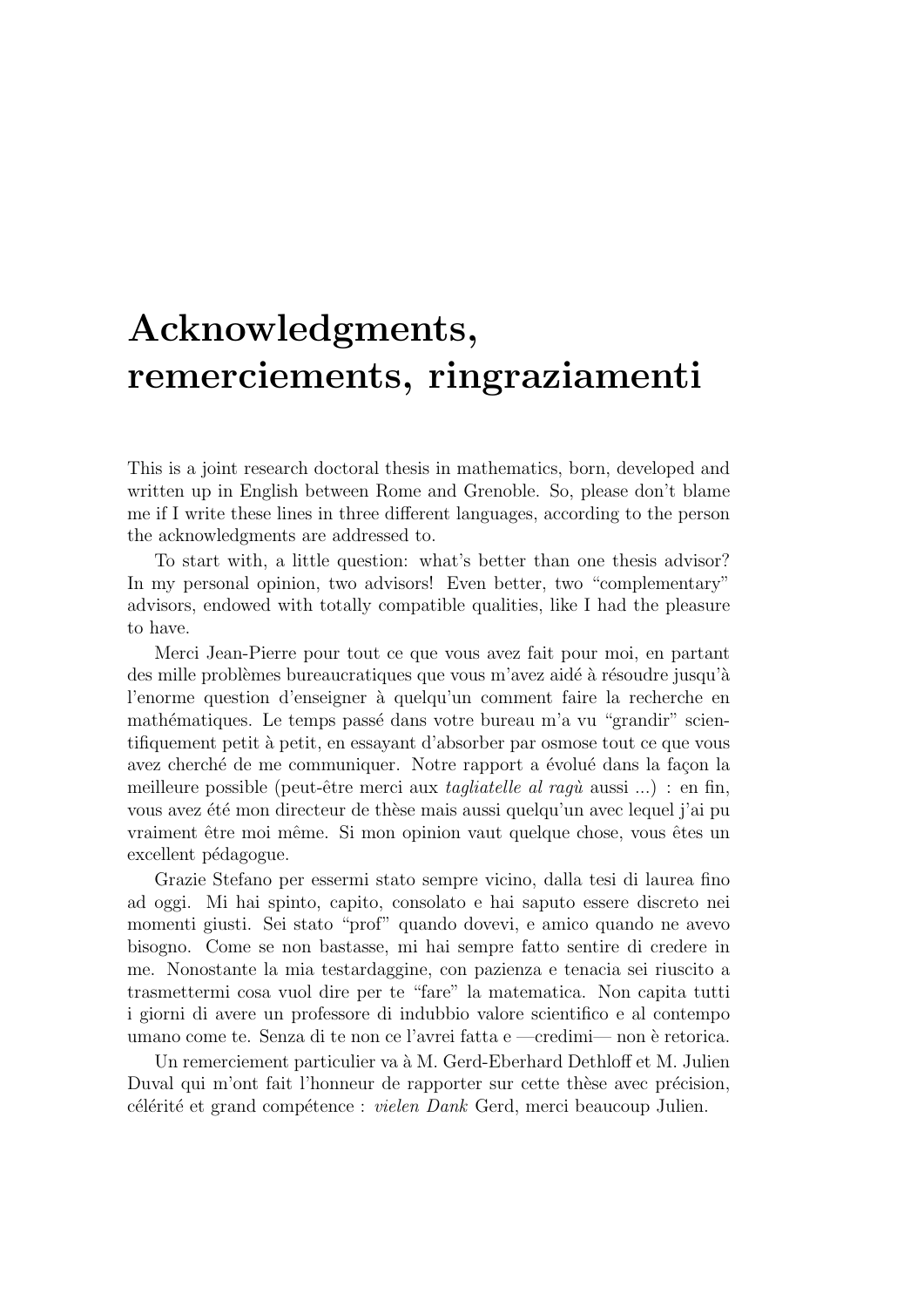# Acknowledgments, remerciements, ringraziamenti

This is a joint research doctoral thesis in mathematics, born, developed and written up in English between Rome and Grenoble. So, please don't blame me if I write these lines in three different languages, according to the person the acknowledgments are addressed to.

To start with, a little question: what's better than one thesis advisor? In my personal opinion, two advisors! Even better, two "complementary" advisors, endowed with totally compatible qualities, like I had the pleasure to have.

Merci Jean-Pierre pour tout ce que vous avez fait pour moi, en partant des mille problèmes bureaucratiques que vous m'avez aidé à résoudre jusqu'à l'enorme question d'enseigner à quelqu'un comment faire la recherche en mathématiques. Le temps passé dans votre bureau m'a vu "grandir" scientifiquement petit à petit, en essayant d'absorber par osmose tout ce que vous avez cherché de me communiquer. Notre rapport a évolué dans la façon la meilleure possible (peut-être merci aux *tagliatelle al ragù* aussi ...) : en fin, vous avez été mon directeur de thèse mais aussi quelqu'un avec lequel j'ai pu vraiment être moi même. Si mon opinion vaut quelque chose, vous êtes un excellent pédagogue.

Grazie Stefano per essermi stato sempre vicino, dalla tesi di laurea fino ad oggi. Mi hai spinto, capito, consolato e hai saputo essere discreto nei momenti giusti. Sei stato "prof" quando dovevi, e amico quando ne avevo bisogno. Come se non bastasse, mi hai sempre fatto sentire di credere in me. Nonostante la mia testardaggine, con pazienza e tenacia sei riuscito a trasmettermi cosa vuol dire per te "fare" la matematica. Non capita tutti i giorni di avere un professore di indubbio valore scientifico e al contempo umano come te. Senza di te non ce l'avrei fatta e —credimi— non è retorica.

Un remerciement particulier va à M. Gerd-Eberhard Dethloff et M. Julien Duval qui m'ont fait l'honneur de rapporter sur cette thèse avec précision, célérité et grand compétence : *vielen Dank* Gerd, merci beaucoup Julien.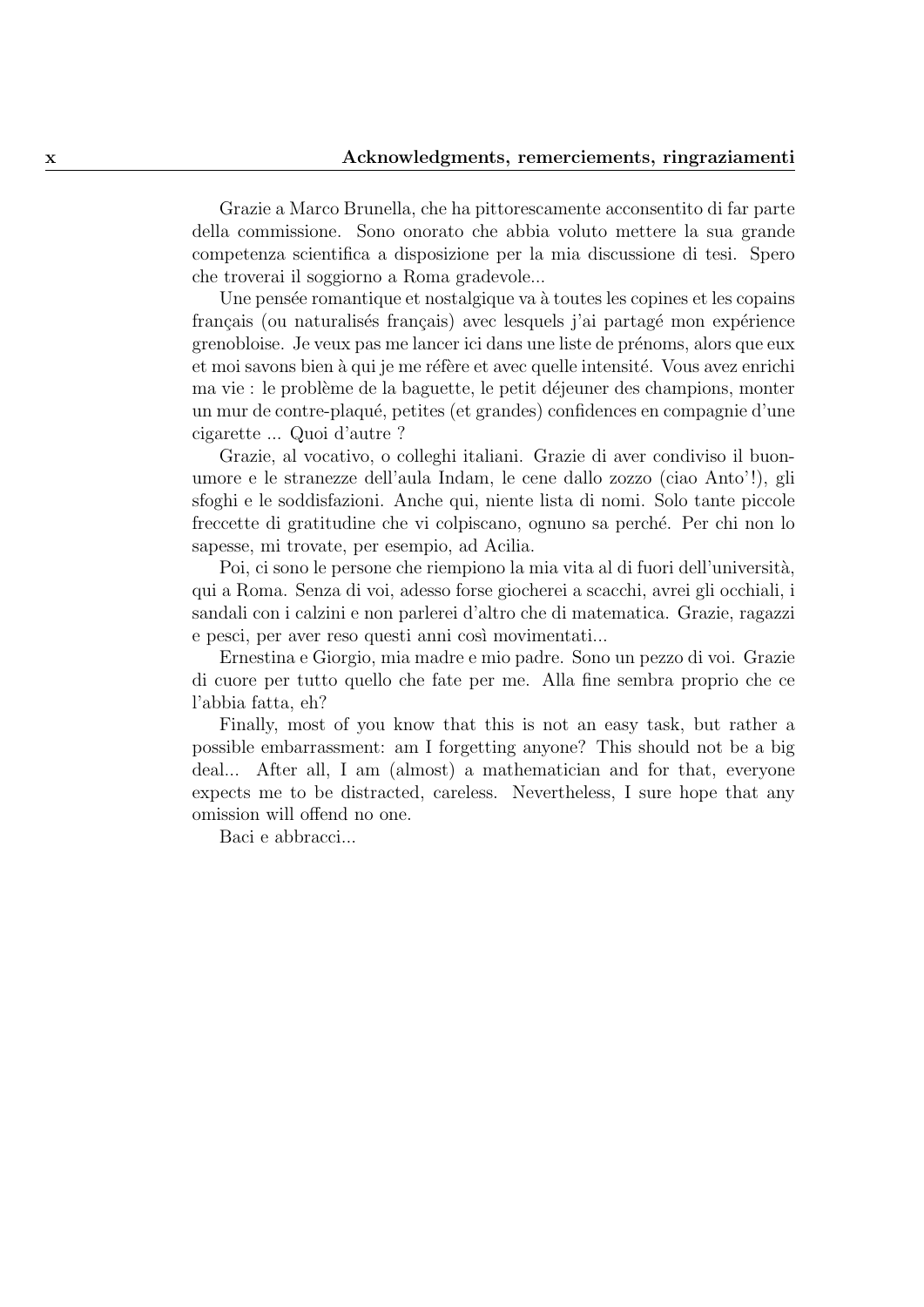Grazie a Marco Brunella, che ha pittorescamente acconsentito di far parte della commissione. Sono onorato che abbia voluto mettere la sua grande competenza scientifica a disposizione per la mia discussione di tesi. Spero che troverai il soggiorno a Roma gradevole...

Une pensée romantique et nostalgique va à toutes les copines et les copains français (ou naturalisés français) avec lesquels j'ai partagé mon expérience grenobloise. Je veux pas me lancer ici dans une liste de prénoms, alors que eux et moi savons bien à qui je me réfère et avec quelle intensité. Vous avez enrichi ma vie : le problème de la baguette, le petit déjeuner des champions, monter un mur de contre-plaqué, petites (et grandes) confidences en compagnie d'une cigarette ... Quoi d'autre ?

Grazie, al vocativo, o colleghi italiani. Grazie di aver condiviso il buonumore e le stranezze dell'aula Indam, le cene dallo zozzo (ciao Anto'!), gli sfoghi e le soddisfazioni. Anche qui, niente lista di nomi. Solo tante piccole freccette di gratitudine che vi colpiscano, ognuno sa perché. Per chi non lo sapesse, mi trovate, per esempio, ad Acilia.

Poi, ci sono le persone che riempiono la mia vita al di fuori dell'università, qui a Roma. Senza di voi, adesso forse giocherei a scacchi, avrei gli occhiali, i sandali con i calzini e non parlerei d'altro che di matematica. Grazie, ragazzi e pesci, per aver reso questi anni così movimentati...

Ernestina e Giorgio, mia madre e mio padre. Sono un pezzo di voi. Grazie di cuore per tutto quello che fate per me. Alla fine sembra proprio che ce l'abbia fatta, eh?

Finally, most of you know that this is not an easy task, but rather a possible embarrassment: am I forgetting anyone? This should not be a big deal... After all, I am (almost) a mathematician and for that, everyone expects me to be distracted, careless. Nevertheless, I sure hope that any omission will offend no one.

Baci e abbracci...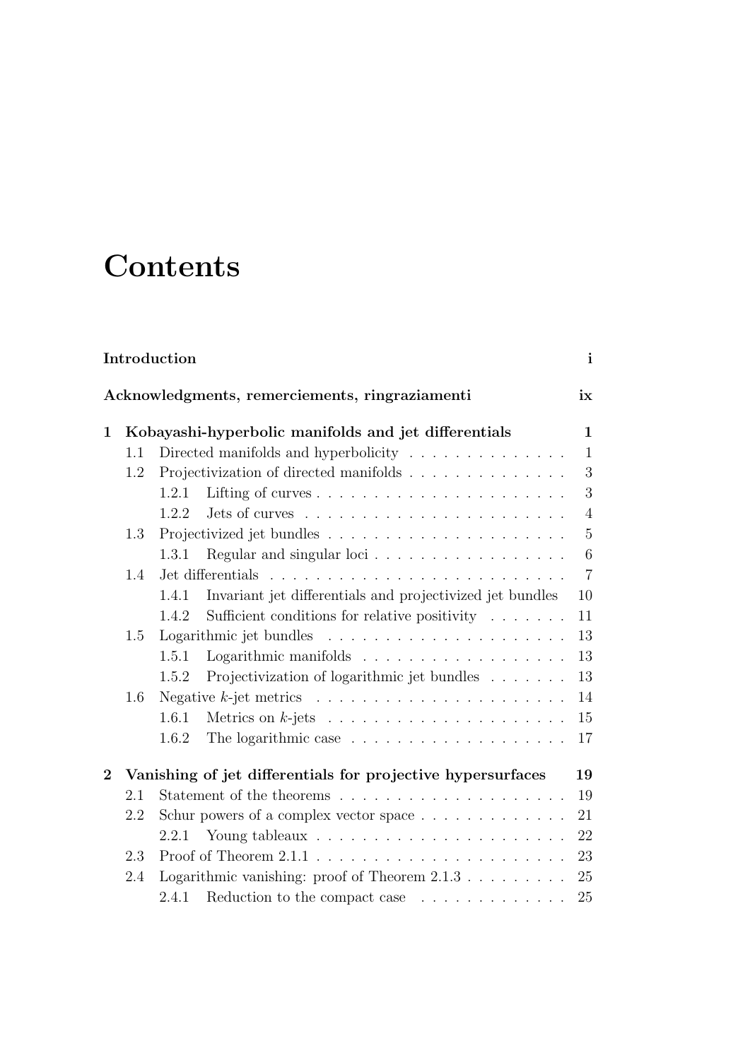# Contents

**Introduction** **i**

**Acknowledgments, remerciements, ringraziamenti** **ix**

**1 Kobayashi-hyperbolic manifolds and jet differentials** **1**

- 1.1 Directed manifolds and hyperbolicity . . . . . . . . . . . . . . 1
- 1.2 Projectivization of directed manifolds . . . . . . . . . . . . . . 3
  - 1.2.1 Lifting of curves . . . . . . . . . . . . . . . . . . . . . . 3
  - 1.2.2 Jets of curves . . . . . . . . . . . . . . . . . . . . . . . 4
- 1.3 Projectivized jet bundles . . . . . . . . . . . . . . . . . . . . . 5
  - 1.3.1 Regular and singular loci . . . . . . . . . . . . . . . . . 6
- 1.4 Jet differentials . . . . . . . . . . . . . . . . . . . . . . . . . . 7
  - 1.4.1 Invariant jet differentials and projectivized jet bundles 10
  - 1.4.2 Sufficient conditions for relative positivity . . . . . . . 11
- 1.5 Logarithmic jet bundles . . . . . . . . . . . . . . . . . . . . . 13
  - 1.5.1 Logarithmic manifolds . . . . . . . . . . . . . . . . . . 13
  - 1.5.2 Projectivization of logarithmic jet bundles . . . . . . . 13
- 1.6 Negative $k$-jet metrics . . . . . . . . . . . . . . . . . . . . . . 14
  - 1.6.1 Metrics on $k$-jets . . . . . . . . . . . . . . . . . . . . . 15
  - 1.6.2 The logarithmic case . . . . . . . . . . . . . . . . . . . 17

**2 Vanishing of jet differentials for projective hypersurfaces** **19**

- 2.1 Statement of the theorems . . . . . . . . . . . . . . . . . . . . 19
- 2.2 Schur powers of a complex vector space . . . . . . . . . . . . . 21
  - 2.2.1 Young tableaux . . . . . . . . . . . . . . . . . . . . . . 22
- 2.3 Proof of Theorem 2.1.1 . . . . . . . . . . . . . . . . . . . . . . 23
- 2.4 Logarithmic vanishing: proof of Theorem 2.1.3 . . . . . . . . . 25
  - 2.4.1 Reduction to the compact case . . . . . . . . . . . . . 25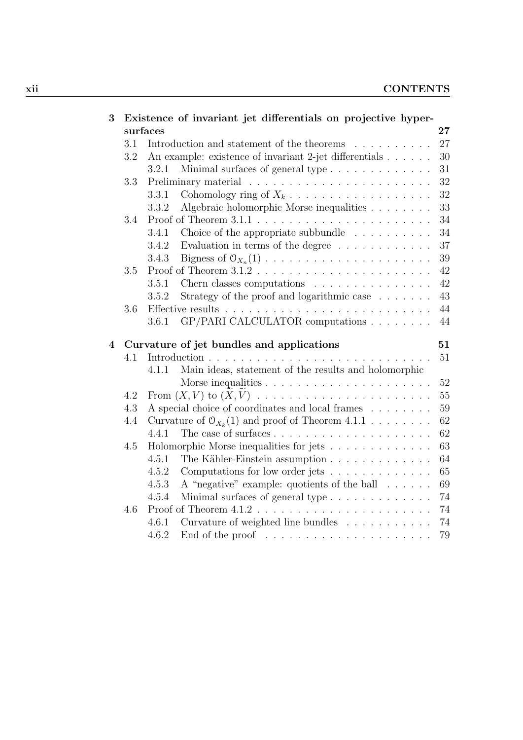| | | | |
|---|---|---|---|
| **3** | **Existence of invariant jet differentials on projective hypersurfaces** | | **27** |
| | 3.1 | Introduction and statement of the theorems | 27 |
| | 3.2 | An example: existence of invariant 2-jet differentials | 30 |
| | | 3.2.1 Minimal surfaces of general type | 31 |
| | 3.3 | Preliminary material | 32 |
| | | 3.3.1 Cohomology ring of $X_k$ | 32 |
| | | 3.3.2 Algebraic holomorphic Morse inequalities | 33 |
| | 3.4 | Proof of Theorem 3.1.1 | 34 |
| | | 3.4.1 Choice of the appropriate subbundle | 34 |
| | | 3.4.2 Evaluation in terms of the degree | 37 |
| | | 3.4.3 Bigness of $\mathcal{O}_{X_n}(1)$ | 39 |
| | 3.5 | Proof of Theorem 3.1.2 | 42 |
| | | 3.5.1 Chern classes computations | 42 |
| | | 3.5.2 Strategy of the proof and logarithmic case | 43 |
| | 3.6 | Effective results | 44 |
| | | 3.6.1 GP/PARI CALCULATOR computations | 44 |
| **4** | **Curvature of jet bundles and applications** | | **51** |
| | 4.1 | Introduction | 51 |
| | | 4.1.1 Main ideas, statement of the results and holomorphic Morse inequalities | 52 |
| | 4.2 | From $(X,V)$ to $(\widetilde{X},\widetilde{V})$ | 55 |
| | 4.3 | A special choice of coordinates and local frames | 59 |
| | 4.4 | Curvature of $\mathcal{O}_{X_k}(1)$ and proof of Theorem 4.1.1 | 62 |
| | | 4.4.1 The case of surfaces | 62 |
| | 4.5 | Holomorphic Morse inequalities for jets | 63 |
| | | 4.5.1 The Kähler-Einstein assumption | 64 |
| | | 4.5.2 Computations for low order jets | 65 |
| | | 4.5.3 A "negative" example: quotients of the ball | 69 |
| | | 4.5.4 Minimal surfaces of general type | 74 |
| | 4.6 | Proof of Theorem 4.1.2 | 74 |
| | | 4.6.1 Curvature of weighted line bundles | 74 |
| | | 4.6.2 End of the proof | 79 |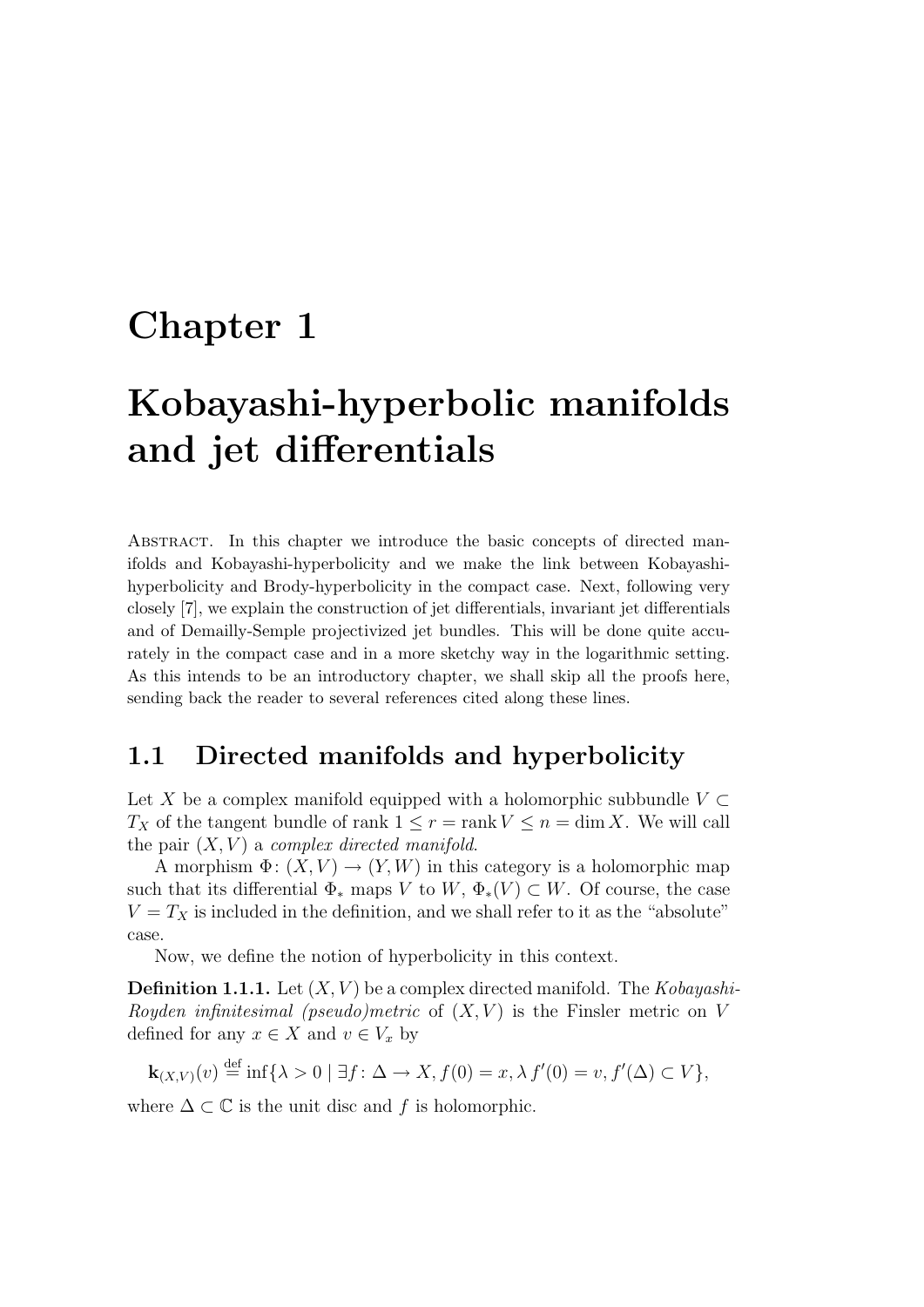# Chapter 1

# Kobayashi-hyperbolic manifolds and jet differentials

Abstract. In this chapter we introduce the basic concepts of directed manifolds and Kobayashi-hyperbolicity and we make the link between Kobayashi-hyperbolicity and Brody-hyperbolicity in the compact case. Next, following very closely [7], we explain the construction of jet differentials, invariant jet differentials and of Demailly-Semple projectivized jet bundles. This will be done quite accurately in the compact case and in a more sketchy way in the logarithmic setting. As this intends to be an introductory chapter, we shall skip all the proofs here, sending back the reader to several references cited along these lines.

## 1.1 Directed manifolds and hyperbolicity

Let $X$ be a complex manifold equipped with a holomorphic subbundle $V \subset T_X$ of the tangent bundle of rank $1 \leq r = \operatorname{rank} V \leq n = \dim X$. We will call the pair $(X, V)$ a *complex directed manifold*.

A morphism $\Phi\colon (X, V) \to (Y, W)$ in this category is a holomorphic map such that its differential $\Phi_*$ maps $V$ to $W$, $\Phi_*(V) \subset W$. Of course, the case $V = T_X$ is included in the definition, and we shall refer to it as the "absolute" case.

Now, we define the notion of hyperbolicity in this context.

**Definition 1.1.1.** Let $(X, V)$ be a complex directed manifold. The *Kobayashi-Royden infinitesimal (pseudo)metric* of $(X, V)$ is the Finsler metric on $V$ defined for any $x \in X$ and $v \in V_x$ by

$$\mathbf{k}_{(X,V)}(v) \stackrel{\text{def}}{=} \inf\{\lambda > 0 \mid \exists f\colon \Delta \to X, f(0) = x, \lambda\, f'(0) = v, f'(\Delta) \subset V\},$$

where $\Delta \subset \mathbb{C}$ is the unit disc and $f$ is holomorphic.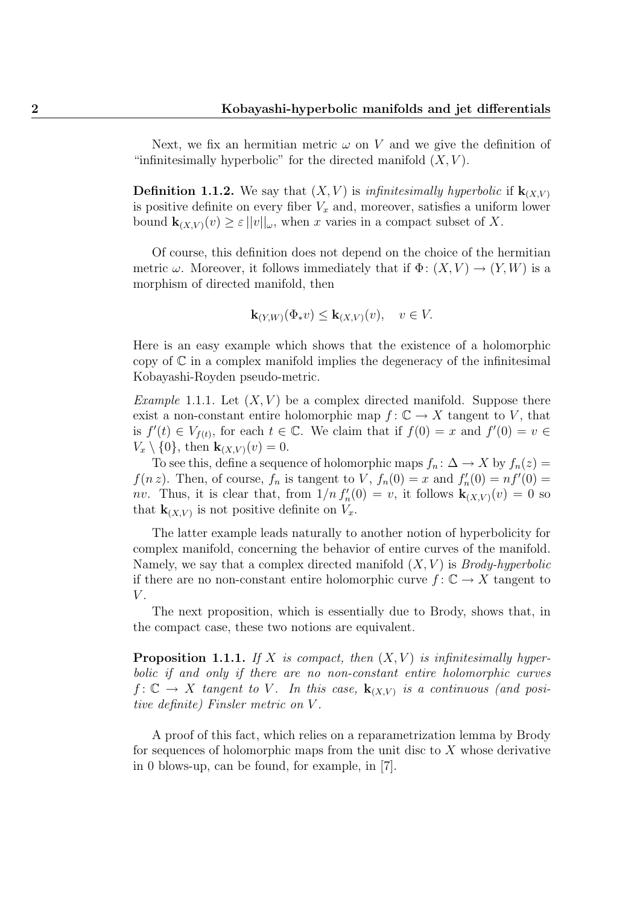Next, we fix an hermitian metric $\omega$ on $V$ and we give the definition of "infinitesimally hyperbolic" for the directed manifold $(X, V)$.

**Definition 1.1.2.** We say that $(X, V)$ is *infinitesimally hyperbolic* if $\mathbf{k}_{(X,V)}$ is positive definite on every fiber $V_x$ and, moreover, satisfies a uniform lower bound $\mathbf{k}_{(X,V)}(v) \geq \varepsilon \, ||v||_\omega$, when $x$ varies in a compact subset of $X$.

Of course, this definition does not depend on the choice of the hermitian metric $\omega$. Moreover, it follows immediately that if $\Phi \colon (X, V) \to (Y, W)$ is a morphism of directed manifold, then

$$\mathbf{k}_{(Y,W)}(\Phi_* v) \leq \mathbf{k}_{(X,V)}(v), \quad v \in V.$$

Here is an easy example which shows that the existence of a holomorphic copy of $\mathbb{C}$ in a complex manifold implies the degeneracy of the infinitesimal Kobayashi-Royden pseudo-metric.

*Example* 1.1.1. Let $(X, V)$ be a complex directed manifold. Suppose there exist a non-constant entire holomorphic map $f \colon \mathbb{C} \to X$ tangent to $V$, that is $f'(t) \in V_{f(t)}$, for each $t \in \mathbb{C}$. We claim that if $f(0) = x$ and $f'(0) = v \in V_x \setminus \{0\}$, then $\mathbf{k}_{(X,V)}(v) = 0$.

To see this, define a sequence of holomorphic maps $f_n \colon \Delta \to X$ by $f_n(z) = f(n\, z)$. Then, of course, $f_n$ is tangent to $V$, $f_n(0) = x$ and $f_n'(0) = n f'(0) = nv$. Thus, it is clear that, from $1/n \, f_n'(0) = v$, it follows $\mathbf{k}_{(X,V)}(v) = 0$ so that $\mathbf{k}_{(X,V)}$ is not positive definite on $V_x$.

The latter example leads naturally to another notion of hyperbolicity for complex manifold, concerning the behavior of entire curves of the manifold. Namely, we say that a complex directed manifold $(X, V)$ is *Brody-hyperbolic* if there are no non-constant entire holomorphic curve $f \colon \mathbb{C} \to X$ tangent to $V$.

The next proposition, which is essentially due to Brody, shows that, in the compact case, these two notions are equivalent.

**Proposition 1.1.1.** *If $X$ is compact, then $(X, V)$ is infinitesimally hyperbolic if and only if there are no non-constant entire holomorphic curves $f \colon \mathbb{C} \to X$ tangent to $V$. In this case, $\mathbf{k}_{(X,V)}$ is a continuous (and positive definite) Finsler metric on $V$.*

A proof of this fact, which relies on a reparametrization lemma by Brody for sequences of holomorphic maps from the unit disc to $X$ whose derivative in 0 blows-up, can be found, for example, in [7].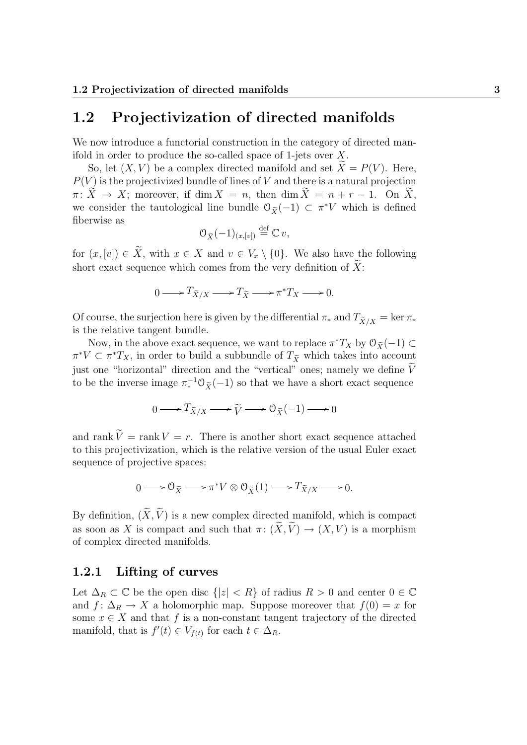## 1.2 Projectivization of directed manifolds

We now introduce a functorial construction in the category of directed manifold in order to produce the so-called space of 1-jets over $X$.

So, let $(X,V)$ be a complex directed manifold and set $\widetilde{X} = P(V)$. Here, $P(V)$ is the projectivized bundle of lines of $V$ and there is a natural projection $\pi\colon \widetilde{X} \to X$; moreover, if $\dim X = n$, then $\dim \widetilde{X} = n + r - 1$. On $\widetilde{X}$, we consider the tautological line bundle $\mathcal{O}_{\widetilde{X}}(-1) \subset \pi^*V$ which is defined fiberwise as

$$\mathcal{O}_{\widetilde{X}}(-1)_{(x,[v])} \stackrel{\text{def}}{=} \mathbb{C}\, v,$$

for $(x,[v]) \in \widetilde{X}$, with $x \in X$ and $v \in V_x \setminus \{0\}$. We also have the following short exact sequence which comes from the very definition of $\widetilde{X}$:

$$0 \longrightarrow T_{\widetilde{X}/X} \longrightarrow T_{\widetilde{X}} \longrightarrow \pi^*T_X \longrightarrow 0.$$

Of course, the surjection here is given by the differential $\pi_*$ and $T_{\widetilde{X}/X} = \ker \pi_*$ is the relative tangent bundle.

Now, in the above exact sequence, we want to replace $\pi^*T_X$ by $\mathcal{O}_{\widetilde{X}}(-1) \subset \pi^*V \subset \pi^*T_X$, in order to build a subbundle of $T_{\widetilde{X}}$ which takes into account just one "horizontal" direction and the "vertical" ones; namely we define $\widetilde{V}$ to be the inverse image $\pi_*^{-1}\mathcal{O}_{\widetilde{X}}(-1)$ so that we have a short exact sequence

$$0 \longrightarrow T_{\widetilde{X}/X} \longrightarrow \widetilde{V} \longrightarrow \mathcal{O}_{\widetilde{X}}(-1) \longrightarrow 0$$

and $\operatorname{rank} \widetilde{V} = \operatorname{rank} V = r$. There is another short exact sequence attached to this projectivization, which is the relative version of the usual Euler exact sequence of projective spaces:

$$0 \longrightarrow \mathcal{O}_{\widetilde{X}} \longrightarrow \pi^*V \otimes \mathcal{O}_{\widetilde{X}}(1) \longrightarrow T_{\widetilde{X}/X} \longrightarrow 0.$$

By definition, $(\widetilde{X},\widetilde{V})$ is a new complex directed manifold, which is compact as soon as $X$ is compact and such that $\pi\colon (\widetilde{X},\widetilde{V}) \to (X,V)$ is a morphism of complex directed manifolds.

### 1.2.1 Lifting of curves

Let $\Delta_R \subset \mathbb{C}$ be the open disc $\{|z| < R\}$ of radius $R > 0$ and center $0 \in \mathbb{C}$ and $f\colon \Delta_R \to X$ a holomorphic map. Suppose moreover that $f(0) = x$ for some $x \in X$ and that $f$ is a non-constant tangent trajectory of the directed manifold, that is $f'(t) \in V_{f(t)}$ for each $t \in \Delta_R$.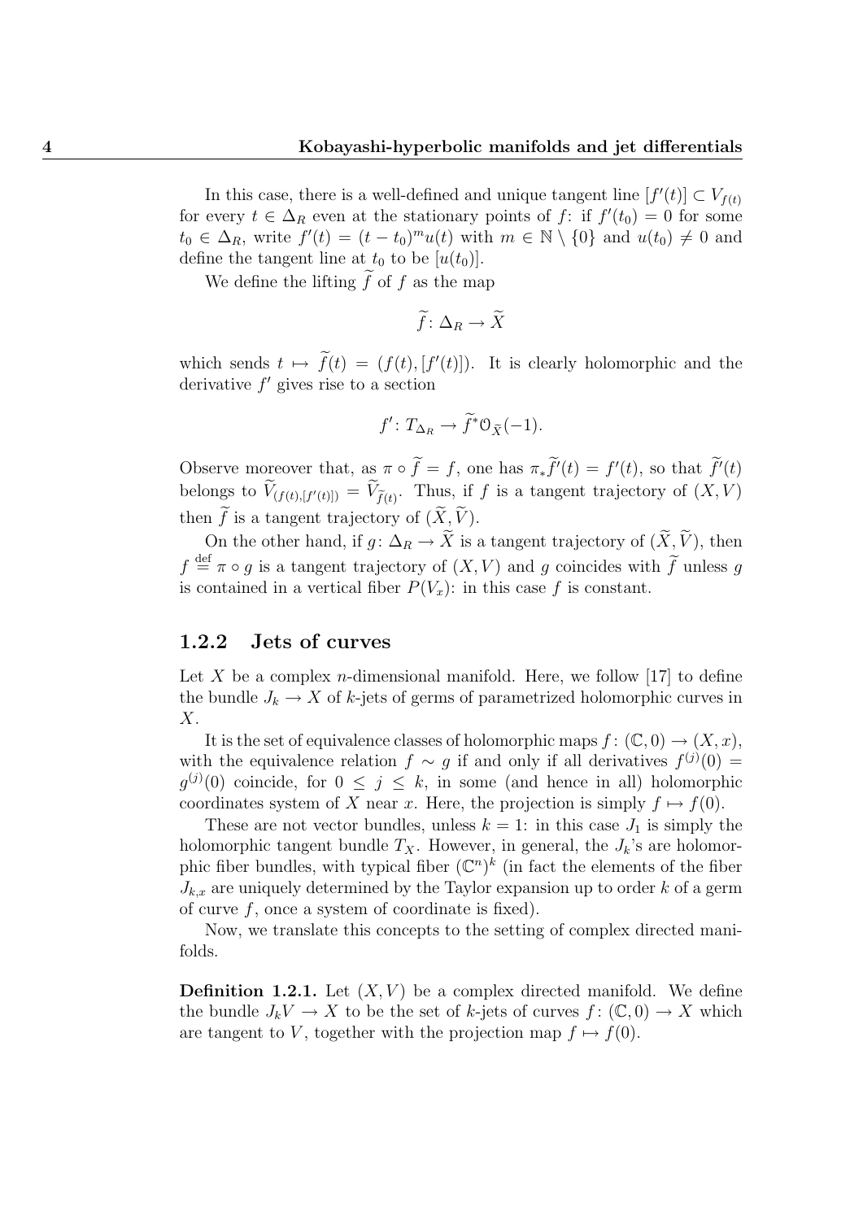In this case, there is a well-defined and unique tangent line $[f'(t)] \subset V_{f(t)}$ for every $t \in \Delta_R$ even at the stationary points of $f$: if $f'(t_0) = 0$ for some $t_0 \in \Delta_R$, write $f'(t) = (t - t_0)^m u(t)$ with $m \in \mathbb{N} \setminus \{0\}$ and $u(t_0) \neq 0$ and define the tangent line at $t_0$ to be $[u(t_0)]$.

We define the lifting $\widetilde{f}$ of $f$ as the map

$$\widetilde{f} \colon \Delta_R \to \widetilde{X}$$

which sends $t \mapsto \widetilde{f}(t) = (f(t), [f'(t)])$. It is clearly holomorphic and the derivative $f'$ gives rise to a section

$$f' \colon T_{\Delta_R} \to \widetilde{f}^* \mathcal{O}_{\widetilde{X}}(-1).$$

Observe moreover that, as $\pi \circ \widetilde{f} = f$, one has $\pi_* \widetilde{f}'(t) = f'(t)$, so that $\widetilde{f}'(t)$ belongs to $\widetilde{V}_{(f(t),[f'(t)])} = \widetilde{V}_{\widetilde{f}(t)}$. Thus, if $f$ is a tangent trajectory of $(X, V)$ then $\widetilde{f}$ is a tangent trajectory of $(\widetilde{X}, \widetilde{V})$.

On the other hand, if $g \colon \Delta_R \to \widetilde{X}$ is a tangent trajectory of $(\widetilde{X}, \widetilde{V})$, then $f \stackrel{\text{def}}{=} \pi \circ g$ is a tangent trajectory of $(X, V)$ and $g$ coincides with $\widetilde{f}$ unless $g$ is contained in a vertical fiber $P(V_x)$: in this case $f$ is constant.

### 1.2.2 Jets of curves

Let $X$ be a complex $n$-dimensional manifold. Here, we follow [17] to define the bundle $J_k \to X$ of $k$-jets of germs of parametrized holomorphic curves in $X$.

It is the set of equivalence classes of holomorphic maps $f \colon (\mathbb{C}, 0) \to (X, x)$, with the equivalence relation $f \sim g$ if and only if all derivatives $f^{(j)}(0) = g^{(j)}(0)$ coincide, for $0 \leq j \leq k$, in some (and hence in all) holomorphic coordinates system of $X$ near $x$. Here, the projection is simply $f \mapsto f(0)$.

These are not vector bundles, unless $k = 1$: in this case $J_1$ is simply the holomorphic tangent bundle $T_X$. However, in general, the $J_k$'s are holomorphic fiber bundles, with typical fiber $(\mathbb{C}^n)^k$ (in fact the elements of the fiber $J_{k,x}$ are uniquely determined by the Taylor expansion up to order $k$ of a germ of curve $f$, once a system of coordinate is fixed).

Now, we translate this concepts to the setting of complex directed manifolds.

**Definition 1.2.1.** Let $(X, V)$ be a complex directed manifold. We define the bundle $J_k V \to X$ to be the set of $k$-jets of curves $f \colon (\mathbb{C}, 0) \to X$ which are tangent to $V$, together with the projection map $f \mapsto f(0)$.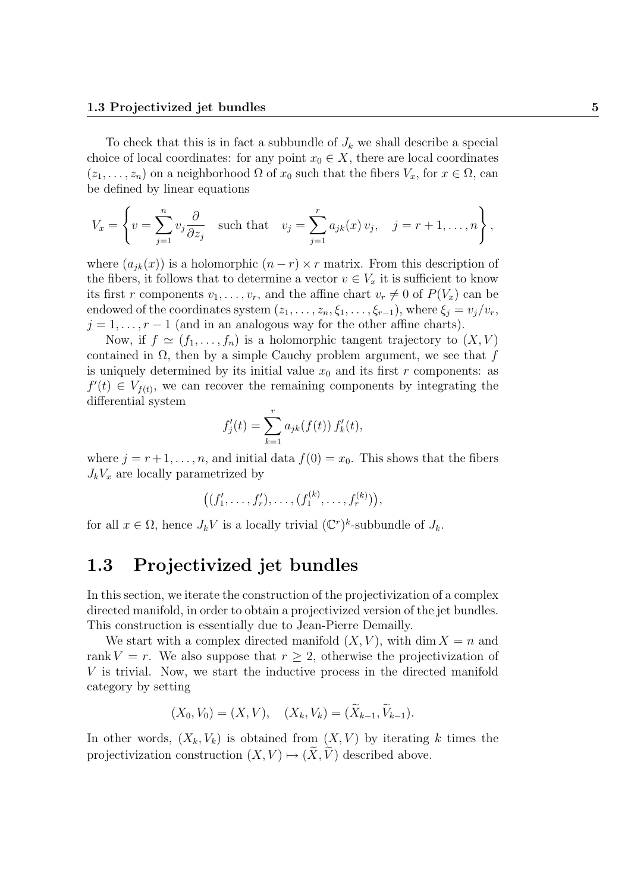To check that this is in fact a subbundle of $J_k$ we shall describe a special choice of local coordinates: for any point $x_0 \in X$, there are local coordinates $(z_1, \ldots, z_n)$ on a neighborhood $\Omega$ of $x_0$ such that the fibers $V_x$, for $x \in \Omega$, can be defined by linear equations

$$V_x = \left\{ v = \sum_{j=1}^{n} v_j \frac{\partial}{\partial z_j} \quad \text{such that} \quad v_j = \sum_{j=1}^{r} a_{jk}(x)\, v_j, \quad j = r+1, \ldots, n \right\},$$

where $(a_{jk}(x))$ is a holomorphic $(n-r) \times r$ matrix. From this description of the fibers, it follows that to determine a vector $v \in V_x$ it is sufficient to know its first $r$ components $v_1, \ldots, v_r$, and the affine chart $v_r \neq 0$ of $P(V_x)$ can be endowed of the coordinates system $(z_1, \ldots, z_n, \xi_1, \ldots, \xi_{r-1})$, where $\xi_j = v_j/v_r$, $j = 1, \ldots, r-1$ (and in an analogous way for the other affine charts).

Now, if $f \simeq (f_1, \ldots, f_n)$ is a holomorphic tangent trajectory to $(X, V)$ contained in $\Omega$, then by a simple Cauchy problem argument, we see that $f$ is uniquely determined by its initial value $x_0$ and its first $r$ components: as $f'(t) \in V_{f(t)}$, we can recover the remaining components by integrating the differential system

$$f_j'(t) = \sum_{k=1}^{r} a_{jk}(f(t))\, f_k'(t),$$

where $j = r+1, \ldots, n$, and initial data $f(0) = x_0$. This shows that the fibers $J_k V_x$ are locally parametrized by

$$\big((f_1', \ldots, f_r'), \ldots, (f_1^{(k)}, \ldots, f_r^{(k)})\big),$$

for all $x \in \Omega$, hence $J_k V$ is a locally trivial $(\mathbb{C}^r)^k$-subbundle of $J_k$.

## 1.3 Projectivized jet bundles

In this section, we iterate the construction of the projectivization of a complex directed manifold, in order to obtain a projectivized version of the jet bundles. This construction is essentially due to Jean-Pierre Demailly.

We start with a complex directed manifold $(X, V)$, with $\dim X = n$ and $\operatorname{rank} V = r$. We also suppose that $r \geq 2$, otherwise the projectivization of $V$ is trivial. Now, we start the inductive process in the directed manifold category by setting

$$(X_0, V_0) = (X, V), \quad (X_k, V_k) = (\widetilde{X}_{k-1}, \widetilde{V}_{k-1}).$$

In other words, $(X_k, V_k)$ is obtained from $(X, V)$ by iterating $k$ times the projectivization construction $(X, V) \mapsto (\widetilde{X}, \widetilde{V})$ described above.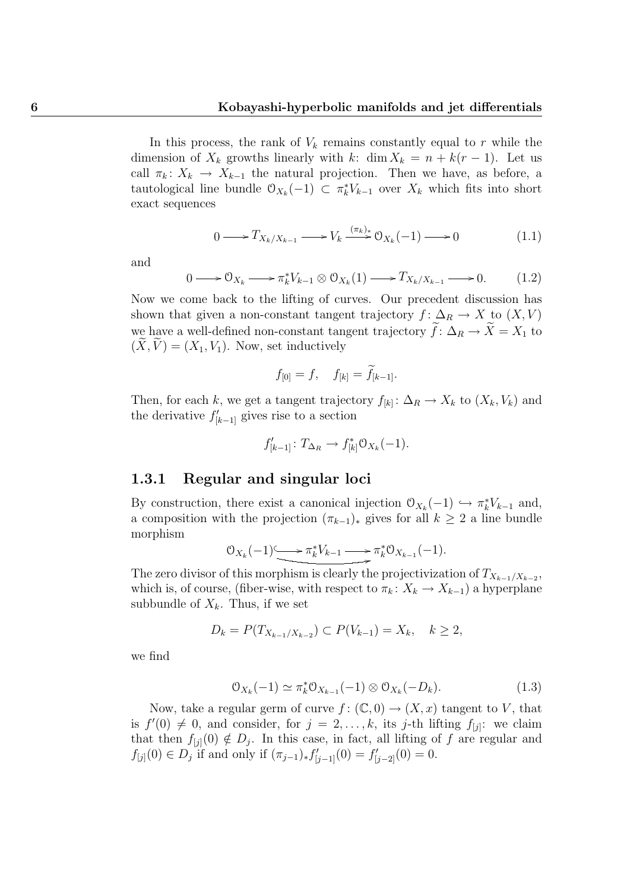In this process, the rank of $V_k$ remains constantly equal to $r$ while the dimension of $X_k$ growths linearly with $k$: $\dim X_k = n + k(r-1)$. Let us call $\pi_k\colon X_k \to X_{k-1}$ the natural projection. Then we have, as before, a tautological line bundle $\mathcal{O}_{X_k}(-1) \subset \pi_k^* V_{k-1}$ over $X_k$ which fits into short exact sequences

$$0 \longrightarrow T_{X_k/X_{k-1}} \longrightarrow V_k \xrightarrow{(\pi_k)_*} \mathcal{O}_{X_k}(-1) \longrightarrow 0 \tag{1.1}$$

and

$$0 \longrightarrow \mathcal{O}_{X_k} \longrightarrow \pi_k^* V_{k-1} \otimes \mathcal{O}_{X_k}(1) \longrightarrow T_{X_k/X_{k-1}} \longrightarrow 0. \tag{1.2}$$

Now we come back to the lifting of curves. Our precedent discussion has shown that given a non-constant tangent trajectory $f\colon \Delta_R \to X$ to $(X,V)$ we have a well-defined non-constant tangent trajectory $\widetilde{f}\colon \Delta_R \to \widetilde{X} = X_1$ to $(\widetilde{X}, \widetilde{V}) = (X_1, V_1)$. Now, set inductively

$$f_{[0]} = f, \quad f_{[k]} = \widetilde{f}_{[k-1]}.$$

Then, for each $k$, we get a tangent trajectory $f_{[k]}\colon \Delta_R \to X_k$ to $(X_k, V_k)$ and the derivative $f'_{[k-1]}$ gives rise to a section

$$f'_{[k-1]}\colon T_{\Delta_R} \to f_{[k]}^* \mathcal{O}_{X_k}(-1).$$

### 1.3.1 Regular and singular loci

By construction, there exist a canonical injection $\mathcal{O}_{X_k}(-1) \hookrightarrow \pi_k^* V_{k-1}$ and, a composition with the projection $(\pi_{k-1})_*$ gives for all $k \geq 2$ a line bundle morphism

$$\mathcal{O}_{X_k}(-1) \hookrightarrow \pi_k^* V_{k-1} \longrightarrow \pi_k^* \mathcal{O}_{X_{k-1}}(-1).$$

The zero divisor of this morphism is clearly the projectivization of $T_{X_{k-1}/X_{k-2}}$, which is, of course, (fiber-wise, with respect to $\pi_k\colon X_k \to X_{k-1}$) a hyperplane subbundle of $X_k$. Thus, if we set

$$D_k = P(T_{X_{k-1}/X_{k-2}}) \subset P(V_{k-1}) = X_k, \quad k \geq 2,$$

we find

$$\mathcal{O}_{X_k}(-1) \simeq \pi_k^* \mathcal{O}_{X_{k-1}}(-1) \otimes \mathcal{O}_{X_k}(-D_k). \tag{1.3}$$

Now, take a regular germ of curve $f\colon (\mathbb{C}, 0) \to (X, x)$ tangent to $V$, that is $f'(0) \neq 0$, and consider, for $j = 2, \dots, k$, its $j$-th lifting $f_{[j]}$: we claim that then $f_{[j]}(0) \notin D_j$. In this case, in fact, all lifting of $f$ are regular and $f_{[j]}(0) \in D_j$ if and only if $(\pi_{j-1})_* f'_{[j-1]}(0) = f'_{[j-2]}(0) = 0$.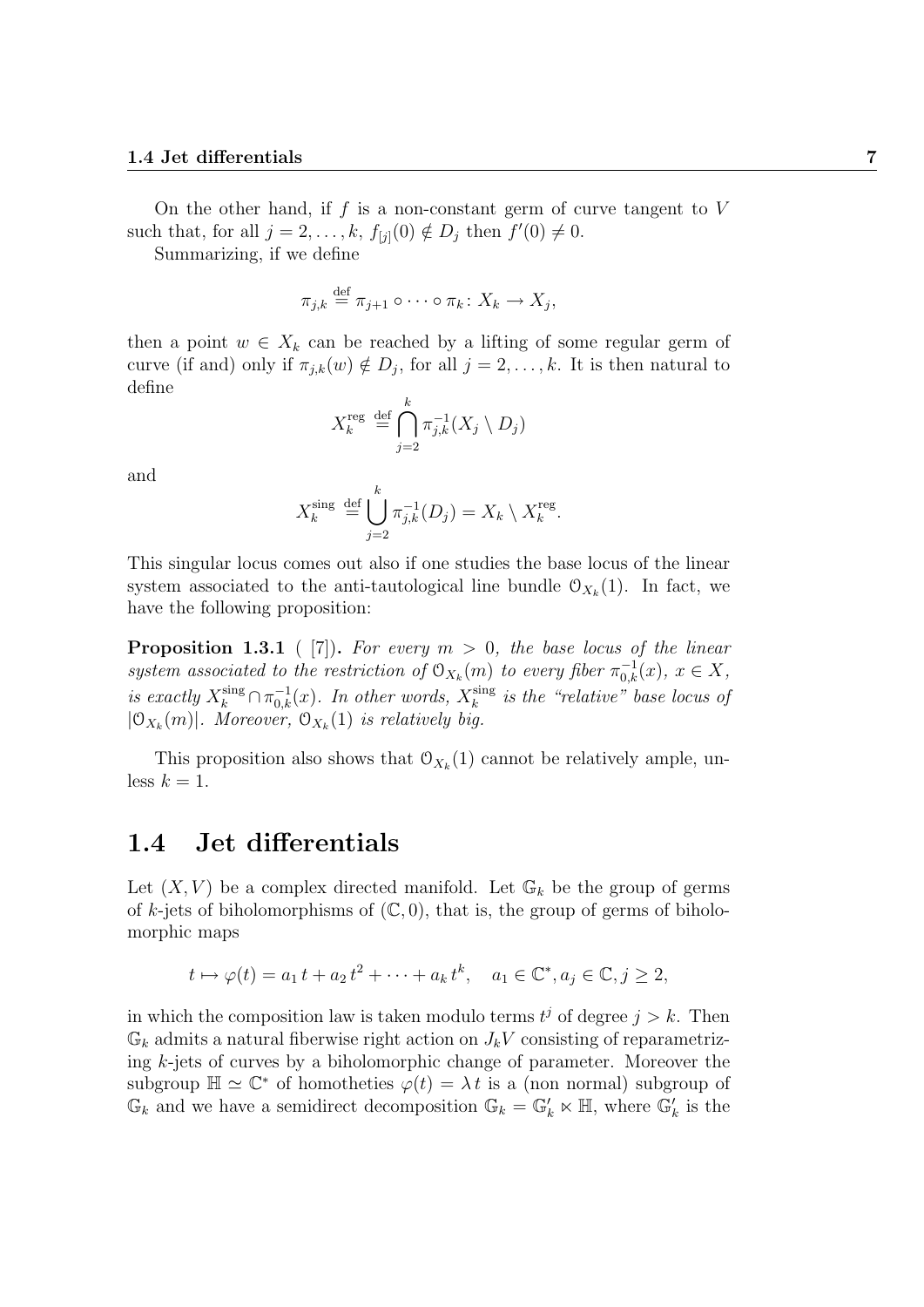On the other hand, if $f$ is a non-constant germ of curve tangent to $V$ such that, for all $j = 2, \dots, k$, $f_{[j]}(0) \notin D_j$ then $f'(0) \neq 0$.

Summarizing, if we define

$$\pi_{j,k} \stackrel{\text{def}}{=} \pi_{j+1} \circ \cdots \circ \pi_k \colon X_k \to X_j,$$

then a point $w \in X_k$ can be reached by a lifting of some regular germ of curve (if and) only if $\pi_{j,k}(w) \notin D_j$, for all $j = 2, \dots, k$. It is then natural to define

$$X_k^{\text{reg}} \stackrel{\text{def}}{=} \bigcap_{j=2}^{k} \pi_{j,k}^{-1}(X_j \setminus D_j)$$

and

$$X_k^{\text{sing}} \stackrel{\text{def}}{=} \bigcup_{j=2}^{k} \pi_{j,k}^{-1}(D_j) = X_k \setminus X_k^{\text{reg}}.$$

This singular locus comes out also if one studies the base locus of the linear system associated to the anti-tautological line bundle $\mathcal{O}_{X_k}(1)$. In fact, we have the following proposition:

**Proposition 1.3.1** ( [7]). *For every $m > 0$, the base locus of the linear system associated to the restriction of $\mathcal{O}_{X_k}(m)$ to every fiber $\pi_{0,k}^{-1}(x)$, $x \in X$, is exactly $X_k^{\text{sing}} \cap \pi_{0,k}^{-1}(x)$. In other words, $X_k^{\text{sing}}$ is the "relative" base locus of $|\mathcal{O}_{X_k}(m)|$. Moreover, $\mathcal{O}_{X_k}(1)$ is relatively big.*

This proposition also shows that $\mathcal{O}_{X_k}(1)$ cannot be relatively ample, unless $k = 1$.

## 1.4 Jet differentials

Let $(X, V)$ be a complex directed manifold. Let $\mathbb{G}_k$ be the group of germs of $k$-jets of biholomorphisms of $(\mathbb{C}, 0)$, that is, the group of germs of biholomorphic maps

$$t \mapsto \varphi(t) = a_1\, t + a_2\, t^2 + \cdots + a_k\, t^k, \quad a_1 \in \mathbb{C}^*, a_j \in \mathbb{C}, j \geq 2,$$

in which the composition law is taken modulo terms $t^j$ of degree $j > k$. Then $\mathbb{G}_k$ admits a natural fiberwise right action on $J_k V$ consisting of reparametrizing $k$-jets of curves by a biholomorphic change of parameter. Moreover the subgroup $\mathbb{H} \simeq \mathbb{C}^*$ of homotheties $\varphi(t) = \lambda\, t$ is a (non normal) subgroup of $\mathbb{G}_k$ and we have a semidirect decomposition $\mathbb{G}_k = \mathbb{G}'_k \ltimes \mathbb{H}$, where $\mathbb{G}'_k$ is the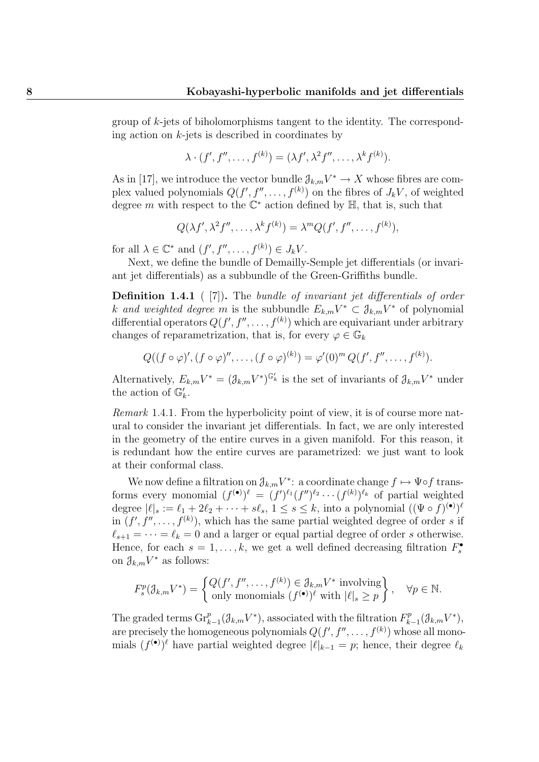group of $k$-jets of biholomorphisms tangent to the identity. The corresponding action on $k$-jets is described in coordinates by

$$\lambda \cdot (f', f'', \dots, f^{(k)}) = (\lambda f', \lambda^2 f'', \dots, \lambda^k f^{(k)}).$$

As in [17], we introduce the vector bundle $\mathcal{J}_{k,m}V^* \to X$ whose fibres are complex valued polynomials $Q(f', f'', \dots, f^{(k)})$ on the fibres of $J_k V$, of weighted degree $m$ with respect to the $\mathbb{C}^*$ action defined by $\mathbb{H}$, that is, such that

$$Q(\lambda f', \lambda^2 f'', \dots, \lambda^k f^{(k)}) = \lambda^m Q(f', f'', \dots, f^{(k)}),$$

for all $\lambda \in \mathbb{C}^*$ and $(f', f'', \dots, f^{(k)}) \in J_k V$.

Next, we define the bundle of Demailly-Semple jet differentials (or invariant jet differentials) as a subbundle of the Green-Griffiths bundle.

**Definition 1.4.1** ( [7]). *The bundle of invariant jet differentials of order $k$ and weighted degree $m$ is the subbundle $E_{k,m}V^* \subset \mathcal{J}_{k,m}V^*$ of polynomial differential operators $Q(f', f'', \dots, f^{(k)})$ which are equivariant under arbitrary changes of reparametrization, that is, for every $\varphi \in \mathbb{G}_k$*

$$Q((f\circ\varphi)', (f\circ\varphi)'', \dots, (f\circ\varphi)^{(k)}) = \varphi'(0)^m \, Q(f', f'', \dots, f^{(k)}).$$

Alternatively, $E_{k,m}V^* = (\mathcal{J}_{k,m}V^*)^{\mathbb{G}'_k}$ is the set of invariants of $\mathcal{J}_{k,m}V^*$ under the action of $\mathbb{G}'_k$.

*Remark* 1.4.1. From the hyperbolicity point of view, it is of course more natural to consider the invariant jet differentials. In fact, we are only interested in the geometry of the entire curves in a given manifold. For this reason, it is redundant how the entire curves are parametrized: we just want to look at their conformal class.

We now define a filtration on $\mathcal{J}_{k,m}V^*$: a coordinate change $f \mapsto \Psi \circ f$ transforms every monomial $(f^{(\bullet)})^\ell = (f')^{\ell_1}(f'')^{\ell_2}\cdots(f^{(k)})^{\ell_k}$ of partial weighted degree $|\ell|_s := \ell_1 + 2\ell_2 + \cdots + s\ell_s$, $1 \le s \le k$, into a polynomial $((\Psi\circ f)^{(\bullet)})^\ell$ in $(f', f'', \dots, f^{(k)})$, which has the same partial weighted degree of order $s$ if $\ell_{s+1} = \cdots = \ell_k = 0$ and a larger or equal partial degree of order $s$ otherwise. Hence, for each $s = 1, \dots, k$, we get a well defined decreasing filtration $F_s^\bullet$ on $\mathcal{J}_{k,m}V^*$ as follows:

$$F_s^p(\mathcal{J}_{k,m}V^*) = \left\{ \begin{matrix} Q(f', f'', \dots, f^{(k)}) \in \mathcal{J}_{k,m}V^* \text{ involving} \\ \text{only monomials } (f^{(\bullet)})^\ell \text{ with } |\ell|_s \ge p \end{matrix} \right\}, \quad \forall p \in \mathbb{N}.$$

The graded terms $\mathrm{Gr}^p_{k-1}(\mathcal{J}_{k,m}V^*)$, associated with the filtration $F^p_{k-1}(\mathcal{J}_{k,m}V^*)$, are precisely the homogeneous polynomials $Q(f', f'', \dots, f^{(k)})$ whose all monomials $(f^{(\bullet)})^\ell$ have partial weighted degree $|\ell|_{k-1} = p$; hence, their degree $\ell_k$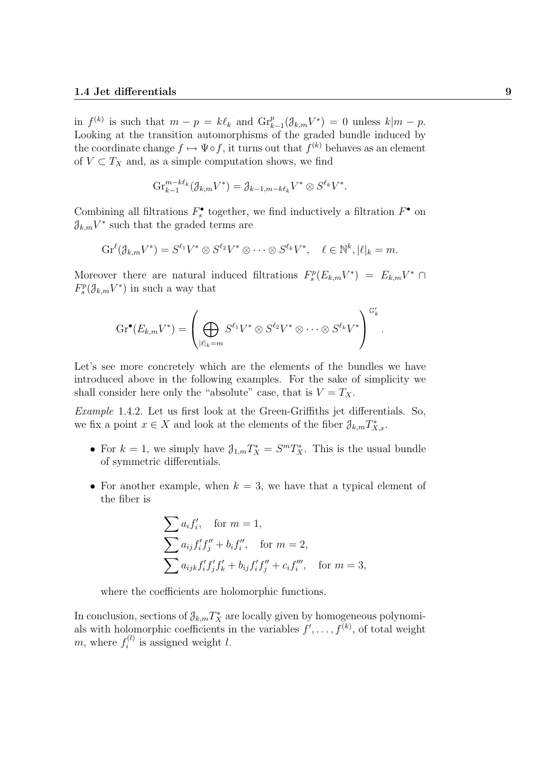in $f^{(k)}$ is such that $m - p = k\ell_k$ and $\mathrm{Gr}^p_{k-1}(\mathcal{J}_{k,m}V^*) = 0$ unless $k|m-p$. Looking at the transition automorphisms of the graded bundle induced by the coordinate change $f \mapsto \Psi \circ f$, it turns out that $f^{(k)}$ behaves as an element of $V \subset T_X$ and, as a simple computation shows, we find

$$\mathrm{Gr}^{m-k\ell_k}_{k-1}(\mathcal{J}_{k,m}V^*) = \mathcal{J}_{k-1,m-k\ell_k}V^* \otimes S^{\ell_k}V^*.$$

Combining all filtrations $F^\bullet_s$ together, we find inductively a filtration $F^\bullet$ on $\mathcal{J}_{k,m}V^*$ such that the graded terms are

$$\mathrm{Gr}^{\ell}(\mathcal{J}_{k,m}V^*) = S^{\ell_1}V^* \otimes S^{\ell_2}V^* \otimes \cdots \otimes S^{\ell_k}V^*, \quad \ell \in \mathbb{N}^k, |\ell|_k = m.$$

Moreover there are natural induced filtrations $F^p_s(E_{k,m}V^*) = E_{k,m}V^* \cap F^p_s(\mathcal{J}_{k,m}V^*)$ in such a way that

$$\mathrm{Gr}^\bullet(E_{k,m}V^*) = \left( \bigoplus_{|\ell|_k = m} S^{\ell_1}V^* \otimes S^{\ell_2}V^* \otimes \cdots \otimes S^{\ell_k}V^* \right)^{\mathbb{G}'_k}.$$

Let's see more concretely which are the elements of the bundles we have introduced above in the following examples. For the sake of simplicity we shall consider here only the "absolute" case, that is $V = T_X$.

*Example* 1.4.2. Let us first look at the Green-Griffiths jet differentials. So, we fix a point $x \in X$ and look at the elements of the fiber $\mathcal{J}_{k,m}T^*_{X,x}$.

- For $k = 1$, we simply have $\mathcal{J}_{1,m}T^*_X = S^mT^*_X$. This is the usual bundle of symmetric differentials.
- For another example, when $k = 3$, we have that a typical element of the fiber is

$$\sum a_i f'_i, \quad \text{for } m = 1,$$
$$\sum a_{ij} f'_i f''_j + b_i f''_i, \quad \text{for } m = 2,$$
$$\sum a_{ijk} f'_i f'_j f'_k + b_{ij} f'_i f''_j + c_i f'''_i, \quad \text{for } m = 3,$$

  where the coefficients are holomorphic functions.

In conclusion, sections of $\mathcal{J}_{k,m}T^*_X$ are locally given by homogeneous polynomials with holomorphic coefficients in the variables $f', \dots, f^{(k)}$, of total weight $m$, where $f^{(l)}_i$ is assigned weight $l$.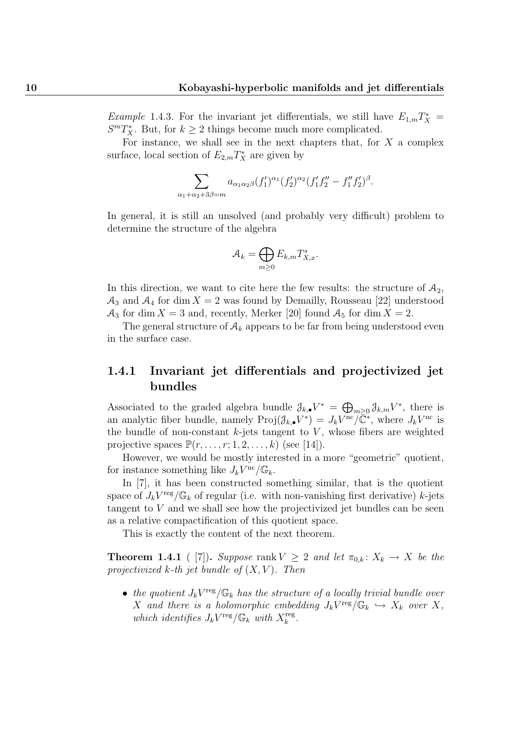*Example* 1.4.3. For the invariant jet differentials, we still have $E_{1,m}T_X^* = S^m T_X^*$. But, for $k \geq 2$ things become much more complicated.

For instance, we shall see in the next chapters that, for $X$ a complex surface, local section of $E_{2,m}T_X^*$ are given by

$$\sum_{\alpha_1+\alpha_2+3\beta=m} a_{\alpha_1\alpha_2\beta}(f_1')^{\alpha_1}(f_2')^{\alpha_2}(f_1'f_2''-f_1''f_2')^{\beta}.$$

In general, it is still an unsolved (and probably very difficult) problem to determine the structure of the algebra

$$\mathcal{A}_k = \bigoplus_{m\geq 0} E_{k,m}T_{X,x}^*.$$

In this direction, we want to cite here the few results: the structure of $\mathcal{A}_2$, $\mathcal{A}_3$ and $\mathcal{A}_4$ for $\dim X = 2$ was found by Demailly, Rousseau [22] understood $\mathcal{A}_3$ for $\dim X = 3$ and, recently, Merker [20] found $\mathcal{A}_5$ for $\dim X = 2$.

The general structure of $\mathcal{A}_k$ appears to be far from being understood even in the surface case.

### 1.4.1 Invariant jet differentials and projectivized jet bundles

Associated to the graded algebra bundle $\mathcal{J}_{k,\bullet}V^* = \bigoplus_{m\geq 0}\mathcal{J}_{k,m}V^*$, there is an analytic fiber bundle, namely $\mathrm{Proj}(\mathcal{J}_{k,\bullet}V^*) = J_kV^{\mathrm{nc}}/\mathbb{C}^*$, where $J_kV^{\mathrm{nc}}$ is the bundle of non-constant $k$-jets tangent to $V$, whose fibers are weighted projective spaces $\mathbb{P}(r,\dots,r;1,2,\dots,k)$ (see [14]).

However, we would be mostly interested in a more "geometric" quotient, for instance something like $J_kV^{\mathrm{nc}}/\mathbb{G}_k$.

In [7], it has been constructed something similar, that is the quotient space of $J_kV^{\mathrm{reg}}/\mathbb{G}_k$ of regular (i.e. with non-vanishing first derivative) $k$-jets tangent to $V$ and we shall see how the projectivized jet bundles can be seen as a relative compactification of this quotient space.

This is exactly the content of the next theorem.

**Theorem 1.4.1** ( [7]). *Suppose* $\mathrm{rank}\,V \geq 2$ *and let* $\pi_{0,k}\colon X_k \to X$ *be the projectivized k-th jet bundle of* $(X,V)$. *Then*

- *the quotient* $J_kV^{\mathrm{reg}}/\mathbb{G}_k$ *has the structure of a locally trivial bundle over* $X$ *and there is a holomorphic embedding* $J_kV^{\mathrm{reg}}/\mathbb{G}_k \hookrightarrow X_k$ *over* $X$, *which identifies* $J_kV^{\mathrm{reg}}/\mathbb{G}_k$ *with* $X_k^{\mathrm{reg}}$.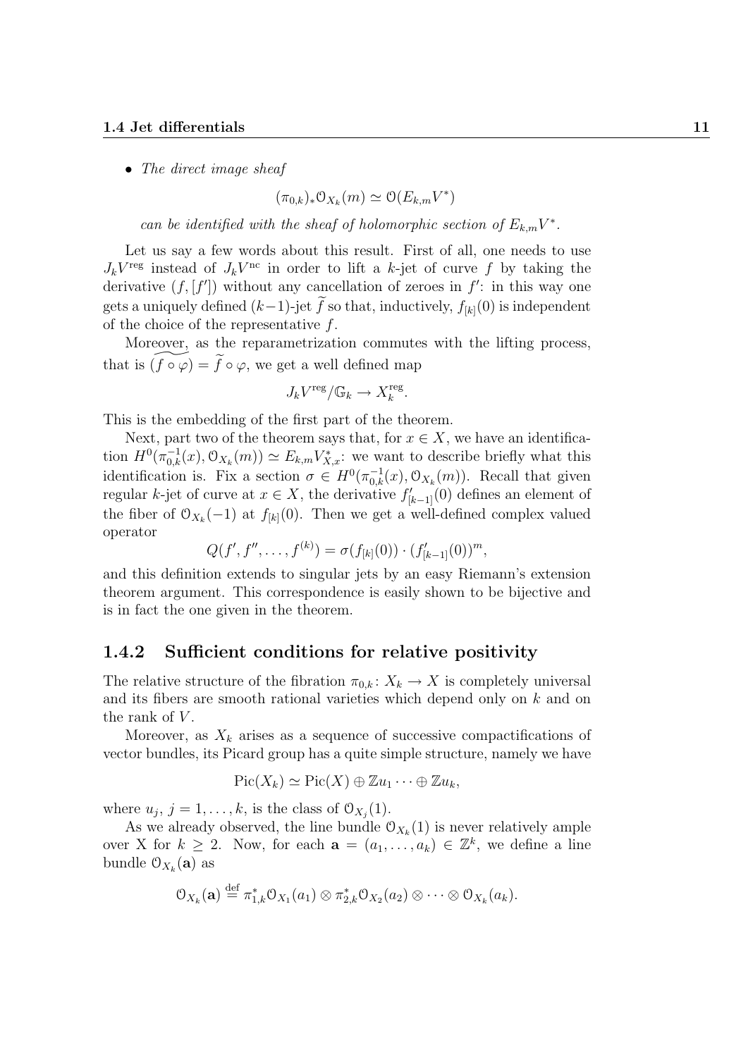- *The direct image sheaf*

$$(\pi_{0,k})_*\mathcal{O}_{X_k}(m) \simeq \mathcal{O}(E_{k,m}V^*)$$

*can be identified with the sheaf of holomorphic section of $E_{k,m}V^*$.*

Let us say a few words about this result. First of all, one needs to use $J_kV^{\mathrm{reg}}$ instead of $J_kV^{\mathrm{nc}}$ in order to lift a $k$-jet of curve $f$ by taking the derivative $(f,[f'])$ without any cancellation of zeroes in $f'$: in this way one gets a uniquely defined $(k-1)$-jet $\widetilde{f}$ so that, inductively, $f_{[k]}(0)$ is independent of the choice of the representative $f$.

Moreover, as the reparametrization commutes with the lifting process, that is $\widetilde{(f\circ\varphi)} = \widetilde{f}\circ\varphi$, we get a well defined map

$$J_kV^{\mathrm{reg}}/\mathbb{G}_k \to X_k^{\mathrm{reg}}.$$

This is the embedding of the first part of the theorem.

Next, part two of the theorem says that, for $x\in X$, we have an identification $H^0(\pi_{0,k}^{-1}(x),\mathcal{O}_{X_k}(m)) \simeq E_{k,m}V^*_{X,x}$: we want to describe briefly what this identification is. Fix a section $\sigma\in H^0(\pi_{0,k}^{-1}(x),\mathcal{O}_{X_k}(m))$. Recall that given regular $k$-jet of curve at $x\in X$, the derivative $f'_{[k-1]}(0)$ defines an element of the fiber of $\mathcal{O}_{X_k}(-1)$ at $f_{[k]}(0)$. Then we get a well-defined complex valued operator

$$Q(f',f'',\dots,f^{(k)}) = \sigma(f_{[k]}(0))\cdot(f'_{[k-1]}(0))^m,$$

and this definition extends to singular jets by an easy Riemann's extension theorem argument. This correspondence is easily shown to be bijective and is in fact the one given in the theorem.

### 1.4.2 Sufficient conditions for relative positivity

The relative structure of the fibration $\pi_{0,k}\colon X_k\to X$ is completely universal and its fibers are smooth rational varieties which depend only on $k$ and on the rank of $V$.

Moreover, as $X_k$ arises as a sequence of successive compactifications of vector bundles, its Picard group has a quite simple structure, namely we have

$$\mathrm{Pic}(X_k)\simeq \mathrm{Pic}(X)\oplus\mathbb{Z}u_1\cdots\oplus\mathbb{Z}u_k,$$

where $u_j$, $j=1,\dots,k$, is the class of $\mathcal{O}_{X_j}(1)$.

As we already observed, the line bundle $\mathcal{O}_{X_k}(1)$ is never relatively ample over X for $k\geq 2$. Now, for each $\mathbf{a}=(a_1,\dots,a_k)\in\mathbb{Z}^k$, we define a line bundle $\mathcal{O}_{X_k}(\mathbf{a})$ as

$$\mathcal{O}_{X_k}(\mathbf{a}) \stackrel{\mathrm{def}}{=} \pi_{1,k}^*\mathcal{O}_{X_1}(a_1)\otimes\pi_{2,k}^*\mathcal{O}_{X_2}(a_2)\otimes\cdots\otimes\mathcal{O}_{X_k}(a_k).$$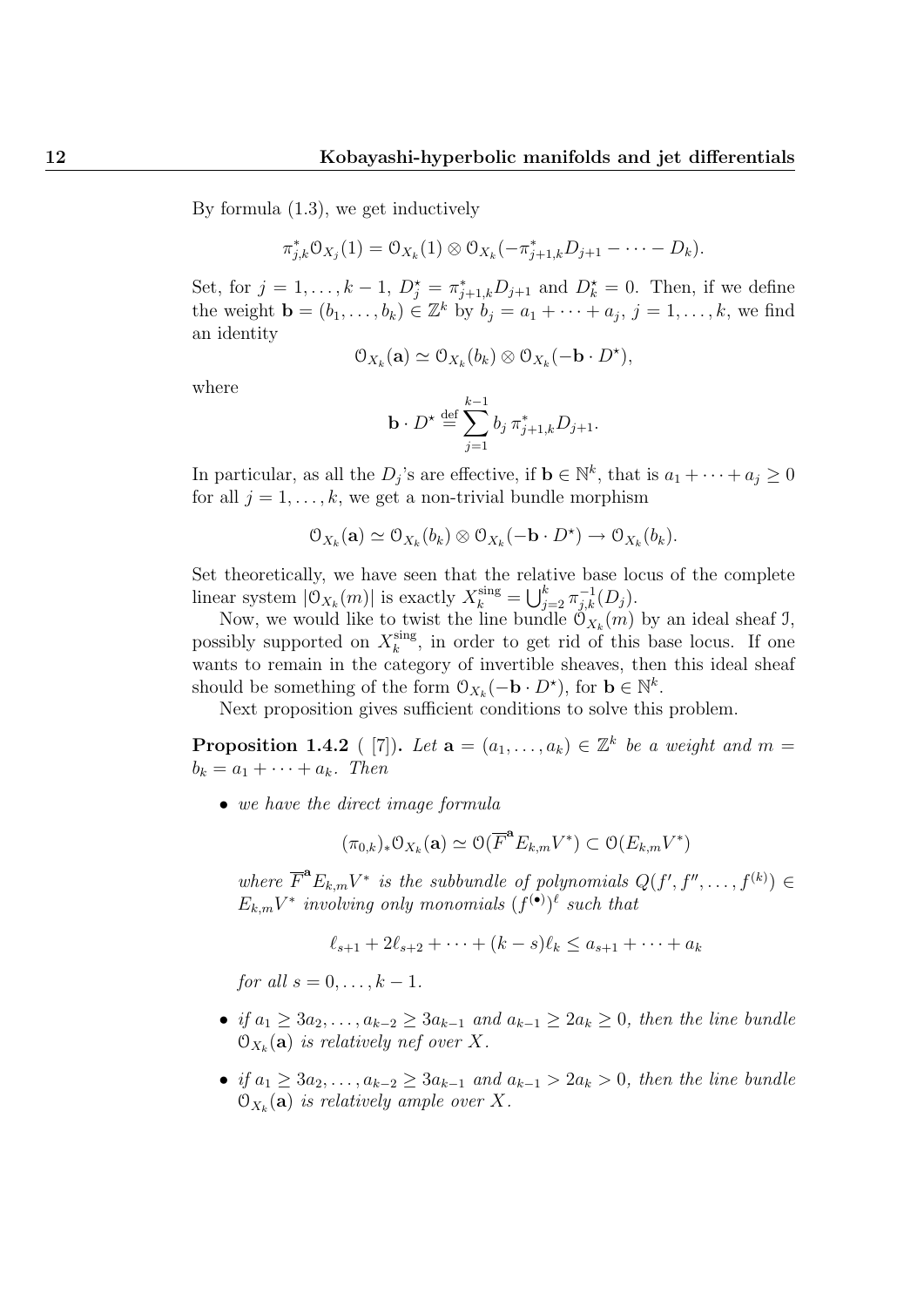By formula (1.3), we get inductively

$$\pi_{j,k}^* \mathcal{O}_{X_j}(1) = \mathcal{O}_{X_k}(1) \otimes \mathcal{O}_{X_k}(-\pi_{j+1,k}^* D_{j+1} - \cdots - D_k).$$

Set, for $j = 1, \ldots, k-1$, $D_j^\star = \pi_{j+1,k}^* D_{j+1}$ and $D_k^\star = 0$. Then, if we define the weight $\mathbf{b} = (b_1, \ldots, b_k) \in \mathbb{Z}^k$ by $b_j = a_1 + \cdots + a_j$, $j = 1, \ldots, k$, we find an identity

$$\mathcal{O}_{X_k}(\mathbf{a}) \simeq \mathcal{O}_{X_k}(b_k) \otimes \mathcal{O}_{X_k}(-\mathbf{b} \cdot D^\star),$$

where

$$\mathbf{b} \cdot D^\star \stackrel{\text{def}}{=} \sum_{j=1}^{k-1} b_j \, \pi_{j+1,k}^* D_{j+1}.$$

In particular, as all the $D_j$'s are effective, if $\mathbf{b} \in \mathbb{N}^k$, that is $a_1 + \cdots + a_j \geq 0$ for all $j = 1, \ldots, k$, we get a non-trivial bundle morphism

$$\mathcal{O}_{X_k}(\mathbf{a}) \simeq \mathcal{O}_{X_k}(b_k) \otimes \mathcal{O}_{X_k}(-\mathbf{b} \cdot D^\star) \to \mathcal{O}_{X_k}(b_k).$$

Set theoretically, we have seen that the relative base locus of the complete linear system $|\mathcal{O}_{X_k}(m)|$ is exactly $X_k^{\text{sing}} = \bigcup_{j=2}^k \pi_{j,k}^{-1}(D_j)$.

Now, we would like to twist the line bundle $\mathcal{O}_{X_k}(m)$ by an ideal sheaf $\mathcal{I}$, possibly supported on $X_k^{\text{sing}}$, in order to get rid of this base locus. If one wants to remain in the category of invertible sheaves, then this ideal sheaf should be something of the form $\mathcal{O}_{X_k}(-\mathbf{b} \cdot D^\star)$, for $\mathbf{b} \in \mathbb{N}^k$.

Next proposition gives sufficient conditions to solve this problem.

**Proposition 1.4.2** ( [7]). *Let $\mathbf{a} = (a_1, \ldots, a_k) \in \mathbb{Z}^k$ be a weight and $m = b_k = a_1 + \cdots + a_k$. Then*

- *we have the direct image formula*

$$(\pi_{0,k})_* \mathcal{O}_{X_k}(\mathbf{a}) \simeq \mathcal{O}(\overline{F}^{\mathbf{a}} E_{k,m} V^*) \subset \mathcal{O}(E_{k,m} V^*)$$

  *where $\overline{F}^{\mathbf{a}} E_{k,m} V^*$ is the subbundle of polynomials $Q(f', f'', \ldots, f^{(k)}) \in E_{k,m} V^*$ involving only monomials $(f^{(\bullet)})^\ell$ such that*

$$\ell_{s+1} + 2\ell_{s+2} + \cdots + (k-s)\ell_k \leq a_{s+1} + \cdots + a_k$$

  *for all $s = 0, \ldots, k-1$.*

- *if $a_1 \geq 3a_2, \ldots, a_{k-2} \geq 3a_{k-1}$ and $a_{k-1} \geq 2a_k \geq 0$, then the line bundle $\mathcal{O}_{X_k}(\mathbf{a})$ is relatively nef over $X$.*

- *if $a_1 \geq 3a_2, \ldots, a_{k-2} \geq 3a_{k-1}$ and $a_{k-1} > 2a_k > 0$, then the line bundle $\mathcal{O}_{X_k}(\mathbf{a})$ is relatively ample over $X$.*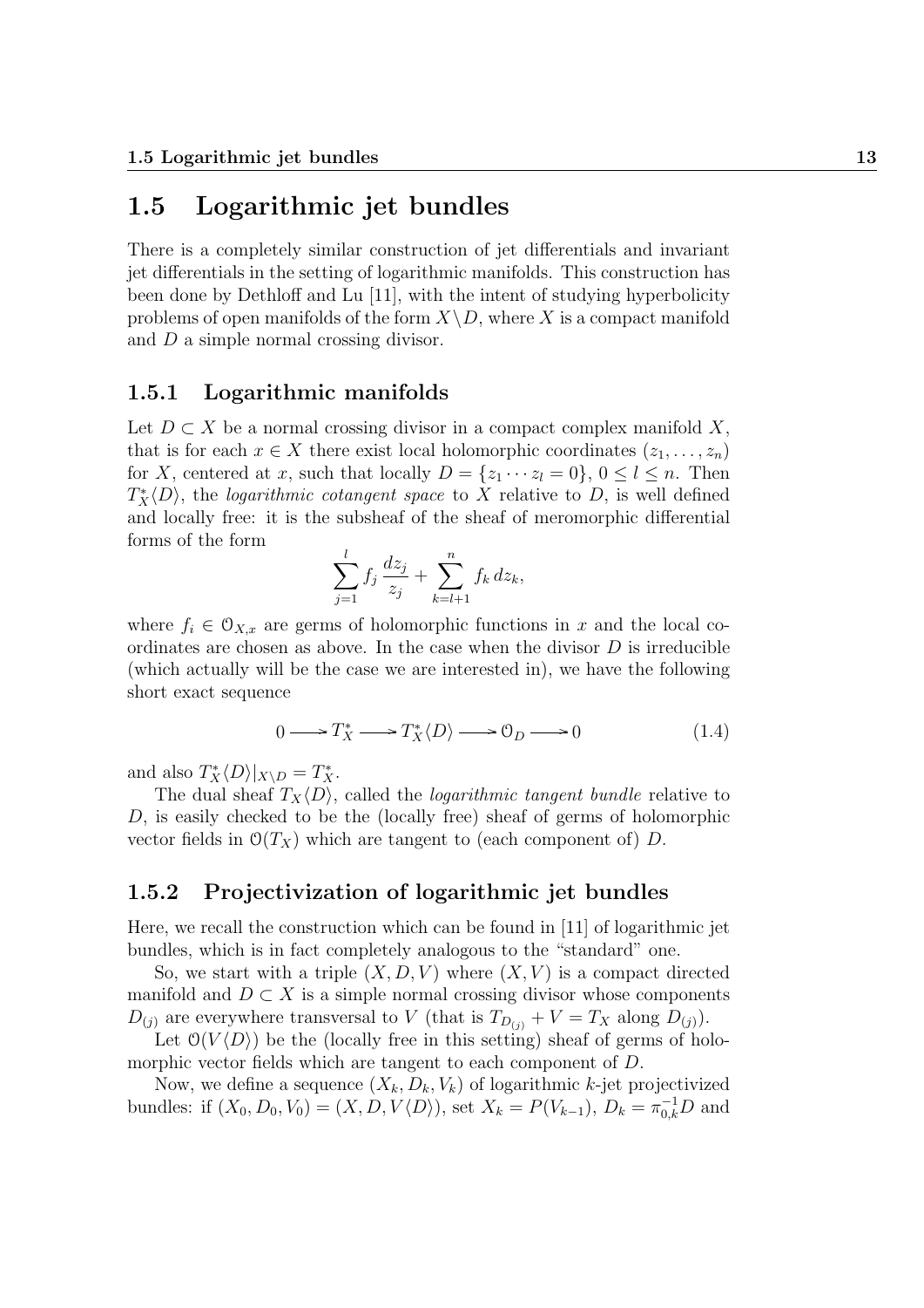## 1.5 Logarithmic jet bundles

There is a completely similar construction of jet differentials and invariant jet differentials in the setting of logarithmic manifolds. This construction has been done by Dethloff and Lu [11], with the intent of studying hyperbolicity problems of open manifolds of the form $X \setminus D$, where $X$ is a compact manifold and $D$ a simple normal crossing divisor.

### 1.5.1 Logarithmic manifolds

Let $D \subset X$ be a normal crossing divisor in a compact complex manifold $X$, that is for each $x \in X$ there exist local holomorphic coordinates $(z_1, \dots, z_n)$ for $X$, centered at $x$, such that locally $D = \{z_1 \cdots z_l = 0\}$, $0 \le l \le n$. Then $T^*_X\langle D\rangle$, the *logarithmic cotangent space* to $X$ relative to $D$, is well defined and locally free: it is the subsheaf of the sheaf of meromorphic differential forms of the form

$$\sum_{j=1}^{l} f_j \, \frac{dz_j}{z_j} + \sum_{k=l+1}^{n} f_k \, dz_k,$$

where $f_i \in \mathcal{O}_{X,x}$ are germs of holomorphic functions in $x$ and the local coordinates are chosen as above. In the case when the divisor $D$ is irreducible (which actually will be the case we are interested in), we have the following short exact sequence

$$0 \longrightarrow T^*_X \longrightarrow T^*_X\langle D\rangle \longrightarrow \mathcal{O}_D \longrightarrow 0 \tag{1.4}$$

and also $T^*_X\langle D\rangle|_{X \setminus D} = T^*_X$.

The dual sheaf $T_X\langle D\rangle$, called the *logarithmic tangent bundle* relative to $D$, is easily checked to be the (locally free) sheaf of germs of holomorphic vector fields in $\mathcal{O}(T_X)$ which are tangent to (each component of) $D$.

### 1.5.2 Projectivization of logarithmic jet bundles

Here, we recall the construction which can be found in [11] of logarithmic jet bundles, which is in fact completely analogous to the "standard" one.

So, we start with a triple $(X, D, V)$ where $(X, V)$ is a compact directed manifold and $D \subset X$ is a simple normal crossing divisor whose components $D_{(j)}$ are everywhere transversal to $V$ (that is $T_{D_{(j)}} + V = T_X$ along $D_{(j)}$).

Let $\mathcal{O}(V\langle D\rangle)$ be the (locally free in this setting) sheaf of germs of holomorphic vector fields which are tangent to each component of $D$.

Now, we define a sequence $(X_k, D_k, V_k)$ of logarithmic $k$-jet projectivized bundles: if $(X_0, D_0, V_0) = (X, D, V\langle D\rangle)$, set $X_k = P(V_{k-1})$, $D_k = \pi_{0,k}^{-1} D$ and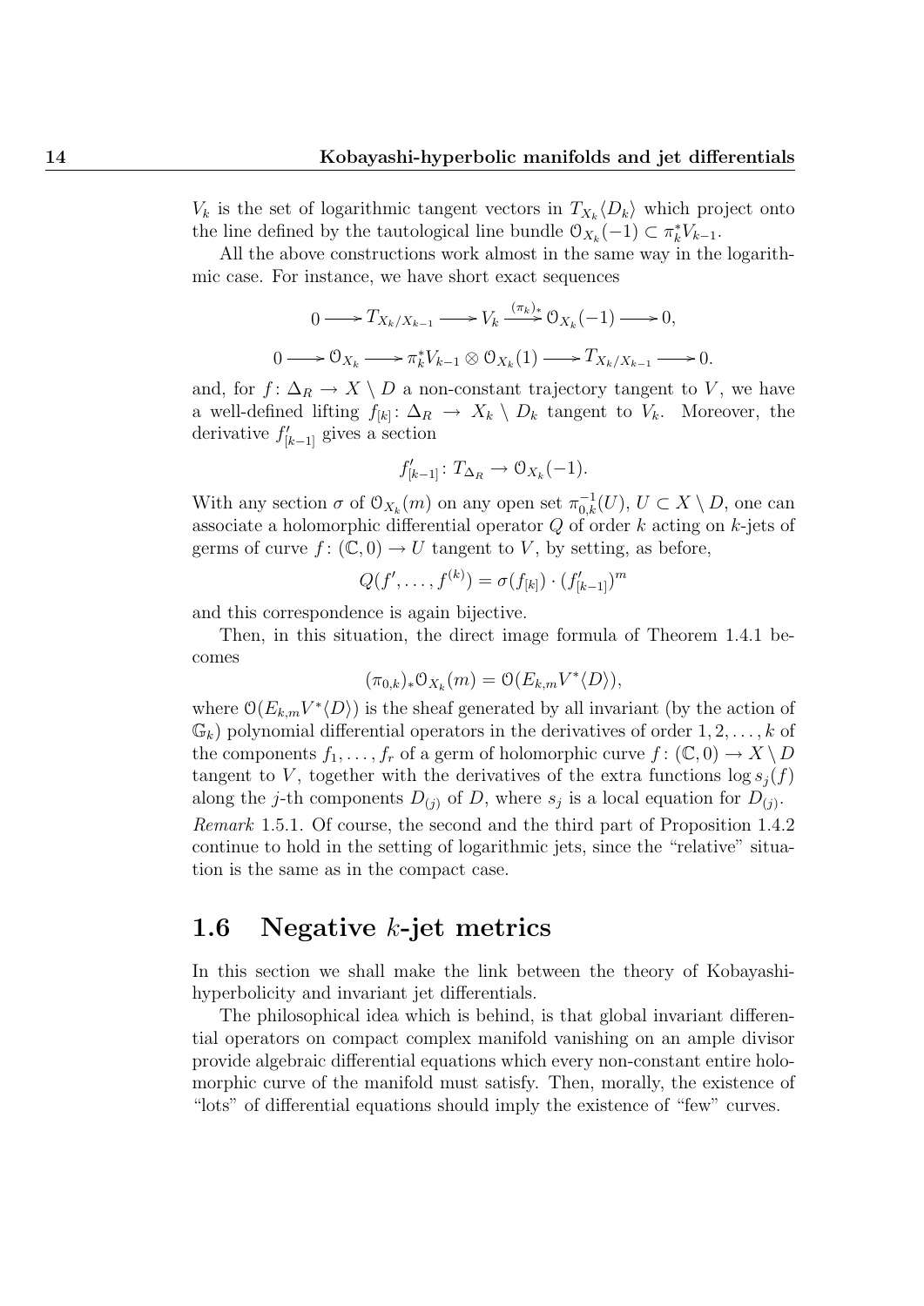$V_k$ is the set of logarithmic tangent vectors in $T_{X_k}\langle D_k\rangle$ which project onto the line defined by the tautological line bundle $\mathcal{O}_{X_k}(-1) \subset \pi_k^* V_{k-1}$.

All the above constructions work almost in the same way in the logarithmic case. For instance, we have short exact sequences

$$0 \longrightarrow T_{X_k/X_{k-1}} \longrightarrow V_k \xrightarrow{(\pi_k)_*} \mathcal{O}_{X_k}(-1) \longrightarrow 0,$$

$$0 \longrightarrow \mathcal{O}_{X_k} \longrightarrow \pi_k^* V_{k-1} \otimes \mathcal{O}_{X_k}(1) \longrightarrow T_{X_k/X_{k-1}} \longrightarrow 0.$$

and, for $f\colon \Delta_R \to X \setminus D$ a non-constant trajectory tangent to $V$, we have a well-defined lifting $f_{[k]}\colon \Delta_R \to X_k \setminus D_k$ tangent to $V_k$. Moreover, the derivative $f'_{[k-1]}$ gives a section

$$f'_{[k-1]}\colon T_{\Delta_R} \to \mathcal{O}_{X_k}(-1).$$

With any section $\sigma$ of $\mathcal{O}_{X_k}(m)$ on any open set $\pi_{0,k}^{-1}(U)$, $U \subset X \setminus D$, one can associate a holomorphic differential operator $Q$ of order $k$ acting on $k$-jets of germs of curve $f\colon (\mathbb{C}, 0) \to U$ tangent to $V$, by setting, as before,

$$Q(f', \ldots, f^{(k)}) = \sigma(f_{[k]}) \cdot (f'_{[k-1]})^m$$

and this correspondence is again bijective.

Then, in this situation, the direct image formula of Theorem 1.4.1 becomes

$$(\pi_{0,k})_* \mathcal{O}_{X_k}(m) = \mathcal{O}(E_{k,m} V^* \langle D\rangle),$$

where $\mathcal{O}(E_{k,m} V^*\langle D\rangle)$ is the sheaf generated by all invariant (by the action of $\mathbb{G}_k$) polynomial differential operators in the derivatives of order $1, 2, \ldots, k$ of the components $f_1, \ldots, f_r$ of a germ of holomorphic curve $f\colon (\mathbb{C}, 0) \to X \setminus D$ tangent to $V$, together with the derivatives of the extra functions $\log s_j(f)$ along the $j$-th components $D_{(j)}$ of $D$, where $s_j$ is a local equation for $D_{(j)}$.

*Remark* 1.5.1. Of course, the second and the third part of Proposition 1.4.2 continue to hold in the setting of logarithmic jets, since the "relative" situation is the same as in the compact case.

## 1.6 Negative $k$-jet metrics

In this section we shall make the link between the theory of Kobayashi-hyperbolicity and invariant jet differentials.

The philosophical idea which is behind, is that global invariant differential operators on compact complex manifold vanishing on an ample divisor provide algebraic differential equations which every non-constant entire holomorphic curve of the manifold must satisfy. Then, morally, the existence of "lots" of differential equations should imply the existence of "few" curves.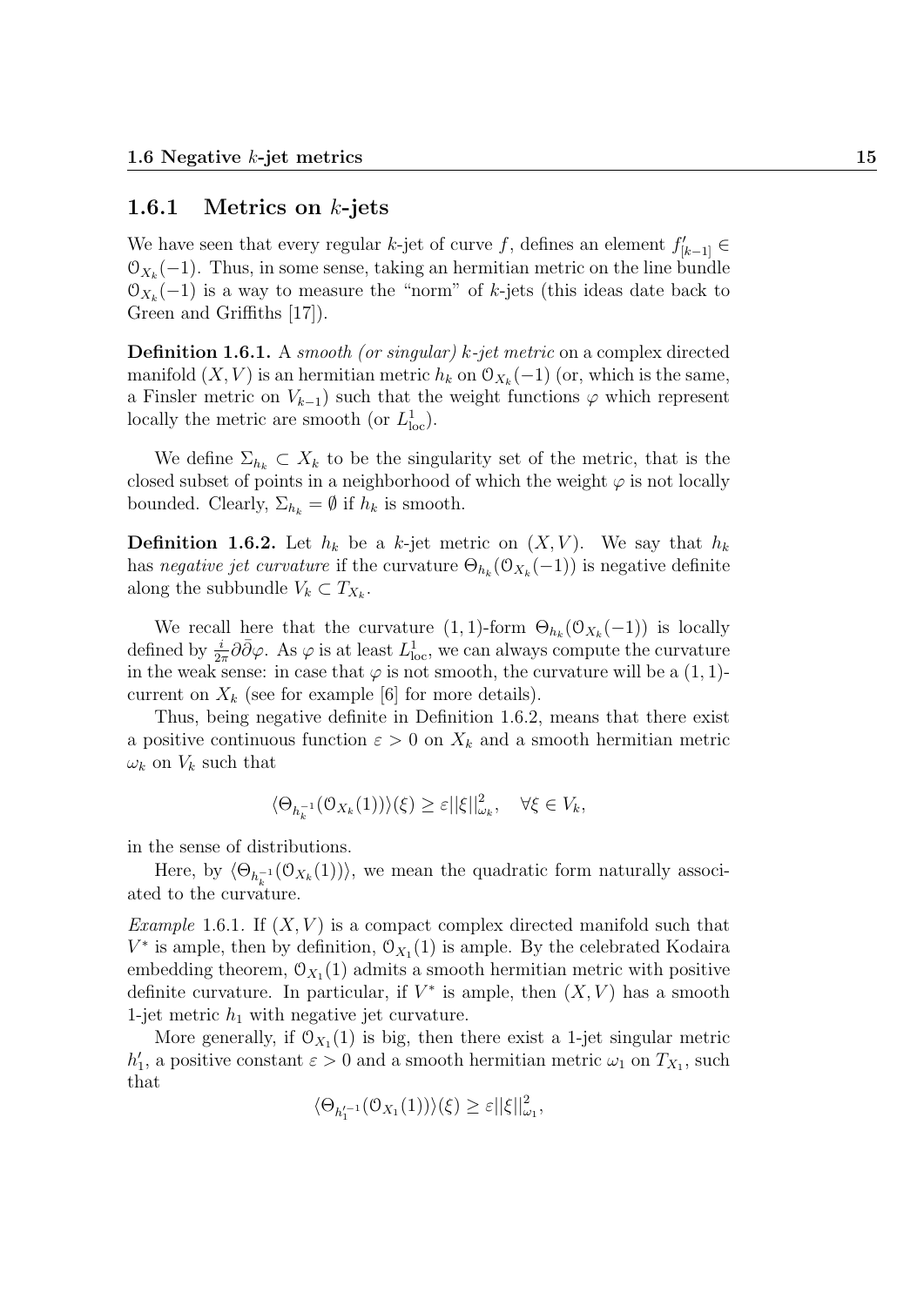### 1.6.1 Metrics on $k$-jets

We have seen that every regular $k$-jet of curve $f$, defines an element $f'_{[k-1]} \in \mathcal{O}_{X_k}(-1)$. Thus, in some sense, taking an hermitian metric on the line bundle $\mathcal{O}_{X_k}(-1)$ is a way to measure the "norm" of $k$-jets (this ideas date back to Green and Griffiths [17]).

**Definition 1.6.1.** A *smooth (or singular) $k$-jet metric* on a complex directed manifold $(X, V)$ is an hermitian metric $h_k$ on $\mathcal{O}_{X_k}(-1)$ (or, which is the same, a Finsler metric on $V_{k-1}$) such that the weight functions $\varphi$ which represent locally the metric are smooth (or $L^1_{\mathrm{loc}}$).

We define $\Sigma_{h_k} \subset X_k$ to be the singularity set of the metric, that is the closed subset of points in a neighborhood of which the weight $\varphi$ is not locally bounded. Clearly, $\Sigma_{h_k} = \emptyset$ if $h_k$ is smooth.

**Definition 1.6.2.** Let $h_k$ be a $k$-jet metric on $(X, V)$. We say that $h_k$ has *negative jet curvature* if the curvature $\Theta_{h_k}(\mathcal{O}_{X_k}(-1))$ is negative definite along the subbundle $V_k \subset T_{X_k}$.

We recall here that the curvature $(1, 1)$-form $\Theta_{h_k}(\mathcal{O}_{X_k}(-1))$ is locally defined by $\frac{i}{2\pi}\partial\bar{\partial}\varphi$. As $\varphi$ is at least $L^1_{\mathrm{loc}}$, we can always compute the curvature in the weak sense: in case that $\varphi$ is not smooth, the curvature will be a $(1, 1)$-current on $X_k$ (see for example [6] for more details).

Thus, being negative definite in Definition 1.6.2, means that there exist a positive continuous function $\varepsilon > 0$ on $X_k$ and a smooth hermitian metric $\omega_k$ on $V_k$ such that

$$\langle \Theta_{h_k^{-1}}(\mathcal{O}_{X_k}(1)) \rangle(\xi) \geq \varepsilon ||\xi||^2_{\omega_k}, \quad \forall \xi \in V_k,$$

in the sense of distributions.

Here, by $\langle \Theta_{h_k^{-1}}(\mathcal{O}_{X_k}(1)) \rangle$, we mean the quadratic form naturally associated to the curvature.

*Example* 1.6.1. If $(X, V)$ is a compact complex directed manifold such that $V^*$ is ample, then by definition, $\mathcal{O}_{X_1}(1)$ is ample. By the celebrated Kodaira embedding theorem, $\mathcal{O}_{X_1}(1)$ admits a smooth hermitian metric with positive definite curvature. In particular, if $V^*$ is ample, then $(X, V)$ has a smooth 1-jet metric $h_1$ with negative jet curvature.

More generally, if $\mathcal{O}_{X_1}(1)$ is big, then there exist a 1-jet singular metric $h'_1$, a positive constant $\varepsilon > 0$ and a smooth hermitian metric $\omega_1$ on $T_{X_1}$, such that

$$\langle \Theta_{h_1'^{-1}}(\mathcal{O}_{X_1}(1)) \rangle(\xi) \geq \varepsilon ||\xi||^2_{\omega_1},$$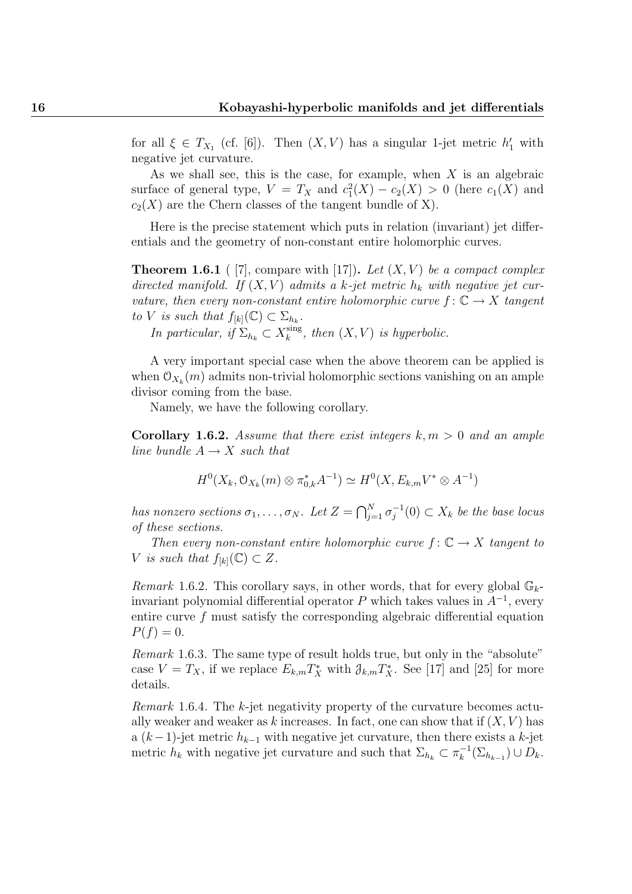for all $\xi \in T_{X_1}$ (cf. [6]). Then $(X, V)$ has a singular 1-jet metric $h'_1$ with negative jet curvature.

As we shall see, this is the case, for example, when $X$ is an algebraic surface of general type, $V = T_X$ and $c_1^2(X) - c_2(X) > 0$ (here $c_1(X)$ and $c_2(X)$ are the Chern classes of the tangent bundle of X).

Here is the precise statement which puts in relation (invariant) jet differentials and the geometry of non-constant entire holomorphic curves.

**Theorem 1.6.1** ( [7], compare with [17]). *Let $(X, V)$ be a compact complex directed manifold. If $(X, V)$ admits a $k$-jet metric $h_k$ with negative jet curvature, then every non-constant entire holomorphic curve $f: \mathbb{C} \to X$ tangent to $V$ is such that $f_{[k]}(\mathbb{C}) \subset \Sigma_{h_k}$.*

*In particular, if $\Sigma_{h_k} \subset X_k^{\mathrm{sing}}$, then $(X, V)$ is hyperbolic.*

A very important special case when the above theorem can be applied is when $\mathcal{O}_{X_k}(m)$ admits non-trivial holomorphic sections vanishing on an ample divisor coming from the base.

Namely, we have the following corollary.

**Corollary 1.6.2.** *Assume that there exist integers $k, m > 0$ and an ample line bundle $A \to X$ such that*

$$H^0(X_k, \mathcal{O}_{X_k}(m) \otimes \pi_{0,k}^* A^{-1}) \simeq H^0(X, E_{k,m} V^* \otimes A^{-1})$$

*has nonzero sections $\sigma_1, \dots, \sigma_N$. Let $Z = \bigcap_{j=1}^N \sigma_j^{-1}(0) \subset X_k$ be the base locus of these sections.*

*Then every non-constant entire holomorphic curve $f: \mathbb{C} \to X$ tangent to $V$ is such that $f_{[k]}(\mathbb{C}) \subset Z$.*

*Remark* 1.6.2. This corollary says, in other words, that for every global $\mathbb{G}_k$-invariant polynomial differential operator $P$ which takes values in $A^{-1}$, every entire curve $f$ must satisfy the corresponding algebraic differential equation $P(f) = 0$.

*Remark* 1.6.3. The same type of result holds true, but only in the "absolute" case $V = T_X$, if we replace $E_{k,m} T_X^*$ with $\mathcal{J}_{k,m} T_X^*$. See [17] and [25] for more details.

*Remark* 1.6.4. The $k$-jet negativity property of the curvature becomes actually weaker and weaker as $k$ increases. In fact, one can show that if $(X, V)$ has a $(k-1)$-jet metric $h_{k-1}$ with negative jet curvature, then there exists a $k$-jet metric $h_k$ with negative jet curvature and such that $\Sigma_{h_k} \subset \pi_k^{-1}(\Sigma_{h_{k-1}}) \cup D_k$.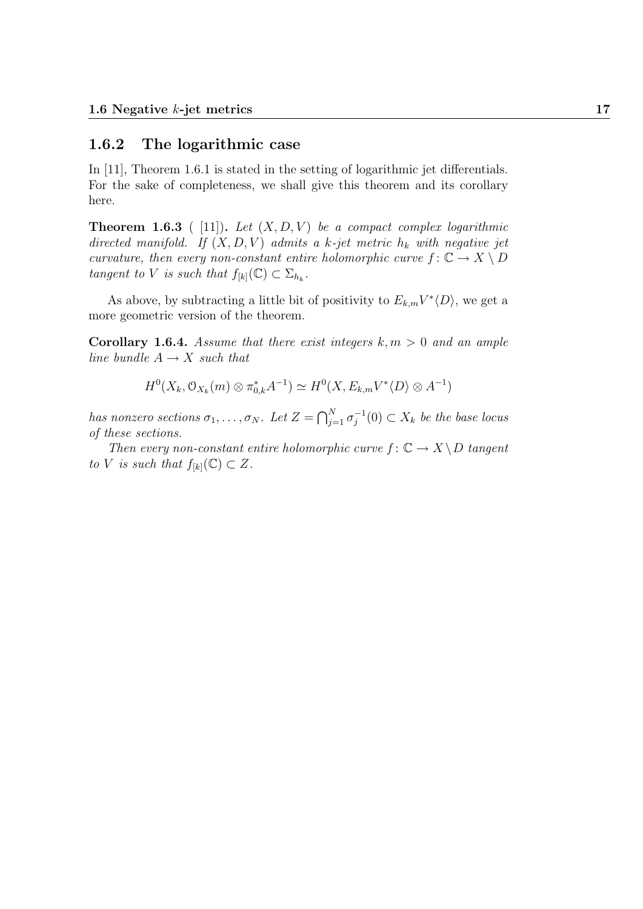### 1.6.2 The logarithmic case

In [11], Theorem 1.6.1 is stated in the setting of logarithmic jet differentials. For the sake of completeness, we shall give this theorem and its corollary here.

**Theorem 1.6.3** ( [11]). *Let $(X, D, V)$ be a compact complex logarithmic directed manifold. If $(X, D, V)$ admits a $k$-jet metric $h_k$ with negative jet curvature, then every non-constant entire holomorphic curve $f\colon \mathbb{C} \to X \setminus D$ tangent to $V$ is such that $f_{[k]}(\mathbb{C}) \subset \Sigma_{h_k}$.*

As above, by subtracting a little bit of positivity to $E_{k,m}V^*\langle D\rangle$, we get a more geometric version of the theorem.

**Corollary 1.6.4.** *Assume that there exist integers $k, m > 0$ and an ample line bundle $A \to X$ such that*

$$H^0(X_k, \mathcal{O}_{X_k}(m) \otimes \pi_{0,k}^* A^{-1}) \simeq H^0(X, E_{k,m}V^*\langle D\rangle \otimes A^{-1})$$

*has nonzero sections $\sigma_1, \dots, \sigma_N$. Let $Z = \bigcap_{j=1}^N \sigma_j^{-1}(0) \subset X_k$ be the base locus of these sections.*

*Then every non-constant entire holomorphic curve $f\colon \mathbb{C} \to X \setminus D$ tangent to $V$ is such that $f_{[k]}(\mathbb{C}) \subset Z$.*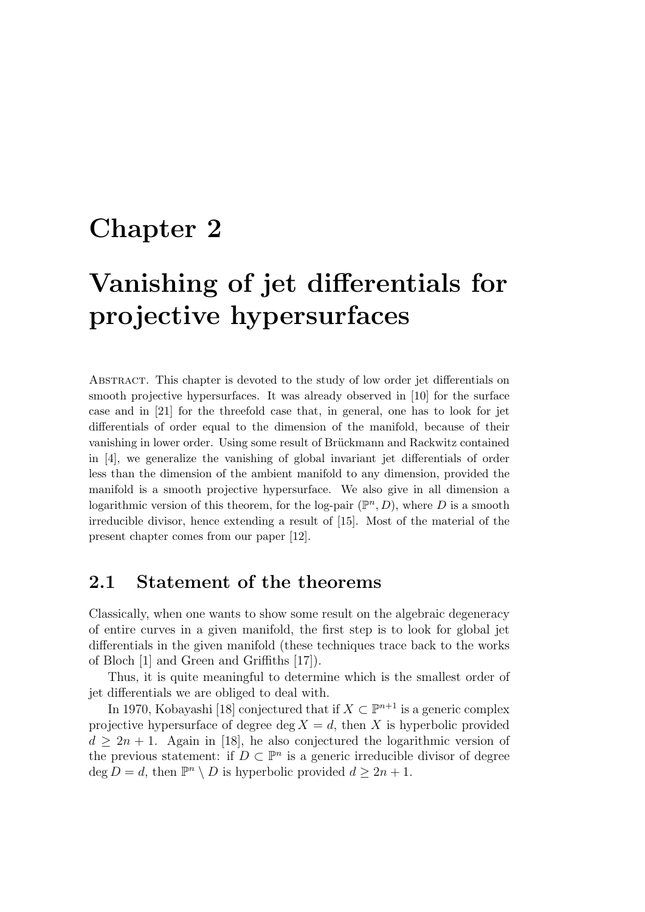# Chapter 2

# Vanishing of jet differentials for projective hypersurfaces

Abstract. This chapter is devoted to the study of low order jet differentials on smooth projective hypersurfaces. It was already observed in [10] for the surface case and in [21] for the threefold case that, in general, one has to look for jet differentials of order equal to the dimension of the manifold, because of their vanishing in lower order. Using some result of Brückmann and Rackwitz contained in [4], we generalize the vanishing of global invariant jet differentials of order less than the dimension of the ambient manifold to any dimension, provided the manifold is a smooth projective hypersurface. We also give in all dimension a logarithmic version of this theorem, for the log-pair $(\mathbb{P}^n, D)$, where $D$ is a smooth irreducible divisor, hence extending a result of [15]. Most of the material of the present chapter comes from our paper [12].

## 2.1 Statement of the theorems

Classically, when one wants to show some result on the algebraic degeneracy of entire curves in a given manifold, the first step is to look for global jet differentials in the given manifold (these techniques trace back to the works of Bloch [1] and Green and Griffiths [17]).

Thus, it is quite meaningful to determine which is the smallest order of jet differentials we are obliged to deal with.

In 1970, Kobayashi [18] conjectured that if $X \subset \mathbb{P}^{n+1}$ is a generic complex projective hypersurface of degree $\deg X = d$, then $X$ is hyperbolic provided $d \geq 2n+1$. Again in [18], he also conjectured the logarithmic version of the previous statement: if $D \subset \mathbb{P}^n$ is a generic irreducible divisor of degree $\deg D = d$, then $\mathbb{P}^n \setminus D$ is hyperbolic provided $d \geq 2n+1$.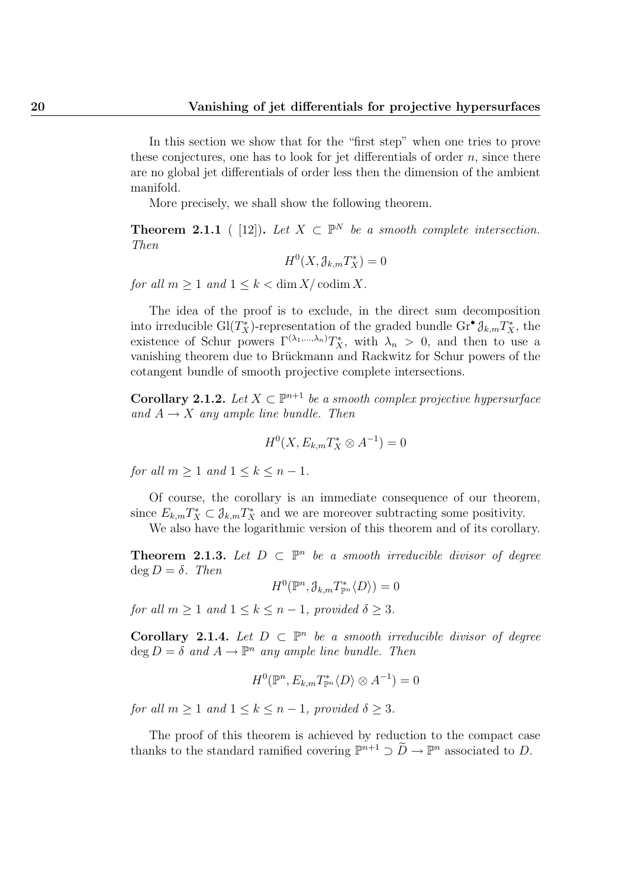In this section we show that for the "first step" when one tries to prove these conjectures, one has to look for jet differentials of order $n$, since there are no global jet differentials of order less then the dimension of the ambient manifold.

More precisely, we shall show the following theorem.

**Theorem 2.1.1** ( [12]). *Let $X \subset \mathbb{P}^N$ be a smooth complete intersection. Then*

$$H^0(X, \mathcal{J}_{k,m} T_X^*) = 0$$

*for all $m \geq 1$ and $1 \leq k < \dim X / \operatorname{codim} X$.*

The idea of the proof is to exclude, in the direct sum decomposition into irreducible $\mathrm{Gl}(T_X^*)$-representation of the graded bundle $\mathrm{Gr}^\bullet \mathcal{J}_{k,m} T_X^*$, the existence of Schur powers $\Gamma^{(\lambda_1,\dots,\lambda_n)} T_X^*$, with $\lambda_n > 0$, and then to use a vanishing theorem due to Brückmann and Rackwitz for Schur powers of the cotangent bundle of smooth projective complete intersections.

**Corollary 2.1.2.** *Let $X \subset \mathbb{P}^{n+1}$ be a smooth complex projective hypersurface and $A \to X$ any ample line bundle. Then*

$$H^0(X, E_{k,m} T_X^* \otimes A^{-1}) = 0$$

*for all $m \geq 1$ and $1 \leq k \leq n-1$.*

Of course, the corollary is an immediate consequence of our theorem, since $E_{k,m} T_X^* \subset \mathcal{J}_{k,m} T_X^*$ and we are moreover subtracting some positivity.

We also have the logarithmic version of this theorem and of its corollary.

**Theorem 2.1.3.** *Let $D \subset \mathbb{P}^n$ be a smooth irreducible divisor of degree $\deg D = \delta$. Then*

$$H^0(\mathbb{P}^n, \mathcal{J}_{k,m} T_{\mathbb{P}^n}^* \langle D \rangle) = 0$$

*for all $m \geq 1$ and $1 \leq k \leq n-1$, provided $\delta \geq 3$.*

**Corollary 2.1.4.** *Let $D \subset \mathbb{P}^n$ be a smooth irreducible divisor of degree $\deg D = \delta$ and $A \to \mathbb{P}^n$ any ample line bundle. Then*

$$H^0(\mathbb{P}^n, E_{k,m} T_{\mathbb{P}^n}^* \langle D \rangle \otimes A^{-1}) = 0$$

*for all $m \geq 1$ and $1 \leq k \leq n-1$, provided $\delta \geq 3$.*

The proof of this theorem is achieved by reduction to the compact case thanks to the standard ramified covering $\mathbb{P}^{n+1} \supset \widetilde{D} \to \mathbb{P}^n$ associated to $D$.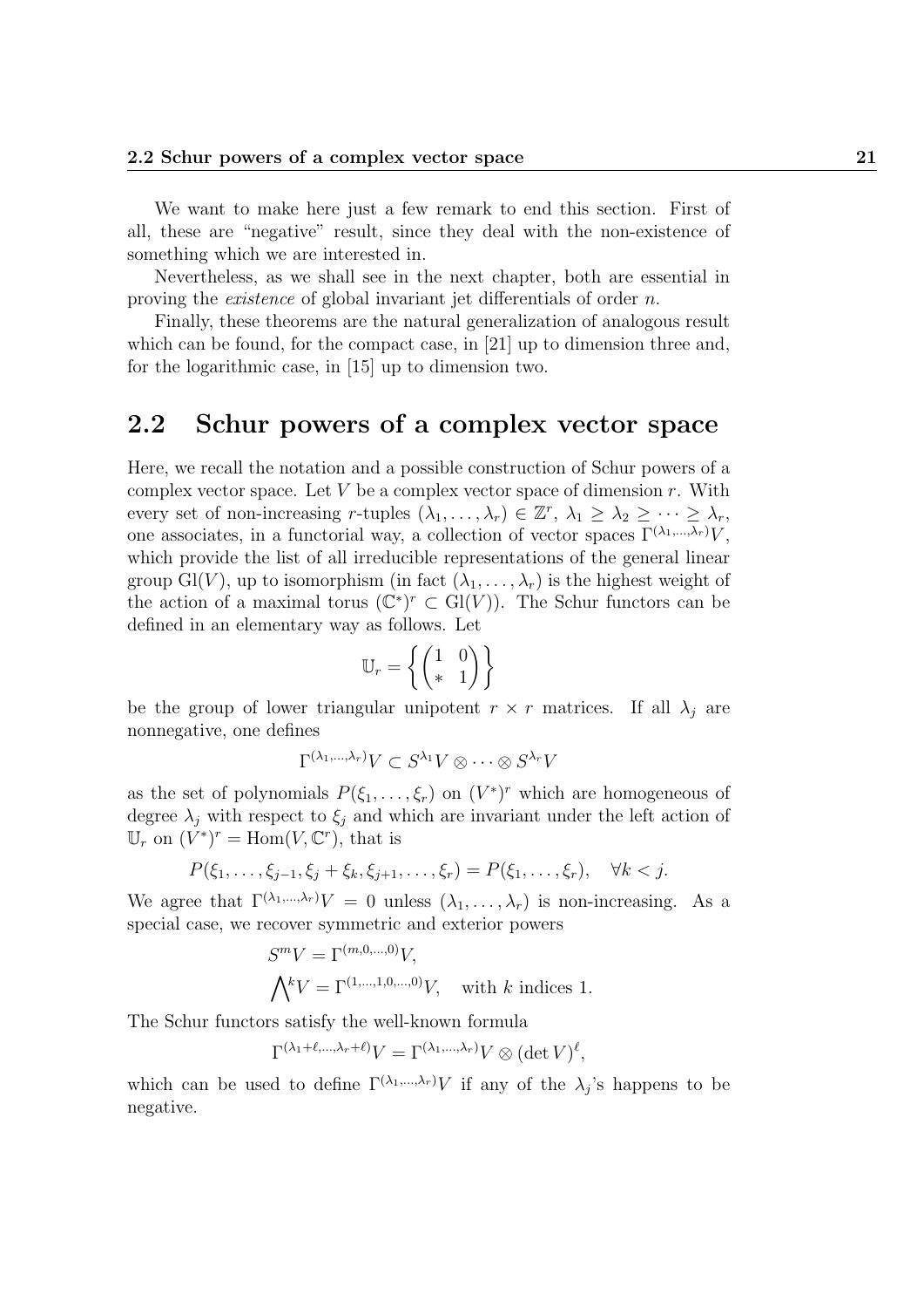We want to make here just a few remark to end this section. First of all, these are "negative" result, since they deal with the non-existence of something which we are interested in.

Nevertheless, as we shall see in the next chapter, both are essential in proving the *existence* of global invariant jet differentials of order $n$.

Finally, these theorems are the natural generalization of analogous result which can be found, for the compact case, in [21] up to dimension three and, for the logarithmic case, in [15] up to dimension two.

## 2.2 Schur powers of a complex vector space

Here, we recall the notation and a possible construction of Schur powers of a complex vector space. Let $V$ be a complex vector space of dimension $r$. With every set of non-increasing $r$-tuples $(\lambda_1, \dots, \lambda_r) \in \mathbb{Z}^r$, $\lambda_1 \geq \lambda_2 \geq \cdots \geq \lambda_r$, one associates, in a functorial way, a collection of vector spaces $\Gamma^{(\lambda_1,\dots,\lambda_r)}V$, which provide the list of all irreducible representations of the general linear group $\mathrm{Gl}(V)$, up to isomorphism (in fact $(\lambda_1, \dots, \lambda_r)$ is the highest weight of the action of a maximal torus $(\mathbb{C}^*)^r \subset \mathrm{Gl}(V)$). The Schur functors can be defined in an elementary way as follows. Let

$$\mathbb{U}_r = \left\{ \begin{pmatrix} 1 & 0 \\ * & 1 \end{pmatrix} \right\}$$

be the group of lower triangular unipotent $r \times r$ matrices. If all $\lambda_j$ are nonnegative, one defines

$$\Gamma^{(\lambda_1,\dots,\lambda_r)}V \subset S^{\lambda_1}V \otimes \cdots \otimes S^{\lambda_r}V$$

as the set of polynomials $P(\xi_1, \dots, \xi_r)$ on $(V^*)^r$ which are homogeneous of degree $\lambda_j$ with respect to $\xi_j$ and which are invariant under the left action of $\mathbb{U}_r$ on $(V^*)^r = \mathrm{Hom}(V, \mathbb{C}^r)$, that is

$$P(\xi_1, \dots, \xi_{j-1}, \xi_j + \xi_k, \xi_{j+1}, \dots, \xi_r) = P(\xi_1, \dots, \xi_r), \quad \forall k < j.$$

We agree that $\Gamma^{(\lambda_1,\dots,\lambda_r)}V = 0$ unless $(\lambda_1, \dots, \lambda_r)$ is non-increasing. As a special case, we recover symmetric and exterior powers

$$S^m V = \Gamma^{(m,0,\dots,0)}V,$$
$$\bigwedge\nolimits^k V = \Gamma^{(1,\dots,1,0,\dots,0)}V, \quad \text{with } k \text{ indices } 1.$$

The Schur functors satisfy the well-known formula

$$\Gamma^{(\lambda_1+\ell,\dots,\lambda_r+\ell)}V = \Gamma^{(\lambda_1,\dots,\lambda_r)}V \otimes (\det V)^\ell,$$

which can be used to define $\Gamma^{(\lambda_1,\dots,\lambda_r)}V$ if any of the $\lambda_j$'s happens to be negative.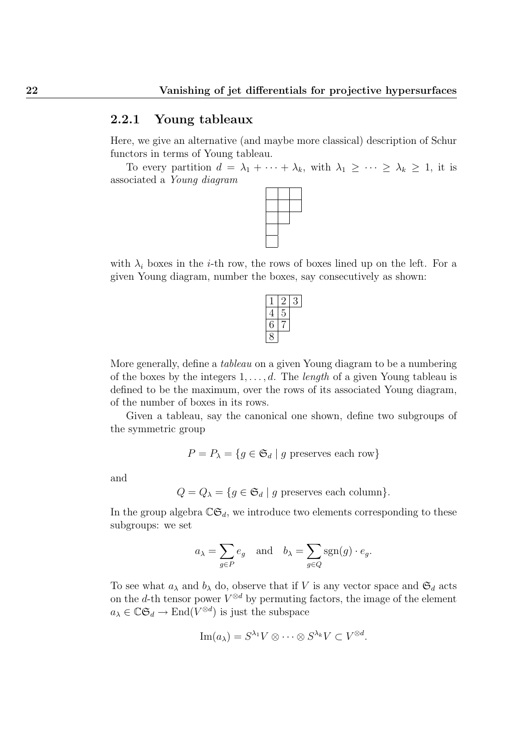### 2.2.1 Young tableaux

Here, we give an alternative (and maybe more classical) description of Schur functors in terms of Young tableau.

To every partition $d = \lambda_1 + \cdots + \lambda_k$, with $\lambda_1 \geq \cdots \geq \lambda_k \geq 1$, it is associated a *Young diagram*

|  |  |  |
|---|---|---|
| □ | □ | □ |
| □ | □ | □ |
| □ | □ |  |
| □ |  |  |
| □ |  |  |

with $\lambda_i$ boxes in the $i$-th row, the rows of boxes lined up on the left. For a given Young diagram, number the boxes, say consecutively as shown:

|  |  |  |
|---|---|---|
| 1 | 2 | 3 |
| 4 | 5 |  |
| 6 | 7 |  |
| 8 |  |  |

More generally, define a *tableau* on a given Young diagram to be a numbering of the boxes by the integers $1, \ldots, d$. The *length* of a given Young tableau is defined to be the maximum, over the rows of its associated Young diagram, of the number of boxes in its rows.

Given a tableau, say the canonical one shown, define two subgroups of the symmetric group

$$P = P_\lambda = \{g \in \mathfrak{S}_d \mid g \text{ preserves each row}\}$$

and

$$Q = Q_\lambda = \{g \in \mathfrak{S}_d \mid g \text{ preserves each column}\}.$$

In the group algebra $\mathbb{C}\mathfrak{S}_d$, we introduce two elements corresponding to these subgroups: we set

$$a_\lambda = \sum_{g \in P} e_g \quad \text{and} \quad b_\lambda = \sum_{g \in Q} \operatorname{sgn}(g) \cdot e_g.$$

To see what $a_\lambda$ and $b_\lambda$ do, observe that if $V$ is any vector space and $\mathfrak{S}_d$ acts on the $d$-th tensor power $V^{\otimes d}$ by permuting factors, the image of the element $a_\lambda \in \mathbb{C}\mathfrak{S}_d \to \operatorname{End}(V^{\otimes d})$ is just the subspace

$$\operatorname{Im}(a_\lambda) = S^{\lambda_1} V \otimes \cdots \otimes S^{\lambda_k} V \subset V^{\otimes d}.$$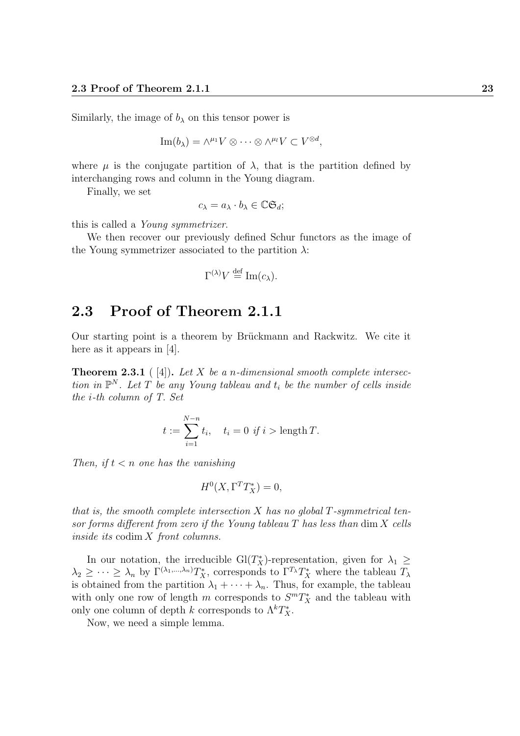Similarly, the image of $b_\lambda$ on this tensor power is

$$\operatorname{Im}(b_\lambda) = \wedge^{\mu_1} V \otimes \cdots \otimes \wedge^{\mu_l} V \subset V^{\otimes d},$$

where $\mu$ is the conjugate partition of $\lambda$, that is the partition defined by interchanging rows and column in the Young diagram.

Finally, we set

$$c_\lambda = a_\lambda \cdot b_\lambda \in \mathbb{C}\mathfrak{S}_d;$$

this is called a *Young symmetrizer*.

We then recover our previously defined Schur functors as the image of the Young symmetrizer associated to the partition $\lambda$:

$$\Gamma^{(\lambda)} V \stackrel{\text{def}}{=} \operatorname{Im}(c_\lambda).$$

## 2.3 Proof of Theorem 2.1.1

Our starting point is a theorem by Brückmann and Rackwitz. We cite it here as it appears in [4].

**Theorem 2.3.1** ( [4]). *Let $X$ be a $n$-dimensional smooth complete intersection in $\mathbb{P}^N$. Let $T$ be any Young tableau and $t_i$ be the number of cells inside the $i$-th column of $T$. Set*

$$t := \sum_{i=1}^{N-n} t_i, \quad t_i = 0 \text{ if } i > \operatorname{length} T.$$

*Then, if $t < n$ one has the vanishing*

$$H^0(X, \Gamma^T T_X^*) = 0,$$

*that is, the smooth complete intersection $X$ has no global $T$-symmetrical tensor forms different from zero if the Young tableau $T$ has less than $\dim X$ cells inside its $\operatorname{codim} X$ front columns.*

In our notation, the irreducible $\mathrm{Gl}(T_X^*)$-representation, given for $\lambda_1 \geq \lambda_2 \geq \cdots \geq \lambda_n$ by $\Gamma^{(\lambda_1,\ldots,\lambda_n)} T_X^*$, corresponds to $\Gamma^{T_\lambda} T_X^*$ where the tableau $T_\lambda$ is obtained from the partition $\lambda_1 + \cdots + \lambda_n$. Thus, for example, the tableau with only one row of length $m$ corresponds to $S^m T_X^*$ and the tableau with only one column of depth $k$ corresponds to $\Lambda^k T_X^*$.

Now, we need a simple lemma.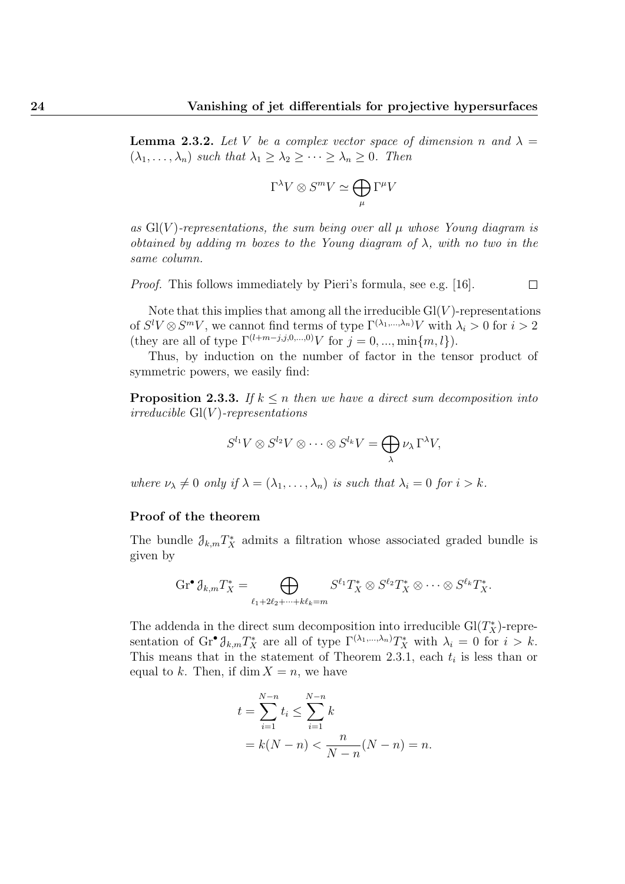**Lemma 2.3.2.** *Let $V$ be a complex vector space of dimension $n$ and $\lambda = (\lambda_1, \dots, \lambda_n)$ such that $\lambda_1 \geq \lambda_2 \geq \cdots \geq \lambda_n \geq 0$. Then*

$$\Gamma^\lambda V \otimes S^m V \simeq \bigoplus_\mu \Gamma^\mu V$$

*as $\mathrm{Gl}(V)$-representations, the sum being over all $\mu$ whose Young diagram is obtained by adding $m$ boxes to the Young diagram of $\lambda$, with no two in the same column.*

*Proof.* This follows immediately by Pieri's formula, see e.g. [16]. $\square$

Note that this implies that among all the irreducible $\mathrm{Gl}(V)$-representations of $S^l V \otimes S^m V$, we cannot find terms of type $\Gamma^{(\lambda_1,\dots,\lambda_n)} V$ with $\lambda_i > 0$ for $i > 2$ (they are all of type $\Gamma^{(l+m-j,j,0,\dots,0)} V$ for $j = 0, ..., \min\{m, l\}$).

Thus, by induction on the number of factor in the tensor product of symmetric powers, we easily find:

**Proposition 2.3.3.** *If $k \leq n$ then we have a direct sum decomposition into irreducible $\mathrm{Gl}(V)$-representations*

$$S^{l_1} V \otimes S^{l_2} V \otimes \cdots \otimes S^{l_k} V = \bigoplus_\lambda \nu_\lambda \, \Gamma^\lambda V,$$

*where $\nu_\lambda \neq 0$ only if $\lambda = (\lambda_1, \dots, \lambda_n)$ is such that $\lambda_i = 0$ for $i > k$.*

#### Proof of the theorem

The bundle $\mathcal{J}_{k,m} T_X^*$ admits a filtration whose associated graded bundle is given by

$$\mathrm{Gr}^\bullet \mathcal{J}_{k,m} T_X^* = \bigoplus_{\ell_1 + 2\ell_2 + \cdots + k\ell_k = m} S^{\ell_1} T_X^* \otimes S^{\ell_2} T_X^* \otimes \cdots \otimes S^{\ell_k} T_X^*.$$

The addenda in the direct sum decomposition into irreducible $\mathrm{Gl}(T_X^*)$-representation of $\mathrm{Gr}^\bullet \mathcal{J}_{k,m} T_X^*$ are all of type $\Gamma^{(\lambda_1,\dots,\lambda_n)} T_X^*$ with $\lambda_i = 0$ for $i > k$. This means that in the statement of Theorem 2.3.1, each $t_i$ is less than or equal to $k$. Then, if $\dim X = n$, we have

$$\begin{aligned}
t = \sum_{i=1}^{N-n} t_i &\leq \sum_{i=1}^{N-n} k \\
&= k(N-n) < \frac{n}{N-n}(N-n) = n.
\end{aligned}$$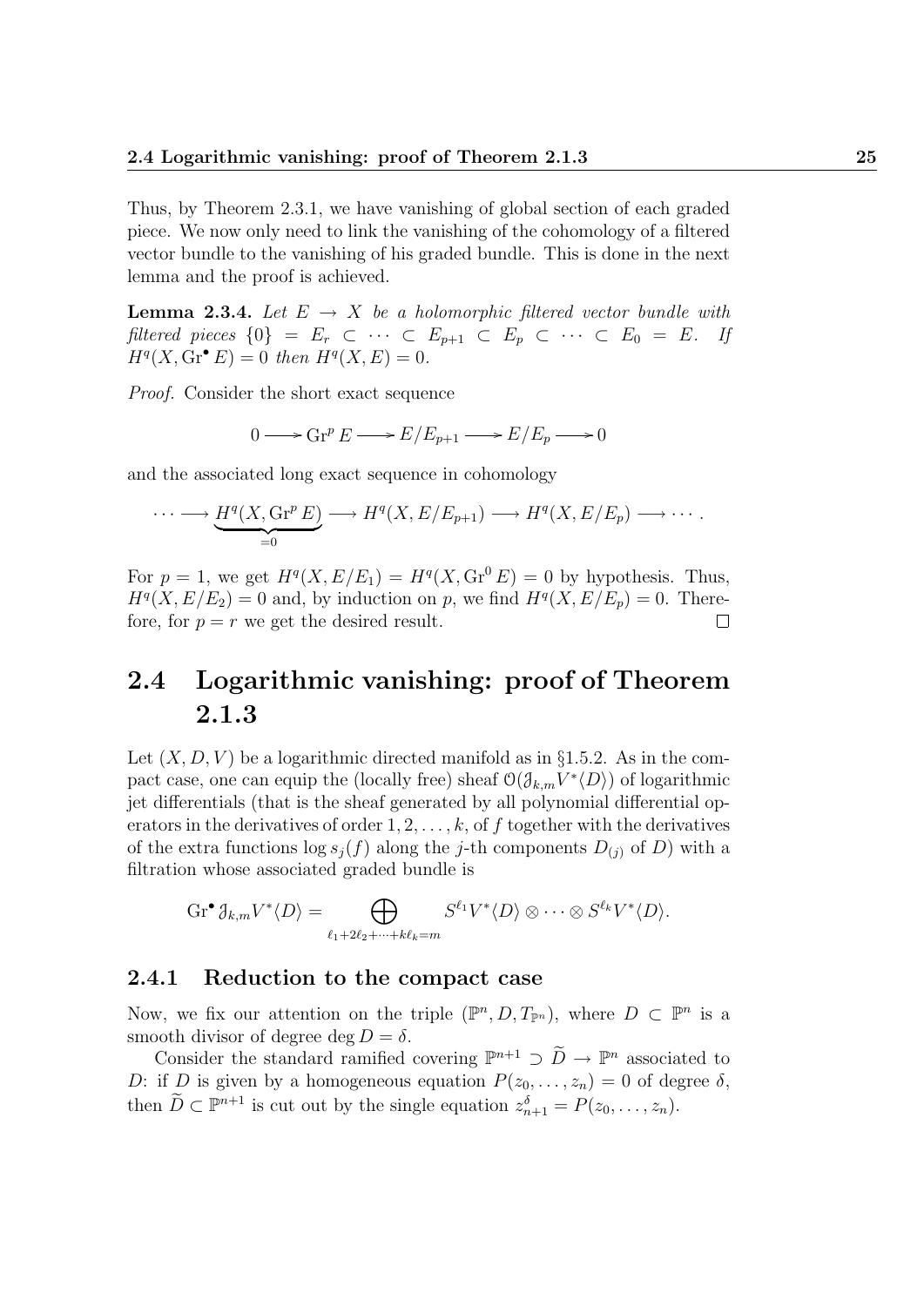Thus, by Theorem 2.3.1, we have vanishing of global section of each graded piece. We now only need to link the vanishing of the cohomology of a filtered vector bundle to the vanishing of his graded bundle. This is done in the next lemma and the proof is achieved.

**Lemma 2.3.4.** *Let $E \to X$ be a holomorphic filtered vector bundle with filtered pieces $\{0\} = E_r \subset \cdots \subset E_{p+1} \subset E_p \subset \cdots \subset E_0 = E$. If $H^q(X, \operatorname{Gr}^\bullet E) = 0$ then $H^q(X, E) = 0$.*

*Proof.* Consider the short exact sequence

$$0 \longrightarrow \operatorname{Gr}^p E \longrightarrow E/E_{p+1} \longrightarrow E/E_p \longrightarrow 0$$

and the associated long exact sequence in cohomology

$$\cdots \longrightarrow \underbrace{H^q(X, \operatorname{Gr}^p E)}_{=0} \longrightarrow H^q(X, E/E_{p+1}) \longrightarrow H^q(X, E/E_p) \longrightarrow \cdots.$$

For $p = 1$, we get $H^q(X, E/E_1) = H^q(X, \operatorname{Gr}^0 E) = 0$ by hypothesis. Thus, $H^q(X, E/E_2) = 0$ and, by induction on $p$, we find $H^q(X, E/E_p) = 0$. Therefore, for $p = r$ we get the desired result. □

## 2.4 Logarithmic vanishing: proof of Theorem 2.1.3

Let $(X, D, V)$ be a logarithmic directed manifold as in §1.5.2. As in the compact case, one can equip the (locally free) sheaf $\mathcal{O}(\mathcal{J}_{k,m} V^* \langle D \rangle)$ of logarithmic jet differentials (that is the sheaf generated by all polynomial differential operators in the derivatives of order $1, 2, \ldots, k$, of $f$ together with the derivatives of the extra functions $\log s_j(f)$ along the $j$-th components $D_{(j)}$ of $D$) with a filtration whose associated graded bundle is

$$\operatorname{Gr}^\bullet \mathcal{J}_{k,m} V^* \langle D \rangle = \bigoplus_{\ell_1 + 2\ell_2 + \cdots + k\ell_k = m} S^{\ell_1} V^* \langle D \rangle \otimes \cdots \otimes S^{\ell_k} V^* \langle D \rangle.$$

### 2.4.1 Reduction to the compact case

Now, we fix our attention on the triple $(\mathbb{P}^n, D, T_{\mathbb{P}^n})$, where $D \subset \mathbb{P}^n$ is a smooth divisor of degree $\deg D = \delta$.

Consider the standard ramified covering $\mathbb{P}^{n+1} \supset \widetilde{D} \to \mathbb{P}^n$ associated to $D$: if $D$ is given by a homogeneous equation $P(z_0, \ldots, z_n) = 0$ of degree $\delta$, then $\widetilde{D} \subset \mathbb{P}^{n+1}$ is cut out by the single equation $z_{n+1}^\delta = P(z_0, \ldots, z_n)$.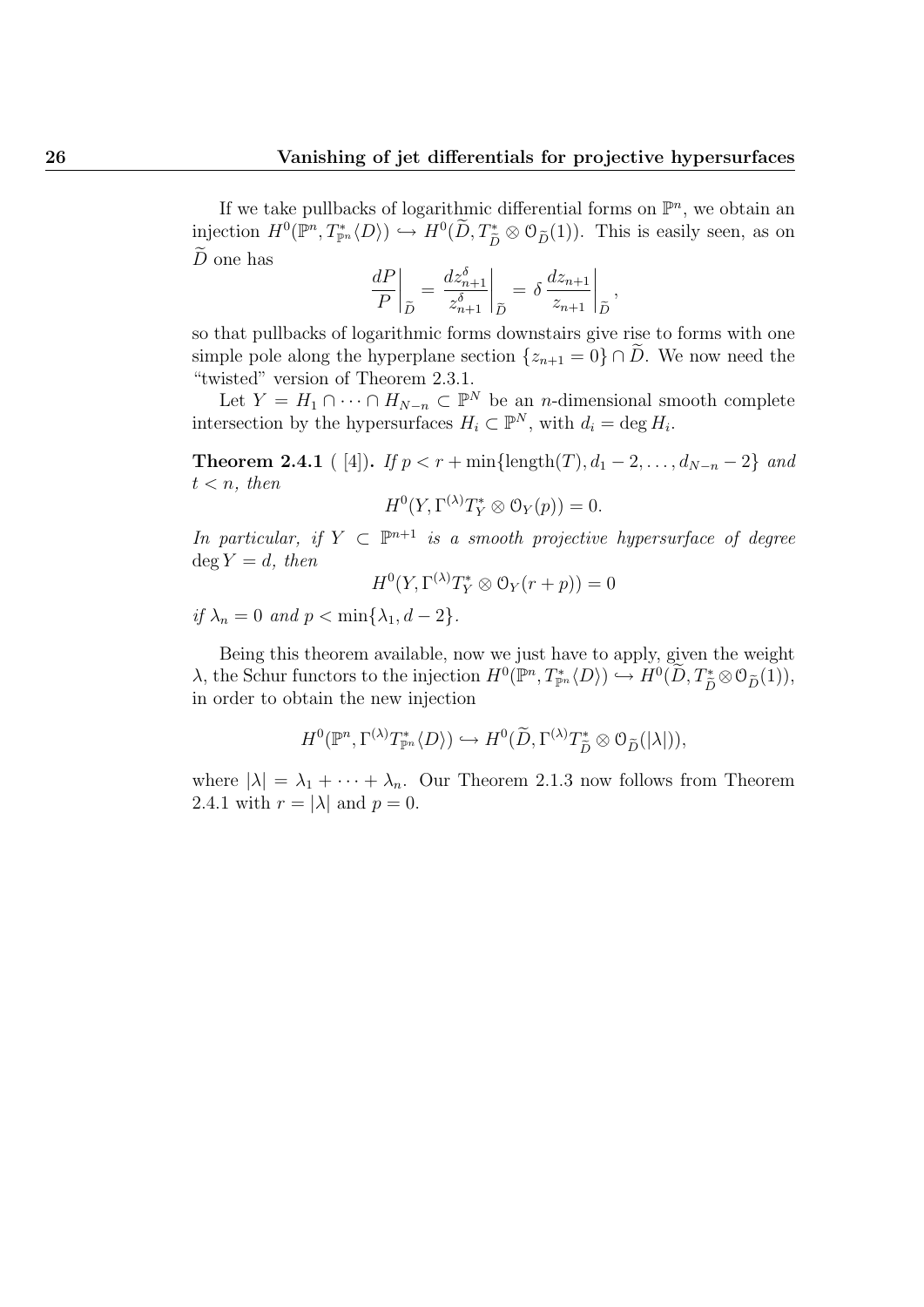If we take pullbacks of logarithmic differential forms on $\mathbb{P}^n$, we obtain an injection $H^0(\mathbb{P}^n, T^*_{\mathbb{P}^n}\langle D\rangle) \hookrightarrow H^0(\widetilde{D}, T^*_{\widetilde{D}} \otimes \mathcal{O}_{\widetilde{D}}(1))$. This is easily seen, as on $\widetilde{D}$ one has

$$\left.\frac{dP}{P}\right|_{\widetilde{D}} = \left.\frac{dz_{n+1}^\delta}{z_{n+1}^\delta}\right|_{\widetilde{D}} = \delta \left.\frac{dz_{n+1}}{z_{n+1}}\right|_{\widetilde{D}},$$

so that pullbacks of logarithmic forms downstairs give rise to forms with one simple pole along the hyperplane section $\{z_{n+1} = 0\} \cap \widetilde{D}$. We now need the "twisted" version of Theorem 2.3.1.

Let $Y = H_1 \cap \cdots \cap H_{N-n} \subset \mathbb{P}^N$ be an $n$-dimensional smooth complete intersection by the hypersurfaces $H_i \subset \mathbb{P}^N$, with $d_i = \deg H_i$.

**Theorem 2.4.1** ( [4]). *If $p < r + \min\{\text{length}(T), d_1 - 2, \ldots, d_{N-n} - 2\}$ and $t < n$, then*

$$H^0(Y, \Gamma^{(\lambda)} T^*_Y \otimes \mathcal{O}_Y(p)) = 0.$$

*In particular, if $Y \subset \mathbb{P}^{n+1}$ is a smooth projective hypersurface of degree $\deg Y = d$, then*

$$H^0(Y, \Gamma^{(\lambda)} T^*_Y \otimes \mathcal{O}_Y(r + p)) = 0$$

*if $\lambda_n = 0$ and $p < \min\{\lambda_1, d - 2\}$.*

Being this theorem available, now we just have to apply, given the weight $\lambda$, the Schur functors to the injection $H^0(\mathbb{P}^n, T^*_{\mathbb{P}^n}\langle D\rangle) \hookrightarrow H^0(\widetilde{D}, T^*_{\widetilde{D}} \otimes \mathcal{O}_{\widetilde{D}}(1))$, in order to obtain the new injection

$$H^0(\mathbb{P}^n, \Gamma^{(\lambda)} T^*_{\mathbb{P}^n}\langle D\rangle) \hookrightarrow H^0(\widetilde{D}, \Gamma^{(\lambda)} T^*_{\widetilde{D}} \otimes \mathcal{O}_{\widetilde{D}}(|\lambda|)),$$

where $|\lambda| = \lambda_1 + \cdots + \lambda_n$. Our Theorem 2.1.3 now follows from Theorem 2.4.1 with $r = |\lambda|$ and $p = 0$.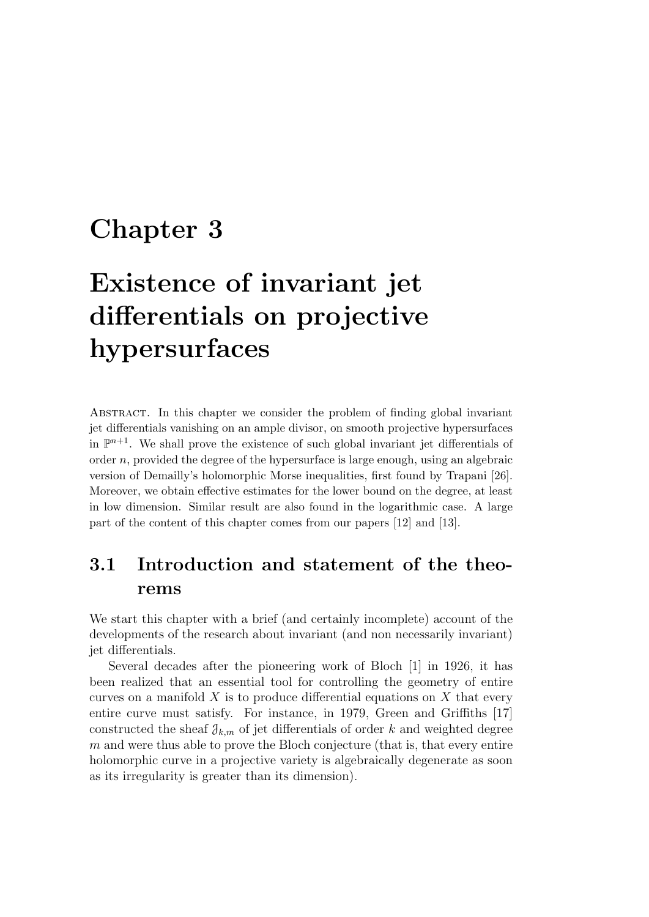# Chapter 3

# Existence of invariant jet differentials on projective hypersurfaces

Abstract. In this chapter we consider the problem of finding global invariant jet differentials vanishing on an ample divisor, on smooth projective hypersurfaces in $\mathbb{P}^{n+1}$. We shall prove the existence of such global invariant jet differentials of order $n$, provided the degree of the hypersurface is large enough, using an algebraic version of Demailly's holomorphic Morse inequalities, first found by Trapani [26]. Moreover, we obtain effective estimates for the lower bound on the degree, at least in low dimension. Similar result are also found in the logarithmic case. A large part of the content of this chapter comes from our papers [12] and [13].

## 3.1 Introduction and statement of the theorems

We start this chapter with a brief (and certainly incomplete) account of the developments of the research about invariant (and non necessarily invariant) jet differentials.

Several decades after the pioneering work of Bloch [1] in 1926, it has been realized that an essential tool for controlling the geometry of entire curves on a manifold $X$ is to produce differential equations on $X$ that every entire curve must satisfy. For instance, in 1979, Green and Griffiths [17] constructed the sheaf $\mathcal{J}_{k,m}$ of jet differentials of order $k$ and weighted degree $m$ and were thus able to prove the Bloch conjecture (that is, that every entire holomorphic curve in a projective variety is algebraically degenerate as soon as its irregularity is greater than its dimension).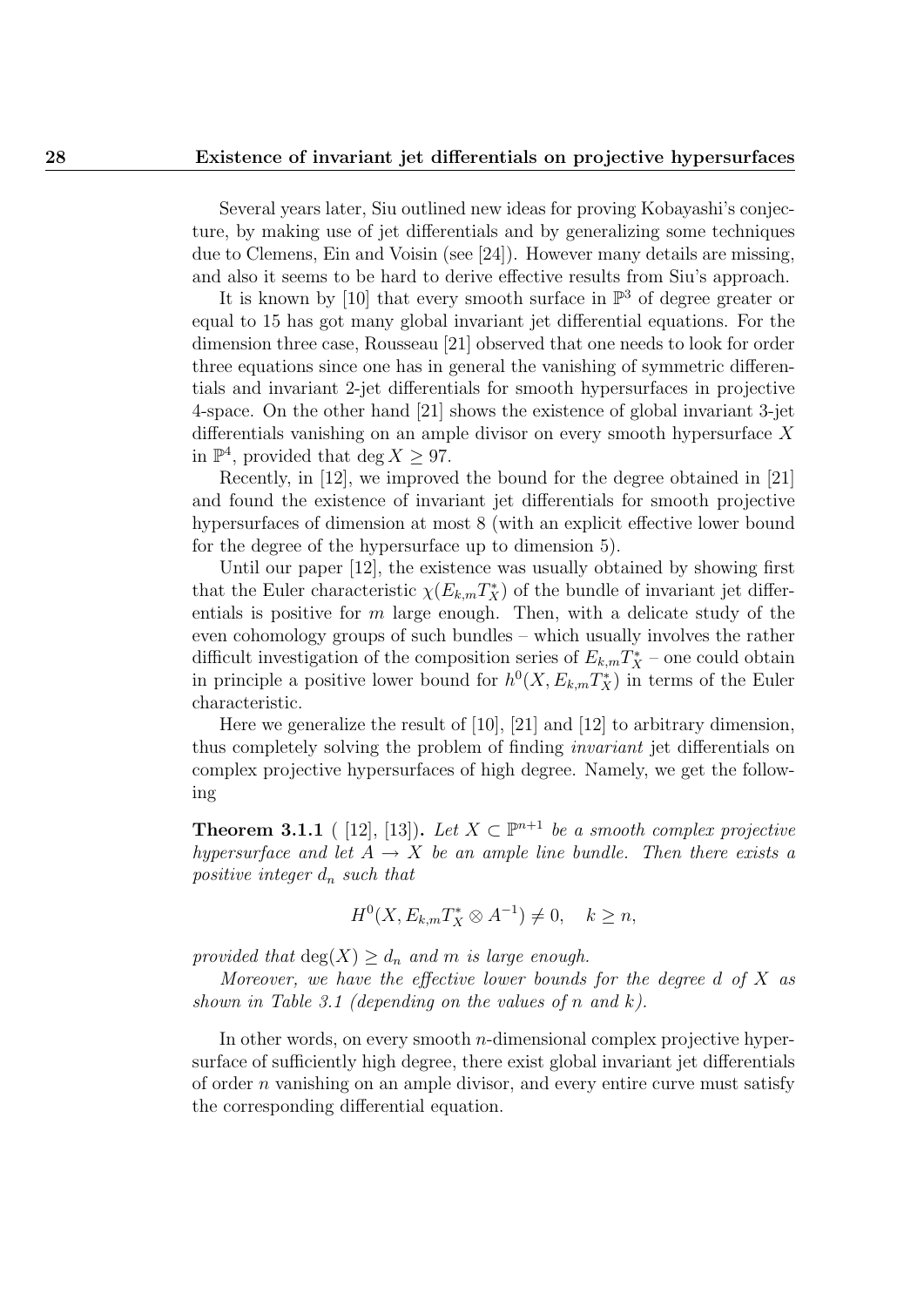Several years later, Siu outlined new ideas for proving Kobayashi's conjecture, by making use of jet differentials and by generalizing some techniques due to Clemens, Ein and Voisin (see [24]). However many details are missing, and also it seems to be hard to derive effective results from Siu's approach.

It is known by [10] that every smooth surface in $\mathbb{P}^3$ of degree greater or equal to 15 has got many global invariant jet differential equations. For the dimension three case, Rousseau [21] observed that one needs to look for order three equations since one has in general the vanishing of symmetric differentials and invariant 2-jet differentials for smooth hypersurfaces in projective 4-space. On the other hand [21] shows the existence of global invariant 3-jet differentials vanishing on an ample divisor on every smooth hypersurface $X$ in $\mathbb{P}^4$, provided that $\deg X \geq 97$.

Recently, in [12], we improved the bound for the degree obtained in [21] and found the existence of invariant jet differentials for smooth projective hypersurfaces of dimension at most 8 (with an explicit effective lower bound for the degree of the hypersurface up to dimension 5).

Until our paper [12], the existence was usually obtained by showing first that the Euler characteristic $\chi(E_{k,m}T^*_X)$ of the bundle of invariant jet differentials is positive for $m$ large enough. Then, with a delicate study of the even cohomology groups of such bundles – which usually involves the rather difficult investigation of the composition series of $E_{k,m}T^*_X$ – one could obtain in principle a positive lower bound for $h^0(X, E_{k,m}T^*_X)$ in terms of the Euler characteristic.

Here we generalize the result of [10], [21] and [12] to arbitrary dimension, thus completely solving the problem of finding *invariant* jet differentials on complex projective hypersurfaces of high degree. Namely, we get the following

**Theorem 3.1.1** ( [12], [13]). *Let $X \subset \mathbb{P}^{n+1}$ be a smooth complex projective hypersurface and let $A \to X$ be an ample line bundle. Then there exists a positive integer $d_n$ such that*

$$H^0(X, E_{k,m}T^*_X \otimes A^{-1}) \neq 0, \quad k \geq n,$$

*provided that $\deg(X) \geq d_n$ and $m$ is large enough.*

*Moreover, we have the effective lower bounds for the degree $d$ of $X$ as shown in Table 3.1 (depending on the values of $n$ and $k$).*

In other words, on every smooth $n$-dimensional complex projective hypersurface of sufficiently high degree, there exist global invariant jet differentials of order $n$ vanishing on an ample divisor, and every entire curve must satisfy the corresponding differential equation.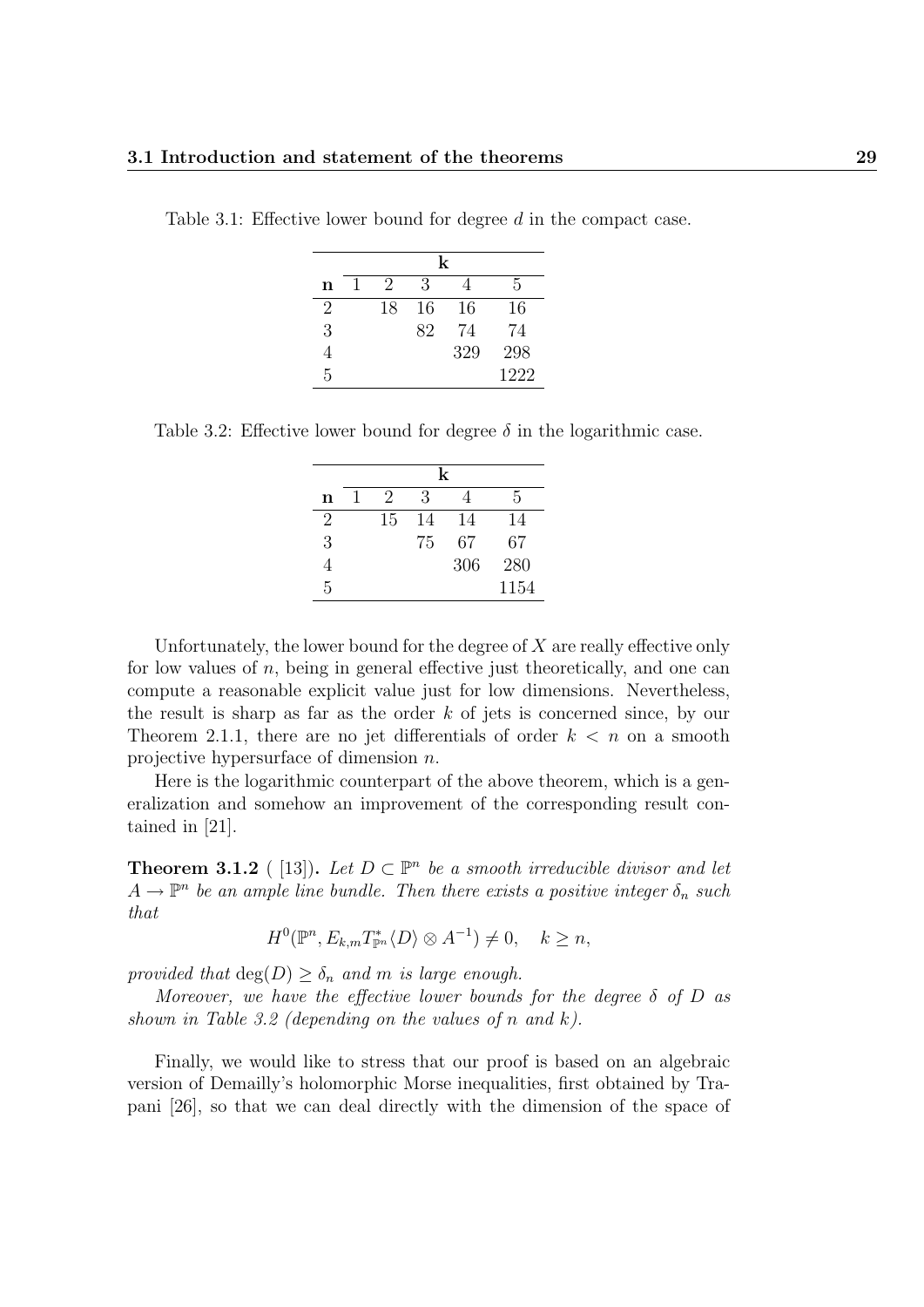Table 3.1: Effective lower bound for degree $d$ in the compact case.

| | **k** | | | | |
|---|---|---|---|---|---|
| **n** | 1 | 2 | 3 | 4 | 5 |
| 2 | | 18 | 16 | 16 | 16 |
| 3 | | | 82 | 74 | 74 |
| 4 | | | | 329 | 298 |
| 5 | | | | | 1222 |

Table 3.2: Effective lower bound for degree $\delta$ in the logarithmic case.

| | **k** | | | | |
|---|---|---|---|---|---|
| **n** | 1 | 2 | 3 | 4 | 5 |
| 2 | | 15 | 14 | 14 | 14 |
| 3 | | | 75 | 67 | 67 |
| 4 | | | | 306 | 280 |
| 5 | | | | | 1154 |

Unfortunately, the lower bound for the degree of $X$ are really effective only for low values of $n$, being in general effective just theoretically, and one can compute a reasonable explicit value just for low dimensions. Nevertheless, the result is sharp as far as the order $k$ of jets is concerned since, by our Theorem 2.1.1, there are no jet differentials of order $k < n$ on a smooth projective hypersurface of dimension $n$.

Here is the logarithmic counterpart of the above theorem, which is a generalization and somehow an improvement of the corresponding result contained in [21].

**Theorem 3.1.2** ( [13]). *Let $D \subset \mathbb{P}^n$ be a smooth irreducible divisor and let $A \to \mathbb{P}^n$ be an ample line bundle. Then there exists a positive integer $\delta_n$ such that*

$$H^0(\mathbb{P}^n, E_{k,m}T^*_{\mathbb{P}^n}\langle D\rangle \otimes A^{-1}) \neq 0, \quad k \geq n,$$

*provided that $\deg(D) \geq \delta_n$ and $m$ is large enough.*

*Moreover, we have the effective lower bounds for the degree $\delta$ of $D$ as shown in Table 3.2 (depending on the values of $n$ and $k$).*

Finally, we would like to stress that our proof is based on an algebraic version of Demailly's holomorphic Morse inequalities, first obtained by Trapani [26], so that we can deal directly with the dimension of the space of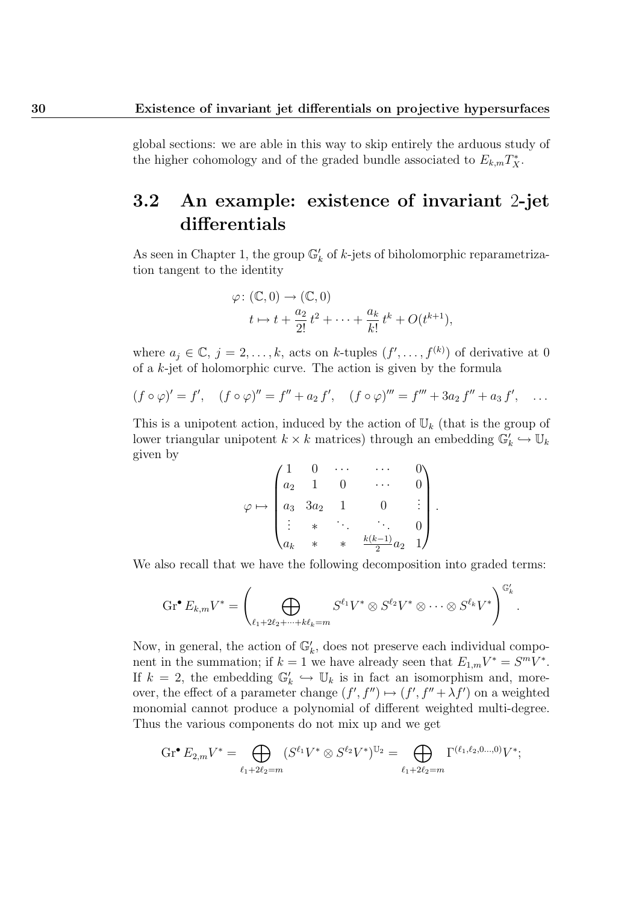global sections: we are able in this way to skip entirely the arduous study of the higher cohomology and of the graded bundle associated to $E_{k,m}T_X^*$.

## 3.2 An example: existence of invariant 2-jet differentials

As seen in Chapter 1, the group $\mathbb{G}_k'$ of $k$-jets of biholomorphic reparametrization tangent to the identity

$$
\begin{aligned}
\varphi\colon (\mathbb{C},0) &\to (\mathbb{C},0) \\
t &\mapsto t + \frac{a_2}{2!}\,t^2 + \dots + \frac{a_k}{k!}\,t^k + O(t^{k+1}),
\end{aligned}
$$

where $a_j \in \mathbb{C}$, $j = 2, \dots, k$, acts on $k$-tuples $(f', \dots, f^{(k)})$ of derivative at 0 of a $k$-jet of holomorphic curve. The action is given by the formula

$$
(f\circ\varphi)' = f', \quad (f\circ\varphi)'' = f'' + a_2\, f', \quad (f\circ\varphi)''' = f''' + 3a_2\, f'' + a_3\, f', \quad \dots
$$

This is a unipotent action, induced by the action of $\mathbb{U}_k$ (that is the group of lower triangular unipotent $k\times k$ matrices) through an embedding $\mathbb{G}_k' \hookrightarrow \mathbb{U}_k$ given by

$$
\varphi \mapsto \begin{pmatrix}
1 & 0 & \cdots & \cdots & 0 \\
a_2 & 1 & 0 & \cdots & 0 \\
a_3 & 3a_2 & 1 & 0 & \vdots \\
\vdots & * & \ddots & \ddots & 0 \\
a_k & * & * & \frac{k(k-1)}{2}a_2 & 1
\end{pmatrix}.
$$

We also recall that we have the following decomposition into graded terms:

$$
\operatorname{Gr}^\bullet E_{k,m}V^* = \left( \bigoplus_{\ell_1+2\ell_2+\dots+k\ell_k=m} S^{\ell_1}V^* \otimes S^{\ell_2}V^* \otimes \dots \otimes S^{\ell_k}V^* \right)^{\mathbb{G}_k'}.
$$

Now, in general, the action of $\mathbb{G}_k'$, does not preserve each individual component in the summation; if $k=1$ we have already seen that $E_{1,m}V^* = S^mV^*$. If $k=2$, the embedding $\mathbb{G}_k' \hookrightarrow \mathbb{U}_k$ is in fact an isomorphism and, moreover, the effect of a parameter change $(f', f'') \mapsto (f', f'' + \lambda f')$ on a weighted monomial cannot produce a polynomial of different weighted multi-degree. Thus the various components do not mix up and we get

$$
\operatorname{Gr}^\bullet E_{2,m}V^* = \bigoplus_{\ell_1+2\ell_2=m} (S^{\ell_1}V^* \otimes S^{\ell_2}V^*)^{\mathbb{U}_2} = \bigoplus_{\ell_1+2\ell_2=m} \Gamma^{(\ell_1,\ell_2,0\dots,0)}V^*;
$$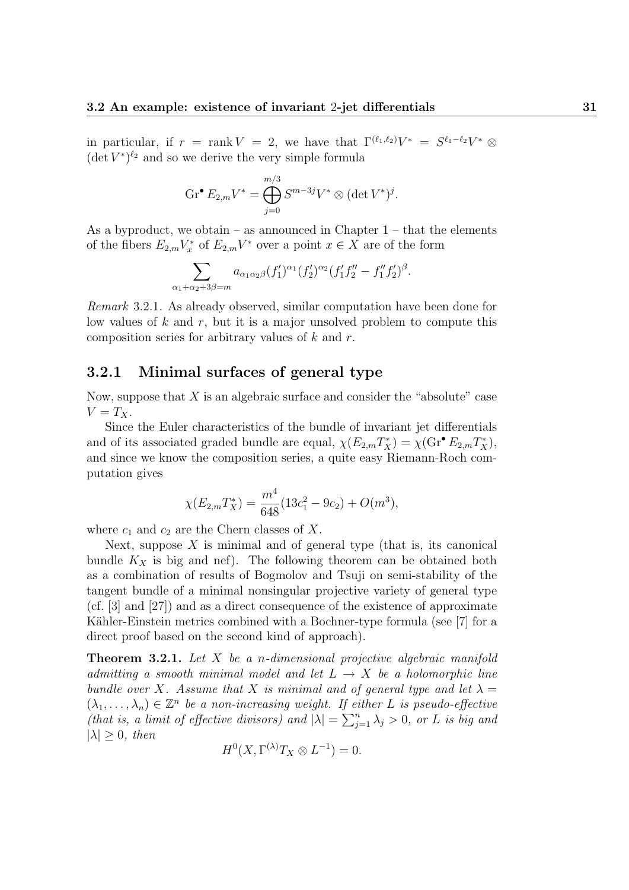in particular, if $r = \operatorname{rank} V = 2$, we have that $\Gamma^{(\ell_1,\ell_2)}V^* = S^{\ell_1-\ell_2}V^* \otimes (\det V^*)^{\ell_2}$ and so we derive the very simple formula

$$\operatorname{Gr}^\bullet E_{2,m}V^* = \bigoplus_{j=0}^{m/3} S^{m-3j}V^* \otimes (\det V^*)^j.$$

As a byproduct, we obtain – as announced in Chapter 1 – that the elements of the fibers $E_{2,m}V^*_x$ of $E_{2,m}V^*$ over a point $x \in X$ are of the form

$$\sum_{\alpha_1+\alpha_2+3\beta=m} a_{\alpha_1\alpha_2\beta}(f_1')^{\alpha_1}(f_2')^{\alpha_2}(f_1'f_2''-f_1''f_2')^{\beta}.$$

*Remark* 3.2.1. As already observed, similar computation have been done for low values of $k$ and $r$, but it is a major unsolved problem to compute this composition series for arbitrary values of $k$ and $r$.

### 3.2.1 Minimal surfaces of general type

Now, suppose that $X$ is an algebraic surface and consider the "absolute" case $V = T_X$.

Since the Euler characteristics of the bundle of invariant jet differentials and of its associated graded bundle are equal, $\chi(E_{2,m}T^*_X) = \chi(\operatorname{Gr}^\bullet E_{2,m}T^*_X)$, and since we know the composition series, a quite easy Riemann-Roch computation gives

$$\chi(E_{2,m}T^*_X) = \frac{m^4}{648}(13c_1^2 - 9c_2) + O(m^3),$$

where $c_1$ and $c_2$ are the Chern classes of $X$.

Next, suppose $X$ is minimal and of general type (that is, its canonical bundle $K_X$ is big and nef). The following theorem can be obtained both as a combination of results of Bogmolov and Tsuji on semi-stability of the tangent bundle of a minimal nonsingular projective variety of general type (cf. [3] and [27]) and as a direct consequence of the existence of approximate Kähler-Einstein metrics combined with a Bochner-type formula (see [7] for a direct proof based on the second kind of approach).

**Theorem 3.2.1.** *Let $X$ be a $n$-dimensional projective algebraic manifold admitting a smooth minimal model and let $L \to X$ be a holomorphic line bundle over $X$. Assume that $X$ is minimal and of general type and let $\lambda = (\lambda_1, \dots, \lambda_n) \in \mathbb{Z}^n$ be a non-increasing weight. If either $L$ is pseudo-effective (that is, a limit of effective divisors) and $|\lambda| = \sum_{j=1}^n \lambda_j > 0$, or $L$ is big and $|\lambda| \geq 0$, then*

$$H^0(X, \Gamma^{(\lambda)}T_X \otimes L^{-1}) = 0.$$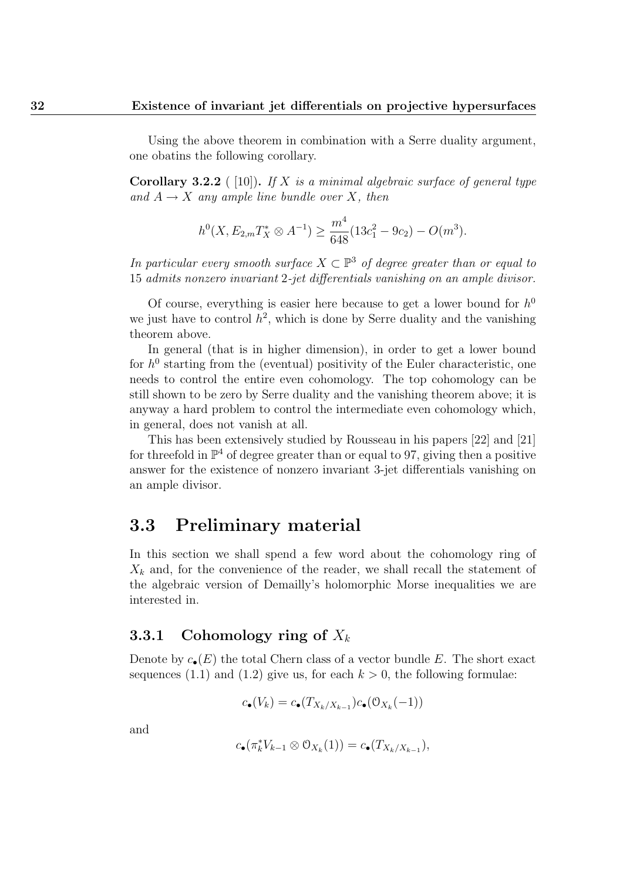Using the above theorem in combination with a Serre duality argument, one obatins the following corollary.

**Corollary 3.2.2** ( [10]). *If $X$ is a minimal algebraic surface of general type and $A \to X$ any ample line bundle over $X$, then*

$$h^0(X, E_{2,m}T_X^* \otimes A^{-1}) \geq \frac{m^4}{648}(13c_1^2 - 9c_2) - O(m^3).$$

*In particular every smooth surface $X \subset \mathbb{P}^3$ of degree greater than or equal to 15 admits nonzero invariant 2-jet differentials vanishing on an ample divisor.*

Of course, everything is easier here because to get a lower bound for $h^0$ we just have to control $h^2$, which is done by Serre duality and the vanishing theorem above.

In general (that is in higher dimension), in order to get a lower bound for $h^0$ starting from the (eventual) positivity of the Euler characteristic, one needs to control the entire even cohomology. The top cohomology can be still shown to be zero by Serre duality and the vanishing theorem above; it is anyway a hard problem to control the intermediate even cohomology which, in general, does not vanish at all.

This has been extensively studied by Rousseau in his papers [22] and [21] for threefold in $\mathbb{P}^4$ of degree greater than or equal to 97, giving then a positive answer for the existence of nonzero invariant 3-jet differentials vanishing on an ample divisor.

## 3.3 Preliminary material

In this section we shall spend a few word about the cohomology ring of $X_k$ and, for the convenience of the reader, we shall recall the statement of the algebraic version of Demailly's holomorphic Morse inequalities we are interested in.

### 3.3.1 Cohomology ring of $X_k$

Denote by $c_\bullet(E)$ the total Chern class of a vector bundle $E$. The short exact sequences (1.1) and (1.2) give us, for each $k > 0$, the following formulae:

$$c_\bullet(V_k) = c_\bullet(T_{X_k/X_{k-1}})c_\bullet(\mathcal{O}_{X_k}(-1))$$

and

$$c_\bullet(\pi_k^* V_{k-1} \otimes \mathcal{O}_{X_k}(1)) = c_\bullet(T_{X_k/X_{k-1}}),$$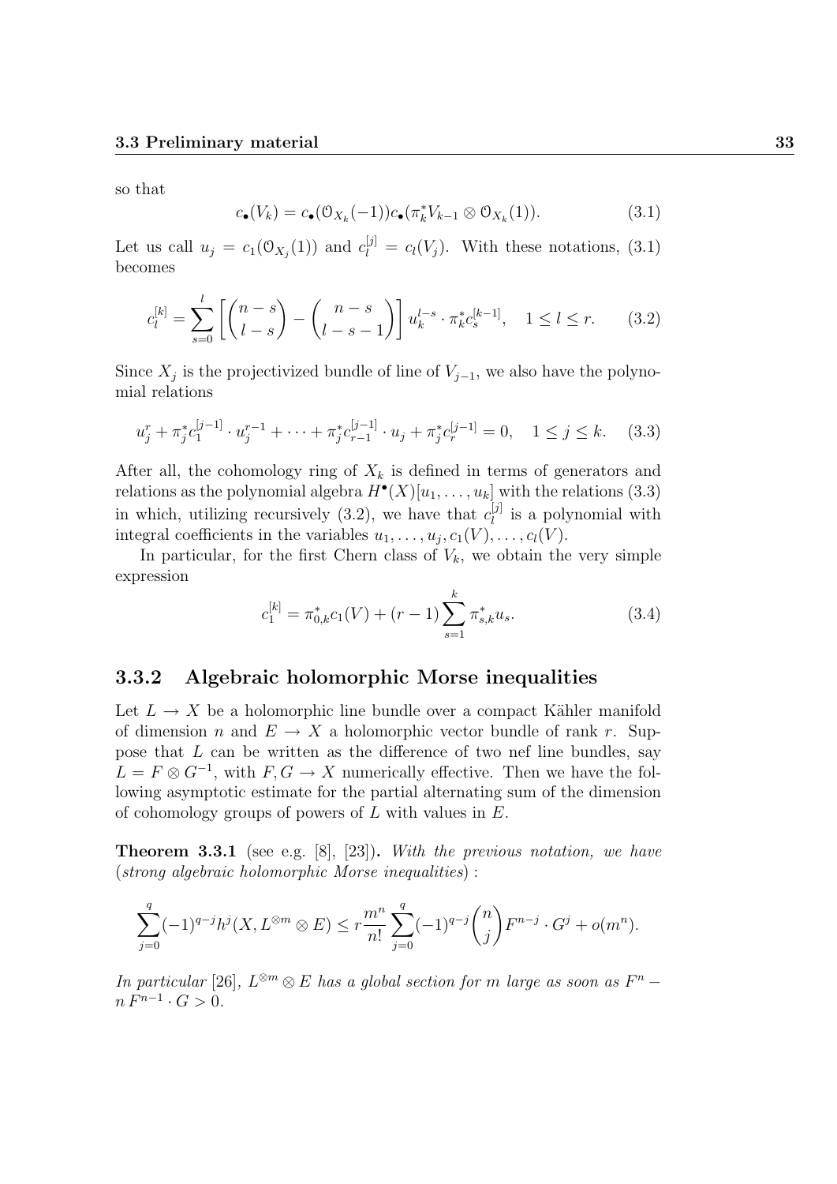so that

$$c_\bullet(V_k) = c_\bullet(\mathcal{O}_{X_k}(-1))c_\bullet(\pi_k^* V_{k-1} \otimes \mathcal{O}_{X_k}(1)). \tag{3.1}$$

Let us call $u_j = c_1(\mathcal{O}_{X_j}(1))$ and $c_l^{[j]} = c_l(V_j)$. With these notations, (3.1) becomes

$$c_l^{[k]} = \sum_{s=0}^{l} \left[ \binom{n-s}{l-s} - \binom{n-s}{l-s-1} \right] u_k^{l-s} \cdot \pi_k^* c_s^{[k-1]}, \quad 1 \le l \le r. \tag{3.2}$$

Since $X_j$ is the projectivized bundle of line of $V_{j-1}$, we also have the polynomial relations

$$u_j^r + \pi_j^* c_1^{[j-1]} \cdot u_j^{r-1} + \cdots + \pi_j^* c_{r-1}^{[j-1]} \cdot u_j + \pi_j^* c_r^{[j-1]} = 0, \quad 1 \le j \le k. \tag{3.3}$$

After all, the cohomology ring of $X_k$ is defined in terms of generators and relations as the polynomial algebra $H^\bullet(X)[u_1, \dots, u_k]$ with the relations (3.3) in which, utilizing recursively (3.2), we have that $c_l^{[j]}$ is a polynomial with integral coefficients in the variables $u_1, \dots, u_j, c_1(V), \dots, c_l(V)$.

In particular, for the first Chern class of $V_k$, we obtain the very simple expression

$$c_1^{[k]} = \pi_{0,k}^* c_1(V) + (r-1) \sum_{s=1}^{k} \pi_{s,k}^* u_s. \tag{3.4}$$

### 3.3.2 Algebraic holomorphic Morse inequalities

Let $L \to X$ be a holomorphic line bundle over a compact Kähler manifold of dimension $n$ and $E \to X$ a holomorphic vector bundle of rank $r$. Suppose that $L$ can be written as the difference of two nef line bundles, say $L = F \otimes G^{-1}$, with $F, G \to X$ numerically effective. Then we have the following asymptotic estimate for the partial alternating sum of the dimension of cohomology groups of powers of $L$ with values in $E$.

**Theorem 3.3.1** (see e.g. [8], [23]). *With the previous notation, we have* (*strong algebraic holomorphic Morse inequalities*) :

$$\sum_{j=0}^{q} (-1)^{q-j} h^j(X, L^{\otimes m} \otimes E) \le r \frac{m^n}{n!} \sum_{j=0}^{q} (-1)^{q-j} \binom{n}{j} F^{n-j} \cdot G^j + o(m^n).$$

*In particular* [26]*, $L^{\otimes m} \otimes E$ has a global section for $m$ large as soon as $F^n - n\, F^{n-1} \cdot G > 0$.*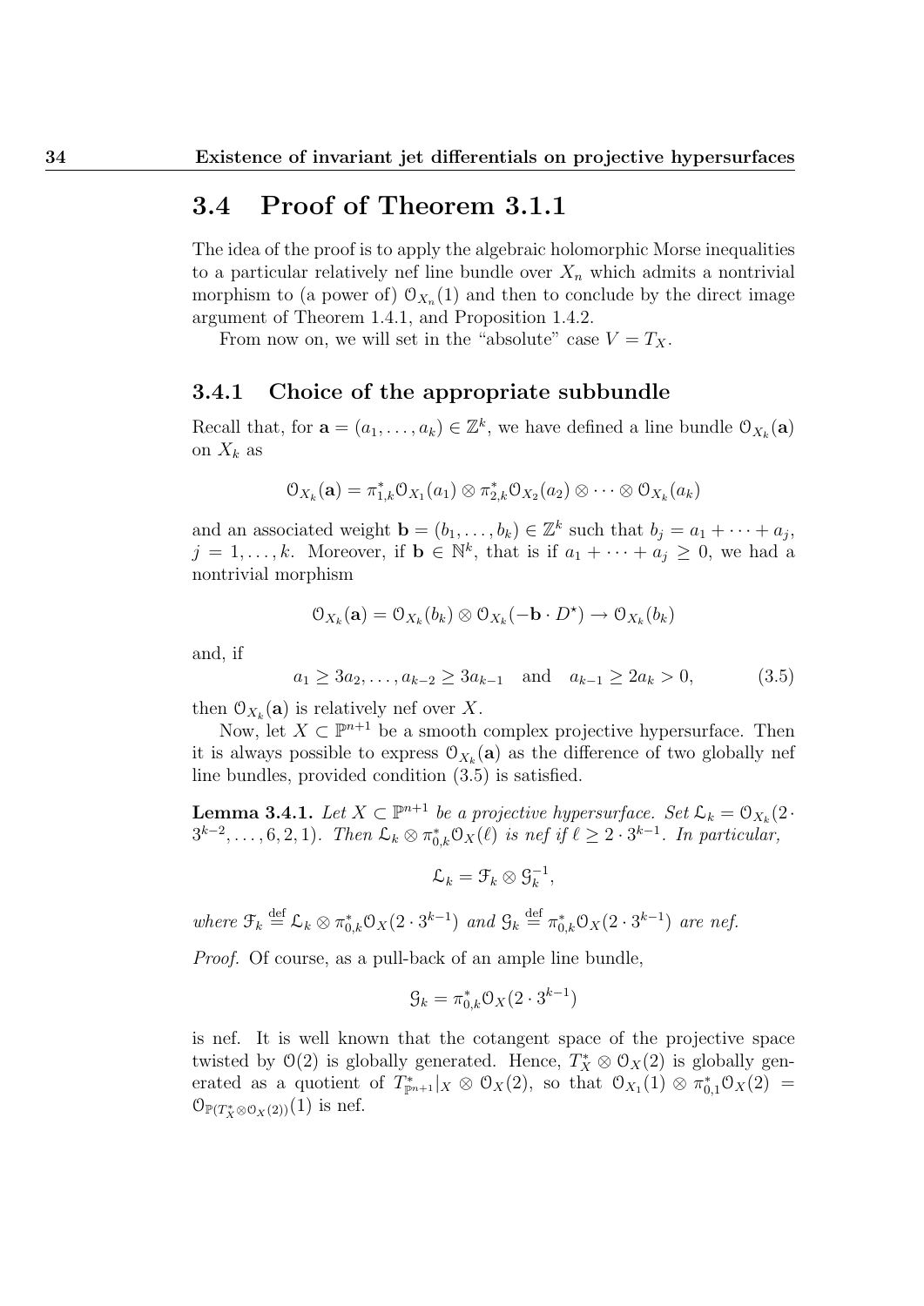## 3.4 Proof of Theorem 3.1.1

The idea of the proof is to apply the algebraic holomorphic Morse inequalities to a particular relatively nef line bundle over $X_n$ which admits a nontrivial morphism to (a power of) $\mathcal{O}_{X_n}(1)$ and then to conclude by the direct image argument of Theorem 1.4.1, and Proposition 1.4.2.

From now on, we will set in the "absolute" case $V = T_X$.

### 3.4.1 Choice of the appropriate subbundle

Recall that, for $\mathbf{a} = (a_1, \dots, a_k) \in \mathbb{Z}^k$, we have defined a line bundle $\mathcal{O}_{X_k}(\mathbf{a})$ on $X_k$ as

$$\mathcal{O}_{X_k}(\mathbf{a}) = \pi_{1,k}^* \mathcal{O}_{X_1}(a_1) \otimes \pi_{2,k}^* \mathcal{O}_{X_2}(a_2) \otimes \cdots \otimes \mathcal{O}_{X_k}(a_k)$$

and an associated weight $\mathbf{b} = (b_1, \dots, b_k) \in \mathbb{Z}^k$ such that $b_j = a_1 + \cdots + a_j$, $j = 1, \dots, k$. Moreover, if $\mathbf{b} \in \mathbb{N}^k$, that is if $a_1 + \cdots + a_j \geq 0$, we had a nontrivial morphism

$$\mathcal{O}_{X_k}(\mathbf{a}) = \mathcal{O}_{X_k}(b_k) \otimes \mathcal{O}_{X_k}(-\mathbf{b} \cdot D^\star) \to \mathcal{O}_{X_k}(b_k)$$

and, if

$$a_1 \geq 3a_2, \dots, a_{k-2} \geq 3a_{k-1} \quad \text{and} \quad a_{k-1} \geq 2a_k > 0, \tag{3.5}$$

then $\mathcal{O}_{X_k}(\mathbf{a})$ is relatively nef over $X$.

Now, let $X \subset \mathbb{P}^{n+1}$ be a smooth complex projective hypersurface. Then it is always possible to express $\mathcal{O}_{X_k}(\mathbf{a})$ as the difference of two globally nef line bundles, provided condition (3.5) is satisfied.

**Lemma 3.4.1.** *Let $X \subset \mathbb{P}^{n+1}$ be a projective hypersurface. Set $\mathcal{L}_k = \mathcal{O}_{X_k}(2 \cdot 3^{k-2}, \dots, 6, 2, 1)$. Then $\mathcal{L}_k \otimes \pi_{0,k}^* \mathcal{O}_X(\ell)$ is nef if $\ell \geq 2 \cdot 3^{k-1}$. In particular,*

$$\mathcal{L}_k = \mathcal{F}_k \otimes \mathcal{G}_k^{-1},$$

*where $\mathcal{F}_k \overset{\text{def}}{=} \mathcal{L}_k \otimes \pi_{0,k}^* \mathcal{O}_X(2 \cdot 3^{k-1})$ and $\mathcal{G}_k \overset{\text{def}}{=} \pi_{0,k}^* \mathcal{O}_X(2 \cdot 3^{k-1})$ are nef.*

*Proof.* Of course, as a pull-back of an ample line bundle,

$$\mathcal{G}_k = \pi_{0,k}^* \mathcal{O}_X(2 \cdot 3^{k-1})$$

is nef. It is well known that the cotangent space of the projective space twisted by $\mathcal{O}(2)$ is globally generated. Hence, $T_X^* \otimes \mathcal{O}_X(2)$ is globally generated as a quotient of $T_{\mathbb{P}^{n+1}}^*|_X \otimes \mathcal{O}_X(2)$, so that $\mathcal{O}_{X_1}(1) \otimes \pi_{0,1}^* \mathcal{O}_X(2) = \mathcal{O}_{\mathbb{P}(T_X^* \otimes \mathcal{O}_X(2))}(1)$ is nef.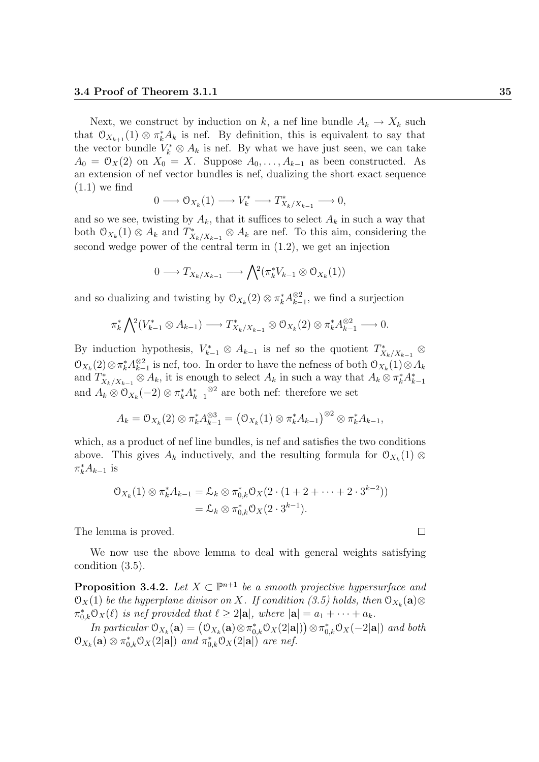Next, we construct by induction on $k$, a nef line bundle $A_k \to X_k$ such that $\mathcal{O}_{X_{k+1}}(1) \otimes \pi_k^* A_k$ is nef. By definition, this is equivalent to say that the vector bundle $V_k^* \otimes A_k$ is nef. By what we have just seen, we can take $A_0 = \mathcal{O}_X(2)$ on $X_0 = X$. Suppose $A_0, \dots, A_{k-1}$ as been constructed. As an extension of nef vector bundles is nef, dualizing the short exact sequence (1.1) we find

$$0 \longrightarrow \mathcal{O}_{X_k}(1) \longrightarrow V_k^* \longrightarrow T^*_{X_k/X_{k-1}} \longrightarrow 0,$$

and so we see, twisting by $A_k$, that it suffices to select $A_k$ in such a way that both $\mathcal{O}_{X_k}(1) \otimes A_k$ and $T^*_{X_k/X_{k-1}} \otimes A_k$ are nef. To this aim, considering the second wedge power of the central term in (1.2), we get an injection

$$0 \longrightarrow T_{X_k/X_{k-1}} \longrightarrow \bigwedge^2 (\pi_k^* V_{k-1} \otimes \mathcal{O}_{X_k}(1))$$

and so dualizing and twisting by $\mathcal{O}_{X_k}(2) \otimes \pi_k^* A_{k-1}^{\otimes 2}$, we find a surjection

$$\pi_k^* \bigwedge^2 (V_{k-1}^* \otimes A_{k-1}) \longrightarrow T^*_{X_k/X_{k-1}} \otimes \mathcal{O}_{X_k}(2) \otimes \pi_k^* A_{k-1}^{\otimes 2} \longrightarrow 0.$$

By induction hypothesis, $V_{k-1}^* \otimes A_{k-1}$ is nef so the quotient $T^*_{X_k/X_{k-1}} \otimes \mathcal{O}_{X_k}(2) \otimes \pi_k^* A_{k-1}^{\otimes 2}$ is nef, too. In order to have the nefness of both $\mathcal{O}_{X_k}(1) \otimes A_k$ and $T^*_{X_k/X_{k-1}} \otimes A_k$, it is enough to select $A_k$ in such a way that $A_k \otimes \pi_k^* A_{k-1}^*$ and $A_k \otimes \mathcal{O}_{X_k}(-2) \otimes \pi_k^* {A_{k-1}^*}^{\otimes 2}$ are both nef: therefore we set

$$A_k = \mathcal{O}_{X_k}(2) \otimes \pi_k^* A_{k-1}^{\otimes 3} = \left(\mathcal{O}_{X_k}(1) \otimes \pi_k^* A_{k-1}\right)^{\otimes 2} \otimes \pi_k^* A_{k-1},$$

which, as a product of nef line bundles, is nef and satisfies the two conditions above. This gives $A_k$ inductively, and the resulting formula for $\mathcal{O}_{X_k}(1) \otimes \pi_k^* A_{k-1}$ is

$$\begin{aligned}\mathcal{O}_{X_k}(1) \otimes \pi_k^* A_{k-1} &= \mathcal{L}_k \otimes \pi_{0,k}^* \mathcal{O}_X(2 \cdot (1 + 2 + \cdots + 2 \cdot 3^{k-2})) \\ &= \mathcal{L}_k \otimes \pi_{0,k}^* \mathcal{O}_X(2 \cdot 3^{k-1}).\end{aligned}$$

The lemma is proved. ∎

We now use the above lemma to deal with general weights satisfying condition (3.5).

**Proposition 3.4.2.** *Let $X \subset \mathbb{P}^{n+1}$ be a smooth projective hypersurface and $\mathcal{O}_X(1)$ be the hyperplane divisor on $X$. If condition (3.5) holds, then $\mathcal{O}_{X_k}(\mathbf{a}) \otimes \pi_{0,k}^* \mathcal{O}_X(\ell)$ is nef provided that $\ell \geq 2|\mathbf{a}|$, where $|\mathbf{a}| = a_1 + \cdots + a_k$.*

*In particular $\mathcal{O}_{X_k}(\mathbf{a}) = \left(\mathcal{O}_{X_k}(\mathbf{a}) \otimes \pi_{0,k}^* \mathcal{O}_X(2|\mathbf{a}|)\right) \otimes \pi_{0,k}^* \mathcal{O}_X(-2|\mathbf{a}|)$ and both $\mathcal{O}_{X_k}(\mathbf{a}) \otimes \pi_{0,k}^* \mathcal{O}_X(2|\mathbf{a}|)$ and $\pi_{0,k}^* \mathcal{O}_X(2|\mathbf{a}|)$ are nef.*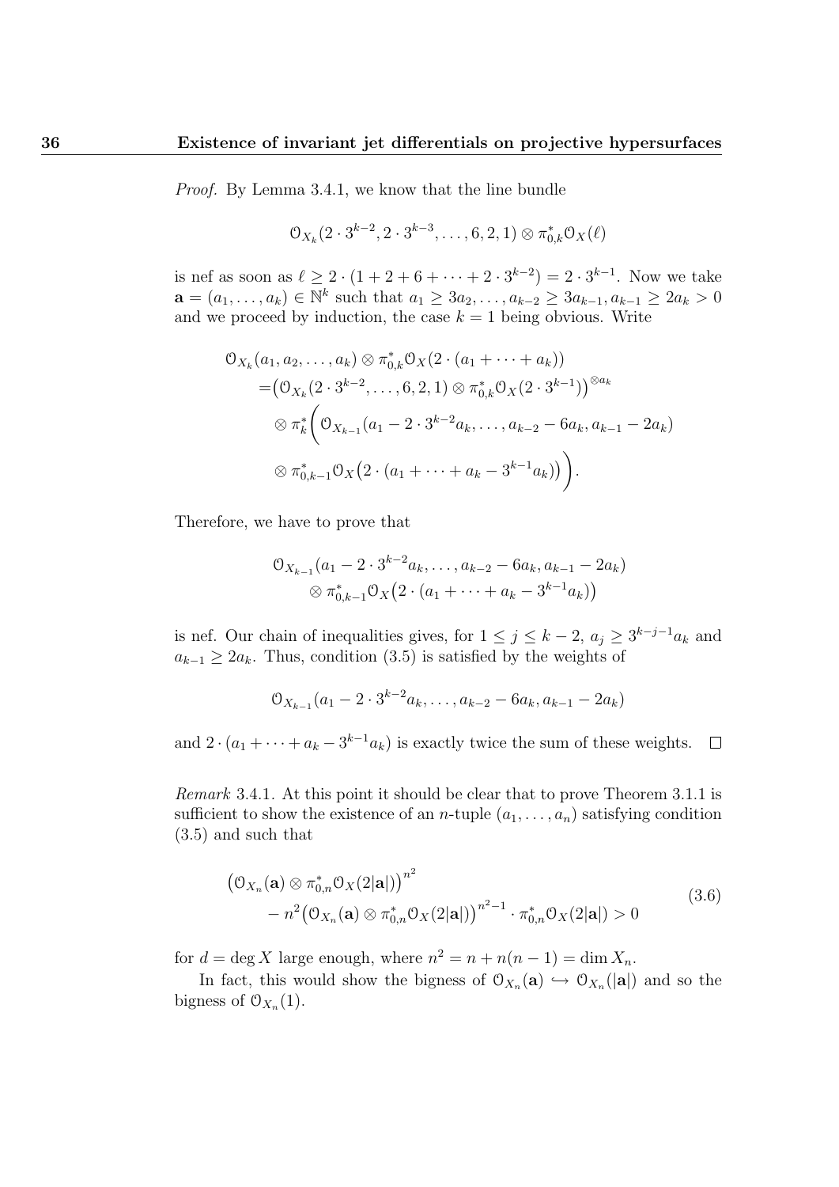*Proof.* By Lemma 3.4.1, we know that the line bundle

$$\mathcal{O}_{X_k}(2 \cdot 3^{k-2}, 2 \cdot 3^{k-3}, \dots, 6, 2, 1) \otimes \pi_{0,k}^* \mathcal{O}_X(\ell)$$

is nef as soon as $\ell \geq 2 \cdot (1 + 2 + 6 + \cdots + 2 \cdot 3^{k-2}) = 2 \cdot 3^{k-1}$. Now we take $\mathbf{a} = (a_1, \dots, a_k) \in \mathbb{N}^k$ such that $a_1 \geq 3a_2, \dots, a_{k-2} \geq 3a_{k-1}, a_{k-1} \geq 2a_k > 0$ and we proceed by induction, the case $k = 1$ being obvious. Write

$$\begin{aligned}
&\mathcal{O}_{X_k}(a_1, a_2, \dots, a_k) \otimes \pi_{0,k}^* \mathcal{O}_X(2 \cdot (a_1 + \cdots + a_k)) \\
&= \big(\mathcal{O}_{X_k}(2 \cdot 3^{k-2}, \dots, 6, 2, 1) \otimes \pi_{0,k}^* \mathcal{O}_X(2 \cdot 3^{k-1})\big)^{\otimes a_k} \\
&\quad \otimes \pi_k^* \bigg( \mathcal{O}_{X_{k-1}}(a_1 - 2 \cdot 3^{k-2} a_k, \dots, a_{k-2} - 6a_k, a_{k-1} - 2a_k) \\
&\quad \otimes \pi_{0,k-1}^* \mathcal{O}_X\big(2 \cdot (a_1 + \cdots + a_k - 3^{k-1} a_k)\big) \bigg).
\end{aligned}$$

Therefore, we have to prove that

$$\begin{aligned}
&\mathcal{O}_{X_{k-1}}(a_1 - 2 \cdot 3^{k-2} a_k, \dots, a_{k-2} - 6a_k, a_{k-1} - 2a_k) \\
&\quad \otimes \pi_{0,k-1}^* \mathcal{O}_X\big(2 \cdot (a_1 + \cdots + a_k - 3^{k-1} a_k)\big)
\end{aligned}$$

is nef. Our chain of inequalities gives, for $1 \leq j \leq k-2$, $a_j \geq 3^{k-j-1} a_k$ and $a_{k-1} \geq 2a_k$. Thus, condition (3.5) is satisfied by the weights of

$$\mathcal{O}_{X_{k-1}}(a_1 - 2 \cdot 3^{k-2} a_k, \dots, a_{k-2} - 6a_k, a_{k-1} - 2a_k)$$

and $2 \cdot (a_1 + \cdots + a_k - 3^{k-1} a_k)$ is exactly twice the sum of these weights. $\square$

*Remark* 3.4.1. At this point it should be clear that to prove Theorem 3.1.1 is sufficient to show the existence of an $n$-tuple $(a_1, \dots, a_n)$ satisfying condition (3.5) and such that

$$\begin{aligned}
&\big(\mathcal{O}_{X_n}(\mathbf{a}) \otimes \pi_{0,n}^* \mathcal{O}_X(2|\mathbf{a}|)\big)^{n^2} \\
&\quad - n^2 \big(\mathcal{O}_{X_n}(\mathbf{a}) \otimes \pi_{0,n}^* \mathcal{O}_X(2|\mathbf{a}|)\big)^{n^2-1} \cdot \pi_{0,n}^* \mathcal{O}_X(2|\mathbf{a}|) > 0
\end{aligned} \tag{3.6}$$

for $d = \deg X$ large enough, where $n^2 = n + n(n-1) = \dim X_n$.

In fact, this would show the bigness of $\mathcal{O}_{X_n}(\mathbf{a}) \hookrightarrow \mathcal{O}_{X_n}(|\mathbf{a}|)$ and so the bigness of $\mathcal{O}_{X_n}(1)$.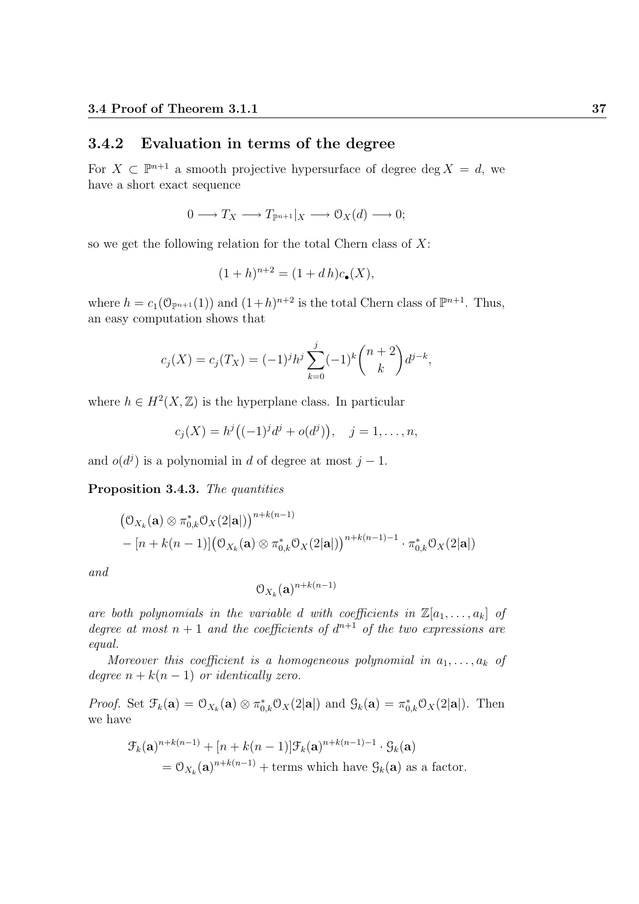### 3.4.2 Evaluation in terms of the degree

For $X \subset \mathbb{P}^{n+1}$ a smooth projective hypersurface of degree $\deg X = d$, we have a short exact sequence

$$0 \longrightarrow T_X \longrightarrow T_{\mathbb{P}^{n+1}}|_X \longrightarrow \mathcal{O}_X(d) \longrightarrow 0;$$

so we get the following relation for the total Chern class of $X$:

$$(1+h)^{n+2} = (1+d\,h)c_\bullet(X),$$

where $h = c_1(\mathcal{O}_{\mathbb{P}^{n+1}}(1))$ and $(1+h)^{n+2}$ is the total Chern class of $\mathbb{P}^{n+1}$. Thus, an easy computation shows that

$$c_j(X) = c_j(T_X) = (-1)^j h^j \sum_{k=0}^{j} (-1)^k \binom{n+2}{k} d^{j-k},$$

where $h \in H^2(X,\mathbb{Z})$ is the hyperplane class. In particular

$$c_j(X) = h^j\big((-1)^j d^j + o(d^j)\big), \quad j = 1, \dots, n,$$

and $o(d^j)$ is a polynomial in $d$ of degree at most $j-1$.

**Proposition 3.4.3.** *The quantities*

$$\begin{aligned}&\big(\mathcal{O}_{X_k}(\mathbf{a}) \otimes \pi_{0,k}^* \mathcal{O}_X(2|\mathbf{a}|)\big)^{n+k(n-1)} \\ &- [n+k(n-1)]\big(\mathcal{O}_{X_k}(\mathbf{a}) \otimes \pi_{0,k}^* \mathcal{O}_X(2|\mathbf{a}|)\big)^{n+k(n-1)-1} \cdot \pi_{0,k}^* \mathcal{O}_X(2|\mathbf{a}|)\end{aligned}$$

*and*

$$\mathcal{O}_{X_k}(\mathbf{a})^{n+k(n-1)}$$

*are both polynomials in the variable $d$ with coefficients in $\mathbb{Z}[a_1, \dots, a_k]$ of degree at most $n+1$ and the coefficients of $d^{n+1}$ of the two expressions are equal.*

*Moreover this coefficient is a homogeneous polynomial in $a_1, \dots, a_k$ of degree $n+k(n-1)$ or identically zero.*

*Proof.* Set $\mathcal{F}_k(\mathbf{a}) = \mathcal{O}_{X_k}(\mathbf{a}) \otimes \pi_{0,k}^* \mathcal{O}_X(2|\mathbf{a}|)$ and $\mathcal{G}_k(\mathbf{a}) = \pi_{0,k}^* \mathcal{O}_X(2|\mathbf{a}|)$. Then we have

$$\begin{aligned}&\mathcal{F}_k(\mathbf{a})^{n+k(n-1)} + [n+k(n-1)]\mathcal{F}_k(\mathbf{a})^{n+k(n-1)-1} \cdot \mathcal{G}_k(\mathbf{a}) \\ &\quad = \mathcal{O}_{X_k}(\mathbf{a})^{n+k(n-1)} + \text{terms which have } \mathcal{G}_k(\mathbf{a}) \text{ as a factor.}\end{aligned}$$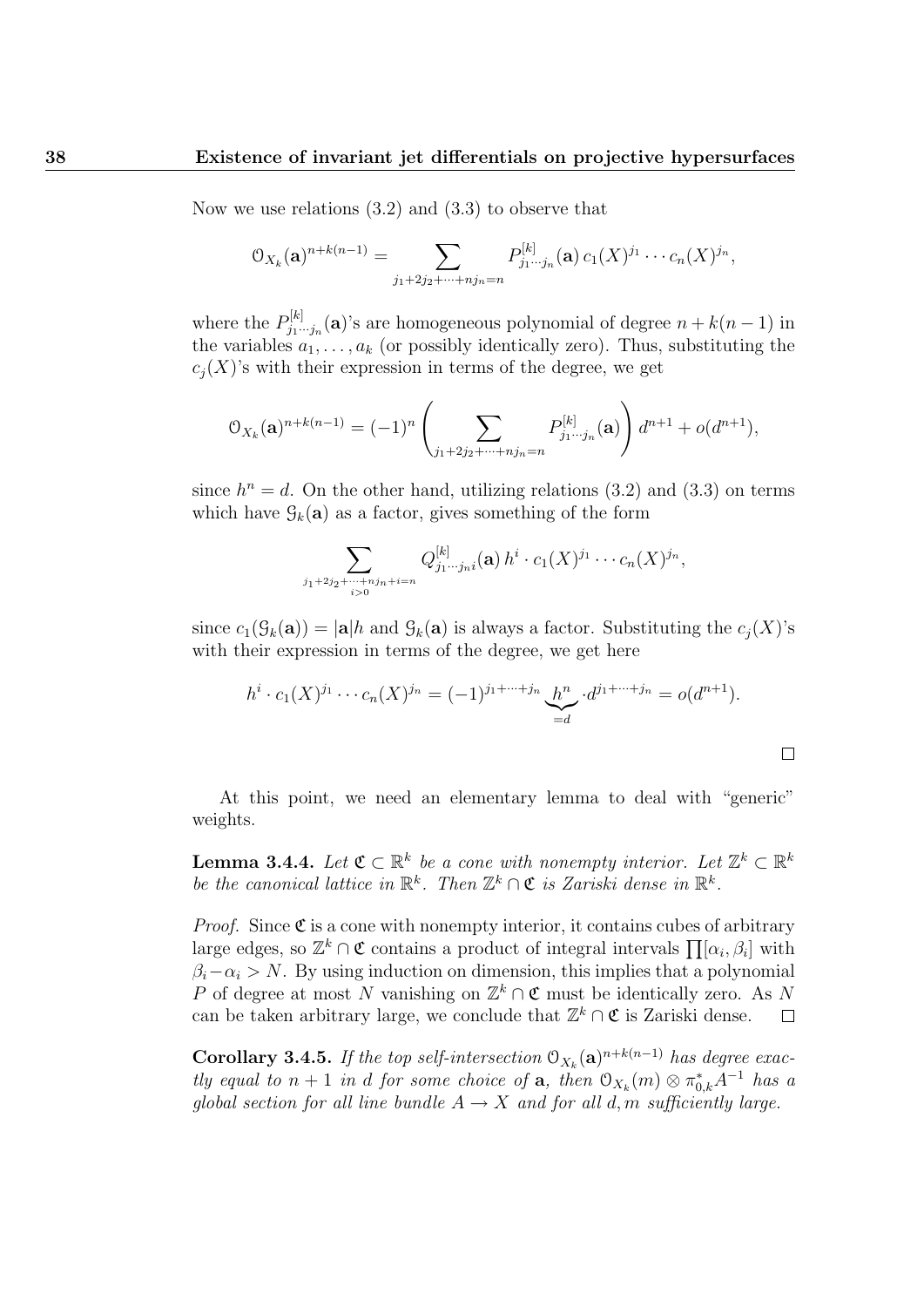Now we use relations (3.2) and (3.3) to observe that

$$\mathcal{O}_{X_k}(\mathbf{a})^{n+k(n-1)} = \sum_{j_1+2j_2+\cdots+nj_n=n} P^{[k]}_{j_1\cdots j_n}(\mathbf{a})\, c_1(X)^{j_1}\cdots c_n(X)^{j_n},$$

where the $P^{[k]}_{j_1\cdots j_n}(\mathbf{a})$'s are homogeneous polynomial of degree $n+k(n-1)$ in the variables $a_1,\dots,a_k$ (or possibly identically zero). Thus, substituting the $c_j(X)$'s with their expression in terms of the degree, we get

$$\mathcal{O}_{X_k}(\mathbf{a})^{n+k(n-1)} = (-1)^n \left( \sum_{j_1+2j_2+\cdots+nj_n=n} P^{[k]}_{j_1\cdots j_n}(\mathbf{a}) \right) d^{n+1} + o(d^{n+1}),$$

since $h^n = d$. On the other hand, utilizing relations (3.2) and (3.3) on terms which have $\mathcal{G}_k(\mathbf{a})$ as a factor, gives something of the form

$$\sum_{\substack{j_1+2j_2+\cdots+nj_n+i=n \\ i>0}} Q^{[k]}_{j_1\cdots j_n i}(\mathbf{a})\, h^i \cdot c_1(X)^{j_1}\cdots c_n(X)^{j_n},$$

since $c_1(\mathcal{G}_k(\mathbf{a})) = |\mathbf{a}|h$ and $\mathcal{G}_k(\mathbf{a})$ is always a factor. Substituting the $c_j(X)$'s with their expression in terms of the degree, we get here

$$h^i \cdot c_1(X)^{j_1}\cdots c_n(X)^{j_n} = (-1)^{j_1+\cdots+j_n} \underbrace{h^n}_{=d} \cdot d^{j_1+\cdots+j_n} = o(d^{n+1}).$$

□

At this point, we need an elementary lemma to deal with "generic" weights.

**Lemma 3.4.4.** *Let $\mathfrak{C} \subset \mathbb{R}^k$ be a cone with nonempty interior. Let $\mathbb{Z}^k \subset \mathbb{R}^k$ be the canonical lattice in $\mathbb{R}^k$. Then $\mathbb{Z}^k \cap \mathfrak{C}$ is Zariski dense in $\mathbb{R}^k$.*

*Proof.* Since $\mathfrak{C}$ is a cone with nonempty interior, it contains cubes of arbitrary large edges, so $\mathbb{Z}^k \cap \mathfrak{C}$ contains a product of integral intervals $\prod[\alpha_i, \beta_i]$ with $\beta_i - \alpha_i > N$. By using induction on dimension, this implies that a polynomial $P$ of degree at most $N$ vanishing on $\mathbb{Z}^k \cap \mathfrak{C}$ must be identically zero. As $N$ can be taken arbitrary large, we conclude that $\mathbb{Z}^k \cap \mathfrak{C}$ is Zariski dense. □

**Corollary 3.4.5.** *If the top self-intersection $\mathcal{O}_{X_k}(\mathbf{a})^{n+k(n-1)}$ has degree exactly equal to $n+1$ in $d$ for some choice of $\mathbf{a}$, then $\mathcal{O}_{X_k}(m) \otimes \pi^*_{0,k}A^{-1}$ has a global section for all line bundle $A \to X$ and for all $d, m$ sufficiently large.*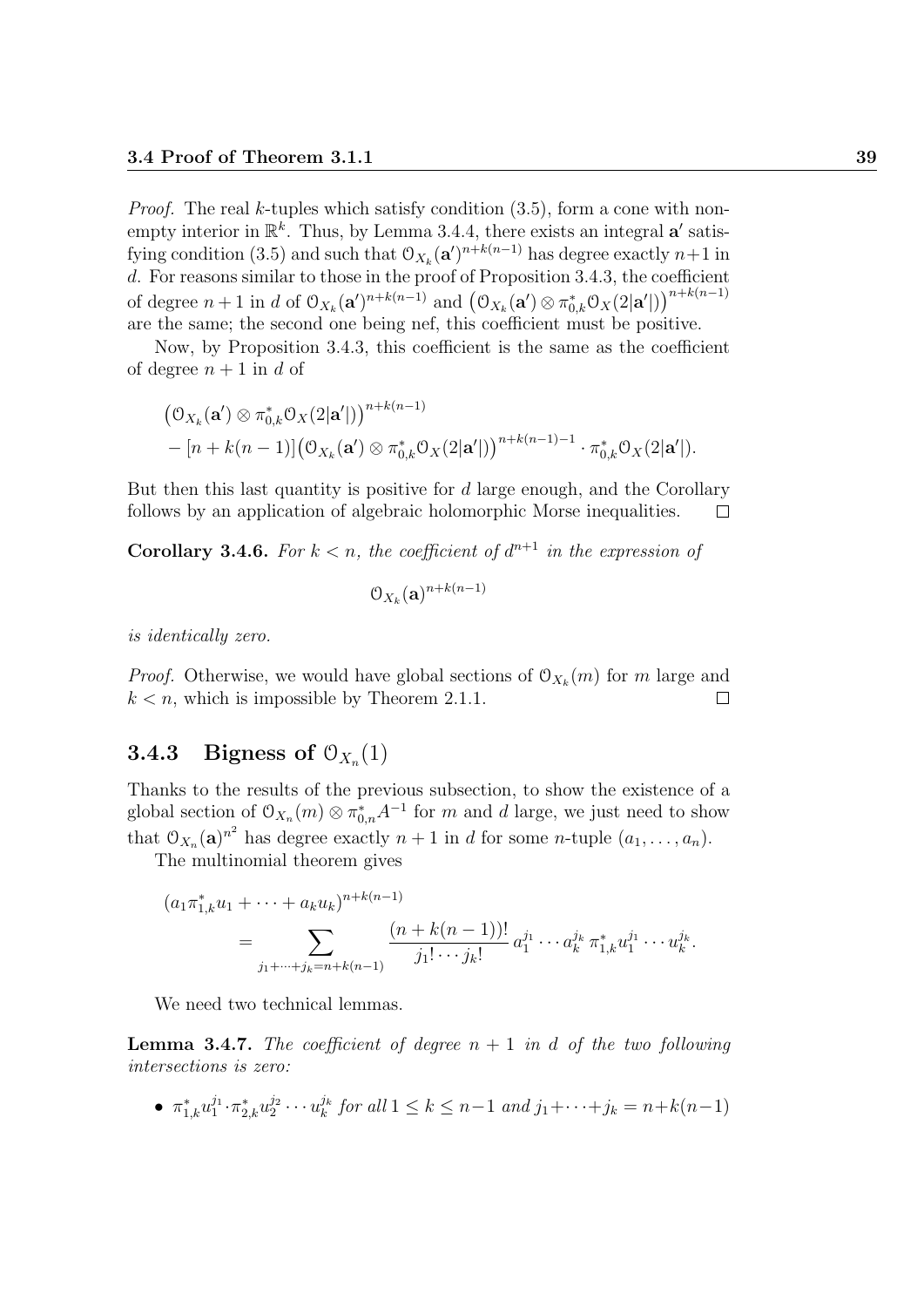*Proof.* The real $k$-tuples which satisfy condition (3.5), form a cone with non-empty interior in $\mathbb{R}^k$. Thus, by Lemma 3.4.4, there exists an integral $\mathbf{a}'$ satisfying condition (3.5) and such that $\mathcal{O}_{X_k}(\mathbf{a}')^{n+k(n-1)}$ has degree exactly $n+1$ in $d$. For reasons similar to those in the proof of Proposition 3.4.3, the coefficient of degree $n+1$ in $d$ of $\mathcal{O}_{X_k}(\mathbf{a}')^{n+k(n-1)}$ and $\left(\mathcal{O}_{X_k}(\mathbf{a}')\otimes\pi_{0,k}^*\mathcal{O}_X(2|\mathbf{a}'|)\right)^{n+k(n-1)}$ are the same; the second one being nef, this coefficient must be positive.

Now, by Proposition 3.4.3, this coefficient is the same as the coefficient of degree $n+1$ in $d$ of

$$
\begin{aligned}
&\left(\mathcal{O}_{X_k}(\mathbf{a}')\otimes\pi_{0,k}^*\mathcal{O}_X(2|\mathbf{a}'|)\right)^{n+k(n-1)} \\
&-[n+k(n-1)]\left(\mathcal{O}_{X_k}(\mathbf{a}')\otimes\pi_{0,k}^*\mathcal{O}_X(2|\mathbf{a}'|)\right)^{n+k(n-1)-1}\cdot\pi_{0,k}^*\mathcal{O}_X(2|\mathbf{a}'|).
\end{aligned}
$$

But then this last quantity is positive for $d$ large enough, and the Corollary follows by an application of algebraic holomorphic Morse inequalities. □

**Corollary 3.4.6.** *For $k<n$, the coefficient of $d^{n+1}$ in the expression of*

$$\mathcal{O}_{X_k}(\mathbf{a})^{n+k(n-1)}$$

*is identically zero.*

*Proof.* Otherwise, we would have global sections of $\mathcal{O}_{X_k}(m)$ for $m$ large and $k<n$, which is impossible by Theorem 2.1.1. □

### 3.4.3 Bigness of $\mathcal{O}_{X_n}(1)$

Thanks to the results of the previous subsection, to show the existence of a global section of $\mathcal{O}_{X_n}(m)\otimes\pi_{0,n}^*A^{-1}$ for $m$ and $d$ large, we just need to show that $\mathcal{O}_{X_n}(\mathbf{a})^{n^2}$ has degree exactly $n+1$ in $d$ for some $n$-tuple $(a_1,\dots,a_n)$.

The multinomial theorem gives

$$
\begin{aligned}
&(a_1\pi_{1,k}^*u_1+\cdots+a_ku_k)^{n+k(n-1)} \\
&\qquad=\sum_{j_1+\cdots+j_k=n+k(n-1)}\frac{(n+k(n-1))!}{j_1!\cdots j_k!}\,a_1^{j_1}\cdots a_k^{j_k}\,\pi_{1,k}^*u_1^{j_1}\cdots u_k^{j_k}.
\end{aligned}
$$

We need two technical lemmas.

**Lemma 3.4.7.** *The coefficient of degree $n+1$ in $d$ of the two following intersections is zero:*

- $\pi_{1,k}^*u_1^{j_1}\cdot\pi_{2,k}^*u_2^{j_2}\cdots u_k^{j_k}$ *for all $1\le k\le n-1$ and $j_1+\cdots+j_k=n+k(n-1)$*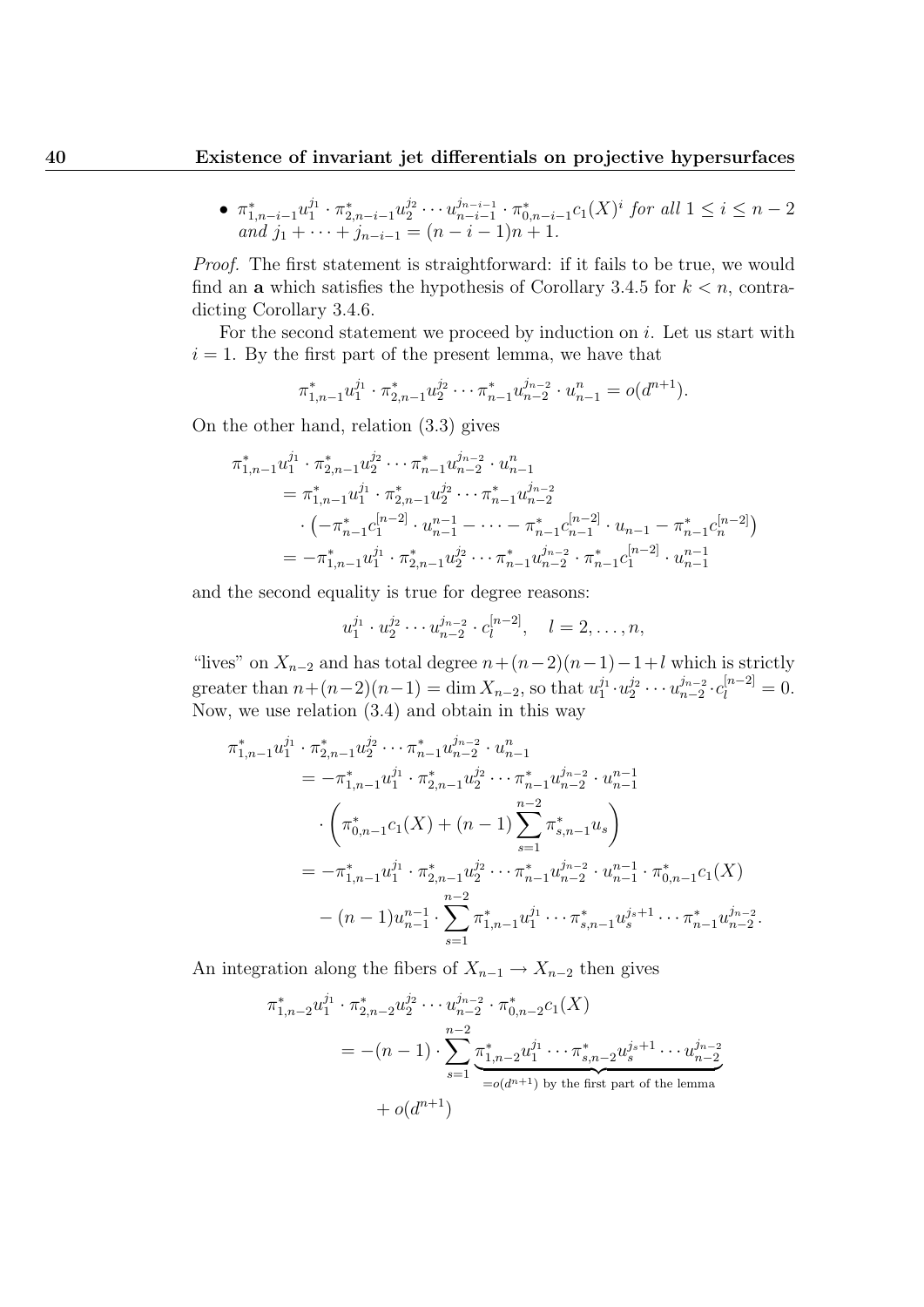- $\pi^*_{1,n-i-1}u_1^{j_1} \cdot \pi^*_{2,n-i-1}u_2^{j_2} \cdots u_{n-i-1}^{j_{n-i-1}} \cdot \pi^*_{0,n-i-1}c_1(X)^i$ *for all* $1 \leq i \leq n-2$ *and* $j_1 + \cdots + j_{n-i-1} = (n-i-1)n+1$.

*Proof.* The first statement is straightforward: if it fails to be true, we would find an $\mathbf{a}$ which satisfies the hypothesis of Corollary 3.4.5 for $k < n$, contradicting Corollary 3.4.6.

For the second statement we proceed by induction on $i$. Let us start with $i = 1$. By the first part of the present lemma, we have that

$$\pi^*_{1,n-1}u_1^{j_1} \cdot \pi^*_{2,n-1}u_2^{j_2} \cdots \pi^*_{n-1}u_{n-2}^{j_{n-2}} \cdot u_{n-1}^n = o(d^{n+1}).$$

On the other hand, relation (3.3) gives

$$\begin{aligned}
\pi^*_{1,n-1}&u_1^{j_1} \cdot \pi^*_{2,n-1}u_2^{j_2} \cdots \pi^*_{n-1}u_{n-2}^{j_{n-2}} \cdot u_{n-1}^n \\
&= \pi^*_{1,n-1}u_1^{j_1} \cdot \pi^*_{2,n-1}u_2^{j_2} \cdots \pi^*_{n-1}u_{n-2}^{j_{n-2}} \\
&\quad \cdot \left(-\pi^*_{n-1}c_1^{[n-2]} \cdot u_{n-1}^{n-1} - \cdots - \pi^*_{n-1}c_{n-1}^{[n-2]} \cdot u_{n-1} - \pi^*_{n-1}c_n^{[n-2]}\right) \\
&= -\pi^*_{1,n-1}u_1^{j_1} \cdot \pi^*_{2,n-1}u_2^{j_2} \cdots \pi^*_{n-1}u_{n-2}^{j_{n-2}} \cdot \pi^*_{n-1}c_1^{[n-2]} \cdot u_{n-1}^{n-1}
\end{aligned}$$

and the second equality is true for degree reasons:

$$u_1^{j_1} \cdot u_2^{j_2} \cdots u_{n-2}^{j_{n-2}} \cdot c_l^{[n-2]}, \quad l = 2, \ldots, n,$$

"lives" on $X_{n-2}$ and has total degree $n+(n-2)(n-1)-1+l$ which is strictly greater than $n+(n-2)(n-1) = \dim X_{n-2}$, so that $u_1^{j_1} \cdot u_2^{j_2} \cdots u_{n-2}^{j_{n-2}} \cdot c_l^{[n-2]} = 0$. Now, we use relation (3.4) and obtain in this way

$$\begin{aligned}
\pi^*_{1,n-1}&u_1^{j_1} \cdot \pi^*_{2,n-1}u_2^{j_2} \cdots \pi^*_{n-1}u_{n-2}^{j_{n-2}} \cdot u_{n-1}^n \\
&= -\pi^*_{1,n-1}u_1^{j_1} \cdot \pi^*_{2,n-1}u_2^{j_2} \cdots \pi^*_{n-1}u_{n-2}^{j_{n-2}} \cdot u_{n-1}^{n-1} \\
&\quad \cdot \left(\pi^*_{0,n-1}c_1(X) + (n-1)\sum_{s=1}^{n-2}\pi^*_{s,n-1}u_s\right) \\
&= -\pi^*_{1,n-1}u_1^{j_1} \cdot \pi^*_{2,n-1}u_2^{j_2} \cdots \pi^*_{n-1}u_{n-2}^{j_{n-2}} \cdot u_{n-1}^{n-1} \cdot \pi^*_{0,n-1}c_1(X) \\
&\quad - (n-1)u_{n-1}^{n-1} \cdot \sum_{s=1}^{n-2}\pi^*_{1,n-1}u_1^{j_1} \cdots \pi^*_{s,n-1}u_s^{j_s+1} \cdots \pi^*_{n-1}u_{n-2}^{j_{n-2}}.
\end{aligned}$$

An integration along the fibers of $X_{n-1} \to X_{n-2}$ then gives

$$\begin{aligned}
\pi^*_{1,n-2}&u_1^{j_1} \cdot \pi^*_{2,n-2}u_2^{j_2} \cdots u_{n-2}^{j_{n-2}} \cdot \pi^*_{0,n-2}c_1(X) \\
&= -(n-1) \cdot \sum_{s=1}^{n-2} \underbrace{\pi^*_{1,n-2}u_1^{j_1} \cdots \pi^*_{s,n-2}u_s^{j_s+1} \cdots u_{n-2}^{j_{n-2}}}_{=o(d^{n+1}) \text{ by the first part of the lemma}} \\
&\quad + o(d^{n+1})
\end{aligned}$$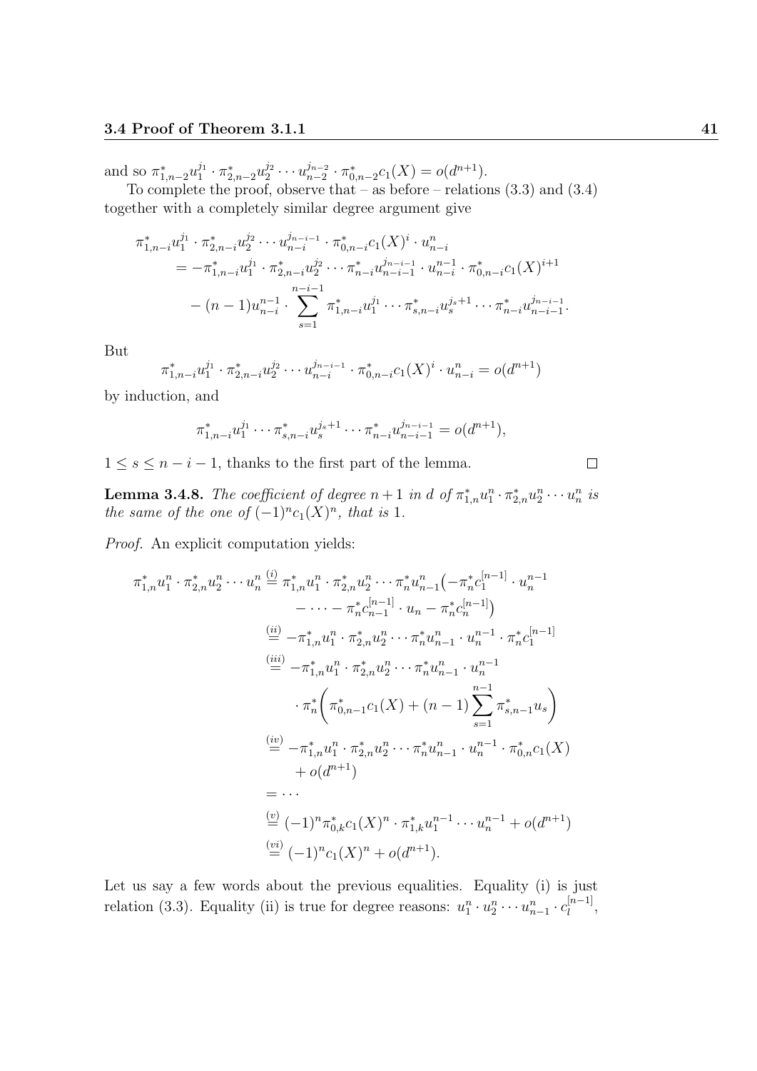and so $\pi_{1,n-2}^* u_1^{j_1} \cdot \pi_{2,n-2}^* u_2^{j_2} \cdots u_{n-2}^{j_{n-2}} \cdot \pi_{0,n-2}^* c_1(X) = o(d^{n+1})$.

To complete the proof, observe that – as before – relations (3.3) and (3.4) together with a completely similar degree argument give

$$
\begin{aligned}
\pi_{1,n-i}^* u_1^{j_1} \cdot \pi_{2,n-i}^* u_2^{j_2} \cdots u_{n-i}^{j_{n-i-1}} \cdot \pi_{0,n-i}^* c_1(X)^i \cdot u_{n-i}^n \\
= -\pi_{1,n-i}^* u_1^{j_1} \cdot \pi_{2,n-i}^* u_2^{j_2} \cdots \pi_{n-i}^* u_{n-i-1}^{j_{n-i-1}} \cdot u_{n-i}^{n-1} \cdot \pi_{0,n-i}^* c_1(X)^{i+1} \\
- (n-1) u_{n-i}^{n-1} \cdot \sum_{s=1}^{n-i-1} \pi_{1,n-i}^* u_1^{j_1} \cdots \pi_{s,n-i}^* u_s^{j_s+1} \cdots \pi_{n-i}^* u_{n-i-1}^{j_{n-i-1}}.
\end{aligned}
$$

But

$$
\pi_{1,n-i}^* u_1^{j_1} \cdot \pi_{2,n-i}^* u_2^{j_2} \cdots u_{n-i}^{j_{n-i-1}} \cdot \pi_{0,n-i}^* c_1(X)^i \cdot u_{n-i}^n = o(d^{n+1})
$$

by induction, and

$$
\pi_{1,n-i}^* u_1^{j_1} \cdots \pi_{s,n-i}^* u_s^{j_s+1} \cdots \pi_{n-i}^* u_{n-i-1}^{j_{n-i-1}} = o(d^{n+1}),
$$

$1 \le s \le n-i-1$, thanks to the first part of the lemma. □

**Lemma 3.4.8.** *The coefficient of degree $n+1$ in $d$ of $\pi_{1,n}^* u_1^n \cdot \pi_{2,n}^* u_2^n \cdots u_n^n$ is the same of the one of $(-1)^n c_1(X)^n$, that is 1.*

*Proof.* An explicit computation yields:

$$
\begin{aligned}
\pi_{1,n}^* u_1^n \cdot \pi_{2,n}^* u_2^n \cdots u_n^n &\overset{(i)}{=} \pi_{1,n}^* u_1^n \cdot \pi_{2,n}^* u_2^n \cdots \pi_n^* u_{n-1}^n \big( -\pi_n^* c_1^{[n-1]} \cdot u_n^{n-1} \\
&\qquad - \cdots - \pi_n^* c_{n-1}^{[n-1]} \cdot u_n - \pi_n^* c_n^{[n-1]} \big) \\
&\overset{(ii)}{=} -\pi_{1,n}^* u_1^n \cdot \pi_{2,n}^* u_2^n \cdots \pi_n^* u_{n-1}^n \cdot u_n^{n-1} \cdot \pi_n^* c_1^{[n-1]} \\
&\overset{(iii)}{=} -\pi_{1,n}^* u_1^n \cdot \pi_{2,n}^* u_2^n \cdots \pi_n^* u_{n-1}^n \cdot u_n^{n-1} \\
&\qquad \cdot \pi_n^* \bigg( \pi_{0,n-1}^* c_1(X) + (n-1) \sum_{s=1}^{n-1} \pi_{s,n-1}^* u_s \bigg) \\
&\overset{(iv)}{=} -\pi_{1,n}^* u_1^n \cdot \pi_{2,n}^* u_2^n \cdots \pi_n^* u_{n-1}^n \cdot u_n^{n-1} \cdot \pi_{0,n}^* c_1(X) \\
&\qquad + o(d^{n+1}) \\
&= \cdots \\
&\overset{(v)}{=} (-1)^n \pi_{0,k}^* c_1(X)^n \cdot \pi_{1,k}^* u_1^{n-1} \cdots u_n^{n-1} + o(d^{n+1}) \\
&\overset{(vi)}{=} (-1)^n c_1(X)^n + o(d^{n+1}).
\end{aligned}
$$

Let us say a few words about the previous equalities. Equality (i) is just relation (3.3). Equality (ii) is true for degree reasons: $u_1^n \cdot u_2^n \cdots u_{n-1}^n \cdot c_l^{[n-1]}$,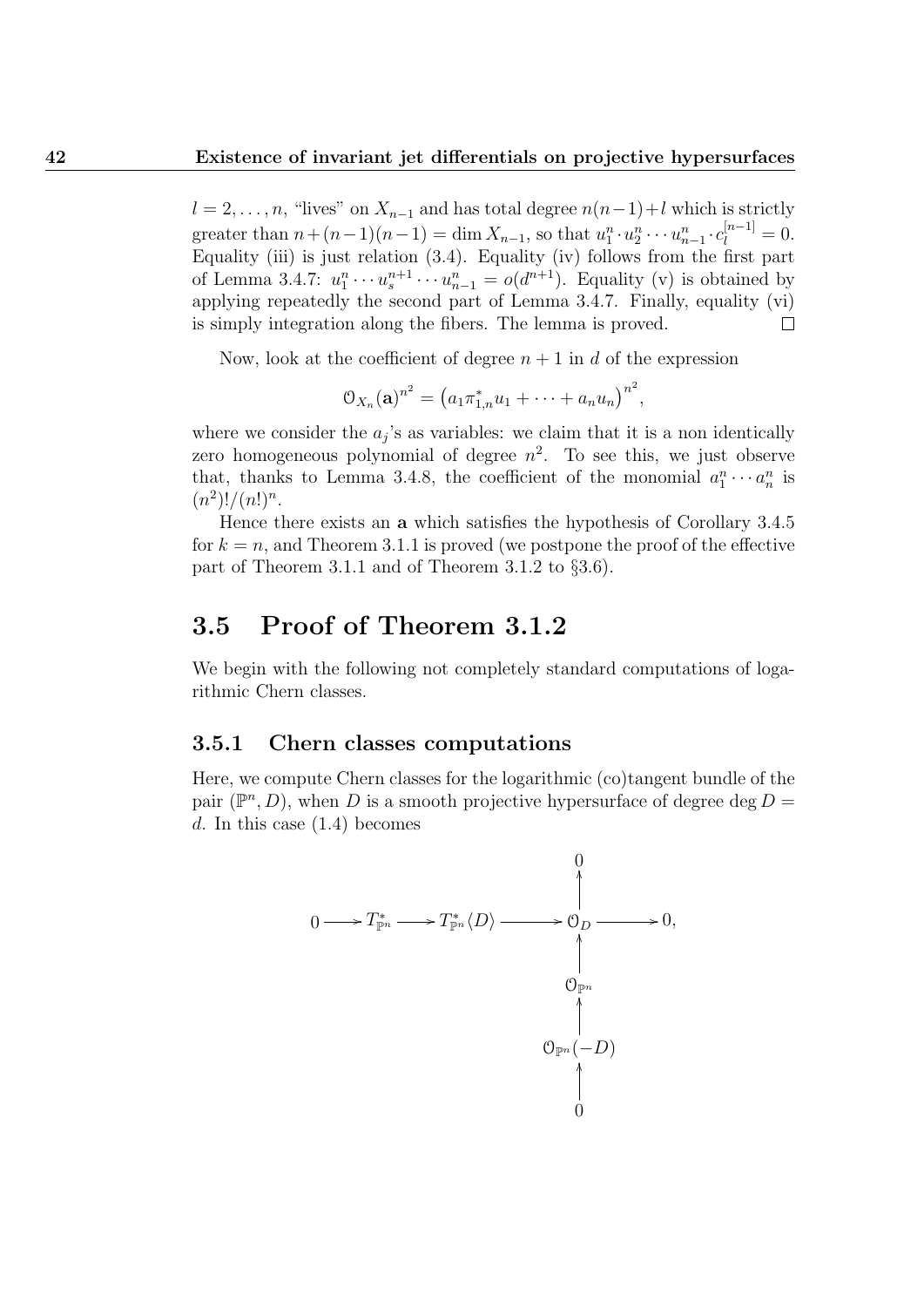$l = 2, \dots, n$, "lives" on $X_{n-1}$ and has total degree $n(n-1)+l$ which is strictly greater than $n+(n-1)(n-1) = \dim X_{n-1}$, so that $u_1^n \cdot u_2^n \cdots u_{n-1}^n \cdot c_l^{[n-1]} = 0$. Equality (iii) is just relation (3.4). Equality (iv) follows from the first part of Lemma 3.4.7: $u_1^n \cdots u_s^{n+1} \cdots u_{n-1}^n = o(d^{n+1})$. Equality (v) is obtained by applying repeatedly the second part of Lemma 3.4.7. Finally, equality (vi) is simply integration along the fibers. The lemma is proved. $\square$

Now, look at the coefficient of degree $n+1$ in $d$ of the expression

$$\mathcal{O}_{X_n}(\mathbf{a})^{n^2} = \left(a_1 \pi_{1,n}^* u_1 + \cdots + a_n u_n\right)^{n^2},$$

where we consider the $a_j$'s as variables: we claim that it is a non identically zero homogeneous polynomial of degree $n^2$. To see this, we just observe that, thanks to Lemma 3.4.8, the coefficient of the monomial $a_1^n \cdots a_n^n$ is $(n^2)!/(n!)^n$.

Hence there exists an $\mathbf{a}$ which satisfies the hypothesis of Corollary 3.4.5 for $k = n$, and Theorem 3.1.1 is proved (we postpone the proof of the effective part of Theorem 3.1.1 and of Theorem 3.1.2 to §3.6).

## 3.5 Proof of Theorem 3.1.2

We begin with the following not completely standard computations of logarithmic Chern classes.

### 3.5.1 Chern classes computations

Here, we compute Chern classes for the logarithmic (co)tangent bundle of the pair $(\mathbb{P}^n, D)$, when $D$ is a smooth projective hypersurface of degree $\deg D = d$. In this case (1.4) becomes

$$\begin{array}{ccccccccc}
 & & & & 0 & & \\
 & & & & \uparrow & & \\
0 \longrightarrow & T^*_{\mathbb{P}^n} & \longrightarrow & T^*_{\mathbb{P}^n}\langle D\rangle & \longrightarrow & \mathcal{O}_D & \longrightarrow 0, \\
 & & & & & \uparrow & \\
 & & & & & \mathcal{O}_{\mathbb{P}^n} & \\
 & & & & & \uparrow & \\
 & & & & & \mathcal{O}_{\mathbb{P}^n}(-D) & \\
 & & & & & \uparrow & \\
 & & & & & 0 &
\end{array}$$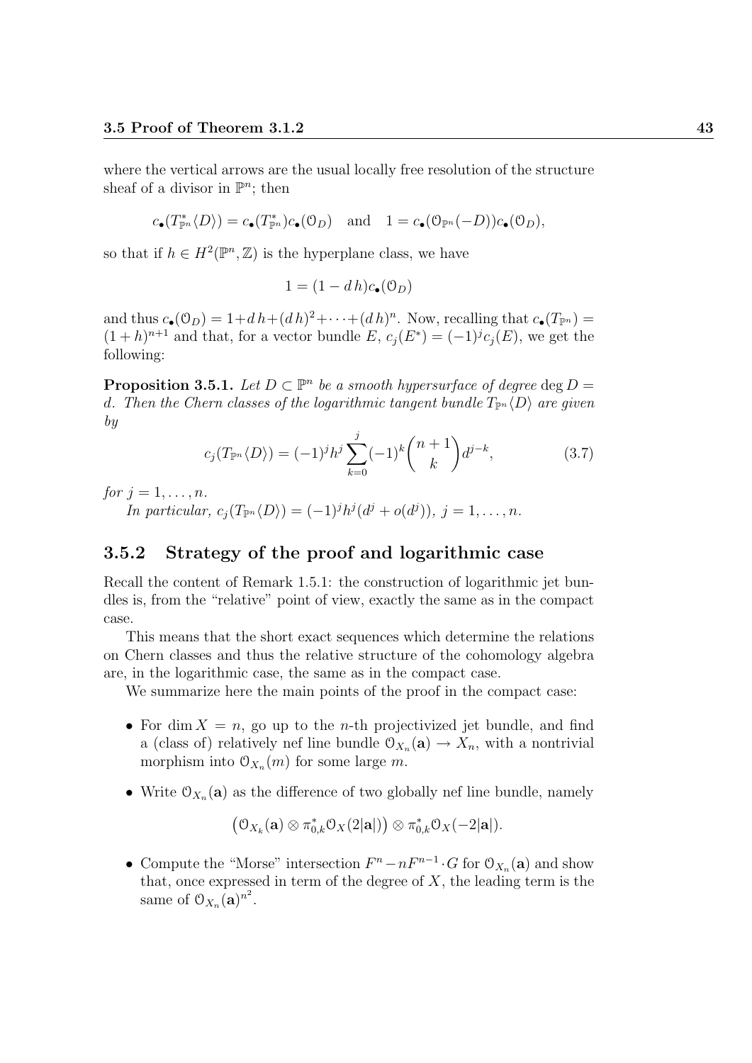where the vertical arrows are the usual locally free resolution of the structure sheaf of a divisor in $\mathbb{P}^n$; then

$$c_\bullet(T^*_{\mathbb{P}^n}\langle D\rangle) = c_\bullet(T^*_{\mathbb{P}^n})c_\bullet(\mathcal{O}_D) \quad \text{and} \quad 1 = c_\bullet(\mathcal{O}_{\mathbb{P}^n}(-D))c_\bullet(\mathcal{O}_D),$$

so that if $h \in H^2(\mathbb{P}^n, \mathbb{Z})$ is the hyperplane class, we have

$$1 = (1 - d\,h)c_\bullet(\mathcal{O}_D)$$

and thus $c_\bullet(\mathcal{O}_D) = 1 + d\,h + (d\,h)^2 + \cdots + (d\,h)^n$. Now, recalling that $c_\bullet(T_{\mathbb{P}^n}) = (1+h)^{n+1}$ and that, for a vector bundle $E$, $c_j(E^*) = (-1)^j c_j(E)$, we get the following:

**Proposition 3.5.1.** *Let $D \subset \mathbb{P}^n$ be a smooth hypersurface of degree $\deg D = d$. Then the Chern classes of the logarithmic tangent bundle $T_{\mathbb{P}^n}\langle D\rangle$ are given by*

$$c_j(T_{\mathbb{P}^n}\langle D\rangle) = (-1)^j h^j \sum_{k=0}^{j} (-1)^k \binom{n+1}{k} d^{j-k}, \tag{3.7}$$

*for $j = 1, \dots, n$.*

*In particular, $c_j(T_{\mathbb{P}^n}\langle D\rangle) = (-1)^j h^j (d^j + o(d^j))$, $j = 1, \dots, n$.*

### 3.5.2 Strategy of the proof and logarithmic case

Recall the content of Remark 1.5.1: the construction of logarithmic jet bundles is, from the "relative" point of view, exactly the same as in the compact case.

This means that the short exact sequences which determine the relations on Chern classes and thus the relative structure of the cohomology algebra are, in the logarithmic case, the same as in the compact case.

We summarize here the main points of the proof in the compact case:

- For $\dim X = n$, go up to the $n$-th projectivized jet bundle, and find a (class of) relatively nef line bundle $\mathcal{O}_{X_n}(\mathbf{a}) \to X_n$, with a nontrivial morphism into $\mathcal{O}_{X_n}(m)$ for some large $m$.
- Write $\mathcal{O}_{X_n}(\mathbf{a})$ as the difference of two globally nef line bundle, namely

$$\big(\mathcal{O}_{X_k}(\mathbf{a}) \otimes \pi^*_{0,k}\mathcal{O}_X(2|\mathbf{a}|)\big) \otimes \pi^*_{0,k}\mathcal{O}_X(-2|\mathbf{a}|).$$

- Compute the "Morse" intersection $F^n - nF^{n-1} \cdot G$ for $\mathcal{O}_{X_n}(\mathbf{a})$ and show that, once expressed in term of the degree of $X$, the leading term is the same of $\mathcal{O}_{X_n}(\mathbf{a})^{n^2}$.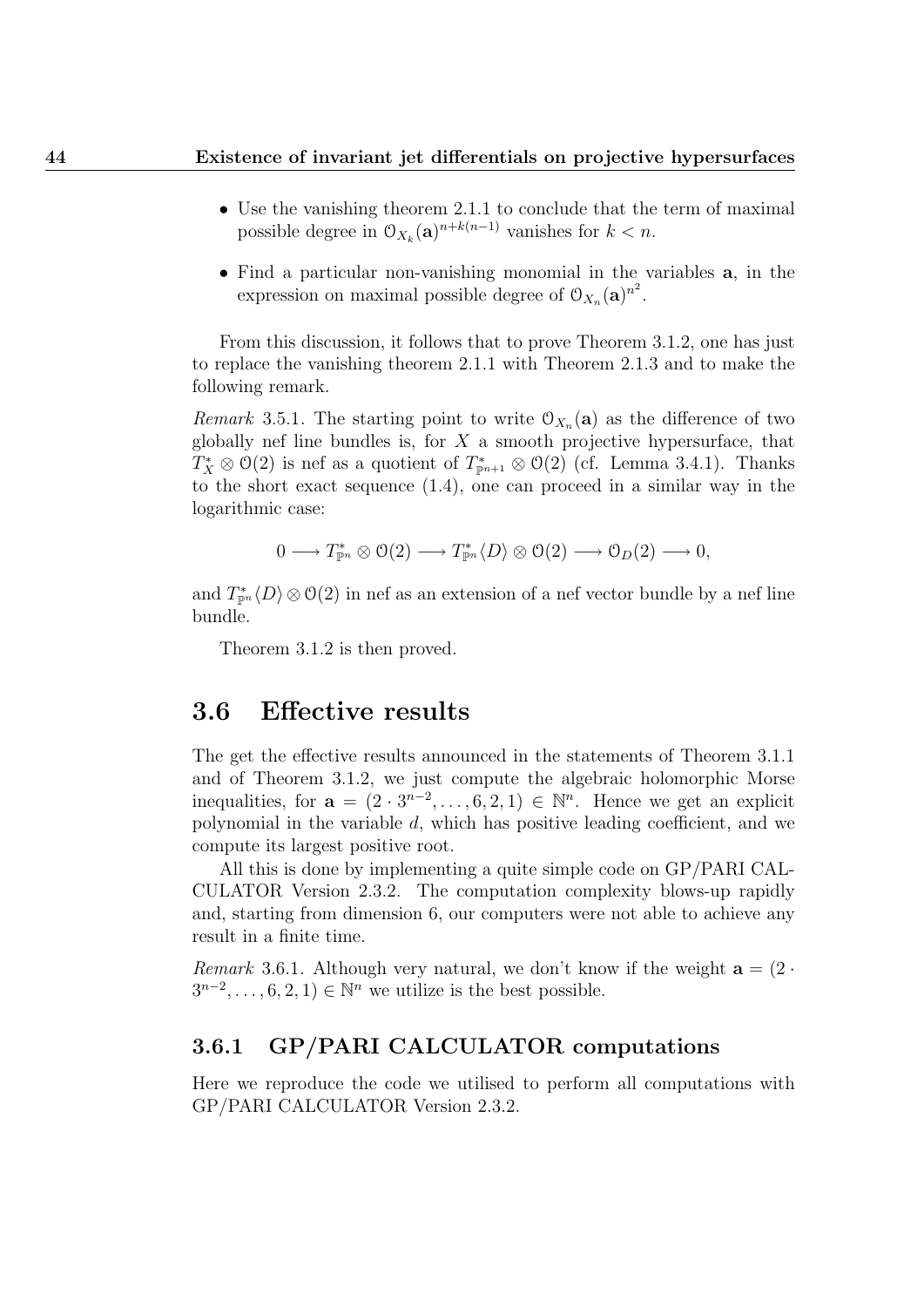- Use the vanishing theorem 2.1.1 to conclude that the term of maximal possible degree in $\mathcal{O}_{X_k}(\mathbf{a})^{n+k(n-1)}$ vanishes for $k < n$.

- Find a particular non-vanishing monomial in the variables $\mathbf{a}$, in the expression on maximal possible degree of $\mathcal{O}_{X_n}(\mathbf{a})^{n^2}$.

From this discussion, it follows that to prove Theorem 3.1.2, one has just to replace the vanishing theorem 2.1.1 with Theorem 2.1.3 and to make the following remark.

*Remark* 3.5.1. The starting point to write $\mathcal{O}_{X_n}(\mathbf{a})$ as the difference of two globally nef line bundles is, for $X$ a smooth projective hypersurface, that $T^*_X \otimes \mathcal{O}(2)$ is nef as a quotient of $T^*_{\mathbb{P}^{n+1}} \otimes \mathcal{O}(2)$ (cf. Lemma 3.4.1). Thanks to the short exact sequence (1.4), one can proceed in a similar way in the logarithmic case:

$$0 \longrightarrow T^*_{\mathbb{P}^n} \otimes \mathcal{O}(2) \longrightarrow T^*_{\mathbb{P}^n}\langle D\rangle \otimes \mathcal{O}(2) \longrightarrow \mathcal{O}_D(2) \longrightarrow 0,$$

and $T^*_{\mathbb{P}^n}\langle D\rangle \otimes \mathcal{O}(2)$ in nef as an extension of a nef vector bundle by a nef line bundle.

Theorem 3.1.2 is then proved.

## 3.6 Effective results

The get the effective results announced in the statements of Theorem 3.1.1 and of Theorem 3.1.2, we just compute the algebraic holomorphic Morse inequalities, for $\mathbf{a} = (2 \cdot 3^{n-2}, \dots, 6, 2, 1) \in \mathbb{N}^n$. Hence we get an explicit polynomial in the variable $d$, which has positive leading coefficient, and we compute its largest positive root.

All this is done by implementing a quite simple code on GP/PARI CALCULATOR Version 2.3.2. The computation complexity blows-up rapidly and, starting from dimension 6, our computers were not able to achieve any result in a finite time.

*Remark* 3.6.1. Although very natural, we don't know if the weight $\mathbf{a} = (2 \cdot 3^{n-2}, \dots, 6, 2, 1) \in \mathbb{N}^n$ we utilize is the best possible.

### 3.6.1 GP/PARI CALCULATOR computations

Here we reproduce the code we utilised to perform all computations with GP/PARI CALCULATOR Version 2.3.2.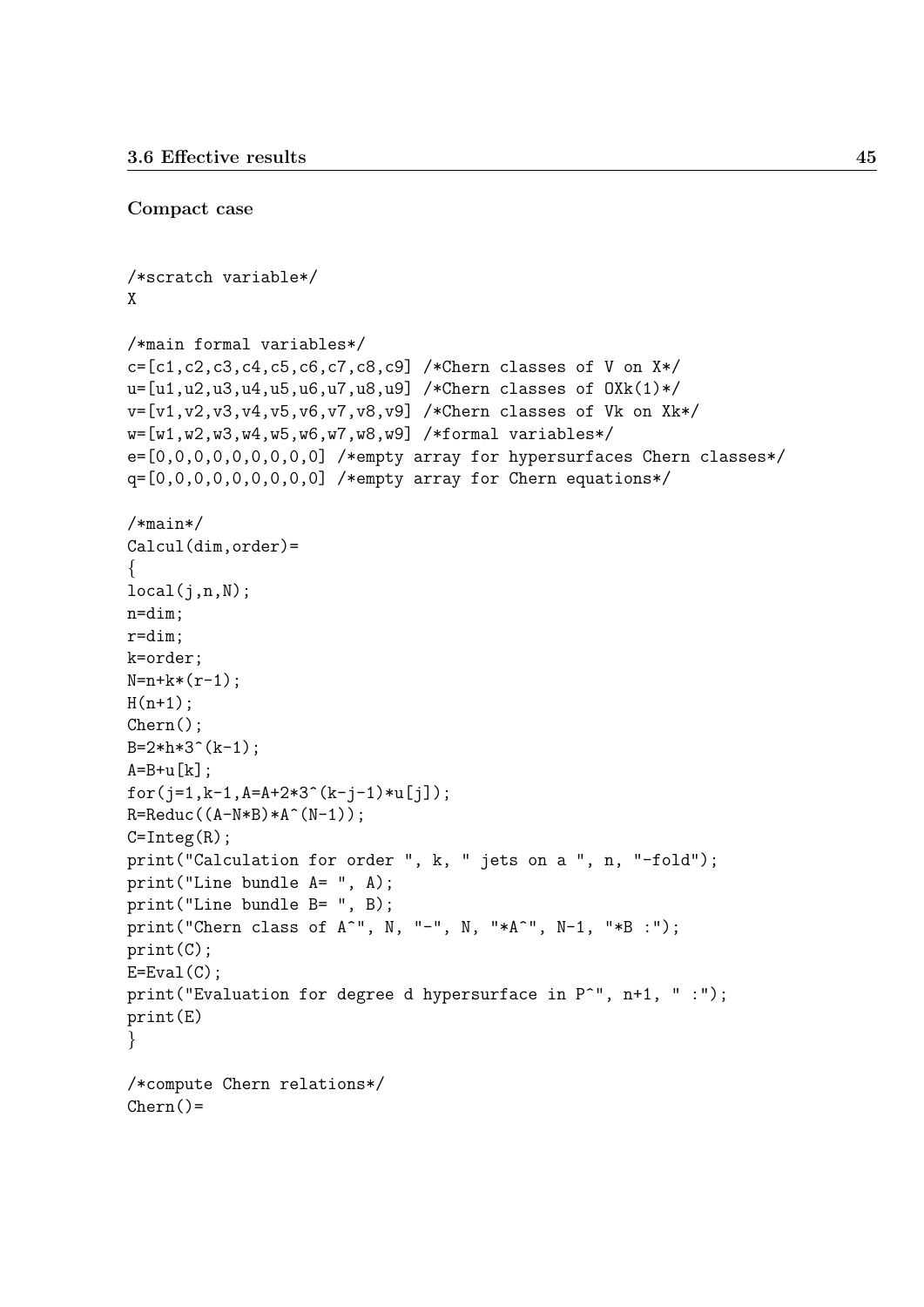**Compact case**

```
/*scratch variable*/
X

/*main formal variables*/
c=[c1,c2,c3,c4,c5,c6,c7,c8,c9] /*Chern classes of V on X*/
u=[u1,u2,u3,u4,u5,u6,u7,u8,u9] /*Chern classes of OXk(1)*/
v=[v1,v2,v3,v4,v5,v6,v7,v8,v9] /*Chern classes of Vk on Xk*/
w=[w1,w2,w3,w4,w5,w6,w7,w8,w9] /*formal variables*/
e=[0,0,0,0,0,0,0,0,0] /*empty array for hypersurfaces Chern classes*/
q=[0,0,0,0,0,0,0,0,0] /*empty array for Chern equations*/

/*main*/
Calcul(dim,order)=
{
local(j,n,N);
n=dim;
r=dim;
k=order;
N=n+k*(r-1);
H(n+1);
Chern();
B=2*h*3^(k-1);
A=B+u[k];
for(j=1,k-1,A=A+2*3^(k-j-1)*u[j]);
R=Reduc((A-N*B)*A^(N-1));
C=Integ(R);
print("Calculation for order ", k, " jets on a ", n, "-fold");
print("Line bundle A= ", A);
print("Line bundle B= ", B);
print("Chern class of A^", N, "-", N, "*A^", N-1, "*B :");
print(C);
E=Eval(C);
print("Evaluation for degree d hypersurface in P^", n+1, " :");
print(E)
}

/*compute Chern relations*/
Chern()=
```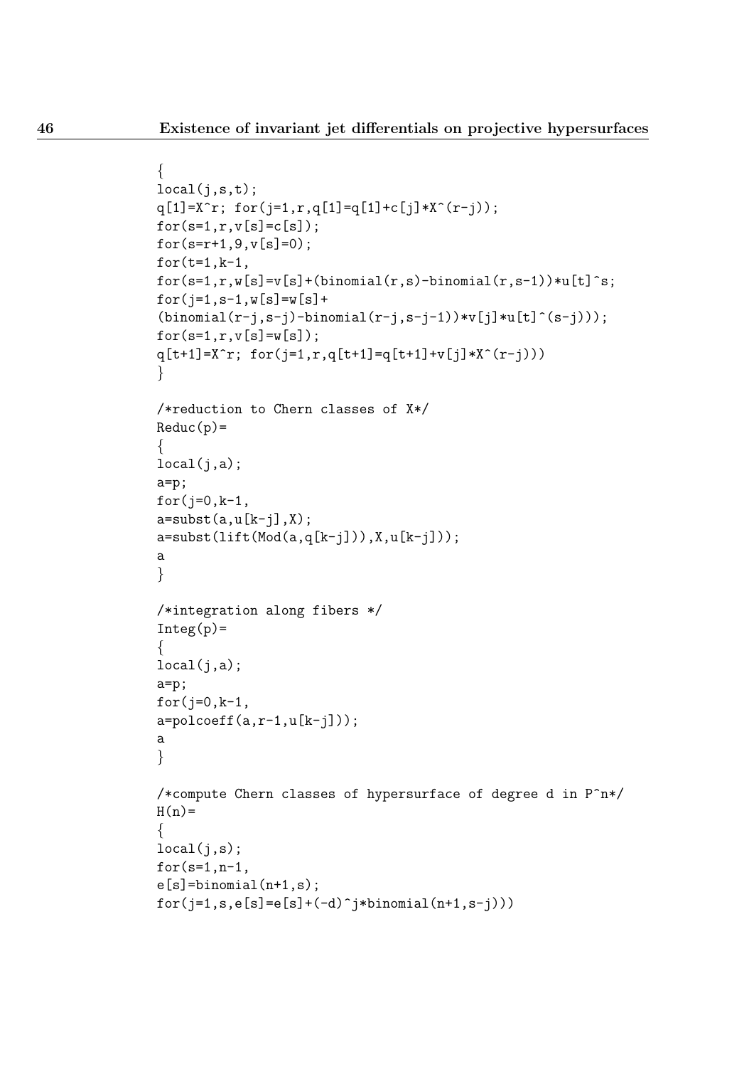```
{
local(j,s,t);
q[1]=X^r; for(j=1,r,q[1]=q[1]+c[j]*X^(r-j));
for(s=1,r,v[s]=c[s]);
for(s=r+1,9,v[s]=0);
for(t=1,k-1,
for(s=1,r,w[s]=v[s]+(binomial(r,s)-binomial(r,s-1))*u[t]^s;
for(j=1,s-1,w[s]=w[s]+
(binomial(r-j,s-j)-binomial(r-j,s-j-1))*v[j]*u[t]^(s-j)));
for(s=1,r,v[s]=w[s]);
q[t+1]=X^r; for(j=1,r,q[t+1]=q[t+1]+v[j]*X^(r-j)))
}

/*reduction to Chern classes of X*/
Reduc(p)=
{
local(j,a);
a=p;
for(j=0,k-1,
a=subst(a,u[k-j],X);
a=subst(lift(Mod(a,q[k-j])),X,u[k-j]));
a
}

/*integration along fibers */
Integ(p)=
{
local(j,a);
a=p;
for(j=0,k-1,
a=polcoeff(a,r-1,u[k-j]));
a
}

/*compute Chern classes of hypersurface of degree d in P^n*/
H(n)=
{
local(j,s);
for(s=1,n-1,
e[s]=binomial(n+1,s);
for(j=1,s,e[s]=e[s]+(-d)^j*binomial(n+1,s-j)))
```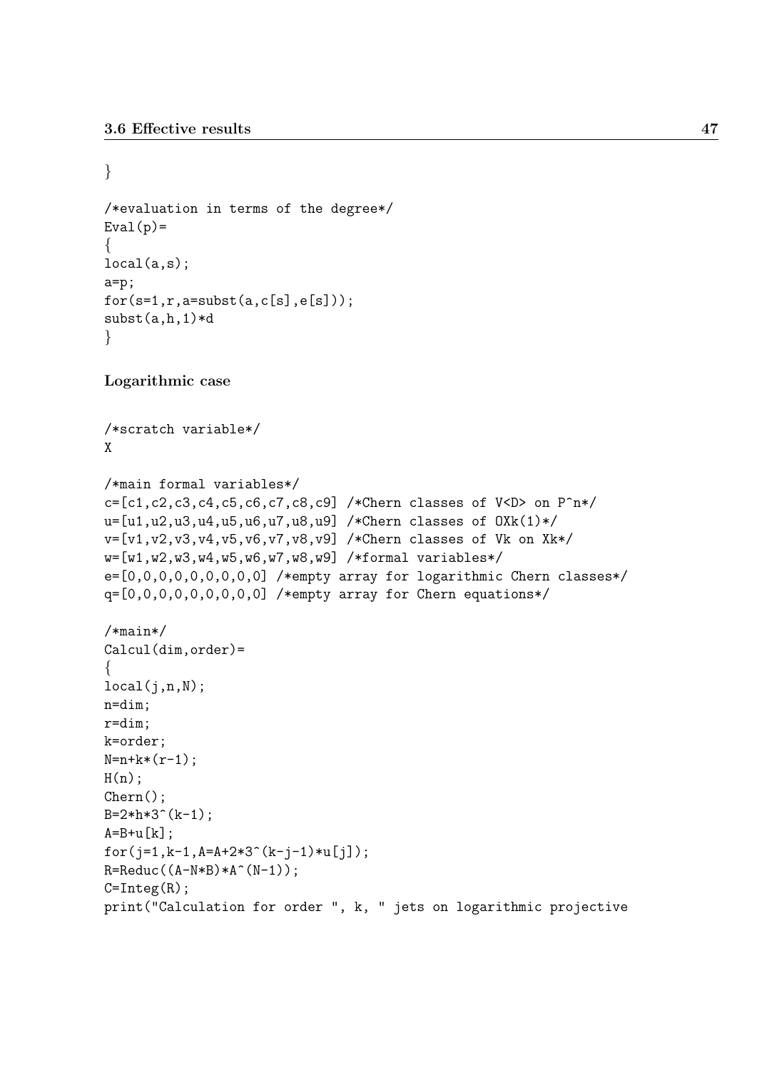```
}

/*evaluation in terms of the degree*/
Eval(p)=
{
local(a,s);
a=p;
for(s=1,r,a=subst(a,c[s],e[s]));
subst(a,h,1)*d
}
```

**Logarithmic case**

```
/*scratch variable*/
X

/*main formal variables*/
c=[c1,c2,c3,c4,c5,c6,c7,c8,c9] /*Chern classes of V<D> on P^n*/
u=[u1,u2,u3,u4,u5,u6,u7,u8,u9] /*Chern classes of OXk(1)*/
v=[v1,v2,v3,v4,v5,v6,v7,v8,v9] /*Chern classes of Vk on Xk*/
w=[w1,w2,w3,w4,w5,w6,w7,w8,w9] /*formal variables*/
e=[0,0,0,0,0,0,0,0,0] /*empty array for logarithmic Chern classes*/
q=[0,0,0,0,0,0,0,0,0] /*empty array for Chern equations*/

/*main*/
Calcul(dim,order)=
{
local(j,n,N);
n=dim;
r=dim;
k=order;
N=n+k*(r-1);
H(n);
Chern();
B=2*h*3^(k-1);
A=B+u[k];
for(j=1,k-1,A=A+2*3^(k-j-1)*u[j]);
R=Reduc((A-N*B)*A^(N-1));
C=Integ(R);
print("Calculation for order ", k, " jets on logarithmic projective
```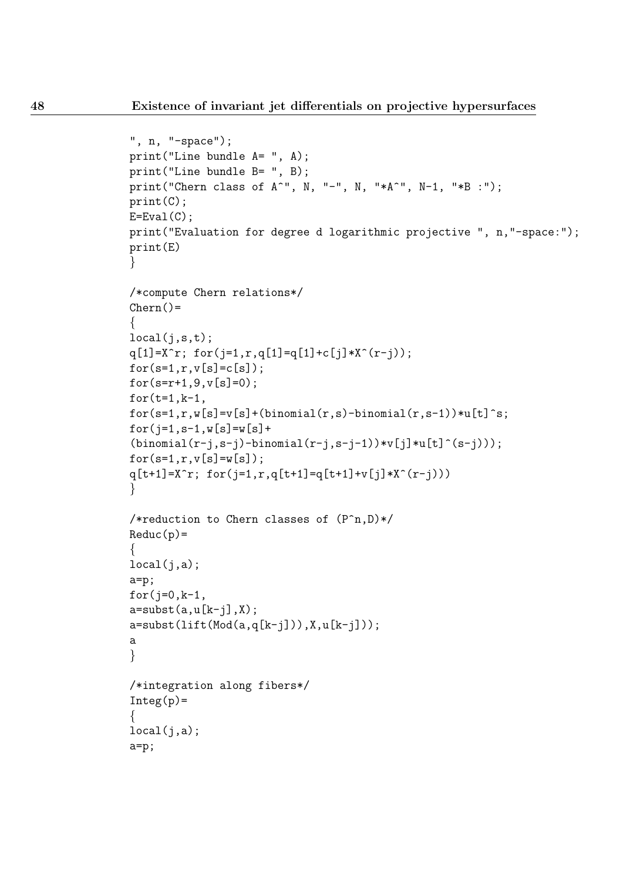```
", n, "-space");
print("Line bundle A= ", A);
print("Line bundle B= ", B);
print("Chern class of A^", N, "-", N, "*A^", N-1, "*B :");
print(C);
E=Eval(C);
print("Evaluation for degree d logarithmic projective ", n,"-space:");
print(E)
}

/*compute Chern relations*/
Chern()=
{
local(j,s,t);
q[1]=X^r; for(j=1,r,q[1]=q[1]+c[j]*X^(r-j));
for(s=1,r,v[s]=c[s]);
for(s=r+1,9,v[s]=0);
for(t=1,k-1,
for(s=1,r,w[s]=v[s]+(binomial(r,s)-binomial(r,s-1))*u[t]^s;
for(j=1,s-1,w[s]=w[s]+
(binomial(r-j,s-j)-binomial(r-j,s-j-1))*v[j]*u[t]^(s-j)));
for(s=1,r,v[s]=w[s]);
q[t+1]=X^r; for(j=1,r,q[t+1]=q[t+1]+v[j]*X^(r-j)))
}

/*reduction to Chern classes of (P^n,D)*/
Reduc(p)=
{
local(j,a);
a=p;
for(j=0,k-1,
a=subst(a,u[k-j],X);
a=subst(lift(Mod(a,q[k-j])),X,u[k-j]));
a
}

/*integration along fibers*/
Integ(p)=
{
local(j,a);
a=p;
```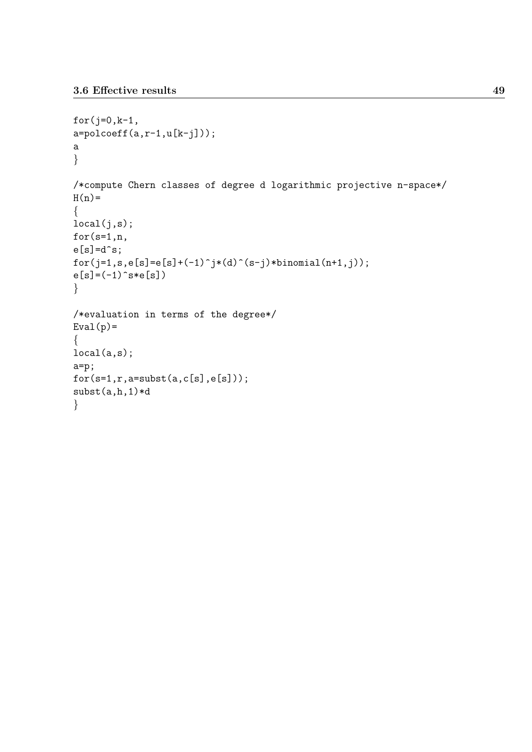```
for(j=0,k-1,
a=polcoeff(a,r-1,u[k-j]));
a
}

/*compute Chern classes of degree d logarithmic projective n-space*/
H(n)=
{
local(j,s);
for(s=1,n,
e[s]=d^s;
for(j=1,s,e[s]=e[s]+(-1)^j*(d)^(s-j)*binomial(n+1,j));
e[s]=(-1)^s*e[s])
}

/*evaluation in terms of the degree*/
Eval(p)=
{
local(a,s);
a=p;
for(s=1,r,a=subst(a,c[s],e[s]));
subst(a,h,1)*d
}
```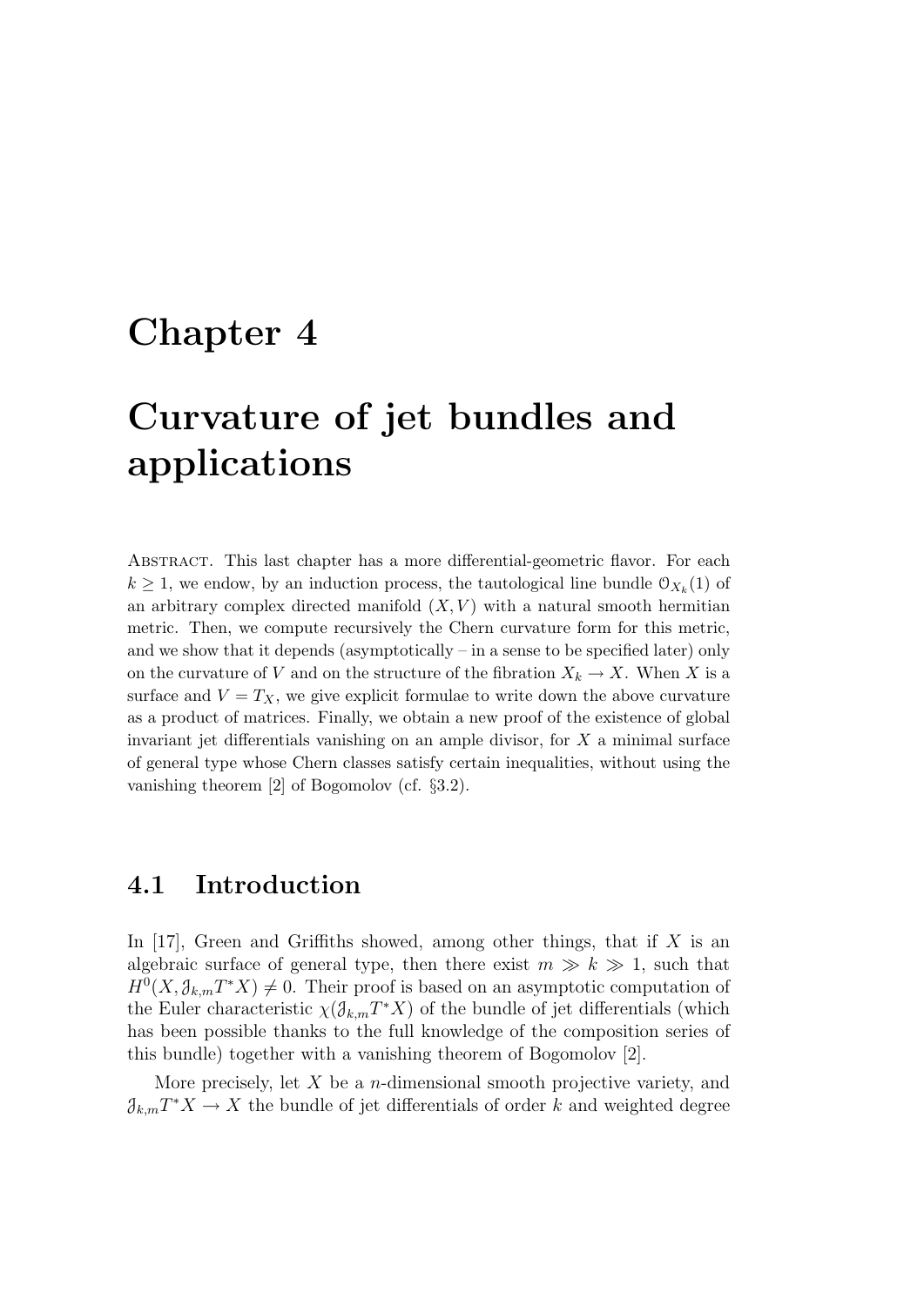# Chapter 4

# Curvature of jet bundles and applications

Abstract. This last chapter has a more differential-geometric flavor. For each $k \geq 1$, we endow, by an induction process, the tautological line bundle $\mathcal{O}_{X_k}(1)$ of an arbitrary complex directed manifold $(X, V)$ with a natural smooth hermitian metric. Then, we compute recursively the Chern curvature form for this metric, and we show that it depends (asymptotically – in a sense to be specified later) only on the curvature of $V$ and on the structure of the fibration $X_k \to X$. When $X$ is a surface and $V = T_X$, we give explicit formulae to write down the above curvature as a product of matrices. Finally, we obtain a new proof of the existence of global invariant jet differentials vanishing on an ample divisor, for $X$ a minimal surface of general type whose Chern classes satisfy certain inequalities, without using the vanishing theorem [2] of Bogomolov (cf. §3.2).

## 4.1 Introduction

In [17], Green and Griffiths showed, among other things, that if $X$ is an algebraic surface of general type, then there exist $m \gg k \gg 1$, such that $H^0(X, \mathcal{J}_{k,m}T^*X) \neq 0$. Their proof is based on an asymptotic computation of the Euler characteristic $\chi(\mathcal{J}_{k,m}T^*X)$ of the bundle of jet differentials (which has been possible thanks to the full knowledge of the composition series of this bundle) together with a vanishing theorem of Bogomolov [2].

More precisely, let $X$ be a $n$-dimensional smooth projective variety, and $\mathcal{J}_{k,m}T^*X \to X$ the bundle of jet differentials of order $k$ and weighted degree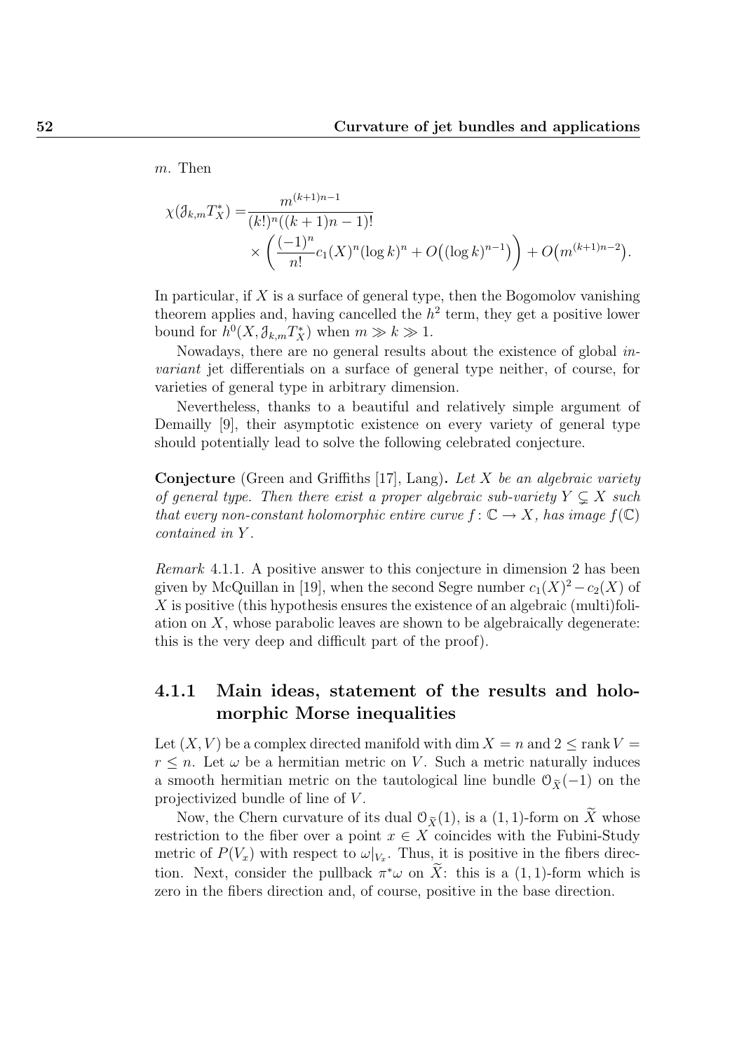$m$. Then

$$\chi(\mathcal{J}_{k,m}T^*_X) = \frac{m^{(k+1)n-1}}{(k!)^n((k+1)n-1)!} \times \left( \frac{(-1)^n}{n!} c_1(X)^n (\log k)^n + O\big((\log k)^{n-1}\big) \right) + O\big(m^{(k+1)n-2}\big).$$

In particular, if $X$ is a surface of general type, then the Bogomolov vanishing theorem applies and, having cancelled the $h^2$ term, they get a positive lower bound for $h^0(X, \mathcal{J}_{k,m}T^*_X)$ when $m \gg k \gg 1$.

Nowadays, there are no general results about the existence of global *invariant* jet differentials on a surface of general type neither, of course, for varieties of general type in arbitrary dimension.

Nevertheless, thanks to a beautiful and relatively simple argument of Demailly [9], their asymptotic existence on every variety of general type should potentially lead to solve the following celebrated conjecture.

**Conjecture** (Green and Griffiths [17], Lang)**.** *Let $X$ be an algebraic variety of general type. Then there exist a proper algebraic sub-variety $Y \subsetneq X$ such that every non-constant holomorphic entire curve $f \colon \mathbb{C} \to X$, has image $f(\mathbb{C})$ contained in $Y$.*

*Remark* 4.1.1. A positive answer to this conjecture in dimension 2 has been given by McQuillan in [19], when the second Segre number $c_1(X)^2 - c_2(X)$ of $X$ is positive (this hypothesis ensures the existence of an algebraic (multi)foliation on $X$, whose parabolic leaves are shown to be algebraically degenerate: this is the very deep and difficult part of the proof).

### 4.1.1 Main ideas, statement of the results and holomorphic Morse inequalities

Let $(X, V)$ be a complex directed manifold with $\dim X = n$ and $2 \le \operatorname{rank} V = r \le n$. Let $\omega$ be a hermitian metric on $V$. Such a metric naturally induces a smooth hermitian metric on the tautological line bundle $\mathcal{O}_{\widetilde{X}}(-1)$ on the projectivized bundle of line of $V$.

Now, the Chern curvature of its dual $\mathcal{O}_{\widetilde{X}}(1)$, is a $(1,1)$-form on $\widetilde{X}$ whose restriction to the fiber over a point $x \in X$ coincides with the Fubini-Study metric of $P(V_x)$ with respect to $\omega|_{V_x}$. Thus, it is positive in the fibers direction. Next, consider the pullback $\pi^*\omega$ on $\widetilde{X}$: this is a $(1,1)$-form which is zero in the fibers direction and, of course, positive in the base direction.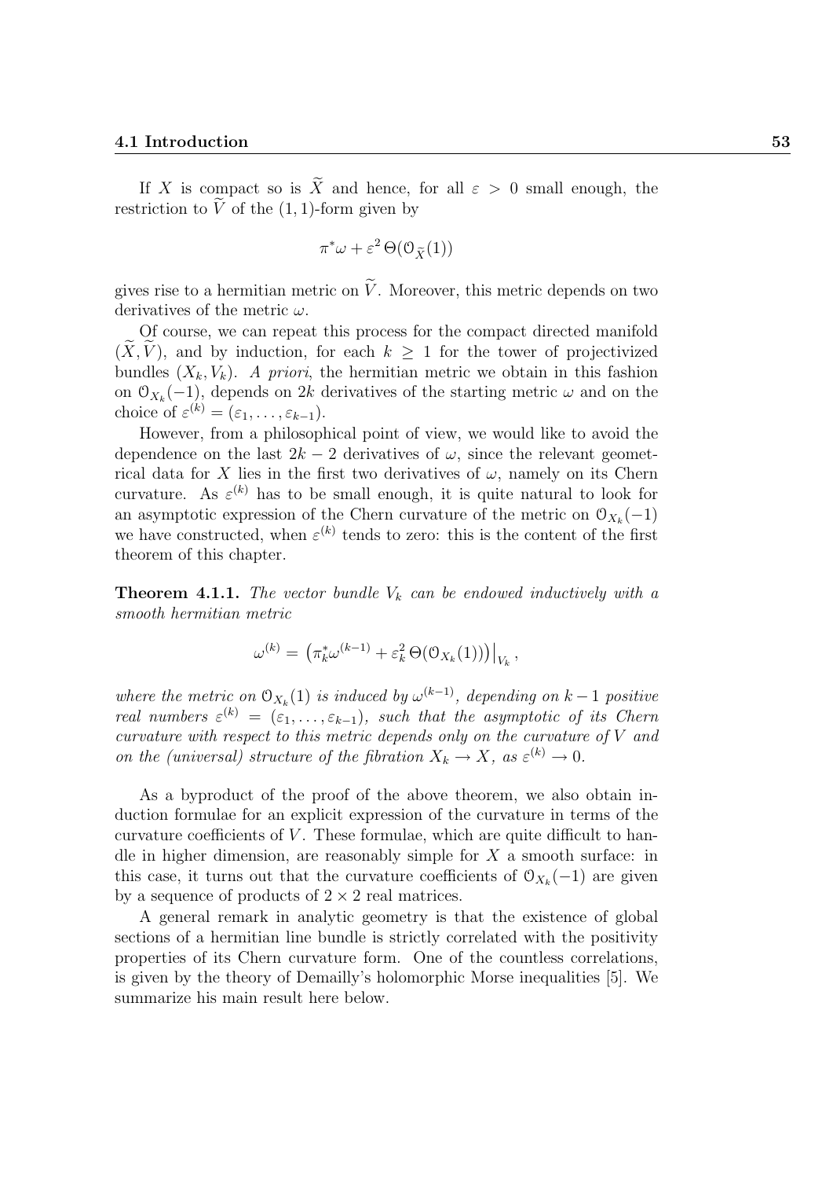If $X$ is compact so is $\widetilde{X}$ and hence, for all $\varepsilon > 0$ small enough, the restriction to $\widetilde{V}$ of the $(1,1)$-form given by

$$\pi^*\omega + \varepsilon^2\,\Theta(\mathcal{O}_{\widetilde{X}}(1))$$

gives rise to a hermitian metric on $\widetilde{V}$. Moreover, this metric depends on two derivatives of the metric $\omega$.

Of course, we can repeat this process for the compact directed manifold $(\widetilde{X},\widetilde{V})$, and by induction, for each $k \geq 1$ for the tower of projectivized bundles $(X_k, V_k)$. *A priori*, the hermitian metric we obtain in this fashion on $\mathcal{O}_{X_k}(-1)$, depends on $2k$ derivatives of the starting metric $\omega$ and on the choice of $\varepsilon^{(k)} = (\varepsilon_1, \dots, \varepsilon_{k-1})$.

However, from a philosophical point of view, we would like to avoid the dependence on the last $2k-2$ derivatives of $\omega$, since the relevant geometrical data for $X$ lies in the first two derivatives of $\omega$, namely on its Chern curvature. As $\varepsilon^{(k)}$ has to be small enough, it is quite natural to look for an asymptotic expression of the Chern curvature of the metric on $\mathcal{O}_{X_k}(-1)$ we have constructed, when $\varepsilon^{(k)}$ tends to zero: this is the content of the first theorem of this chapter.

**Theorem 4.1.1.** *The vector bundle $V_k$ can be endowed inductively with a smooth hermitian metric*

$$\omega^{(k)} = \left(\pi_k^*\omega^{(k-1)} + \varepsilon_k^2\,\Theta(\mathcal{O}_{X_k}(1))\right)\big|_{V_k},$$

*where the metric on $\mathcal{O}_{X_k}(1)$ is induced by $\omega^{(k-1)}$, depending on $k-1$ positive real numbers $\varepsilon^{(k)} = (\varepsilon_1, \dots, \varepsilon_{k-1})$, such that the asymptotic of its Chern curvature with respect to this metric depends only on the curvature of $V$ and on the (universal) structure of the fibration $X_k \to X$, as $\varepsilon^{(k)} \to 0$.*

As a byproduct of the proof of the above theorem, we also obtain induction formulae for an explicit expression of the curvature in terms of the curvature coefficients of $V$. These formulae, which are quite difficult to handle in higher dimension, are reasonably simple for $X$ a smooth surface: in this case, it turns out that the curvature coefficients of $\mathcal{O}_{X_k}(-1)$ are given by a sequence of products of $2 \times 2$ real matrices.

A general remark in analytic geometry is that the existence of global sections of a hermitian line bundle is strictly correlated with the positivity properties of its Chern curvature form. One of the countless correlations, is given by the theory of Demailly's holomorphic Morse inequalities [5]. We summarize his main result here below.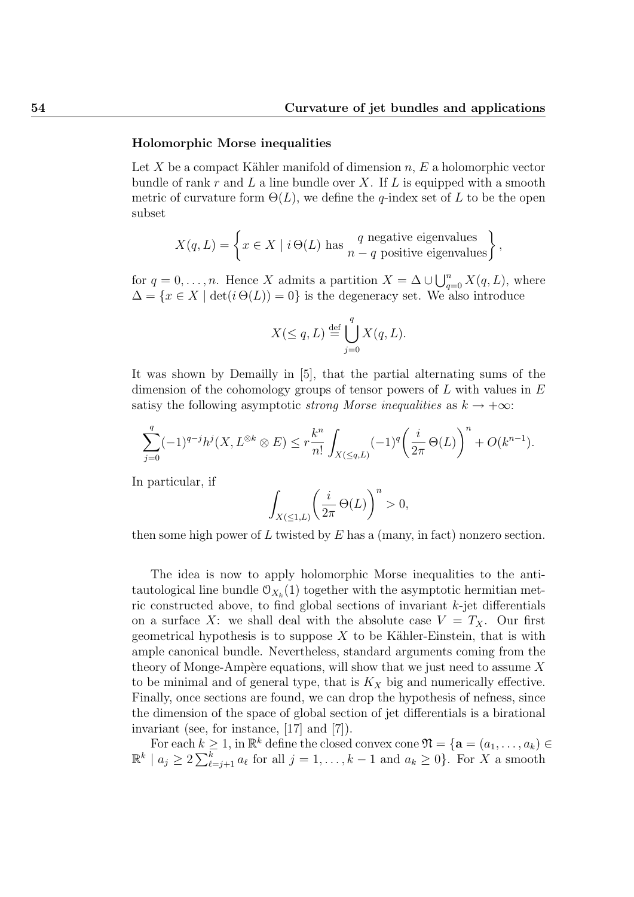**Holomorphic Morse inequalities**

Let $X$ be a compact Kähler manifold of dimension $n$, $E$ a holomorphic vector bundle of rank $r$ and $L$ a line bundle over $X$. If $L$ is equipped with a smooth metric of curvature form $\Theta(L)$, we define the $q$-index set of $L$ to be the open subset

$$X(q,L) = \left\{ x \in X \mid i\,\Theta(L) \text{ has } \begin{matrix} q \text{ negative eigenvalues} \\ n-q \text{ positive eigenvalues} \end{matrix} \right\},$$

for $q = 0, \dots, n$. Hence $X$ admits a partition $X = \Delta \cup \bigcup_{q=0}^{n} X(q,L)$, where $\Delta = \{x \in X \mid \det(i\,\Theta(L)) = 0\}$ is the degeneracy set. We also introduce

$$X(\leq q, L) \stackrel{\text{def}}{=} \bigcup_{j=0}^{q} X(q,L).$$

It was shown by Demailly in [5], that the partial alternating sums of the dimension of the cohomology groups of tensor powers of $L$ with values in $E$ satisy the following asymptotic *strong Morse inequalities* as $k \to +\infty$:

$$\sum_{j=0}^{q} (-1)^{q-j} h^j(X, L^{\otimes k} \otimes E) \leq r \frac{k^n}{n!} \int_{X(\leq q, L)} (-1)^q \left( \frac{i}{2\pi}\,\Theta(L) \right)^n + O(k^{n-1}).$$

In particular, if

$$\int_{X(\leq 1, L)} \left( \frac{i}{2\pi}\,\Theta(L) \right)^n > 0,$$

then some high power of $L$ twisted by $E$ has a (many, in fact) nonzero section.

The idea is now to apply holomorphic Morse inequalities to the anti-tautological line bundle $\mathcal{O}_{X_k}(1)$ together with the asymptotic hermitian metric constructed above, to find global sections of invariant $k$-jet differentials on a surface $X$: we shall deal with the absolute case $V = T_X$. Our first geometrical hypothesis is to suppose $X$ to be Kähler-Einstein, that is with ample canonical bundle. Nevertheless, standard arguments coming from the theory of Monge-Ampère equations, will show that we just need to assume $X$ to be minimal and of general type, that is $K_X$ big and numerically effective. Finally, once sections are found, we can drop the hypothesis of nefness, since the dimension of the space of global section of jet differentials is a birational invariant (see, for instance, [17] and [7]).

For each $k \geq 1$, in $\mathbb{R}^k$ define the closed convex cone $\mathfrak{N} = \{\mathbf{a} = (a_1, \dots, a_k) \in \mathbb{R}^k \mid a_j \geq 2\sum_{\ell=j+1}^{k} a_\ell$ for all $j = 1, \dots, k-1$ and $a_k \geq 0\}$. For $X$ a smooth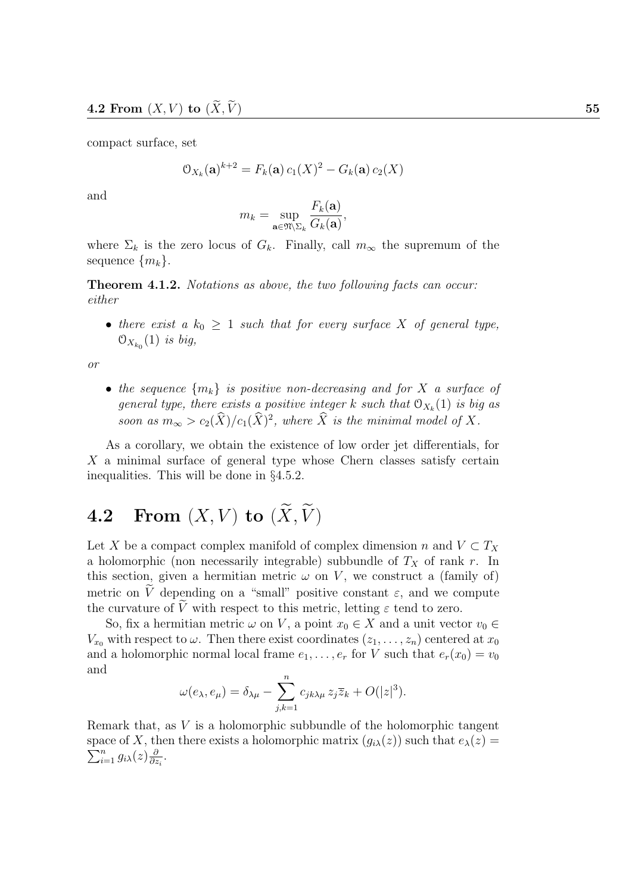compact surface, set

$$\mathcal{O}_{X_k}(\mathbf{a})^{k+2} = F_k(\mathbf{a})\, c_1(X)^2 - G_k(\mathbf{a})\, c_2(X)$$

and

$$m_k = \sup_{\mathbf{a}\in\mathfrak{N}\setminus\Sigma_k} \frac{F_k(\mathbf{a})}{G_k(\mathbf{a})},$$

where $\Sigma_k$ is the zero locus of $G_k$. Finally, call $m_\infty$ the supremum of the sequence $\{m_k\}$.

**Theorem 4.1.2.** *Notations as above, the two following facts can occur: either*

- *there exist a $k_0 \geq 1$ such that for every surface $X$ of general type, $\mathcal{O}_{X_{k_0}}(1)$ is big,*

*or*

- *the sequence $\{m_k\}$ is positive non-decreasing and for $X$ a surface of general type, there exists a positive integer $k$ such that $\mathcal{O}_{X_k}(1)$ is big as soon as $m_\infty > c_2(\widehat{X})/c_1(\widehat{X})^2$, where $\widehat{X}$ is the minimal model of $X$.*

As a corollary, we obtain the existence of low order jet differentials, for $X$ a minimal surface of general type whose Chern classes satisfy certain inequalities. This will be done in §4.5.2.

## 4.2 From $(X,V)$ to $(\widetilde{X},\widetilde{V})$

Let $X$ be a compact complex manifold of complex dimension $n$ and $V \subset T_X$ a holomorphic (non necessarily integrable) subbundle of $T_X$ of rank $r$. In this section, given a hermitian metric $\omega$ on $V$, we construct a (family of) metric on $\widetilde{V}$ depending on a "small" positive constant $\varepsilon$, and we compute the curvature of $\widetilde{V}$ with respect to this metric, letting $\varepsilon$ tend to zero.

So, fix a hermitian metric $\omega$ on $V$, a point $x_0 \in X$ and a unit vector $v_0 \in V_{x_0}$ with respect to $\omega$. Then there exist coordinates $(z_1,\dots,z_n)$ centered at $x_0$ and a holomorphic normal local frame $e_1,\dots,e_r$ for $V$ such that $e_r(x_0) = v_0$ and

$$\omega(e_\lambda, e_\mu) = \delta_{\lambda\mu} - \sum_{j,k=1}^n c_{jk\lambda\mu}\, z_j \overline{z}_k + O(|z|^3).$$

Remark that, as $V$ is a holomorphic subbundle of the holomorphic tangent space of $X$, then there exists a holomorphic matrix $(g_{i\lambda}(z))$ such that $e_\lambda(z) = \sum_{i=1}^n g_{i\lambda}(z)\frac{\partial}{\partial z_i}$.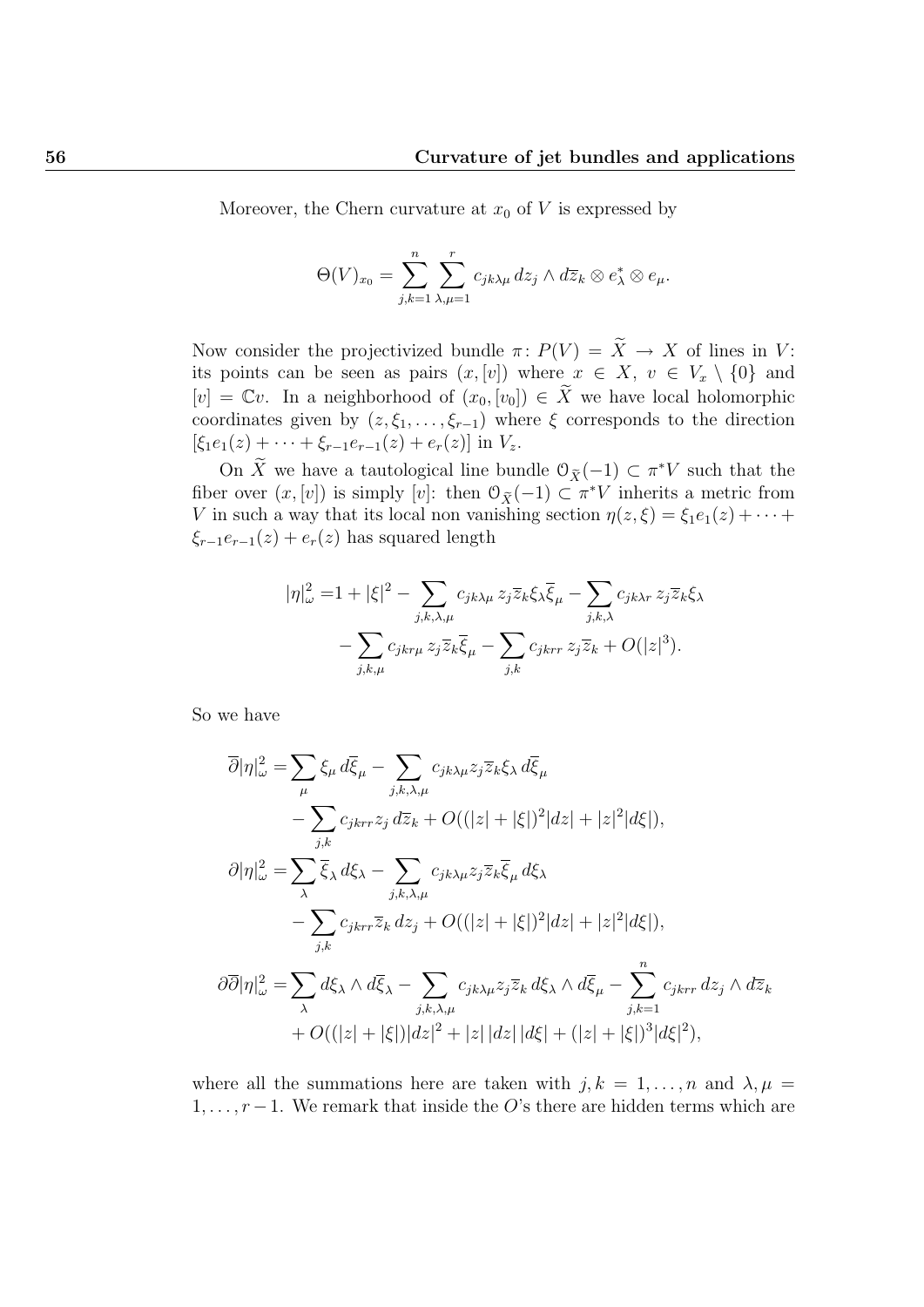Moreover, the Chern curvature at $x_0$ of $V$ is expressed by

$$\Theta(V)_{x_0} = \sum_{j,k=1}^{n} \sum_{\lambda,\mu=1}^{r} c_{jk\lambda\mu}\, dz_j \wedge d\overline{z}_k \otimes e_\lambda^* \otimes e_\mu.$$

Now consider the projectivized bundle $\pi\colon P(V) = \widetilde{X} \to X$ of lines in $V$: its points can be seen as pairs $(x,[v])$ where $x \in X$, $v \in V_x \setminus \{0\}$ and $[v] = \mathbb{C}v$. In a neighborhood of $(x_0,[v_0]) \in \widetilde{X}$ we have local holomorphic coordinates given by $(z, \xi_1, \dots, \xi_{r-1})$ where $\xi$ corresponds to the direction $[\xi_1 e_1(z) + \cdots + \xi_{r-1}e_{r-1}(z) + e_r(z)]$ in $V_z$.

On $\widetilde{X}$ we have a tautological line bundle $\mathcal{O}_{\widetilde{X}}(-1) \subset \pi^* V$ such that the fiber over $(x,[v])$ is simply $[v]$: then $\mathcal{O}_{\widetilde{X}}(-1) \subset \pi^* V$ inherits a metric from $V$ in such a way that its local non vanishing section $\eta(z,\xi) = \xi_1 e_1(z) + \cdots + \xi_{r-1}e_{r-1}(z) + e_r(z)$ has squared length

$$\begin{aligned}
|\eta|^2_\omega = & 1 + |\xi|^2 - \sum_{j,k,\lambda,\mu} c_{jk\lambda\mu}\, z_j \overline{z}_k \xi_\lambda \overline{\xi}_\mu - \sum_{j,k,\lambda} c_{jk\lambda r}\, z_j \overline{z}_k \xi_\lambda \\
& - \sum_{j,k,\mu} c_{jkr\mu}\, z_j \overline{z}_k \overline{\xi}_\mu - \sum_{j,k} c_{jkrr}\, z_j \overline{z}_k + O(|z|^3).
\end{aligned}$$

So we have

$$\begin{aligned}
\overline{\partial}|\eta|^2_\omega = & \sum_\mu \xi_\mu\, d\overline{\xi}_\mu - \sum_{j,k,\lambda,\mu} c_{jk\lambda\mu} z_j \overline{z}_k \xi_\lambda\, d\overline{\xi}_\mu \\
& - \sum_{j,k} c_{jkrr} z_j\, d\overline{z}_k + O((|z|+|\xi|)^2 |dz| + |z|^2 |d\xi|), \\
\partial|\eta|^2_\omega = & \sum_\lambda \overline{\xi}_\lambda\, d\xi_\lambda - \sum_{j,k,\lambda,\mu} c_{jk\lambda\mu} z_j \overline{z}_k \overline{\xi}_\mu\, d\xi_\lambda \\
& - \sum_{j,k} c_{jkrr} \overline{z}_k\, dz_j + O((|z|+|\xi|)^2 |dz| + |z|^2 |d\xi|), \\
\partial\overline{\partial}|\eta|^2_\omega = & \sum_\lambda d\xi_\lambda \wedge d\overline{\xi}_\lambda - \sum_{j,k,\lambda,\mu} c_{jk\lambda\mu} z_j \overline{z}_k\, d\xi_\lambda \wedge d\overline{\xi}_\mu - \sum_{j,k=1}^{n} c_{jkrr}\, dz_j \wedge d\overline{z}_k \\
& + O((|z|+|\xi|)|dz|^2 + |z|\,|dz|\,|d\xi| + (|z|+|\xi|)^3 |d\xi|^2),
\end{aligned}$$

where all the summations here are taken with $j,k = 1, \dots, n$ and $\lambda, \mu = 1, \dots, r-1$. We remark that inside the $O$'s there are hidden terms which are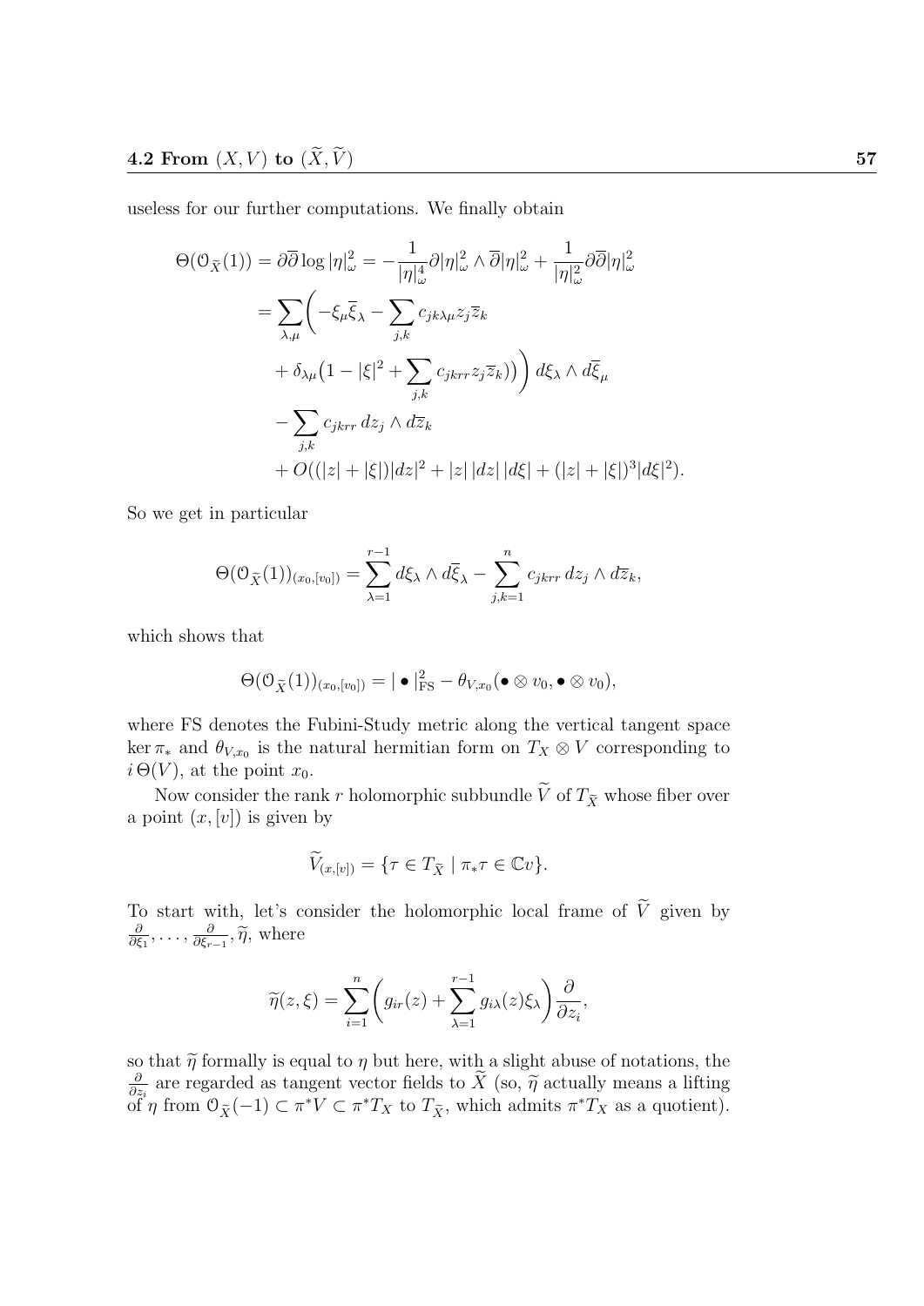useless for our further computations. We finally obtain

$$
\begin{aligned}
\Theta(\mathcal{O}_{\widetilde{X}}(1)) &= \partial\overline{\partial}\log|\eta|^2_\omega = -\frac{1}{|\eta|^4_\omega}\partial|\eta|^2_\omega\wedge\overline{\partial}|\eta|^2_\omega + \frac{1}{|\eta|^2_\omega}\partial\overline{\partial}|\eta|^2_\omega \\
&= \sum_{\lambda,\mu}\bigg(-\xi_\mu\overline{\xi}_\lambda - \sum_{j,k} c_{jk\lambda\mu} z_j\overline{z}_k \\
&\qquad + \delta_{\lambda\mu}\big(1-|\xi|^2 + \sum_{j,k} c_{jkrr} z_j\overline{z}_k\big)\bigg)\, d\xi_\lambda\wedge d\overline{\xi}_\mu \\
&\quad - \sum_{j,k} c_{jkrr}\, dz_j\wedge d\overline{z}_k \\
&\quad + O((|z|+|\xi|)|dz|^2 + |z|\,|dz|\,|d\xi| + (|z|+|\xi|)^3|d\xi|^2).
\end{aligned}
$$

So we get in particular

$$
\Theta(\mathcal{O}_{\widetilde{X}}(1))_{(x_0,[v_0])} = \sum_{\lambda=1}^{r-1} d\xi_\lambda\wedge d\overline{\xi}_\lambda - \sum_{j,k=1}^{n} c_{jkrr}\, dz_j\wedge d\overline{z}_k,
$$

which shows that

$$
\Theta(\mathcal{O}_{\widetilde{X}}(1))_{(x_0,[v_0])} = |\bullet|^2_{\mathrm{FS}} - \theta_{V,x_0}(\bullet\otimes v_0, \bullet\otimes v_0),
$$

where FS denotes the Fubini-Study metric along the vertical tangent space $\ker\pi_*$ and $\theta_{V,x_0}$ is the natural hermitian form on $T_X\otimes V$ corresponding to $i\,\Theta(V)$, at the point $x_0$.

Now consider the rank $r$ holomorphic subbundle $\widetilde{V}$ of $T_{\widetilde{X}}$ whose fiber over a point $(x,[v])$ is given by

$$
\widetilde{V}_{(x,[v])} = \{\tau\in T_{\widetilde{X}} \mid \pi_*\tau\in\mathbb{C}v\}.
$$

To start with, let's consider the holomorphic local frame of $\widetilde{V}$ given by $\frac{\partial}{\partial\xi_1},\dots,\frac{\partial}{\partial\xi_{r-1}},\widetilde{\eta}$, where

$$
\widetilde{\eta}(z,\xi) = \sum_{i=1}^{n}\bigg(g_{ir}(z) + \sum_{\lambda=1}^{r-1} g_{i\lambda}(z)\xi_\lambda\bigg)\frac{\partial}{\partial z_i},
$$

so that $\widetilde{\eta}$ formally is equal to $\eta$ but here, with a slight abuse of notations, the $\frac{\partial}{\partial z_i}$ are regarded as tangent vector fields to $\widetilde{X}$ (so, $\widetilde{\eta}$ actually means a lifting of $\eta$ from $\mathcal{O}_{\widetilde{X}}(-1)\subset\pi^*V\subset\pi^*T_X$ to $T_{\widetilde{X}}$, which admits $\pi^*T_X$ as a quotient).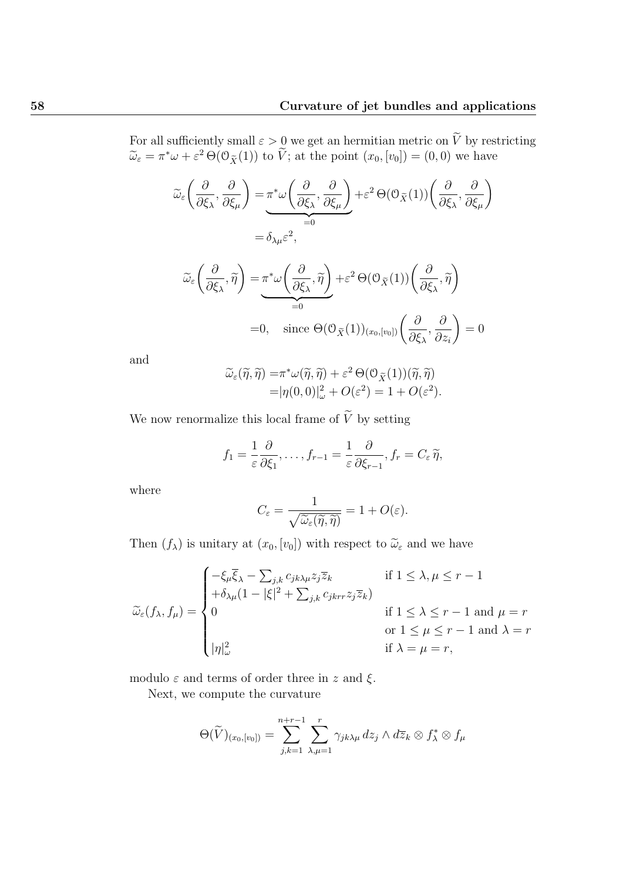For all sufficiently small $\varepsilon > 0$ we get an hermitian metric on $\widetilde{V}$ by restricting $\widetilde{\omega}_\varepsilon = \pi^*\omega + \varepsilon^2\,\Theta(\mathcal{O}_{\widetilde{X}}(1))$ to $\widetilde{V}$; at the point $(x_0, [v_0]) = (0, 0)$ we have

$$
\begin{aligned}
\widetilde{\omega}_\varepsilon\bigg(\frac{\partial}{\partial \xi_\lambda}, \frac{\partial}{\partial \xi_\mu}\bigg) &= \underbrace{\pi^*\omega\bigg(\frac{\partial}{\partial \xi_\lambda}, \frac{\partial}{\partial \xi_\mu}\bigg)}_{=0} + \varepsilon^2\,\Theta(\mathcal{O}_{\widetilde{X}}(1))\bigg(\frac{\partial}{\partial \xi_\lambda}, \frac{\partial}{\partial \xi_\mu}\bigg) \\
&= \delta_{\lambda\mu}\varepsilon^2,
\end{aligned}
$$

$$
\begin{aligned}
\widetilde{\omega}_\varepsilon\bigg(\frac{\partial}{\partial \xi_\lambda}, \widetilde{\eta}\bigg) &= \underbrace{\pi^*\omega\bigg(\frac{\partial}{\partial \xi_\lambda}, \widetilde{\eta}\bigg)}_{=0} + \varepsilon^2\,\Theta(\mathcal{O}_{\widetilde{X}}(1))\bigg(\frac{\partial}{\partial \xi_\lambda}, \widetilde{\eta}\bigg) \\
&= 0, \quad \text{since } \Theta(\mathcal{O}_{\widetilde{X}}(1))_{(x_0,[v_0])}\bigg(\frac{\partial}{\partial \xi_\lambda}, \frac{\partial}{\partial z_i}\bigg) = 0
\end{aligned}
$$

and

$$
\begin{aligned}
\widetilde{\omega}_\varepsilon(\widetilde{\eta}, \widetilde{\eta}) &= \pi^*\omega(\widetilde{\eta}, \widetilde{\eta}) + \varepsilon^2\,\Theta(\mathcal{O}_{\widetilde{X}}(1))(\widetilde{\eta}, \widetilde{\eta}) \\
&= |\eta(0,0)|^2_\omega + O(\varepsilon^2) = 1 + O(\varepsilon^2).
\end{aligned}
$$

We now renormalize this local frame of $\widetilde{V}$ by setting

$$
f_1 = \frac{1}{\varepsilon}\frac{\partial}{\partial \xi_1}, \ldots, f_{r-1} = \frac{1}{\varepsilon}\frac{\partial}{\partial \xi_{r-1}}, f_r = C_\varepsilon\,\widetilde{\eta},
$$

where

$$
C_\varepsilon = \frac{1}{\sqrt{\widetilde{\omega}_\varepsilon(\widetilde{\eta}, \widetilde{\eta})}} = 1 + O(\varepsilon).
$$

Then $(f_\lambda)$ is unitary at $(x_0, [v_0])$ with respect to $\widetilde{\omega}_\varepsilon$ and we have

$$
\widetilde{\omega}_\varepsilon(f_\lambda, f_\mu) = \begin{cases}
-\xi_\mu\overline{\xi}_\lambda - \sum_{j,k} c_{jk\lambda\mu} z_j \overline{z}_k & \text{if } 1 \le \lambda, \mu \le r-1 \\
+\delta_{\lambda\mu}(1 - |\xi|^2 + \sum_{j,k} c_{jkrr} z_j \overline{z}_k) & \\
0 & \text{if } 1 \le \lambda \le r-1 \text{ and } \mu = r \\
 & \text{or } 1 \le \mu \le r-1 \text{ and } \lambda = r \\
|\eta|^2_\omega & \text{if } \lambda = \mu = r,
\end{cases}
$$

modulo $\varepsilon$ and terms of order three in $z$ and $\xi$.

Next, we compute the curvature

$$
\Theta(\widetilde{V})_{(x_0,[v_0])} = \sum_{j,k=1}^{n+r-1} \sum_{\lambda,\mu=1}^{r} \gamma_{jk\lambda\mu}\, dz_j \wedge d\overline{z}_k \otimes f_\lambda^* \otimes f_\mu
$$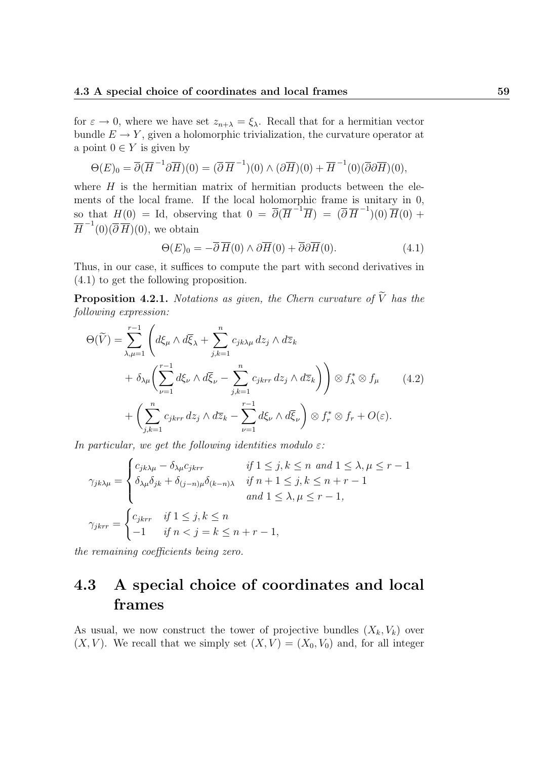for $\varepsilon \to 0$, where we have set $z_{n+\lambda} = \xi_\lambda$. Recall that for a hermitian vector bundle $E \to Y$, given a holomorphic trivialization, the curvature operator at a point $0 \in Y$ is given by

$$\Theta(E)_0 = \overline{\partial}(\overline{H}^{-1}\partial\overline{H})(0) = (\overline{\partial}\,\overline{H}^{-1})(0) \wedge (\partial\overline{H})(0) + \overline{H}^{-1}(0)(\overline{\partial}\partial\overline{H})(0),$$

where $H$ is the hermitian matrix of hermitian products between the elements of the local frame. If the local holomorphic frame is unitary in 0, so that $H(0) = \mathrm{Id}$, observing that $0 = \overline{\partial}(\overline{H}^{-1}\overline{H}) = (\overline{\partial}\,\overline{H}^{-1})(0)\,\overline{H}(0) + \overline{H}^{-1}(0)(\overline{\partial}\,\overline{H})(0)$, we obtain

$$\Theta(E)_0 = -\overline{\partial}\,\overline{H}(0) \wedge \partial\overline{H}(0) + \overline{\partial}\partial\overline{H}(0). \tag{4.1}$$

Thus, in our case, it suffices to compute the part with second derivatives in (4.1) to get the following proposition.

**Proposition 4.2.1.** *Notations as given, the Chern curvature of $\widetilde{V}$ has the following expression:*

$$\begin{aligned}
\Theta(\widetilde{V}) = \sum_{\lambda,\mu=1}^{r-1} \Bigg( & d\xi_\mu \wedge d\overline{\xi}_\lambda + \sum_{j,k=1}^{n} c_{jk\lambda\mu}\, dz_j \wedge d\overline{z}_k \\
& + \delta_{\lambda\mu}\bigg(\sum_{\nu=1}^{r-1} d\xi_\nu \wedge d\overline{\xi}_\nu - \sum_{j,k=1}^{n} c_{jkrr}\, dz_j \wedge d\overline{z}_k\bigg)\Bigg) \otimes f_\lambda^* \otimes f_\mu \\
& + \bigg(\sum_{j,k=1}^{n} c_{jkrr}\, dz_j \wedge d\overline{z}_k - \sum_{\nu=1}^{r-1} d\xi_\nu \wedge d\overline{\xi}_\nu\bigg) \otimes f_r^* \otimes f_r + O(\varepsilon).
\end{aligned} \tag{4.2}$$

*In particular, we get the following identities modulo $\varepsilon$:*

$$\gamma_{jk\lambda\mu} = \begin{cases} c_{jk\lambda\mu} - \delta_{\lambda\mu} c_{jkrr} & \text{if } 1 \leq j,k \leq n \text{ and } 1 \leq \lambda,\mu \leq r-1 \\ \delta_{\lambda\mu}\delta_{jk} + \delta_{(j-n)\mu}\delta_{(k-n)\lambda} & \text{if } n+1 \leq j,k \leq n+r-1 \\ & \text{and } 1 \leq \lambda,\mu \leq r-1, \end{cases}$$

$$\gamma_{jkrr} = \begin{cases} c_{jkrr} & \text{if } 1 \leq j,k \leq n \\ -1 & \text{if } n < j = k \leq n+r-1, \end{cases}$$

*the remaining coefficients being zero.*

## 4.3 A special choice of coordinates and local frames

As usual, we now construct the tower of projective bundles $(X_k, V_k)$ over $(X, V)$. We recall that we simply set $(X, V) = (X_0, V_0)$ and, for all integer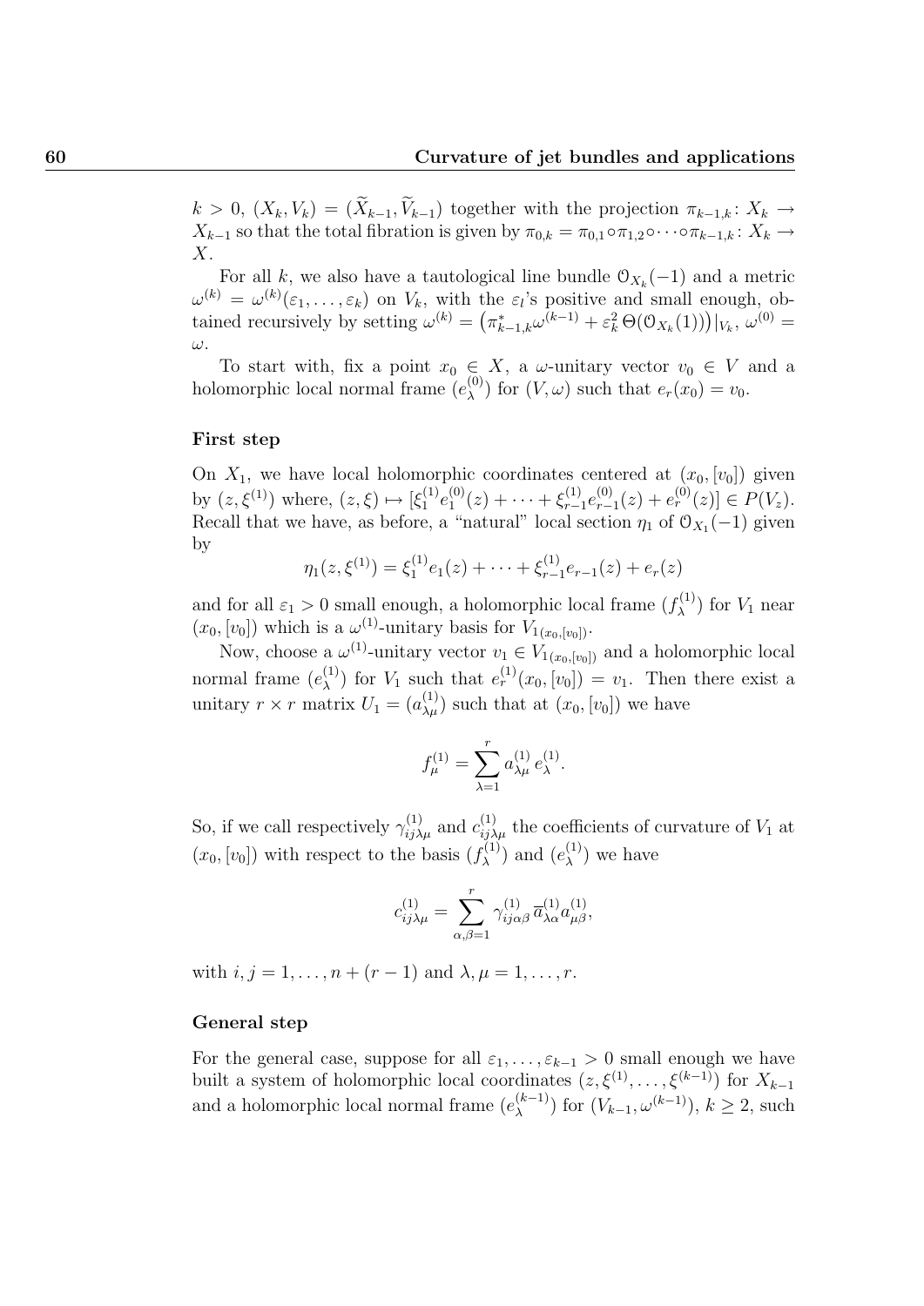$k > 0$, $(X_k, V_k) = (\widetilde{X}_{k-1}, \widetilde{V}_{k-1})$ together with the projection $\pi_{k-1,k}\colon X_k \to X_{k-1}$ so that the total fibration is given by $\pi_{0,k} = \pi_{0,1} \circ \pi_{1,2} \circ \cdots \circ \pi_{k-1,k}\colon X_k \to X$.

For all $k$, we also have a tautological line bundle $\mathcal{O}_{X_k}(-1)$ and a metric $\omega^{(k)} = \omega^{(k)}(\varepsilon_1, \dots, \varepsilon_k)$ on $V_k$, with the $\varepsilon_l$'s positive and small enough, obtained recursively by setting $\omega^{(k)} = \big(\pi_{k-1,k}^* \omega^{(k-1)} + \varepsilon_k^2\, \Theta(\mathcal{O}_{X_k}(1))\big)|_{V_k}$, $\omega^{(0)} = \omega$.

To start with, fix a point $x_0 \in X$, a $\omega$-unitary vector $v_0 \in V$ and a holomorphic local normal frame $(e_\lambda^{(0)})$ for $(V, \omega)$ such that $e_r(x_0) = v_0$.

### First step

On $X_1$, we have local holomorphic coordinates centered at $(x_0, [v_0])$ given by $(z, \xi^{(1)})$ where, $(z, \xi) \mapsto [\xi_1^{(1)} e_1^{(0)}(z) + \cdots + \xi_{r-1}^{(1)} e_{r-1}^{(0)}(z) + e_r^{(0)}(z)] \in P(V_z)$. Recall that we have, as before, a "natural" local section $\eta_1$ of $\mathcal{O}_{X_1}(-1)$ given by

$$\eta_1(z, \xi^{(1)}) = \xi_1^{(1)} e_1(z) + \cdots + \xi_{r-1}^{(1)} e_{r-1}(z) + e_r(z)$$

and for all $\varepsilon_1 > 0$ small enough, a holomorphic local frame $(f_\lambda^{(1)})$ for $V_1$ near $(x_0, [v_0])$ which is a $\omega^{(1)}$-unitary basis for $V_{1(x_0,[v_0])}$.

Now, choose a $\omega^{(1)}$-unitary vector $v_1 \in V_{1(x_0,[v_0])}$ and a holomorphic local normal frame $(e_\lambda^{(1)})$ for $V_1$ such that $e_r^{(1)}(x_0, [v_0]) = v_1$. Then there exist a unitary $r \times r$ matrix $U_1 = (a_{\lambda\mu}^{(1)})$ such that at $(x_0, [v_0])$ we have

$$f_\mu^{(1)} = \sum_{\lambda=1}^{r} a_{\lambda\mu}^{(1)}\, e_\lambda^{(1)}.$$

So, if we call respectively $\gamma_{ij\lambda\mu}^{(1)}$ and $c_{ij\lambda\mu}^{(1)}$ the coefficients of curvature of $V_1$ at $(x_0, [v_0])$ with respect to the basis $(f_\lambda^{(1)})$ and $(e_\lambda^{(1)})$ we have

$$c_{ij\lambda\mu}^{(1)} = \sum_{\alpha,\beta=1}^{r} \gamma_{ij\alpha\beta}^{(1)}\, \overline{a}_{\lambda\alpha}^{(1)} a_{\mu\beta}^{(1)},$$

with $i, j = 1, \dots, n + (r-1)$ and $\lambda, \mu = 1, \dots, r$.

### General step

For the general case, suppose for all $\varepsilon_1, \dots, \varepsilon_{k-1} > 0$ small enough we have built a system of holomorphic local coordinates $(z, \xi^{(1)}, \dots, \xi^{(k-1)})$ for $X_{k-1}$ and a holomorphic local normal frame $(e_\lambda^{(k-1)})$ for $(V_{k-1}, \omega^{(k-1)})$, $k \geq 2$, such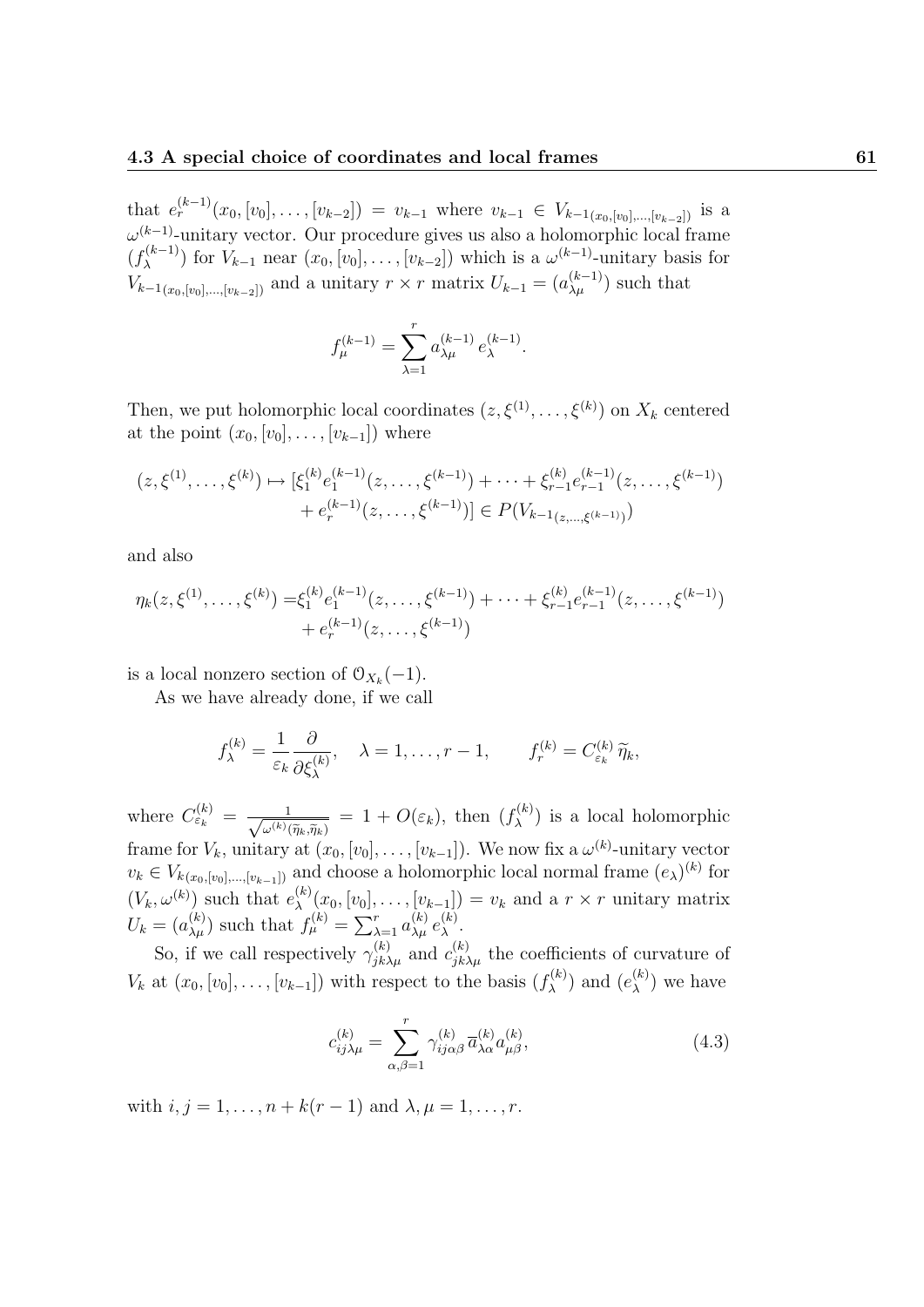that $e_r^{(k-1)}(x_0, [v_0], \dots, [v_{k-2}]) = v_{k-1}$ where $v_{k-1} \in V_{k-1(x_0,[v_0],\dots,[v_{k-2}])}$ is a $\omega^{(k-1)}$-unitary vector. Our procedure gives us also a holomorphic local frame $(f_\lambda^{(k-1)})$ for $V_{k-1}$ near $(x_0, [v_0], \dots, [v_{k-2}])$ which is a $\omega^{(k-1)}$-unitary basis for $V_{k-1(x_0,[v_0],\dots,[v_{k-2}])}$ and a unitary $r \times r$ matrix $U_{k-1} = (a_{\lambda\mu}^{(k-1)})$ such that

$$
f_\mu^{(k-1)} = \sum_{\lambda=1}^{r} a_{\lambda\mu}^{(k-1)} \, e_\lambda^{(k-1)}.
$$

Then, we put holomorphic local coordinates $(z, \xi^{(1)}, \dots, \xi^{(k)})$ on $X_k$ centered at the point $(x_0, [v_0], \dots, [v_{k-1}])$ where

$$
\begin{aligned}
(z, \xi^{(1)}, \dots, \xi^{(k)}) \mapsto [&\xi_1^{(k)} e_1^{(k-1)}(z, \dots, \xi^{(k-1)}) + \dots + \xi_{r-1}^{(k)} e_{r-1}^{(k-1)}(z, \dots, \xi^{(k-1)}) \\
&+ e_r^{(k-1)}(z, \dots, \xi^{(k-1)})] \in P(V_{k-1(z,\dots,\xi^{(k-1)})})
\end{aligned}
$$

and also

$$
\begin{aligned}
\eta_k(z, \xi^{(1)}, \dots, \xi^{(k)}) = &\xi_1^{(k)} e_1^{(k-1)}(z, \dots, \xi^{(k-1)}) + \dots + \xi_{r-1}^{(k)} e_{r-1}^{(k-1)}(z, \dots, \xi^{(k-1)}) \\
&+ e_r^{(k-1)}(z, \dots, \xi^{(k-1)})
\end{aligned}
$$

is a local nonzero section of $\mathcal{O}_{X_k}(-1)$.

As we have already done, if we call

$$
f_\lambda^{(k)} = \frac{1}{\varepsilon_k} \frac{\partial}{\partial \xi_\lambda^{(k)}}, \quad \lambda = 1, \dots, r-1, \qquad f_r^{(k)} = C_{\varepsilon_k}^{(k)} \, \widetilde{\eta}_k,
$$

where $C_{\varepsilon_k}^{(k)} = \frac{1}{\sqrt{\omega^{(k)}(\widetilde{\eta}_k, \widetilde{\eta}_k)}} = 1 + O(\varepsilon_k)$, then $(f_\lambda^{(k)})$ is a local holomorphic frame for $V_k$, unitary at $(x_0, [v_0], \dots, [v_{k-1}])$. We now fix a $\omega^{(k)}$-unitary vector $v_k \in V_{k(x_0,[v_0],\dots,[v_{k-1}])}$ and choose a holomorphic local normal frame $(e_\lambda)^{(k)}$ for $(V_k, \omega^{(k)})$ such that $e_\lambda^{(k)}(x_0, [v_0], \dots, [v_{k-1}]) = v_k$ and a $r \times r$ unitary matrix $U_k = (a_{\lambda\mu}^{(k)})$ such that $f_\mu^{(k)} = \sum_{\lambda=1}^{r} a_{\lambda\mu}^{(k)} e_\lambda^{(k)}$.

So, if we call respectively $\gamma_{jk\lambda\mu}^{(k)}$ and $c_{jk\lambda\mu}^{(k)}$ the coefficients of curvature of $V_k$ at $(x_0, [v_0], \dots, [v_{k-1}])$ with respect to the basis $(f_\lambda^{(k)})$ and $(e_\lambda^{(k)})$ we have

$$
c_{ij\lambda\mu}^{(k)} = \sum_{\alpha,\beta=1}^{r} \gamma_{ij\alpha\beta}^{(k)} \, \overline{a}_{\lambda\alpha}^{(k)} a_{\mu\beta}^{(k)}, \tag{4.3}
$$

with $i, j = 1, \dots, n + k(r-1)$ and $\lambda, \mu = 1, \dots, r$.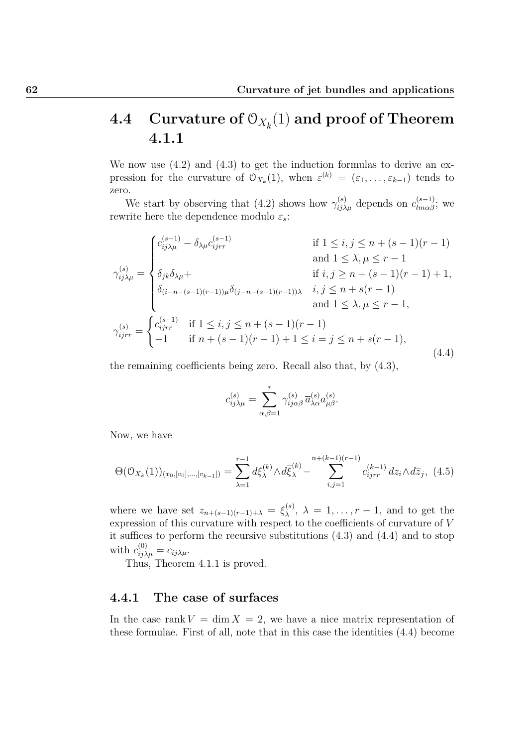## 4.4 Curvature of $\mathcal{O}_{X_k}(1)$ and proof of Theorem 4.1.1

We now use (4.2) and (4.3) to get the induction formulas to derive an expression for the curvature of $\mathcal{O}_{X_k}(1)$, when $\varepsilon^{(k)} = (\varepsilon_1, \ldots, \varepsilon_{k-1})$ tends to zero.

We start by observing that (4.2) shows how $\gamma^{(s)}_{ij\lambda\mu}$ depends on $c^{(s-1)}_{lm\alpha\beta}$; we rewrite here the dependence modulo $\varepsilon_s$:

$$
\gamma^{(s)}_{ij\lambda\mu} = \begin{cases} c^{(s-1)}_{ij\lambda\mu} - \delta_{\lambda\mu} c^{(s-1)}_{ijrr} & \text{if } 1 \leq i,j \leq n+(s-1)(r-1) \\ & \text{and } 1 \leq \lambda,\mu \leq r-1 \\ \delta_{jk}\delta_{\lambda\mu} + & \text{if } i,j \geq n+(s-1)(r-1)+1, \\ \delta_{(i-n-(s-1)(r-1))\mu}\delta_{(j-n-(s-1)(r-1))\lambda} & i,j \leq n+s(r-1) \\ & \text{and } 1 \leq \lambda,\mu \leq r-1, \end{cases}
$$
$$
\gamma^{(s)}_{ijrr} = \begin{cases} c^{(s-1)}_{ijrr} & \text{if } 1 \leq i,j \leq n+(s-1)(r-1) \\ -1 & \text{if } n+(s-1)(r-1)+1 \leq i = j \leq n+s(r-1), \end{cases} \tag{4.4}
$$

the remaining coefficients being zero. Recall also that, by (4.3),

$$
c^{(s)}_{ij\lambda\mu} = \sum_{\alpha,\beta=1}^{r} \gamma^{(s)}_{ij\alpha\beta}\, \overline{a}^{(s)}_{\lambda\alpha} a^{(s)}_{\mu\beta}.
$$

Now, we have

$$
\Theta(\mathcal{O}_{X_k}(1))_{(x_0,[v_0],\ldots,[v_{k-1}])} = \sum_{\lambda=1}^{r-1} d\xi^{(k)}_\lambda \wedge d\overline{\xi}^{(k)}_\lambda - \sum_{i,j=1}^{n+(k-1)(r-1)} c^{(k-1)}_{ijrr}\, dz_i \wedge d\overline{z}_j, \tag{4.5}
$$

where we have set $z_{n+(s-1)(r-1)+\lambda} = \xi^{(s)}_\lambda$, $\lambda = 1, \ldots, r-1$, and to get the expression of this curvature with respect to the coefficients of curvature of $V$ it suffices to perform the recursive substitutions (4.3) and (4.4) and to stop with $c^{(0)}_{ij\lambda\mu} = c_{ij\lambda\mu}$.

Thus, Theorem 4.1.1 is proved.

### 4.4.1 The case of surfaces

In the case $\operatorname{rank} V = \dim X = 2$, we have a nice matrix representation of these formulae. First of all, note that in this case the identities (4.4) become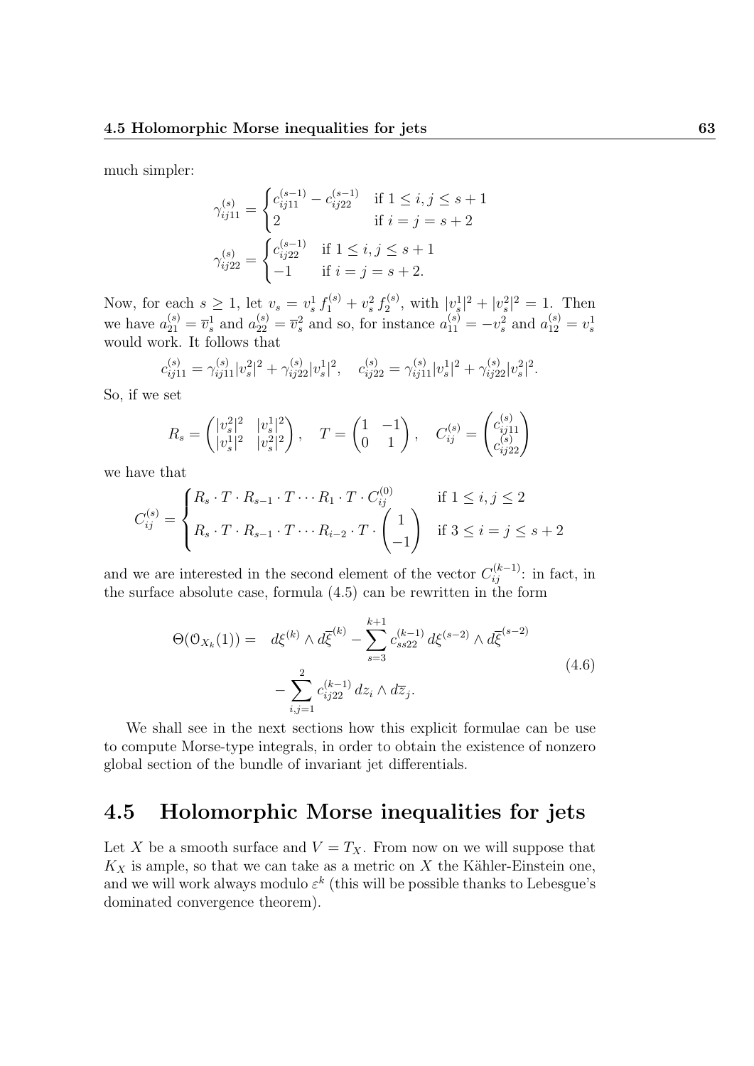much simpler:

$$\gamma_{ij11}^{(s)} = \begin{cases} c_{ij11}^{(s-1)} - c_{ij22}^{(s-1)} & \text{if } 1 \leq i,j \leq s+1 \\ 2 & \text{if } i=j=s+2 \end{cases}$$

$$\gamma_{ij22}^{(s)} = \begin{cases} c_{ij22}^{(s-1)} & \text{if } 1 \leq i,j \leq s+1 \\ -1 & \text{if } i=j=s+2. \end{cases}$$

Now, for each $s \geq 1$, let $v_s = v_s^1 \, f_1^{(s)} + v_s^2 \, f_2^{(s)}$, with $|v_s^1|^2 + |v_s^2|^2 = 1$. Then we have $a_{21}^{(s)} = \overline{v}_s^1$ and $a_{22}^{(s)} = \overline{v}_s^2$ and so, for instance $a_{11}^{(s)} = -v_s^2$ and $a_{12}^{(s)} = v_s^1$ would work. It follows that

$$c_{ij11}^{(s)} = \gamma_{ij11}^{(s)} |v_s^2|^2 + \gamma_{ij22}^{(s)} |v_s^1|^2, \quad c_{ij22}^{(s)} = \gamma_{ij11}^{(s)} |v_s^1|^2 + \gamma_{ij22}^{(s)} |v_s^2|^2.$$

So, if we set

$$R_s = \begin{pmatrix} |v_s^2|^2 & |v_s^1|^2 \\ |v_s^1|^2 & |v_s^2|^2 \end{pmatrix}, \quad T = \begin{pmatrix} 1 & -1 \\ 0 & 1 \end{pmatrix}, \quad C_{ij}^{(s)} = \begin{pmatrix} c_{ij11}^{(s)} \\ c_{ij22}^{(s)} \end{pmatrix}$$

we have that

$$C_{ij}^{(s)} = \begin{cases} R_s \cdot T \cdot R_{s-1} \cdot T \cdots R_1 \cdot T \cdot C_{ij}^{(0)} & \text{if } 1 \leq i,j \leq 2 \\ R_s \cdot T \cdot R_{s-1} \cdot T \cdots R_{i-2} \cdot T \cdot \begin{pmatrix} 1 \\ -1 \end{pmatrix} & \text{if } 3 \leq i = j \leq s+2 \end{cases}$$

and we are interested in the second element of the vector $C_{ij}^{(k-1)}$: in fact, in the surface absolute case, formula (4.5) can be rewritten in the form

$$\begin{aligned} \Theta(\mathcal{O}_{X_k}(1)) = \quad & d\xi^{(k)} \wedge d\overline{\xi}^{(k)} - \sum_{s=3}^{k+1} c_{ss22}^{(k-1)} \, d\xi^{(s-2)} \wedge d\overline{\xi}^{(s-2)} \\ & - \sum_{i,j=1}^{2} c_{ij22}^{(k-1)} \, dz_i \wedge d\overline{z}_j. \end{aligned} \tag{4.6}$$

We shall see in the next sections how this explicit formulae can be use to compute Morse-type integrals, in order to obtain the existence of nonzero global section of the bundle of invariant jet differentials.

## 4.5 Holomorphic Morse inequalities for jets

Let $X$ be a smooth surface and $V = T_X$. From now on we will suppose that $K_X$ is ample, so that we can take as a metric on $X$ the Kähler-Einstein one, and we will work always modulo $\varepsilon^k$ (this will be possible thanks to Lebesgue's dominated convergence theorem).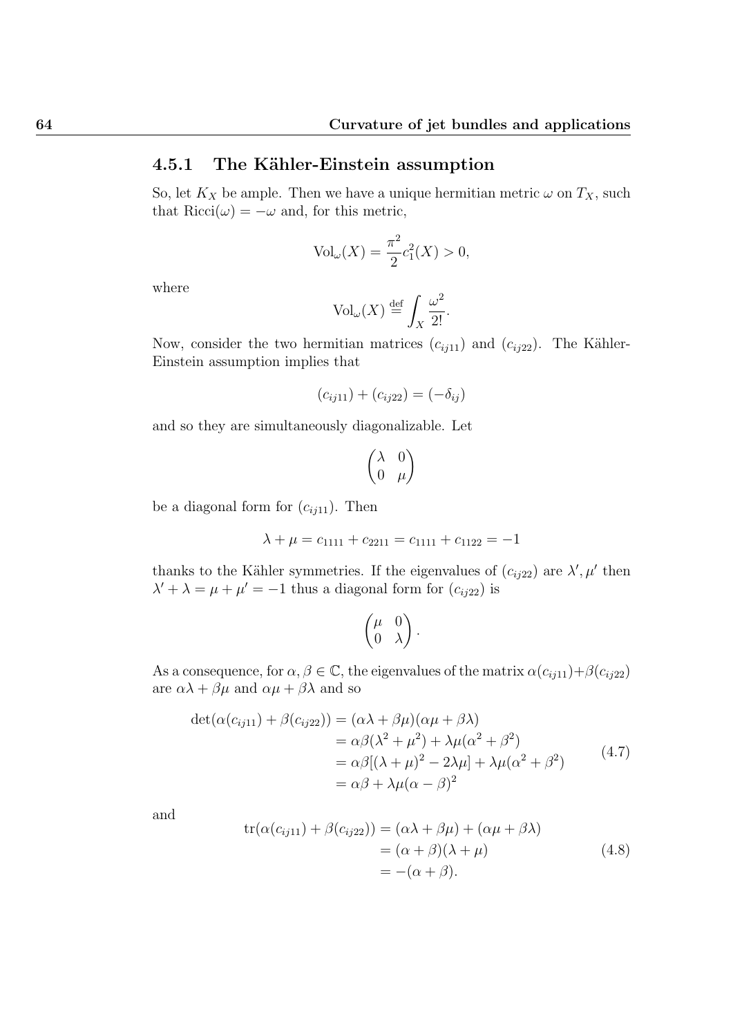### 4.5.1 The Kähler-Einstein assumption

So, let $K_X$ be ample. Then we have a unique hermitian metric $\omega$ on $T_X$, such that $\mathrm{Ricci}(\omega) = -\omega$ and, for this metric,

$$\mathrm{Vol}_\omega(X) = \frac{\pi^2}{2} c_1^2(X) > 0,$$

where

$$\mathrm{Vol}_\omega(X) \stackrel{\mathrm{def}}{=} \int_X \frac{\omega^2}{2!}.$$

Now, consider the two hermitian matrices $(c_{ij11})$ and $(c_{ij22})$. The Kähler-Einstein assumption implies that

$$(c_{ij11}) + (c_{ij22}) = (-\delta_{ij})$$

and so they are simultaneously diagonalizable. Let

$$\begin{pmatrix} \lambda & 0 \\ 0 & \mu \end{pmatrix}$$

be a diagonal form for $(c_{ij11})$. Then

$$\lambda + \mu = c_{1111} + c_{2211} = c_{1111} + c_{1122} = -1$$

thanks to the Kähler symmetries. If the eigenvalues of $(c_{ij22})$ are $\lambda', \mu'$ then $\lambda' + \lambda = \mu + \mu' = -1$ thus a diagonal form for $(c_{ij22})$ is

$$\begin{pmatrix} \mu & 0 \\ 0 & \lambda \end{pmatrix}.$$

As a consequence, for $\alpha, \beta \in \mathbb{C}$, the eigenvalues of the matrix $\alpha(c_{ij11}) + \beta(c_{ij22})$ are $\alpha\lambda + \beta\mu$ and $\alpha\mu + \beta\lambda$ and so

$$\begin{aligned} \det(\alpha(c_{ij11}) + \beta(c_{ij22})) &= (\alpha\lambda + \beta\mu)(\alpha\mu + \beta\lambda) \\ &= \alpha\beta(\lambda^2 + \mu^2) + \lambda\mu(\alpha^2 + \beta^2) \\ &= \alpha\beta[(\lambda + \mu)^2 - 2\lambda\mu] + \lambda\mu(\alpha^2 + \beta^2) \\ &= \alpha\beta + \lambda\mu(\alpha - \beta)^2 \end{aligned} \tag{4.7}$$

and

$$\begin{aligned} \mathrm{tr}(\alpha(c_{ij11}) + \beta(c_{ij22})) &= (\alpha\lambda + \beta\mu) + (\alpha\mu + \beta\lambda) \\ &= (\alpha + \beta)(\lambda + \mu) \\ &= -(\alpha + \beta). \end{aligned} \tag{4.8}$$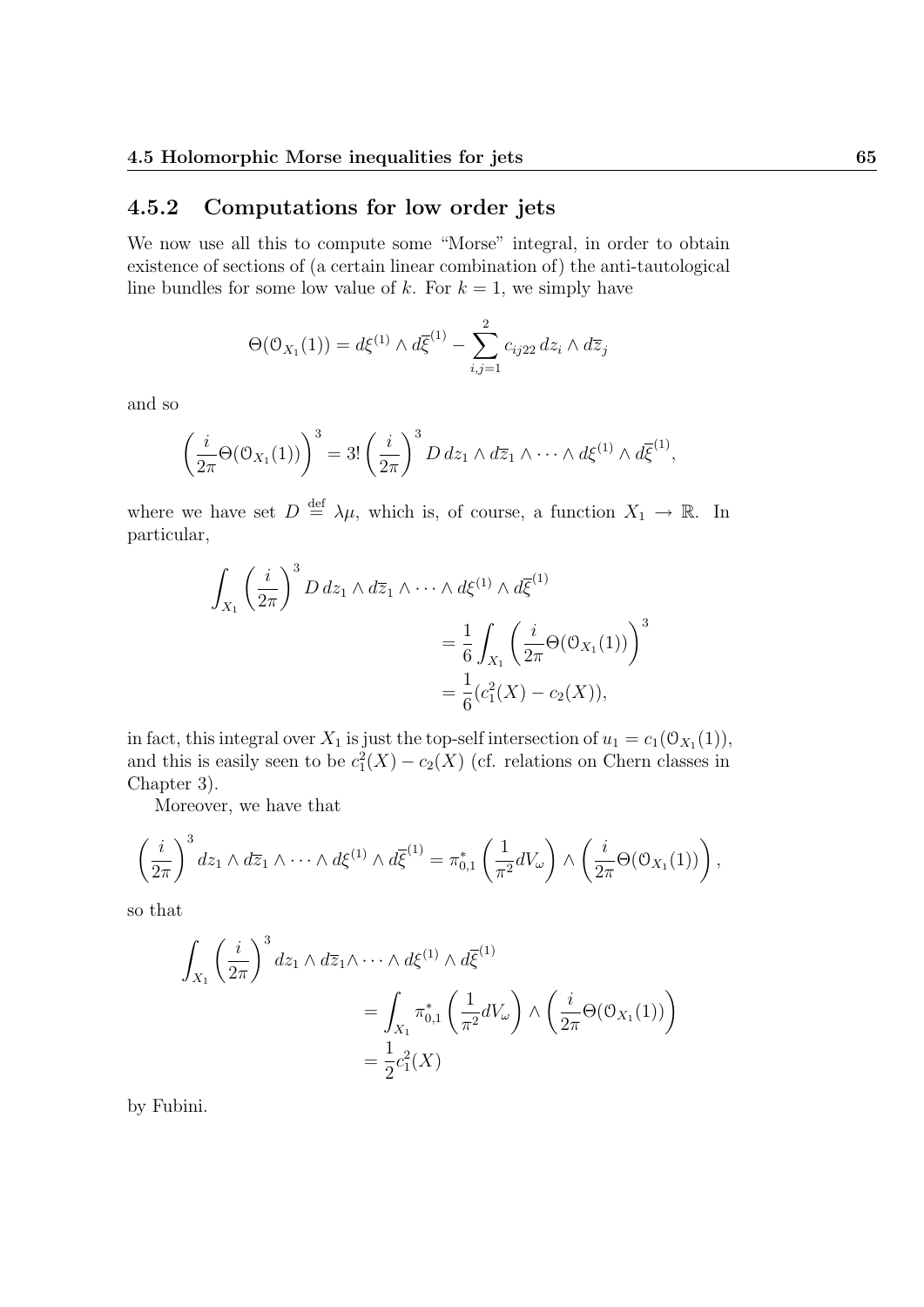### 4.5.2 Computations for low order jets

We now use all this to compute some "Morse" integral, in order to obtain existence of sections of (a certain linear combination of) the anti-tautological line bundles for some low value of $k$. For $k = 1$, we simply have

$$\Theta(\mathcal{O}_{X_1}(1)) = d\xi^{(1)} \wedge d\overline{\xi}^{(1)} - \sum_{i,j=1}^{2} c_{ij22}\, dz_i \wedge d\overline{z}_j$$

and so

$$\left(\frac{i}{2\pi}\Theta(\mathcal{O}_{X_1}(1))\right)^3 = 3! \left(\frac{i}{2\pi}\right)^3 D\, dz_1 \wedge d\overline{z}_1 \wedge \cdots \wedge d\xi^{(1)} \wedge d\overline{\xi}^{(1)},$$

where we have set $D \stackrel{\text{def}}{=} \lambda\mu$, which is, of course, a function $X_1 \to \mathbb{R}$. In particular,

$$\begin{aligned}
\int_{X_1} \left(\frac{i}{2\pi}\right)^3 D\, dz_1 \wedge d\overline{z}_1 \wedge \cdots \wedge d\xi^{(1)} \wedge d\overline{\xi}^{(1)} & \\
&= \frac{1}{6}\int_{X_1} \left(\frac{i}{2\pi}\Theta(\mathcal{O}_{X_1}(1))\right)^3 \\
&= \frac{1}{6}(c_1^2(X) - c_2(X)),
\end{aligned}$$

in fact, this integral over $X_1$ is just the top-self intersection of $u_1 = c_1(\mathcal{O}_{X_1}(1))$, and this is easily seen to be $c_1^2(X) - c_2(X)$ (cf. relations on Chern classes in Chapter 3).

Moreover, we have that

$$\left(\frac{i}{2\pi}\right)^3 dz_1 \wedge d\overline{z}_1 \wedge \cdots \wedge d\xi^{(1)} \wedge d\overline{\xi}^{(1)} = \pi_{0,1}^*\left(\frac{1}{\pi^2} dV_\omega\right) \wedge \left(\frac{i}{2\pi}\Theta(\mathcal{O}_{X_1}(1))\right),$$

so that

$$\begin{aligned}
\int_{X_1} \left(\frac{i}{2\pi}\right)^3 dz_1 \wedge d\overline{z}_1 \wedge \cdots \wedge d\xi^{(1)} \wedge d\overline{\xi}^{(1)} & \\
&= \int_{X_1} \pi_{0,1}^*\left(\frac{1}{\pi^2} dV_\omega\right) \wedge \left(\frac{i}{2\pi}\Theta(\mathcal{O}_{X_1}(1))\right) \\
&= \frac{1}{2}c_1^2(X)
\end{aligned}$$

by Fubini.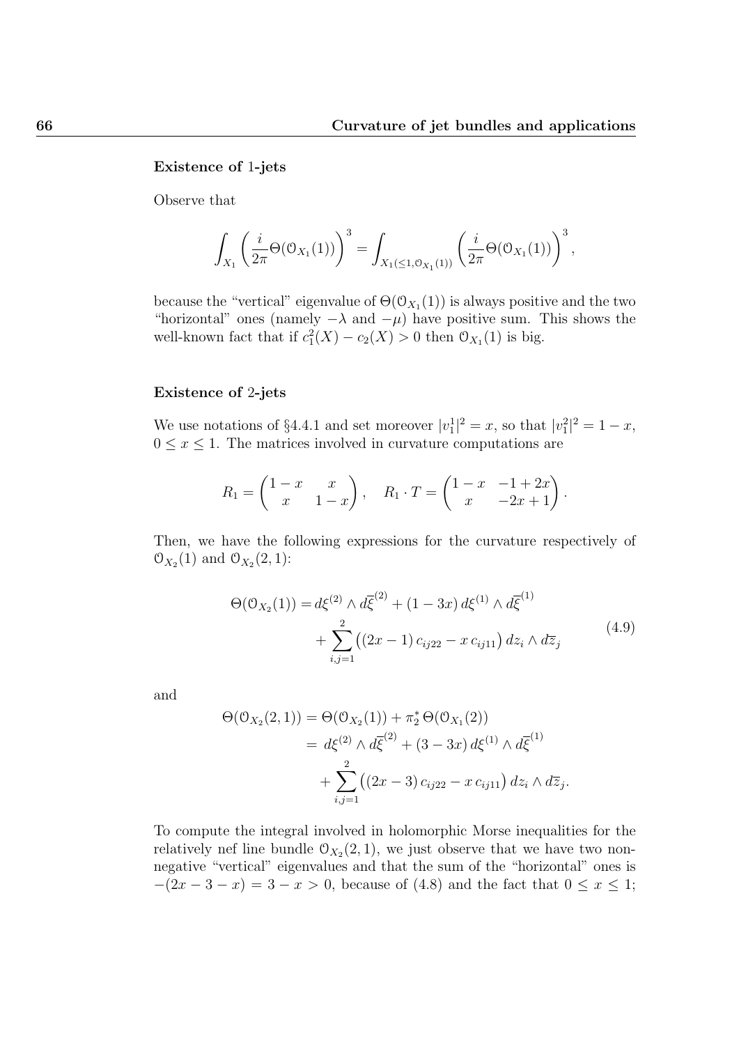**Existence of 1-jets**

Observe that

$$\int_{X_1} \left(\frac{i}{2\pi}\Theta(\mathcal{O}_{X_1}(1))\right)^3 = \int_{X_1(\leq 1, \mathcal{O}_{X_1}(1))} \left(\frac{i}{2\pi}\Theta(\mathcal{O}_{X_1}(1))\right)^3,$$

because the "vertical" eigenvalue of $\Theta(\mathcal{O}_{X_1}(1))$ is always positive and the two "horizontal" ones (namely $-\lambda$ and $-\mu$) have positive sum. This shows the well-known fact that if $c_1^2(X) - c_2(X) > 0$ then $\mathcal{O}_{X_1}(1)$ is big.

**Existence of 2-jets**

We use notations of §4.4.1 and set moreover $|v_1^1|^2 = x$, so that $|v_1^2|^2 = 1 - x$, $0 \leq x \leq 1$. The matrices involved in curvature computations are

$$R_1 = \begin{pmatrix} 1-x & x \\ x & 1-x \end{pmatrix}, \quad R_1 \cdot T = \begin{pmatrix} 1-x & -1+2x \\ x & -2x+1 \end{pmatrix}.$$

Then, we have the following expressions for the curvature respectively of $\mathcal{O}_{X_2}(1)$ and $\mathcal{O}_{X_2}(2,1)$:

$$\begin{aligned} \Theta(\mathcal{O}_{X_2}(1)) = {} & d\xi^{(2)} \wedge d\overline{\xi}^{(2)} + (1-3x)\, d\xi^{(1)} \wedge d\overline{\xi}^{(1)} \\ & + \sum_{i,j=1}^{2} \big((2x-1)\, c_{ij22} - x\, c_{ij11}\big)\, dz_i \wedge d\overline{z}_j \end{aligned} \tag{4.9}$$

and

$$\begin{aligned} \Theta(\mathcal{O}_{X_2}(2,1)) &= \Theta(\mathcal{O}_{X_2}(1)) + \pi_2^* \Theta(\mathcal{O}_{X_1}(2)) \\ &= d\xi^{(2)} \wedge d\overline{\xi}^{(2)} + (3-3x)\, d\xi^{(1)} \wedge d\overline{\xi}^{(1)} \\ &\quad + \sum_{i,j=1}^{2} \big((2x-3)\, c_{ij22} - x\, c_{ij11}\big)\, dz_i \wedge d\overline{z}_j. \end{aligned}$$

To compute the integral involved in holomorphic Morse inequalities for the relatively nef line bundle $\mathcal{O}_{X_2}(2,1)$, we just observe that we have two non-negative "vertical" eigenvalues and that the sum of the "horizontal" ones is $-(2x - 3 - x) = 3 - x > 0$, because of (4.8) and the fact that $0 \leq x \leq 1$;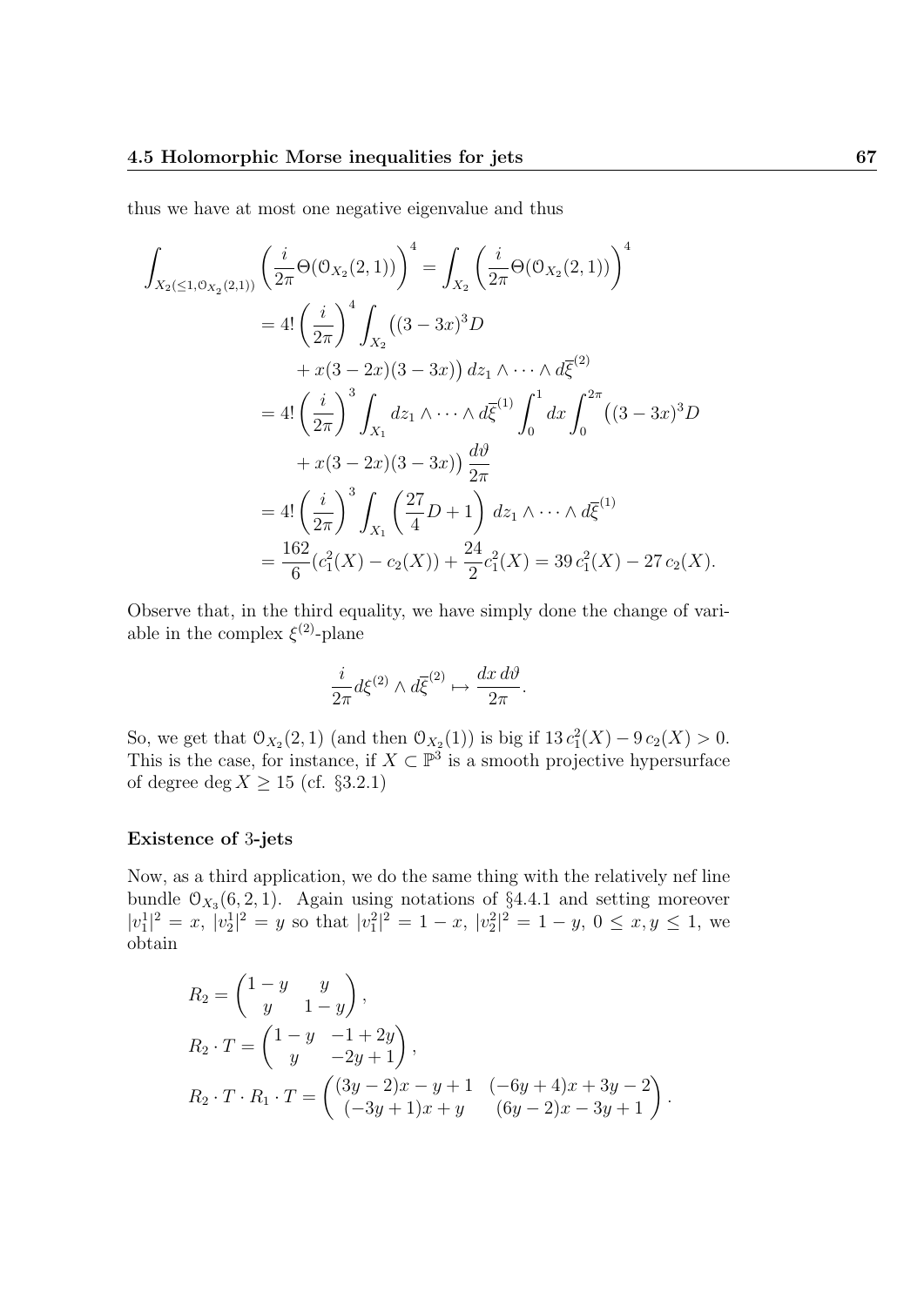thus we have at most one negative eigenvalue and thus

$$
\begin{aligned}
\int_{X_2(\leq 1, \mathcal{O}_{X_2}(2,1))} \left(\frac{i}{2\pi}\Theta(\mathcal{O}_{X_2}(2,1))\right)^4 &= \int_{X_2} \left(\frac{i}{2\pi}\Theta(\mathcal{O}_{X_2}(2,1))\right)^4 \\
&= 4!\left(\frac{i}{2\pi}\right)^4 \int_{X_2} \big((3-3x)^3 D \\
&\quad + x(3-2x)(3-3x)\big)\, dz_1 \wedge \cdots \wedge d\overline{\xi}^{(2)} \\
&= 4!\left(\frac{i}{2\pi}\right)^3 \int_{X_1} dz_1 \wedge \cdots \wedge d\overline{\xi}^{(1)} \int_0^1 dx \int_0^{2\pi} \big((3-3x)^3 D \\
&\quad + x(3-2x)(3-3x)\big) \frac{d\vartheta}{2\pi} \\
&= 4!\left(\frac{i}{2\pi}\right)^3 \int_{X_1} \left(\frac{27}{4}D + 1\right)\, dz_1 \wedge \cdots \wedge d\overline{\xi}^{(1)} \\
&= \frac{162}{6}(c_1^2(X) - c_2(X)) + \frac{24}{2}c_1^2(X) = 39\, c_1^2(X) - 27\, c_2(X).
\end{aligned}
$$

Observe that, in the third equality, we have simply done the change of variable in the complex $\xi^{(2)}$-plane

$$
\frac{i}{2\pi} d\xi^{(2)} \wedge d\overline{\xi}^{(2)} \mapsto \frac{dx\, d\vartheta}{2\pi}.
$$

So, we get that $\mathcal{O}_{X_2}(2,1)$ (and then $\mathcal{O}_{X_2}(1)$) is big if $13\, c_1^2(X) - 9\, c_2(X) > 0$. This is the case, for instance, if $X \subset \mathbb{P}^3$ is a smooth projective hypersurface of degree $\deg X \geq 15$ (cf. §3.2.1)

### Existence of 3-jets

Now, as a third application, we do the same thing with the relatively nef line bundle $\mathcal{O}_{X_3}(6,2,1)$. Again using notations of §4.4.1 and setting moreover $|v_1^1|^2 = x$, $|v_2^1|^2 = y$ so that $|v_1^2|^2 = 1-x$, $|v_2^2|^2 = 1-y$, $0 \leq x, y \leq 1$, we obtain

$$
\begin{aligned}
R_2 &= \begin{pmatrix} 1-y & y \\ y & 1-y \end{pmatrix}, \\
R_2 \cdot T &= \begin{pmatrix} 1-y & -1+2y \\ y & -2y+1 \end{pmatrix}, \\
R_2 \cdot T \cdot R_1 \cdot T &= \begin{pmatrix} (3y-2)x - y + 1 & (-6y+4)x + 3y - 2 \\ (-3y+1)x + y & (6y-2)x - 3y + 1 \end{pmatrix}.
\end{aligned}
$$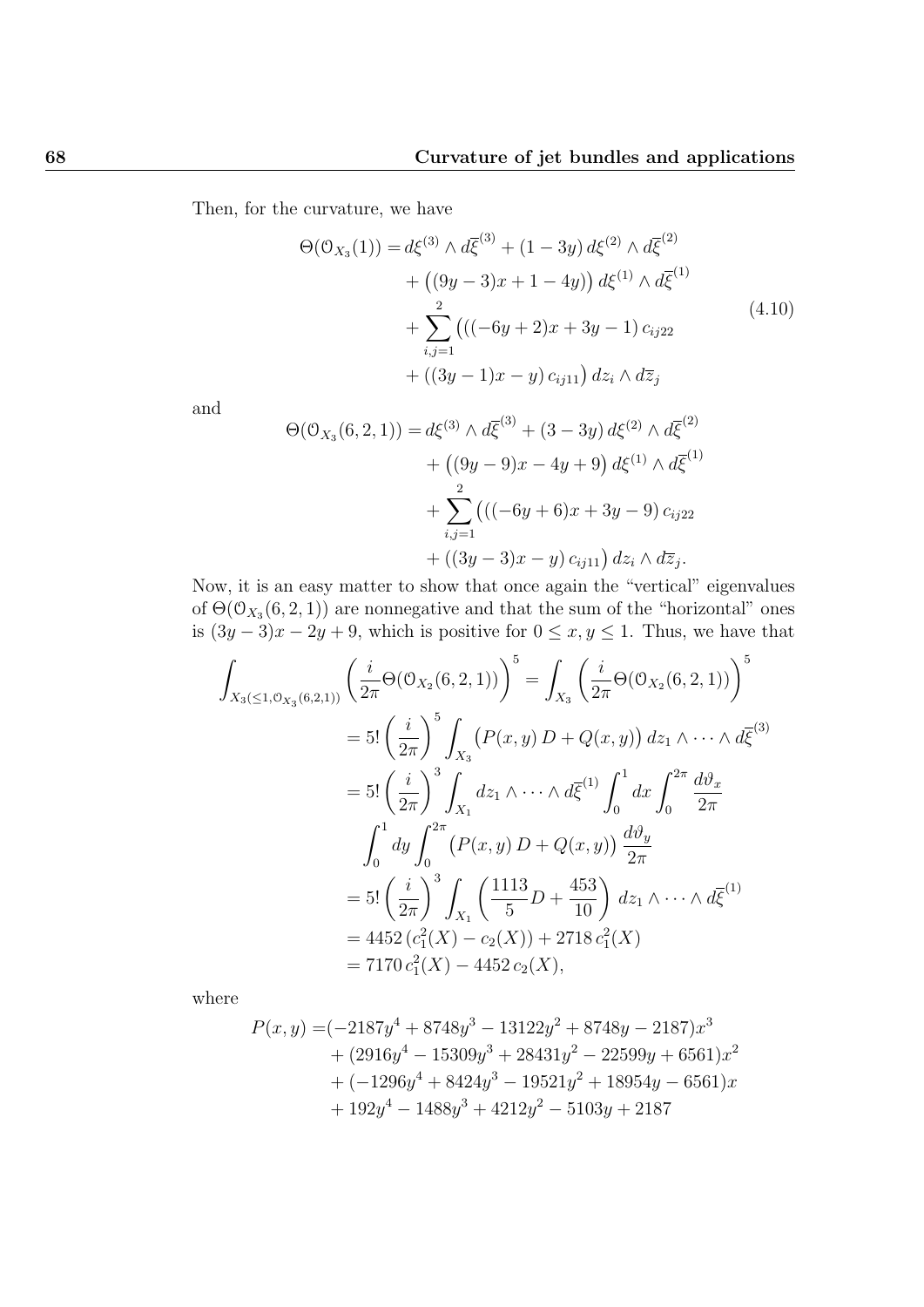Then, for the curvature, we have

$$
\begin{aligned}
\Theta(\mathcal{O}_{X_3}(1)) = & \, d\xi^{(3)} \wedge d\overline{\xi}^{(3)} + (1-3y)\, d\xi^{(2)} \wedge d\overline{\xi}^{(2)} \\
& + \big((9y-3)x + 1 - 4y)\big)\, d\xi^{(1)} \wedge d\overline{\xi}^{(1)} \\
& + \sum_{i,j=1}^{2} \big(((-6y+2)x + 3y - 1)\, c_{ij22} \\
& + ((3y-1)x - y)\, c_{ij11}\big)\, dz_i \wedge d\overline{z}_j
\end{aligned}
\tag{4.10}
$$

and

$$
\begin{aligned}
\Theta(\mathcal{O}_{X_3}(6,2,1)) = & \, d\xi^{(3)} \wedge d\overline{\xi}^{(3)} + (3-3y)\, d\xi^{(2)} \wedge d\overline{\xi}^{(2)} \\
& + \big((9y-9)x - 4y + 9\big)\, d\xi^{(1)} \wedge d\overline{\xi}^{(1)} \\
& + \sum_{i,j=1}^{2} \big(((-6y+6)x + 3y - 9)\, c_{ij22} \\
& + ((3y-3)x - y)\, c_{ij11}\big)\, dz_i \wedge d\overline{z}_j.
\end{aligned}
$$

Now, it is an easy matter to show that once again the "vertical" eigenvalues of $\Theta(\mathcal{O}_{X_3}(6,2,1))$ are nonnegative and that the sum of the "horizontal" ones is $(3y-3)x - 2y + 9$, which is positive for $0 \le x, y \le 1$. Thus, we have that

$$
\begin{aligned}
\int_{X_3(\le 1, \mathcal{O}_{X_3}(6,2,1))} \left(\frac{i}{2\pi}\Theta(\mathcal{O}_{X_2}(6,2,1))\right)^5 & = \int_{X_3} \left(\frac{i}{2\pi}\Theta(\mathcal{O}_{X_2}(6,2,1))\right)^5 \\
& = 5! \left(\frac{i}{2\pi}\right)^5 \int_{X_3} \big(P(x,y)\, D + Q(x,y)\big)\, dz_1 \wedge \cdots \wedge d\overline{\xi}^{(3)} \\
& = 5! \left(\frac{i}{2\pi}\right)^3 \int_{X_1} dz_1 \wedge \cdots \wedge d\overline{\xi}^{(1)} \int_0^1 dx \int_0^{2\pi} \frac{d\vartheta_x}{2\pi} \\
& \quad \int_0^1 dy \int_0^{2\pi} \big(P(x,y)\, D + Q(x,y)\big)\, \frac{d\vartheta_y}{2\pi} \\
& = 5! \left(\frac{i}{2\pi}\right)^3 \int_{X_1} \left(\frac{1113}{5} D + \frac{453}{10}\right)\, dz_1 \wedge \cdots \wedge d\overline{\xi}^{(1)} \\
& = 4452\,(c_1^2(X) - c_2(X)) + 2718\, c_1^2(X) \\
& = 7170\, c_1^2(X) - 4452\, c_2(X),
\end{aligned}
$$

where

$$
\begin{aligned}
P(x,y) = & (-2187y^4 + 8748y^3 - 13122y^2 + 8748y - 2187)x^3 \\
& + (2916y^4 - 15309y^3 + 28431y^2 - 22599y + 6561)x^2 \\
& + (-1296y^4 + 8424y^3 - 19521y^2 + 18954y - 6561)x \\
& + 192y^4 - 1488y^3 + 4212y^2 - 5103y + 2187
\end{aligned}
$$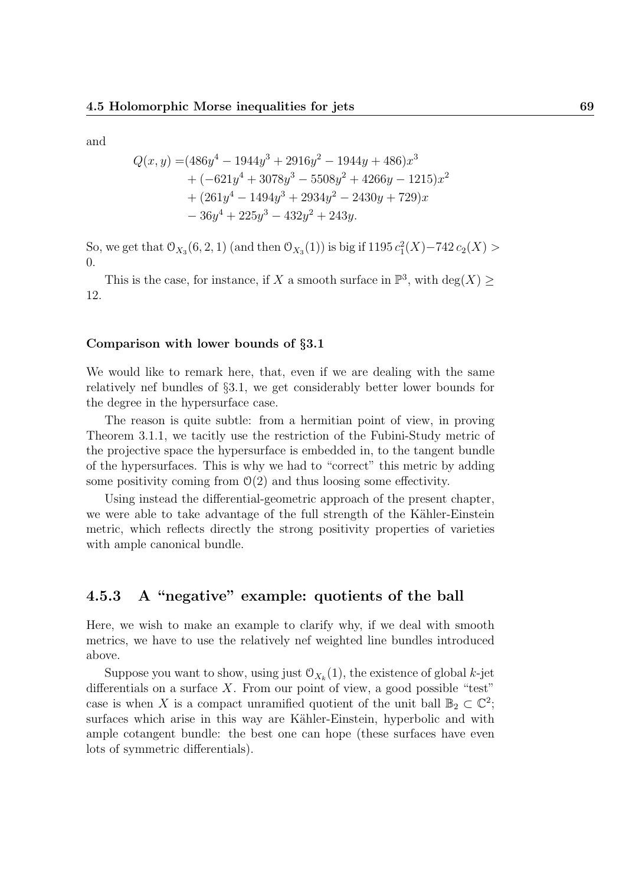and

$$
\begin{aligned}
Q(x,y) =& (486y^4 - 1944y^3 + 2916y^2 - 1944y + 486)x^3 \\
&+ (-621y^4 + 3078y^3 - 5508y^2 + 4266y - 1215)x^2 \\
&+ (261y^4 - 1494y^3 + 2934y^2 - 2430y + 729)x \\
&- 36y^4 + 225y^3 - 432y^2 + 243y.
\end{aligned}
$$

So, we get that $\mathcal{O}_{X_3}(6,2,1)$ (and then $\mathcal{O}_{X_3}(1)$) is big if $1195\, c_1^2(X) - 742\, c_2(X) > 0$.

This is the case, for instance, if $X$ a smooth surface in $\mathbb{P}^3$, with $\deg(X) \geq 12$.

**Comparison with lower bounds of §3.1**

We would like to remark here, that, even if we are dealing with the same relatively nef bundles of §3.1, we get considerably better lower bounds for the degree in the hypersurface case.

The reason is quite subtle: from a hermitian point of view, in proving Theorem 3.1.1, we tacitly use the restriction of the Fubini-Study metric of the projective space the hypersurface is embedded in, to the tangent bundle of the hypersurfaces. This is why we had to "correct" this metric by adding some positivity coming from $\mathcal{O}(2)$ and thus loosing some effectivity.

Using instead the differential-geometric approach of the present chapter, we were able to take advantage of the full strength of the Kähler-Einstein metric, which reflects directly the strong positivity properties of varieties with ample canonical bundle.

### 4.5.3 A "negative" example: quotients of the ball

Here, we wish to make an example to clarify why, if we deal with smooth metrics, we have to use the relatively nef weighted line bundles introduced above.

Suppose you want to show, using just $\mathcal{O}_{X_k}(1)$, the existence of global $k$-jet differentials on a surface $X$. From our point of view, a good possible "test" case is when $X$ is a compact unramified quotient of the unit ball $\mathbb{B}_2 \subset \mathbb{C}^2$; surfaces which arise in this way are Kähler-Einstein, hyperbolic and with ample cotangent bundle: the best one can hope (these surfaces have even lots of symmetric differentials).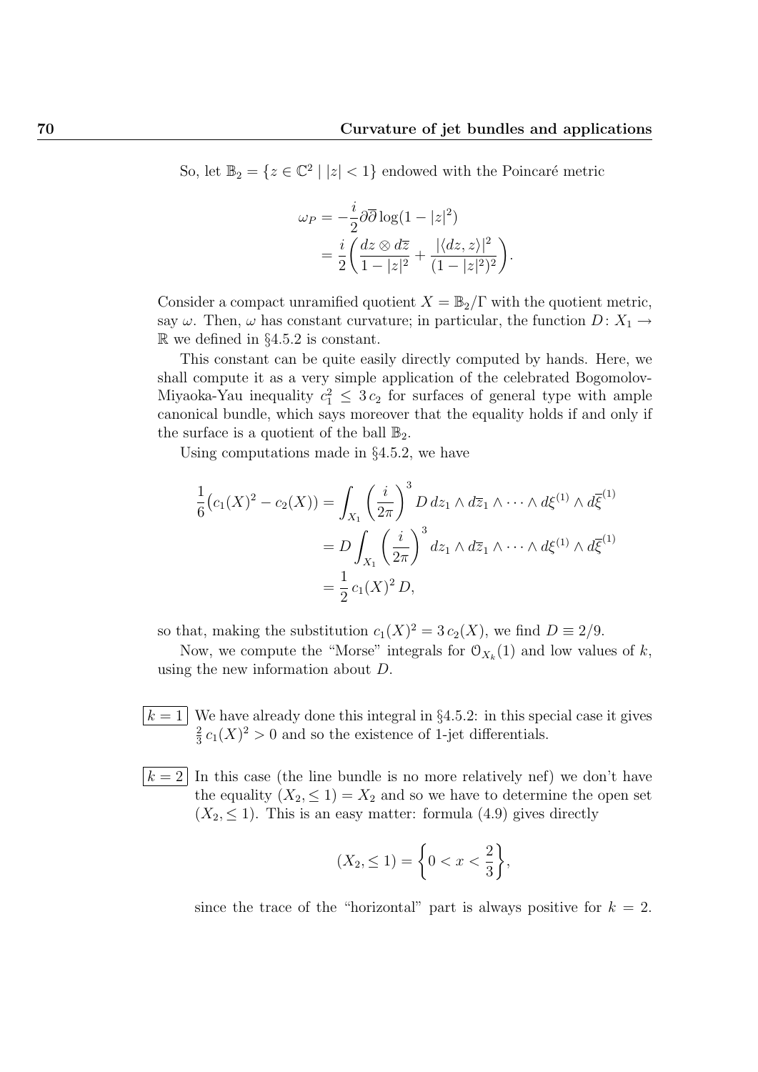So, let $\mathbb{B}_2 = \{z \in \mathbb{C}^2 \mid |z| < 1\}$ endowed with the Poincaré metric

$$
\begin{aligned}
\omega_P &= -\frac{i}{2}\partial\overline{\partial}\log(1-|z|^2) \\
&= \frac{i}{2}\left(\frac{dz\otimes d\overline{z}}{1-|z|^2} + \frac{|\langle dz, z\rangle|^2}{(1-|z|^2)^2}\right).
\end{aligned}
$$

Consider a compact unramified quotient $X = \mathbb{B}_2/\Gamma$ with the quotient metric, say $\omega$. Then, $\omega$ has constant curvature; in particular, the function $D\colon X_1 \to \mathbb{R}$ we defined in §4.5.2 is constant.

This constant can be quite easily directly computed by hands. Here, we shall compute it as a very simple application of the celebrated Bogomolov-Miyaoka-Yau inequality $c_1^2 \le 3\,c_2$ for surfaces of general type with ample canonical bundle, which says moreover that the equality holds if and only if the surface is a quotient of the ball $\mathbb{B}_2$.

Using computations made in §4.5.2, we have

$$
\begin{aligned}
\frac{1}{6}\big(c_1(X)^2 - c_2(X)\big) &= \int_{X_1}\left(\frac{i}{2\pi}\right)^3 D\, dz_1\wedge d\overline{z}_1\wedge\cdots\wedge d\xi^{(1)}\wedge d\overline{\xi}^{(1)} \\
&= D\int_{X_1}\left(\frac{i}{2\pi}\right)^3 dz_1\wedge d\overline{z}_1\wedge\cdots\wedge d\xi^{(1)}\wedge d\overline{\xi}^{(1)} \\
&= \frac{1}{2}\,c_1(X)^2\,D,
\end{aligned}
$$

so that, making the substitution $c_1(X)^2 = 3\,c_2(X)$, we find $D \equiv 2/9$.

Now, we compute the "Morse" integrals for $\mathcal{O}_{X_k}(1)$ and low values of $k$, using the new information about $D$.

$\boxed{k=1}$ We have already done this integral in §4.5.2: in this special case it gives $\frac{2}{3}\,c_1(X)^2 > 0$ and so the existence of 1-jet differentials.

$\boxed{k=2}$ In this case (the line bundle is no more relatively nef) we don't have the equality $(X_2, \le 1) = X_2$ and so we have to determine the open set $(X_2, \le 1)$. This is an easy matter: formula (4.9) gives directly

$$
(X_2, \le 1) = \left\{0 < x < \frac{2}{3}\right\},
$$

since the trace of the "horizontal" part is always positive for $k=2$.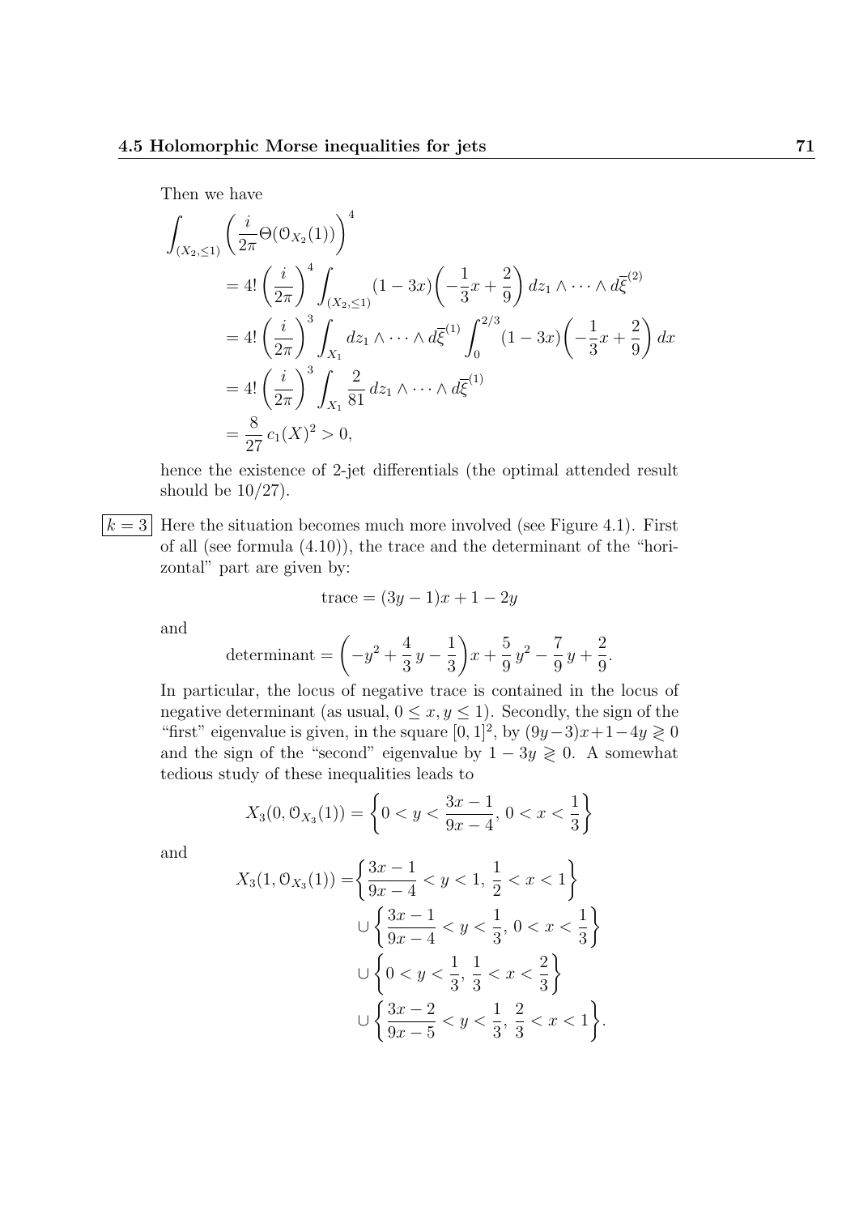Then we have

$$
\begin{aligned}
\int_{(X_2,\leq 1)} \left(\frac{i}{2\pi}\Theta(\mathcal{O}_{X_2}(1))\right)^4
&= 4!\left(\frac{i}{2\pi}\right)^4 \int_{(X_2,\leq 1)} (1-3x)\left(-\frac{1}{3}x+\frac{2}{9}\right) dz_1\wedge\cdots\wedge d\overline{\xi}^{(2)} \\
&= 4!\left(\frac{i}{2\pi}\right)^3 \int_{X_1} dz_1\wedge\cdots\wedge d\overline{\xi}^{(1)} \int_0^{2/3} (1-3x)\left(-\frac{1}{3}x+\frac{2}{9}\right) dx \\
&= 4!\left(\frac{i}{2\pi}\right)^3 \int_{X_1} \frac{2}{81}\, dz_1\wedge\cdots\wedge d\overline{\xi}^{(1)} \\
&= \frac{8}{27}\, c_1(X)^2 > 0,
\end{aligned}
$$

hence the existence of 2-jet differentials (the optimal attended result should be $10/27$).

$\boxed{k=3}$ Here the situation becomes much more involved (see Figure 4.1). First of all (see formula (4.10)), the trace and the determinant of the "horizontal" part are given by:

$$
\text{trace} = (3y-1)x + 1 - 2y
$$

and

$$
\text{determinant} = \left(-y^2 + \frac{4}{3}\,y - \frac{1}{3}\right)x + \frac{5}{9}\,y^2 - \frac{7}{9}\,y + \frac{2}{9}.
$$

In particular, the locus of negative trace is contained in the locus of negative determinant (as usual, $0 \leq x, y \leq 1$). Secondly, the sign of the "first" eigenvalue is given, in the square $[0,1]^2$, by $(9y-3)x+1-4y \gtrless 0$ and the sign of the "second" eigenvalue by $1-3y \gtrless 0$. A somewhat tedious study of these inequalities leads to

$$
X_3(0, \mathcal{O}_{X_3}(1)) = \left\{0 < y < \frac{3x-1}{9x-4},\ 0 < x < \frac{1}{3}\right\}
$$

and

$$
\begin{aligned}
X_3(1, \mathcal{O}_{X_3}(1)) =& \left\{\frac{3x-1}{9x-4} < y < 1,\ \frac{1}{2} < x < 1\right\} \\
& \cup \left\{\frac{3x-1}{9x-4} < y < \frac{1}{3},\ 0 < x < \frac{1}{3}\right\} \\
& \cup \left\{0 < y < \frac{1}{3},\ \frac{1}{3} < x < \frac{2}{3}\right\} \\
& \cup \left\{\frac{3x-2}{9x-5} < y < \frac{1}{3},\ \frac{2}{3} < x < 1\right\}.
\end{aligned}
$$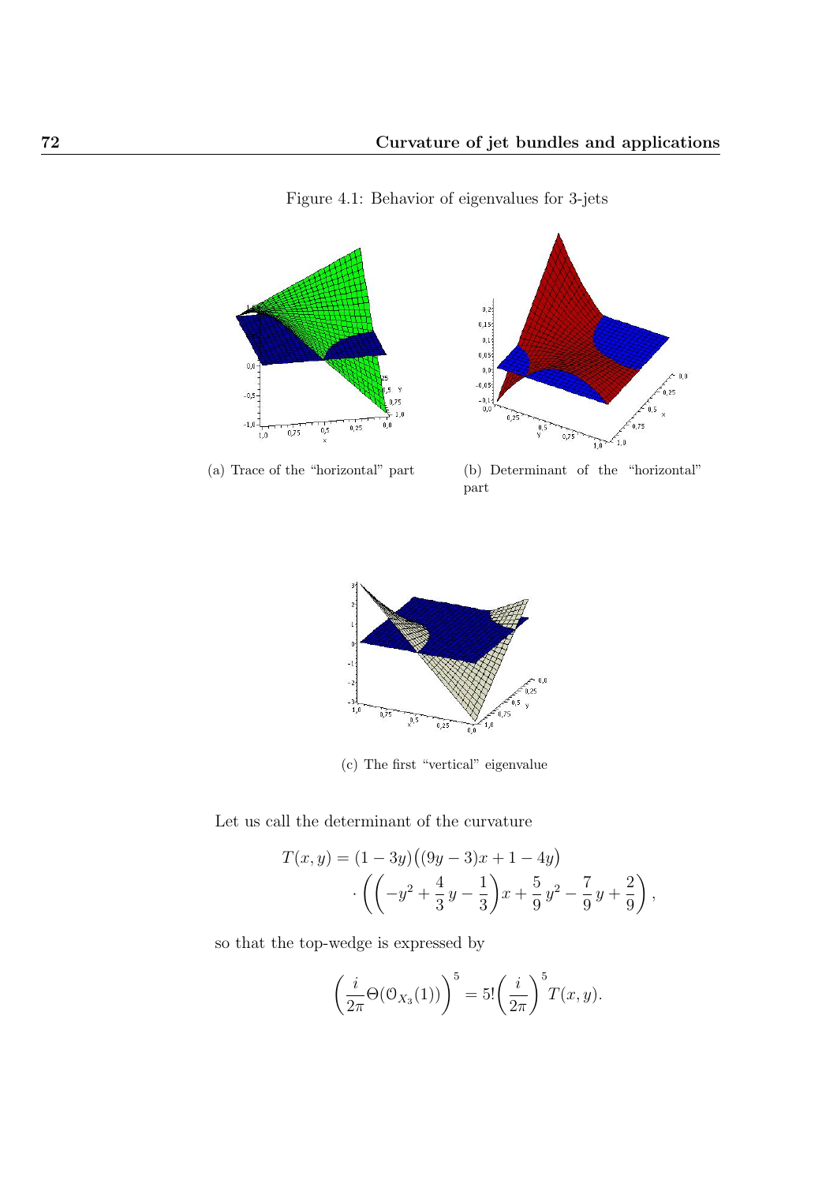Figure 4.1: Behavior of eigenvalues for 3-jets

(a) Trace of the "horizontal" part

(b) Determinant of the "horizontal" part

(c) The first "vertical" eigenvalue

Let us call the determinant of the curvature

$$T(x,y) = (1-3y)\big((9y-3)x+1-4y\big) \cdot \left(\left(-y^2+\frac{4}{3}\,y-\frac{1}{3}\right)x+\frac{5}{9}\,y^2-\frac{7}{9}\,y+\frac{2}{9}\right),$$

so that the top-wedge is expressed by

$$\left(\frac{i}{2\pi}\Theta(\mathcal{O}_{X_3}(1))\right)^5 = 5!\left(\frac{i}{2\pi}\right)^5 T(x,y).$$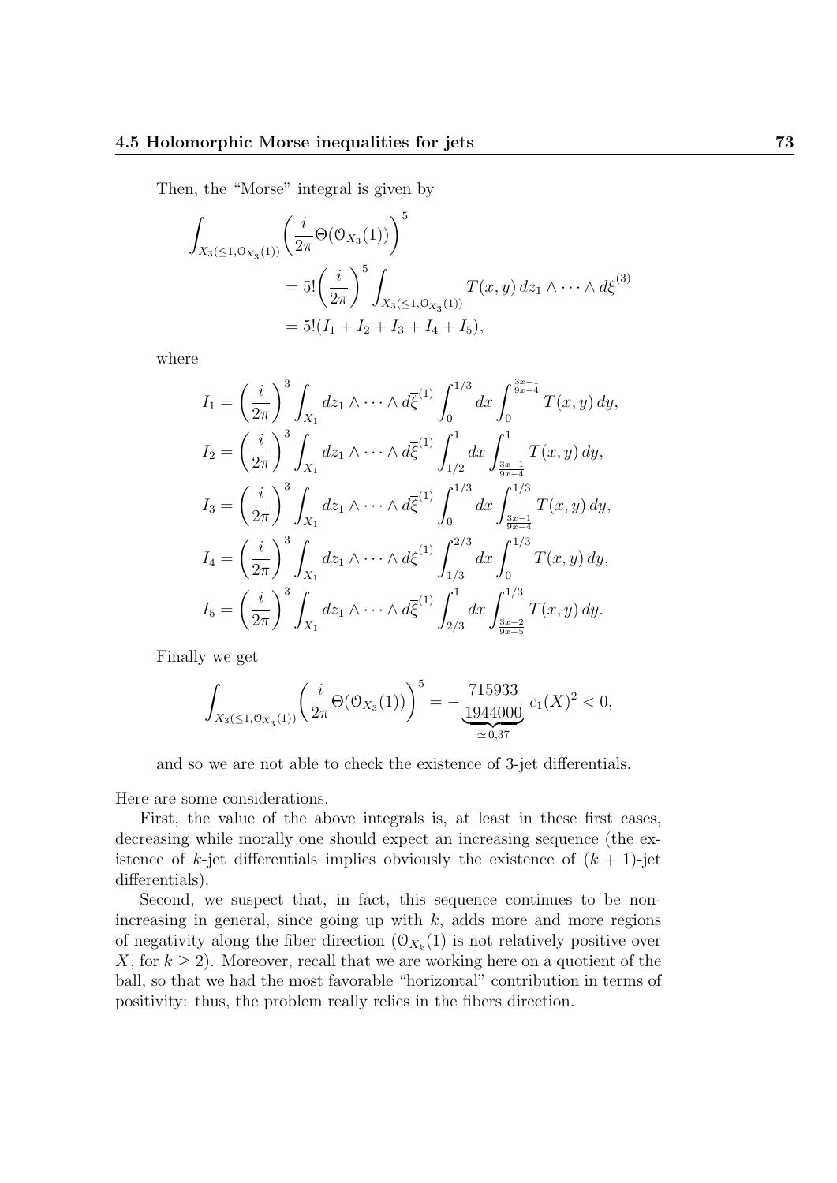Then, the "Morse" integral is given by

$$
\begin{aligned}
\int_{X_3(\leq 1,\mathcal{O}_{X_3}(1))} \left(\frac{i}{2\pi}\Theta(\mathcal{O}_{X_3}(1))\right)^5
&= 5!\left(\frac{i}{2\pi}\right)^5 \int_{X_3(\leq 1,\mathcal{O}_{X_3}(1))} T(x,y)\, dz_1 \wedge \cdots \wedge d\overline{\xi}^{(3)} \\
&= 5!(I_1 + I_2 + I_3 + I_4 + I_5),
\end{aligned}
$$

where

$$
\begin{aligned}
I_1 &= \left(\frac{i}{2\pi}\right)^3 \int_{X_1} dz_1 \wedge \cdots \wedge d\overline{\xi}^{(1)} \int_0^{1/3} dx \int_0^{\frac{3x-1}{9x-4}} T(x,y)\, dy, \\
I_2 &= \left(\frac{i}{2\pi}\right)^3 \int_{X_1} dz_1 \wedge \cdots \wedge d\overline{\xi}^{(1)} \int_{1/2}^{1} dx \int_{\frac{3x-1}{9x-4}}^{1} T(x,y)\, dy, \\
I_3 &= \left(\frac{i}{2\pi}\right)^3 \int_{X_1} dz_1 \wedge \cdots \wedge d\overline{\xi}^{(1)} \int_0^{1/3} dx \int_{\frac{3x-1}{9x-4}}^{1/3} T(x,y)\, dy, \\
I_4 &= \left(\frac{i}{2\pi}\right)^3 \int_{X_1} dz_1 \wedge \cdots \wedge d\overline{\xi}^{(1)} \int_{1/3}^{2/3} dx \int_0^{1/3} T(x,y)\, dy, \\
I_5 &= \left(\frac{i}{2\pi}\right)^3 \int_{X_1} dz_1 \wedge \cdots \wedge d\overline{\xi}^{(1)} \int_{2/3}^{1} dx \int_{\frac{3x-2}{9x-5}}^{1/3} T(x,y)\, dy.
\end{aligned}
$$

Finally we get

$$
\int_{X_3(\leq 1,\mathcal{O}_{X_3}(1))} \left(\frac{i}{2\pi}\Theta(\mathcal{O}_{X_3}(1))\right)^5 = -\underbrace{\frac{715933}{1944000}}_{\simeq 0{,}37}\, c_1(X)^2 < 0,
$$

and so we are not able to check the existence of 3-jet differentials.

Here are some considerations.

First, the value of the above integrals is, at least in these first cases, decreasing while morally one should expect an increasing sequence (the existence of $k$-jet differentials implies obviously the existence of $(k+1)$-jet differentials).

Second, we suspect that, in fact, this sequence continues to be non-increasing in general, since going up with $k$, adds more and more regions of negativity along the fiber direction ($\mathcal{O}_{X_k}(1)$ is not relatively positive over $X$, for $k \geq 2$). Moreover, recall that we are working here on a quotient of the ball, so that we had the most favorable "horizontal" contribution in terms of positivity: thus, the problem really relies in the fibers direction.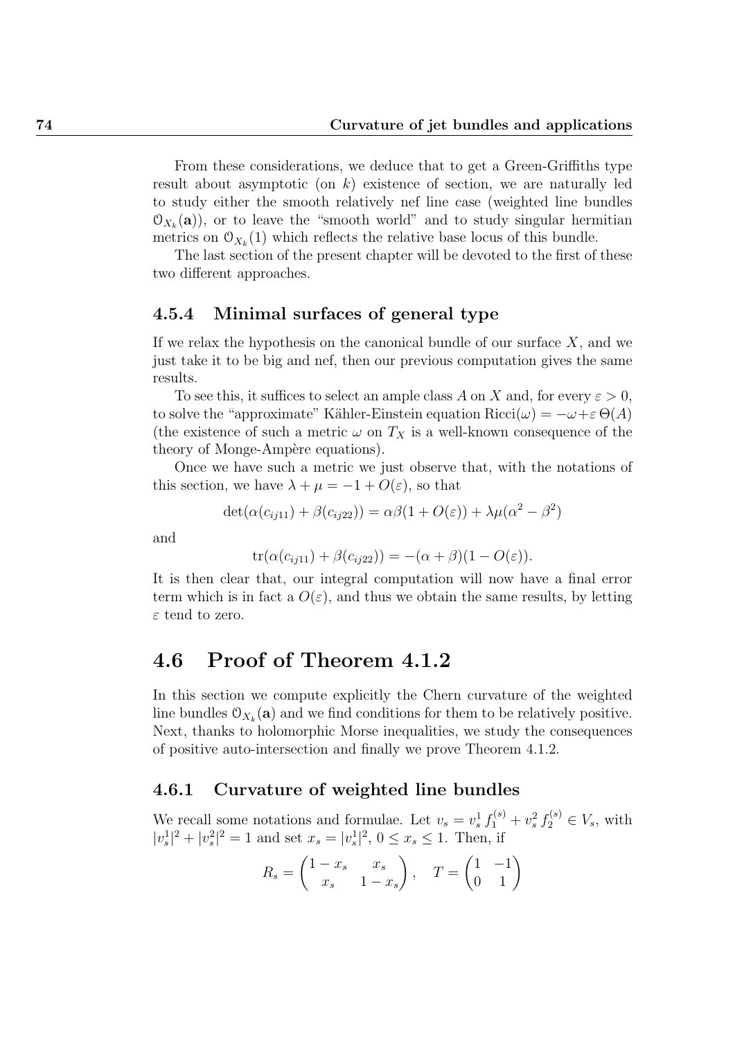From these considerations, we deduce that to get a Green-Griffiths type result about asymptotic (on $k$) existence of section, we are naturally led to study either the smooth relatively nef line case (weighted line bundles $\mathcal{O}_{X_k}(\mathbf{a})$), or to leave the "smooth world" and to study singular hermitian metrics on $\mathcal{O}_{X_k}(1)$ which reflects the relative base locus of this bundle.

The last section of the present chapter will be devoted to the first of these two different approaches.

### 4.5.4 Minimal surfaces of general type

If we relax the hypothesis on the canonical bundle of our surface $X$, and we just take it to be big and nef, then our previous computation gives the same results.

To see this, it suffices to select an ample class $A$ on $X$ and, for every $\varepsilon > 0$, to solve the "approximate" Kähler-Einstein equation $\mathrm{Ricci}(\omega) = -\omega + \varepsilon\,\Theta(A)$ (the existence of such a metric $\omega$ on $T_X$ is a well-known consequence of the theory of Monge-Ampère equations).

Once we have such a metric we just observe that, with the notations of this section, we have $\lambda + \mu = -1 + O(\varepsilon)$, so that

$$\det(\alpha(c_{ij11}) + \beta(c_{ij22})) = \alpha\beta(1 + O(\varepsilon)) + \lambda\mu(\alpha^2 - \beta^2)$$

and

$$\mathrm{tr}(\alpha(c_{ij11}) + \beta(c_{ij22})) = -(\alpha + \beta)(1 - O(\varepsilon)).$$

It is then clear that, our integral computation will now have a final error term which is in fact a $O(\varepsilon)$, and thus we obtain the same results, by letting $\varepsilon$ tend to zero.

## 4.6 Proof of Theorem 4.1.2

In this section we compute explicitly the Chern curvature of the weighted line bundles $\mathcal{O}_{X_k}(\mathbf{a})$ and we find conditions for them to be relatively positive. Next, thanks to holomorphic Morse inequalities, we study the consequences of positive auto-intersection and finally we prove Theorem 4.1.2.

### 4.6.1 Curvature of weighted line bundles

We recall some notations and formulae. Let $v_s = v_s^1\, f_1^{(s)} + v_s^2\, f_2^{(s)} \in V_s$, with $|v_s^1|^2 + |v_s^2|^2 = 1$ and set $x_s = |v_s^1|^2$, $0 \leq x_s \leq 1$. Then, if

$$R_s = \begin{pmatrix} 1 - x_s & x_s \\ x_s & 1 - x_s \end{pmatrix}, \quad T = \begin{pmatrix} 1 & -1 \\ 0 & 1 \end{pmatrix}$$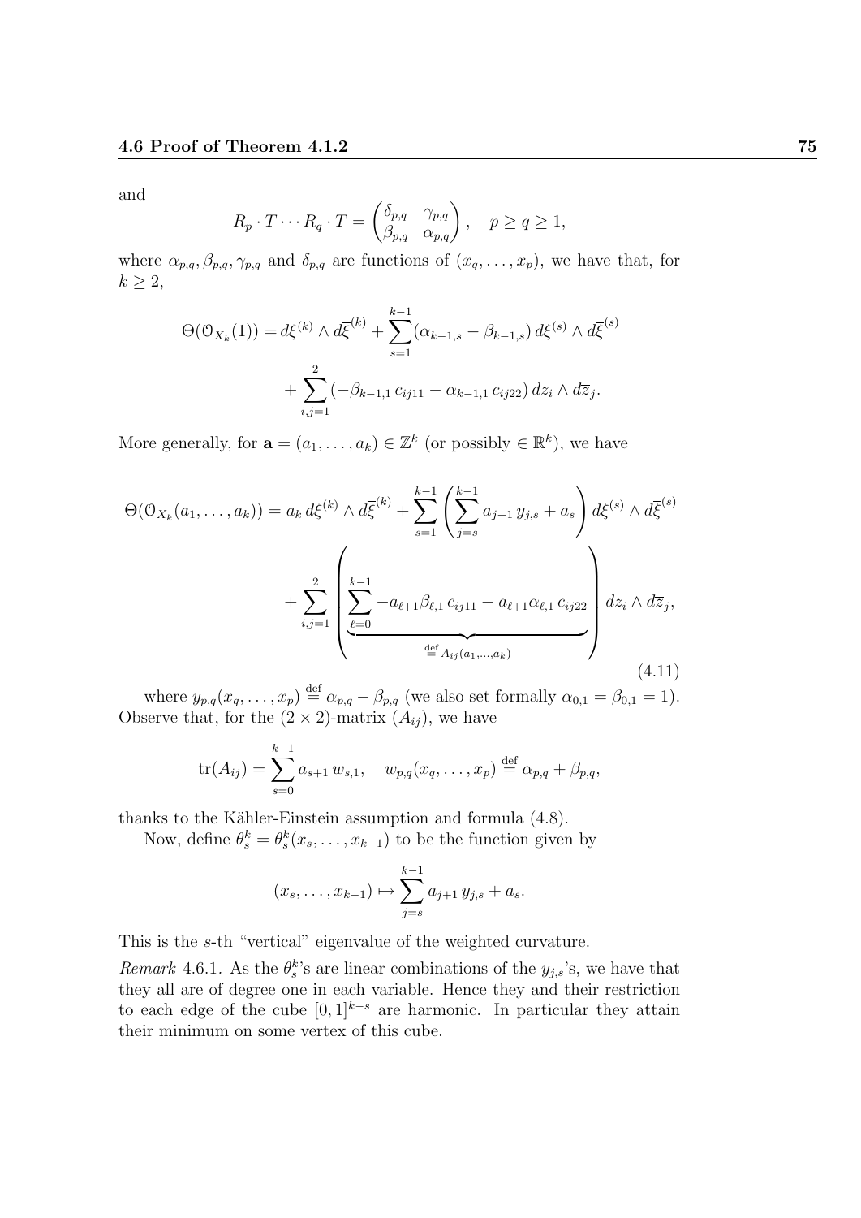and

$$R_p \cdot T \cdots R_q \cdot T = \begin{pmatrix} \delta_{p,q} & \gamma_{p,q} \\ \beta_{p,q} & \alpha_{p,q} \end{pmatrix}, \quad p \geq q \geq 1,$$

where $\alpha_{p,q}, \beta_{p,q}, \gamma_{p,q}$ and $\delta_{p,q}$ are functions of $(x_q, \dots, x_p)$, we have that, for $k \geq 2$,

$$\begin{aligned}\Theta(\mathcal{O}_{X_k}(1)) = {} & d\xi^{(k)} \wedge d\overline{\xi}^{(k)} + \sum_{s=1}^{k-1} (\alpha_{k-1,s} - \beta_{k-1,s})\, d\xi^{(s)} \wedge d\overline{\xi}^{(s)} \\ & + \sum_{i,j=1}^{2} (-\beta_{k-1,1}\, c_{ij11} - \alpha_{k-1,1}\, c_{ij22})\, dz_i \wedge d\overline{z}_j.\end{aligned}$$

More generally, for $\mathbf{a} = (a_1, \dots, a_k) \in \mathbb{Z}^k$ (or possibly $\in \mathbb{R}^k$), we have

$$\begin{aligned}\Theta(\mathcal{O}_{X_k}(a_1, \dots, a_k)) = {} & a_k\, d\xi^{(k)} \wedge d\overline{\xi}^{(k)} + \sum_{s=1}^{k-1} \left( \sum_{j=s}^{k-1} a_{j+1}\, y_{j,s} + a_s \right) d\xi^{(s)} \wedge d\overline{\xi}^{(s)} \\ & + \sum_{i,j=1}^{2} \left( \underbrace{\sum_{\ell=0}^{k-1} -a_{\ell+1} \beta_{\ell,1}\, c_{ij11} - a_{\ell+1} \alpha_{\ell,1}\, c_{ij22}}_{\stackrel{\text{def}}{=} A_{ij}(a_1, \dots, a_k)} \right) dz_i \wedge d\overline{z}_j,\end{aligned} \tag{4.11}$$

where $y_{p,q}(x_q, \dots, x_p) \stackrel{\text{def}}{=} \alpha_{p,q} - \beta_{p,q}$ (we also set formally $\alpha_{0,1} = \beta_{0,1} = 1$). Observe that, for the $(2 \times 2)$-matrix $(A_{ij})$, we have

$$\operatorname{tr}(A_{ij}) = \sum_{s=0}^{k-1} a_{s+1}\, w_{s,1}, \quad w_{p,q}(x_q, \dots, x_p) \stackrel{\text{def}}{=} \alpha_{p,q} + \beta_{p,q},$$

thanks to the Kähler-Einstein assumption and formula (4.8).

Now, define $\theta_s^k = \theta_s^k(x_s, \dots, x_{k-1})$ to be the function given by

$$(x_s, \dots, x_{k-1}) \mapsto \sum_{j=s}^{k-1} a_{j+1}\, y_{j,s} + a_s.$$

This is the $s$-th "vertical" eigenvalue of the weighted curvature.

*Remark* 4.6.1. As the $\theta_s^k$'s are linear combinations of the $y_{j,s}$'s, we have that they all are of degree one in each variable. Hence they and their restriction to each edge of the cube $[0,1]^{k-s}$ are harmonic. In particular they attain their minimum on some vertex of this cube.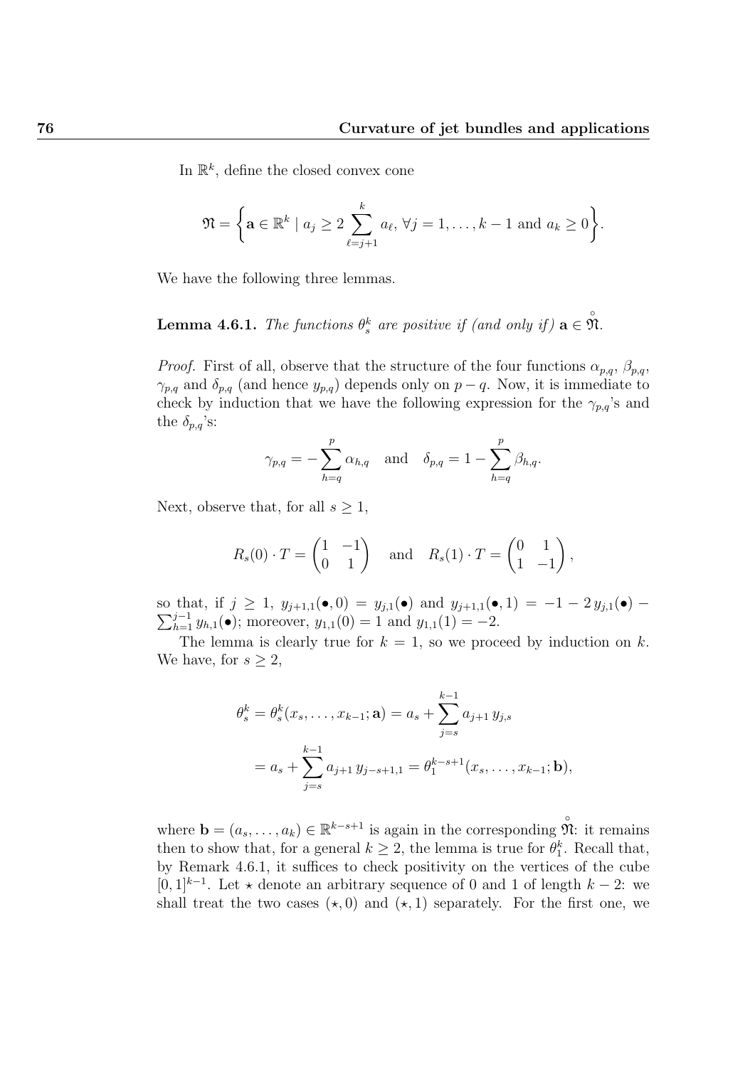In $\mathbb{R}^k$, define the closed convex cone

$$\mathfrak{N} = \left\{ \mathbf{a} \in \mathbb{R}^k \mid a_j \geq 2 \sum_{\ell=j+1}^{k} a_\ell,\, \forall j = 1, \dots, k-1 \text{ and } a_k \geq 0 \right\}.$$

We have the following three lemmas.

**Lemma 4.6.1.** *The functions $\theta_s^k$ are positive if (and only if) $\mathbf{a} \in \mathring{\mathfrak{N}}$.*

*Proof.* First of all, observe that the structure of the four functions $\alpha_{p,q}$, $\beta_{p,q}$, $\gamma_{p,q}$ and $\delta_{p,q}$ (and hence $y_{p,q}$) depends only on $p-q$. Now, it is immediate to check by induction that we have the following expression for the $\gamma_{p,q}$'s and the $\delta_{p,q}$'s:

$$\gamma_{p,q} = -\sum_{h=q}^{p} \alpha_{h,q} \quad \text{and} \quad \delta_{p,q} = 1 - \sum_{h=q}^{p} \beta_{h,q}.$$

Next, observe that, for all $s \geq 1$,

$$R_s(0) \cdot T = \begin{pmatrix} 1 & -1 \\ 0 & 1 \end{pmatrix} \quad \text{and} \quad R_s(1) \cdot T = \begin{pmatrix} 0 & 1 \\ 1 & -1 \end{pmatrix},$$

so that, if $j \geq 1$, $y_{j+1,1}(\bullet, 0) = y_{j,1}(\bullet)$ and $y_{j+1,1}(\bullet, 1) = -1 - 2\, y_{j,1}(\bullet) - \sum_{h=1}^{j-1} y_{h,1}(\bullet)$; moreover, $y_{1,1}(0) = 1$ and $y_{1,1}(1) = -2$.

The lemma is clearly true for $k = 1$, so we proceed by induction on $k$. We have, for $s \geq 2$,

$$\begin{aligned}
\theta_s^k = \theta_s^k(x_s, \dots, x_{k-1}; \mathbf{a}) &= a_s + \sum_{j=s}^{k-1} a_{j+1}\, y_{j,s} \\
&= a_s + \sum_{j=s}^{k-1} a_{j+1}\, y_{j-s+1,1} = \theta_1^{k-s+1}(x_s, \dots, x_{k-1}; \mathbf{b}),
\end{aligned}$$

where $\mathbf{b} = (a_s, \dots, a_k) \in \mathbb{R}^{k-s+1}$ is again in the corresponding $\mathring{\mathfrak{N}}$: it remains then to show that, for a general $k \geq 2$, the lemma is true for $\theta_1^k$. Recall that, by Remark 4.6.1, it suffices to check positivity on the vertices of the cube $[0,1]^{k-1}$. Let $\star$ denote an arbitrary sequence of 0 and 1 of length $k-2$: we shall treat the two cases $(\star, 0)$ and $(\star, 1)$ separately. For the first one, we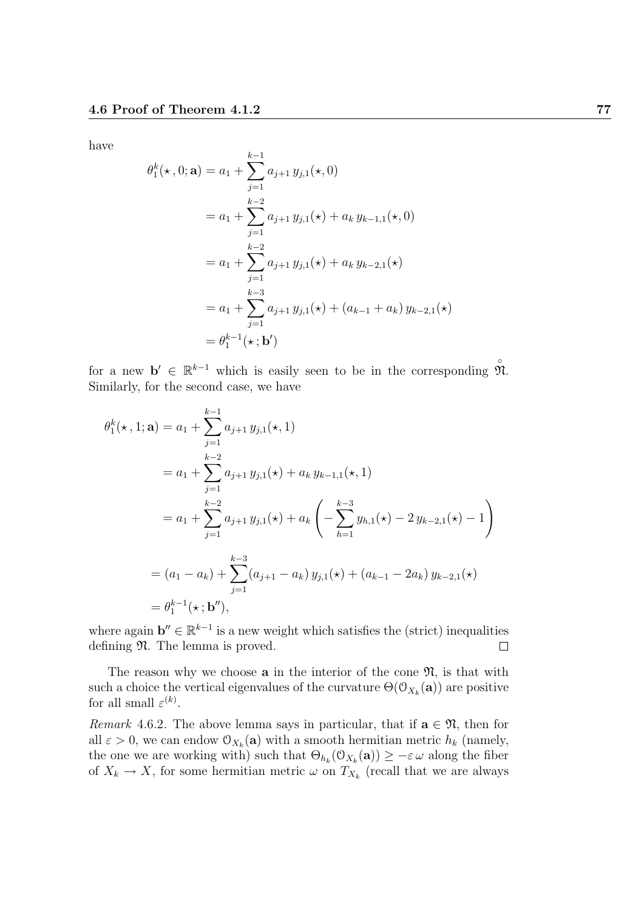have

$$
\begin{aligned}
\theta_1^k(\star\,,0;\mathbf{a}) &= a_1 + \sum_{j=1}^{k-1} a_{j+1}\, y_{j,1}(\star,0) \\
&= a_1 + \sum_{j=1}^{k-2} a_{j+1}\, y_{j,1}(\star) + a_k\, y_{k-1,1}(\star,0) \\
&= a_1 + \sum_{j=1}^{k-2} a_{j+1}\, y_{j,1}(\star) + a_k\, y_{k-2,1}(\star) \\
&= a_1 + \sum_{j=1}^{k-3} a_{j+1}\, y_{j,1}(\star) + (a_{k-1}+a_k)\, y_{k-2,1}(\star) \\
&= \theta_1^{k-1}(\star\,;\mathbf{b}')
\end{aligned}
$$

for a new $\mathbf{b}' \in \mathbb{R}^{k-1}$ which is easily seen to be in the corresponding $\overset{\circ}{\mathfrak{N}}$. Similarly, for the second case, we have

$$
\begin{aligned}
\theta_1^k(\star\,,1;\mathbf{a}) &= a_1 + \sum_{j=1}^{k-1} a_{j+1}\, y_{j,1}(\star,1) \\
&= a_1 + \sum_{j=1}^{k-2} a_{j+1}\, y_{j,1}(\star) + a_k\, y_{k-1,1}(\star,1) \\
&= a_1 + \sum_{j=1}^{k-2} a_{j+1}\, y_{j,1}(\star) + a_k \left( -\sum_{h=1}^{k-3} y_{h,1}(\star) - 2\, y_{k-2,1}(\star) - 1 \right) \\
&= (a_1 - a_k) + \sum_{j=1}^{k-3} (a_{j+1} - a_k)\, y_{j,1}(\star) + (a_{k-1} - 2a_k)\, y_{k-2,1}(\star) \\
&= \theta_1^{k-1}(\star\,;\mathbf{b}''),
\end{aligned}
$$

where again $\mathbf{b}'' \in \mathbb{R}^{k-1}$ is a new weight which satisfies the (strict) inequalities defining $\mathfrak{N}$. The lemma is proved. $\square$

The reason why we choose $\mathbf{a}$ in the interior of the cone $\mathfrak{N}$, is that with such a choice the vertical eigenvalues of the curvature $\Theta(\mathcal{O}_{X_k}(\mathbf{a}))$ are positive for all small $\varepsilon^{(k)}$.

*Remark* 4.6.2. The above lemma says in particular, that if $\mathbf{a} \in \mathfrak{N}$, then for all $\varepsilon > 0$, we can endow $\mathcal{O}_{X_k}(\mathbf{a})$ with a smooth hermitian metric $h_k$ (namely, the one we are working with) such that $\Theta_{h_k}(\mathcal{O}_{X_k}(\mathbf{a})) \geq -\varepsilon\,\omega$ along the fiber of $X_k \to X$, for some hermitian metric $\omega$ on $T_{X_k}$ (recall that we are always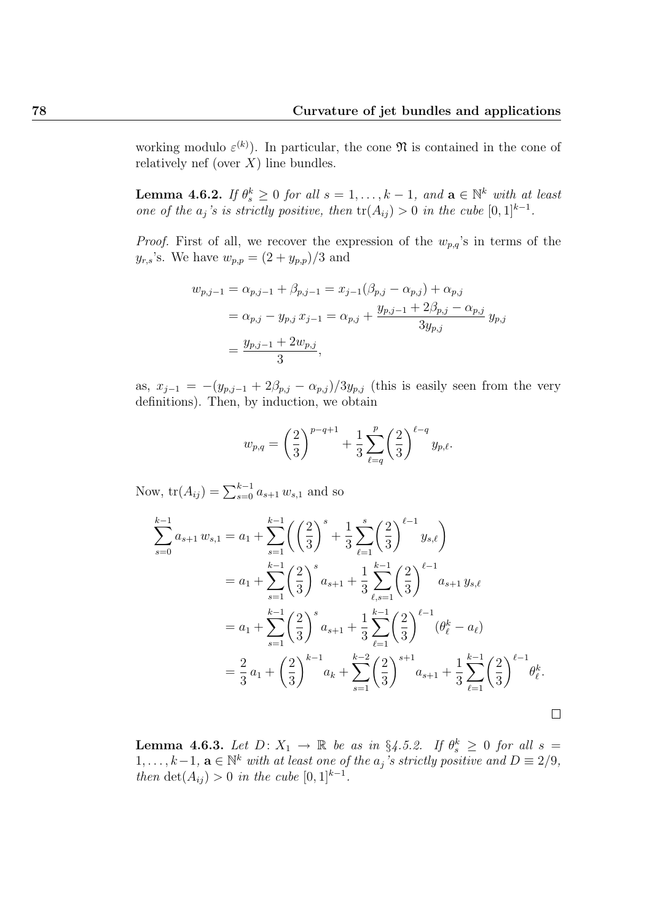working modulo $\varepsilon^{(k)}$). In particular, the cone $\mathfrak{N}$ is contained in the cone of relatively nef (over $X$) line bundles.

**Lemma 4.6.2.** *If $\theta^k_s \geq 0$ for all $s = 1, \dots, k-1$, and $\mathbf{a} \in \mathbb{N}^k$ with at least one of the $a_j$'s is strictly positive, then $\operatorname{tr}(A_{ij}) > 0$ in the cube $[0,1]^{k-1}$.*

*Proof.* First of all, we recover the expression of the $w_{p,q}$'s in terms of the $y_{r,s}$'s. We have $w_{p,p} = (2 + y_{p,p})/3$ and

$$
\begin{aligned}
w_{p,j-1} &= \alpha_{p,j-1} + \beta_{p,j-1} = x_{j-1}(\beta_{p,j} - \alpha_{p,j}) + \alpha_{p,j} \\
&= \alpha_{p,j} - y_{p,j}\, x_{j-1} = \alpha_{p,j} + \frac{y_{p,j-1} + 2\beta_{p,j} - \alpha_{p,j}}{3 y_{p,j}}\, y_{p,j} \\
&= \frac{y_{p,j-1} + 2 w_{p,j}}{3},
\end{aligned}
$$

as, $x_{j-1} = -(y_{p,j-1} + 2\beta_{p,j} - \alpha_{p,j})/3 y_{p,j}$ (this is easily seen from the very definitions). Then, by induction, we obtain

$$
w_{p,q} = \left(\frac{2}{3}\right)^{p-q+1} + \frac{1}{3} \sum_{\ell=q}^{p} \left(\frac{2}{3}\right)^{\ell-q} y_{p,\ell}.
$$

Now, $\operatorname{tr}(A_{ij}) = \sum_{s=0}^{k-1} a_{s+1}\, w_{s,1}$ and so

$$
\begin{aligned}
\sum_{s=0}^{k-1} a_{s+1}\, w_{s,1} &= a_1 + \sum_{s=1}^{k-1} \left( \left(\frac{2}{3}\right)^{s} + \frac{1}{3} \sum_{\ell=1}^{s} \left(\frac{2}{3}\right)^{\ell-1} y_{s,\ell} \right) \\
&= a_1 + \sum_{s=1}^{k-1} \left(\frac{2}{3}\right)^{s} a_{s+1} + \frac{1}{3} \sum_{\ell,s=1}^{k-1} \left(\frac{2}{3}\right)^{\ell-1} a_{s+1}\, y_{s,\ell} \\
&= a_1 + \sum_{s=1}^{k-1} \left(\frac{2}{3}\right)^{s} a_{s+1} + \frac{1}{3} \sum_{\ell=1}^{k-1} \left(\frac{2}{3}\right)^{\ell-1} (\theta^k_\ell - a_\ell) \\
&= \frac{2}{3}\, a_1 + \left(\frac{2}{3}\right)^{k-1} a_k + \sum_{s=1}^{k-2} \left(\frac{2}{3}\right)^{s+1} a_{s+1} + \frac{1}{3} \sum_{\ell=1}^{k-1} \left(\frac{2}{3}\right)^{\ell-1} \theta^k_\ell.
\end{aligned}
$$

□

**Lemma 4.6.3.** *Let $D \colon X_1 \to \mathbb{R}$ be as in §4.5.2. If $\theta^k_s \geq 0$ for all $s = 1, \dots, k-1$, $\mathbf{a} \in \mathbb{N}^k$ with at least one of the $a_j$'s strictly positive and $D \equiv 2/9$, then $\det(A_{ij}) > 0$ in the cube $[0,1]^{k-1}$.*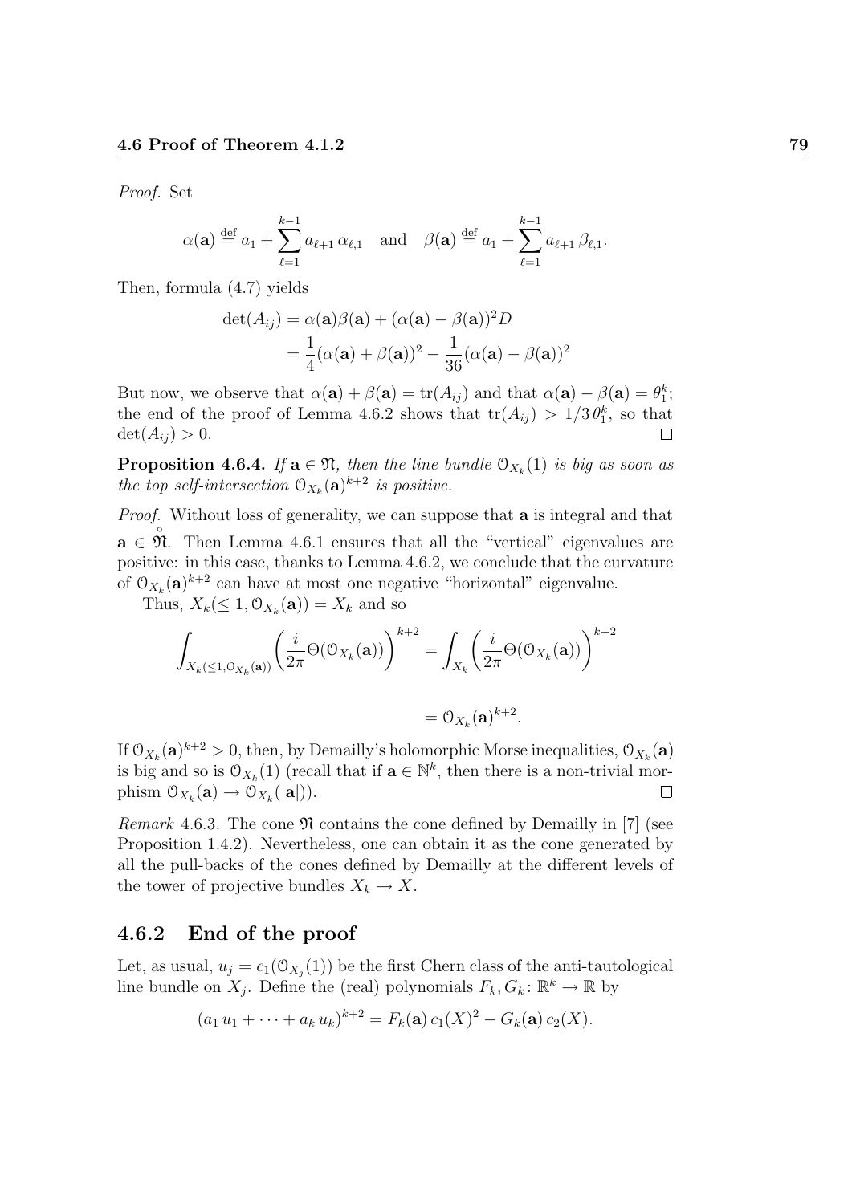*Proof.* Set

$$\alpha(\mathbf{a}) \overset{\text{def}}{=} a_1 + \sum_{\ell=1}^{k-1} a_{\ell+1}\,\alpha_{\ell,1} \quad \text{and} \quad \beta(\mathbf{a}) \overset{\text{def}}{=} a_1 + \sum_{\ell=1}^{k-1} a_{\ell+1}\,\beta_{\ell,1}.$$

Then, formula (4.7) yields

$$\begin{aligned}\det(A_{ij}) &= \alpha(\mathbf{a})\beta(\mathbf{a}) + (\alpha(\mathbf{a}) - \beta(\mathbf{a}))^2 D \\ &= \frac{1}{4}(\alpha(\mathbf{a}) + \beta(\mathbf{a}))^2 - \frac{1}{36}(\alpha(\mathbf{a}) - \beta(\mathbf{a}))^2\end{aligned}$$

But now, we observe that $\alpha(\mathbf{a}) + \beta(\mathbf{a}) = \operatorname{tr}(A_{ij})$ and that $\alpha(\mathbf{a}) - \beta(\mathbf{a}) = \theta_1^k$; the end of the proof of Lemma 4.6.2 shows that $\operatorname{tr}(A_{ij}) > 1/3\,\theta_1^k$, so that $\det(A_{ij}) > 0$. □

**Proposition 4.6.4.** *If $\mathbf{a} \in \mathfrak{N}$, then the line bundle $\mathcal{O}_{X_k}(1)$ is big as soon as the top self-intersection $\mathcal{O}_{X_k}(\mathbf{a})^{k+2}$ is positive.*

*Proof.* Without loss of generality, we can suppose that $\mathbf{a}$ is integral and that $\mathbf{a} \in \overset{\circ}{\mathfrak{N}}$. Then Lemma 4.6.1 ensures that all the "vertical" eigenvalues are positive: in this case, thanks to Lemma 4.6.2, we conclude that the curvature of $\mathcal{O}_{X_k}(\mathbf{a})^{k+2}$ can have at most one negative "horizontal" eigenvalue.

Thus, $X_k(\leq 1, \mathcal{O}_{X_k}(\mathbf{a})) = X_k$ and so

$$\int_{X_k(\leq 1, \mathcal{O}_{X_k}(\mathbf{a}))} \left(\frac{i}{2\pi}\Theta(\mathcal{O}_{X_k}(\mathbf{a}))\right)^{k+2} = \int_{X_k} \left(\frac{i}{2\pi}\Theta(\mathcal{O}_{X_k}(\mathbf{a}))\right)^{k+2}$$

$$= \mathcal{O}_{X_k}(\mathbf{a})^{k+2}.$$

If $\mathcal{O}_{X_k}(\mathbf{a})^{k+2} > 0$, then, by Demailly's holomorphic Morse inequalities, $\mathcal{O}_{X_k}(\mathbf{a})$ is big and so is $\mathcal{O}_{X_k}(1)$ (recall that if $\mathbf{a} \in \mathbb{N}^k$, then there is a non-trivial morphism $\mathcal{O}_{X_k}(\mathbf{a}) \to \mathcal{O}_{X_k}(|\mathbf{a}|)$). □

*Remark* 4.6.3. The cone $\mathfrak{N}$ contains the cone defined by Demailly in [7] (see Proposition 1.4.2). Nevertheless, one can obtain it as the cone generated by all the pull-backs of the cones defined by Demailly at the different levels of the tower of projective bundles $X_k \to X$.

### 4.6.2 End of the proof

Let, as usual, $u_j = c_1(\mathcal{O}_{X_j}(1))$ be the first Chern class of the anti-tautological line bundle on $X_j$. Define the (real) polynomials $F_k, G_k \colon \mathbb{R}^k \to \mathbb{R}$ by

$$(a_1\,u_1 + \cdots + a_k\,u_k)^{k+2} = F_k(\mathbf{a})\,c_1(X)^2 - G_k(\mathbf{a})\,c_2(X).$$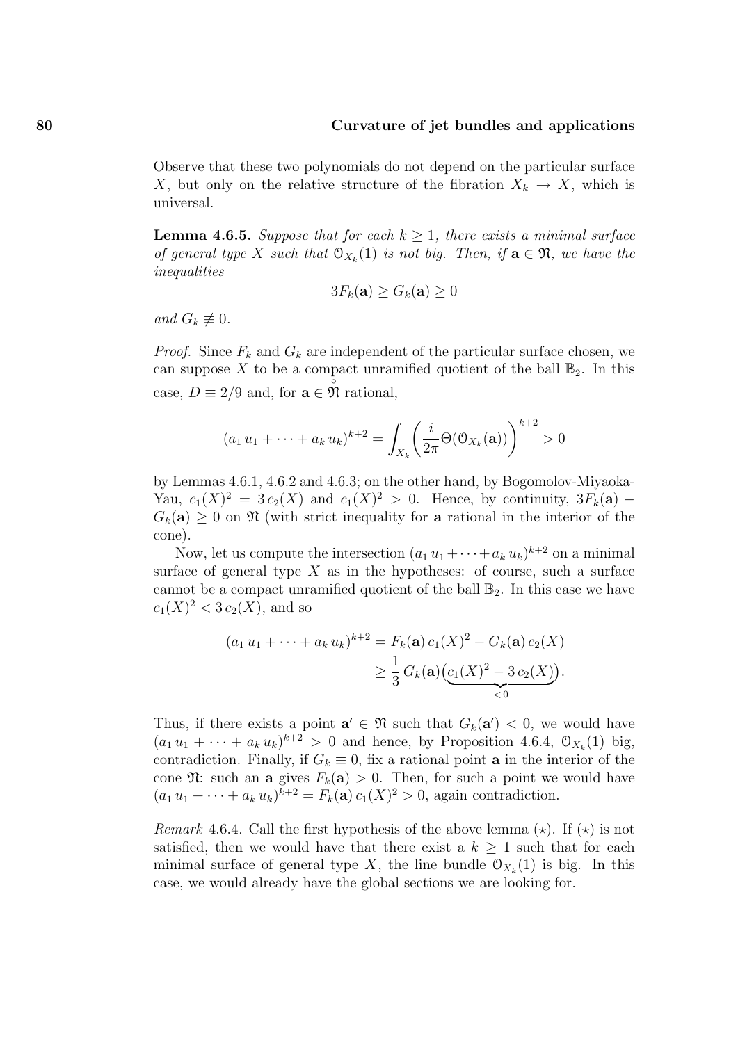Observe that these two polynomials do not depend on the particular surface $X$, but only on the relative structure of the fibration $X_k \to X$, which is universal.

**Lemma 4.6.5.** *Suppose that for each $k \geq 1$, there exists a minimal surface of general type $X$ such that $\mathcal{O}_{X_k}(1)$ is not big. Then, if $\mathbf{a} \in \mathfrak{N}$, we have the inequalities*

$$3F_k(\mathbf{a}) \geq G_k(\mathbf{a}) \geq 0$$

*and $G_k \not\equiv 0$.*

*Proof.* Since $F_k$ and $G_k$ are independent of the particular surface chosen, we can suppose $X$ to be a compact unramified quotient of the ball $\mathbb{B}_2$. In this case, $D \equiv 2/9$ and, for $\mathbf{a} \in \mathring{\mathfrak{N}}$ rational,

$$(a_1\, u_1 + \cdots + a_k\, u_k)^{k+2} = \int_{X_k} \left( \frac{i}{2\pi} \Theta(\mathcal{O}_{X_k}(\mathbf{a})) \right)^{k+2} > 0$$

by Lemmas 4.6.1, 4.6.2 and 4.6.3; on the other hand, by Bogomolov-Miyaoka-Yau, $c_1(X)^2 = 3\, c_2(X)$ and $c_1(X)^2 > 0$. Hence, by continuity, $3F_k(\mathbf{a}) - G_k(\mathbf{a}) \geq 0$ on $\mathfrak{N}$ (with strict inequality for $\mathbf{a}$ rational in the interior of the cone).

Now, let us compute the intersection $(a_1\, u_1 + \cdots + a_k\, u_k)^{k+2}$ on a minimal surface of general type $X$ as in the hypotheses: of course, such a surface cannot be a compact unramified quotient of the ball $\mathbb{B}_2$. In this case we have $c_1(X)^2 < 3\, c_2(X)$, and so

$$\begin{aligned}(a_1\, u_1 + \cdots + a_k\, u_k)^{k+2} &= F_k(\mathbf{a})\, c_1(X)^2 - G_k(\mathbf{a})\, c_2(X) \\ &\geq \frac{1}{3}\, G_k(\mathbf{a}) \big( \underbrace{c_1(X)^2 - 3\, c_2(X)}_{<0} \big).\end{aligned}$$

Thus, if there exists a point $\mathbf{a}' \in \mathfrak{N}$ such that $G_k(\mathbf{a}') < 0$, we would have $(a_1\, u_1 + \cdots + a_k\, u_k)^{k+2} > 0$ and hence, by Proposition 4.6.4, $\mathcal{O}_{X_k}(1)$ big, contradiction. Finally, if $G_k \equiv 0$, fix a rational point $\mathbf{a}$ in the interior of the cone $\mathfrak{N}$: such an $\mathbf{a}$ gives $F_k(\mathbf{a}) > 0$. Then, for such a point we would have $(a_1\, u_1 + \cdots + a_k\, u_k)^{k+2} = F_k(\mathbf{a})\, c_1(X)^2 > 0$, again contradiction. $\square$

*Remark* 4.6.4. Call the first hypothesis of the above lemma $(\star)$. If $(\star)$ is not satisfied, then we would have that there exist a $k \geq 1$ such that for each minimal surface of general type $X$, the line bundle $\mathcal{O}_{X_k}(1)$ is big. In this case, we would already have the global sections we are looking for.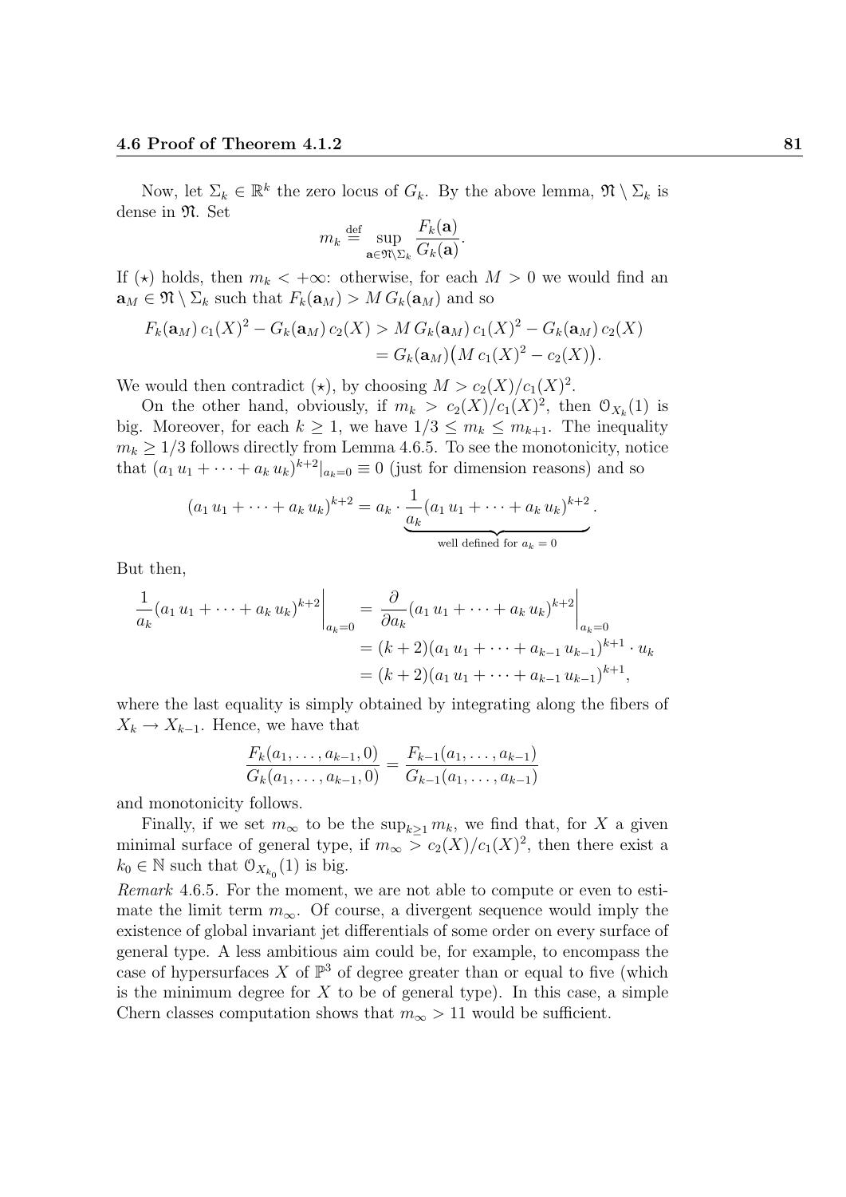Now, let $\Sigma_k \in \mathbb{R}^k$ the zero locus of $G_k$. By the above lemma, $\mathfrak{N} \setminus \Sigma_k$ is dense in $\mathfrak{N}$. Set

$$m_k \stackrel{\text{def}}{=} \sup_{\mathbf{a} \in \mathfrak{N} \setminus \Sigma_k} \frac{F_k(\mathbf{a})}{G_k(\mathbf{a})}.$$

If $(\star)$ holds, then $m_k < +\infty$: otherwise, for each $M > 0$ we would find an $\mathbf{a}_M \in \mathfrak{N} \setminus \Sigma_k$ such that $F_k(\mathbf{a}_M) > M\, G_k(\mathbf{a}_M)$ and so

$$\begin{aligned} F_k(\mathbf{a}_M)\, c_1(X)^2 - G_k(\mathbf{a}_M)\, c_2(X) &> M\, G_k(\mathbf{a}_M)\, c_1(X)^2 - G_k(\mathbf{a}_M)\, c_2(X) \\ &= G_k(\mathbf{a}_M)\big(M\, c_1(X)^2 - c_2(X)\big). \end{aligned}$$

We would then contradict $(\star)$, by choosing $M > c_2(X)/c_1(X)^2$.

On the other hand, obviously, if $m_k > c_2(X)/c_1(X)^2$, then $\mathcal{O}_{X_k}(1)$ is big. Moreover, for each $k \geq 1$, we have $1/3 \leq m_k \leq m_{k+1}$. The inequality $m_k \geq 1/3$ follows directly from Lemma 4.6.5. To see the monotonicity, notice that $(a_1\, u_1 + \cdots + a_k\, u_k)^{k+2}|_{a_k=0} \equiv 0$ (just for dimension reasons) and so

$$(a_1\, u_1 + \cdots + a_k\, u_k)^{k+2} = a_k \cdot \underbrace{\frac{1}{a_k}(a_1\, u_1 + \cdots + a_k\, u_k)^{k+2}}_{\text{well defined for } a_k\,=\,0}.$$

But then,

$$\begin{aligned} \frac{1}{a_k}(a_1\, u_1 + \cdots + a_k\, u_k)^{k+2}\bigg|_{a_k=0} &= \frac{\partial}{\partial a_k}(a_1\, u_1 + \cdots + a_k\, u_k)^{k+2}\bigg|_{a_k=0} \\ &= (k+2)(a_1\, u_1 + \cdots + a_{k-1}\, u_{k-1})^{k+1} \cdot u_k \\ &= (k+2)(a_1\, u_1 + \cdots + a_{k-1}\, u_{k-1})^{k+1}, \end{aligned}$$

where the last equality is simply obtained by integrating along the fibers of $X_k \to X_{k-1}$. Hence, we have that

$$\frac{F_k(a_1, \ldots, a_{k-1}, 0)}{G_k(a_1, \ldots, a_{k-1}, 0)} = \frac{F_{k-1}(a_1, \ldots, a_{k-1})}{G_{k-1}(a_1, \ldots, a_{k-1})}$$

and monotonicity follows.

Finally, if we set $m_\infty$ to be the $\sup_{k \geq 1} m_k$, we find that, for $X$ a given minimal surface of general type, if $m_\infty > c_2(X)/c_1(X)^2$, then there exist a $k_0 \in \mathbb{N}$ such that $\mathcal{O}_{X_{k_0}}(1)$ is big.

*Remark* 4.6.5. For the moment, we are not able to compute or even to estimate the limit term $m_\infty$. Of course, a divergent sequence would imply the existence of global invariant jet differentials of some order on every surface of general type. A less ambitious aim could be, for example, to encompass the case of hypersurfaces $X$ of $\mathbb{P}^3$ of degree greater than or equal to five (which is the minimum degree for $X$ to be of general type). In this case, a simple Chern classes computation shows that $m_\infty > 11$ would be sufficient.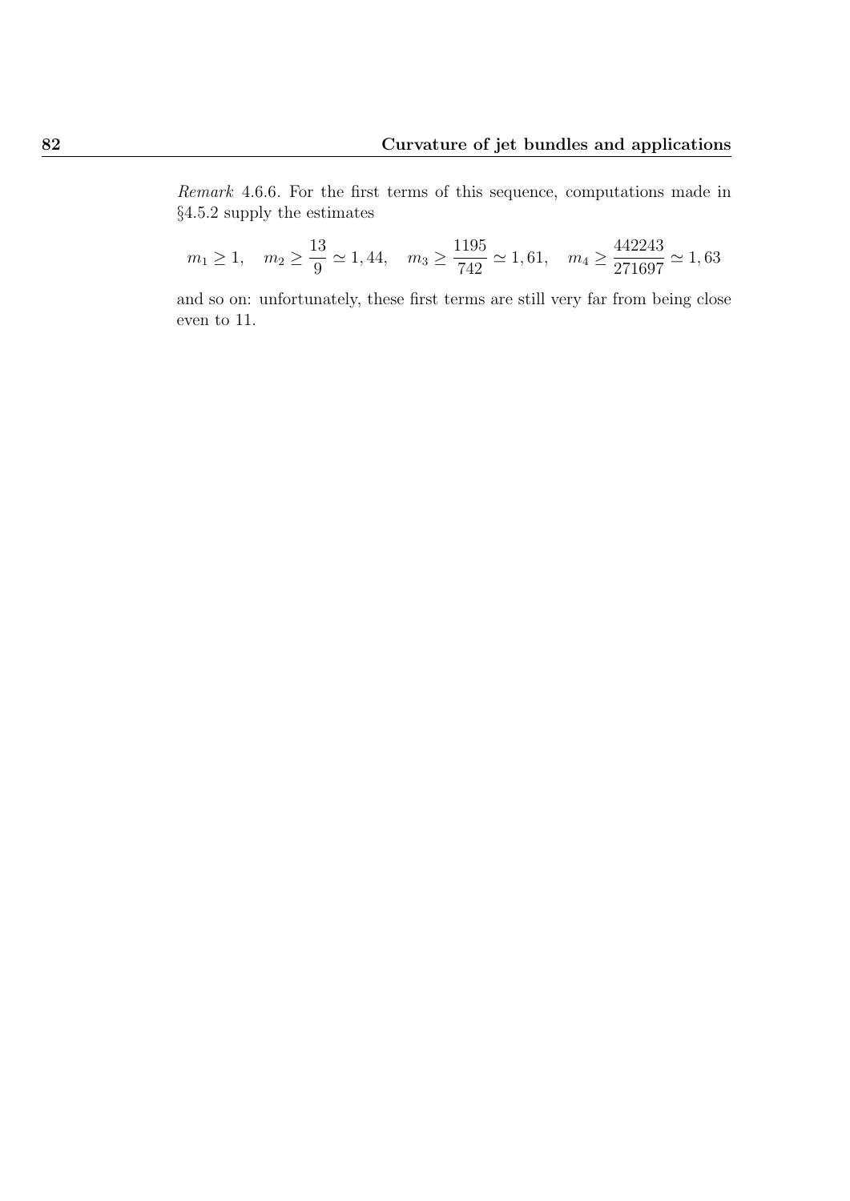*Remark* 4.6.6. For the first terms of this sequence, computations made in §4.5.2 supply the estimates

$$m_1 \geq 1, \quad m_2 \geq \frac{13}{9} \simeq 1,44, \quad m_3 \geq \frac{1195}{742} \simeq 1,61, \quad m_4 \geq \frac{442243}{271697} \simeq 1,63$$

and so on: unfortunately, these first terms are still very far from being close even to 11.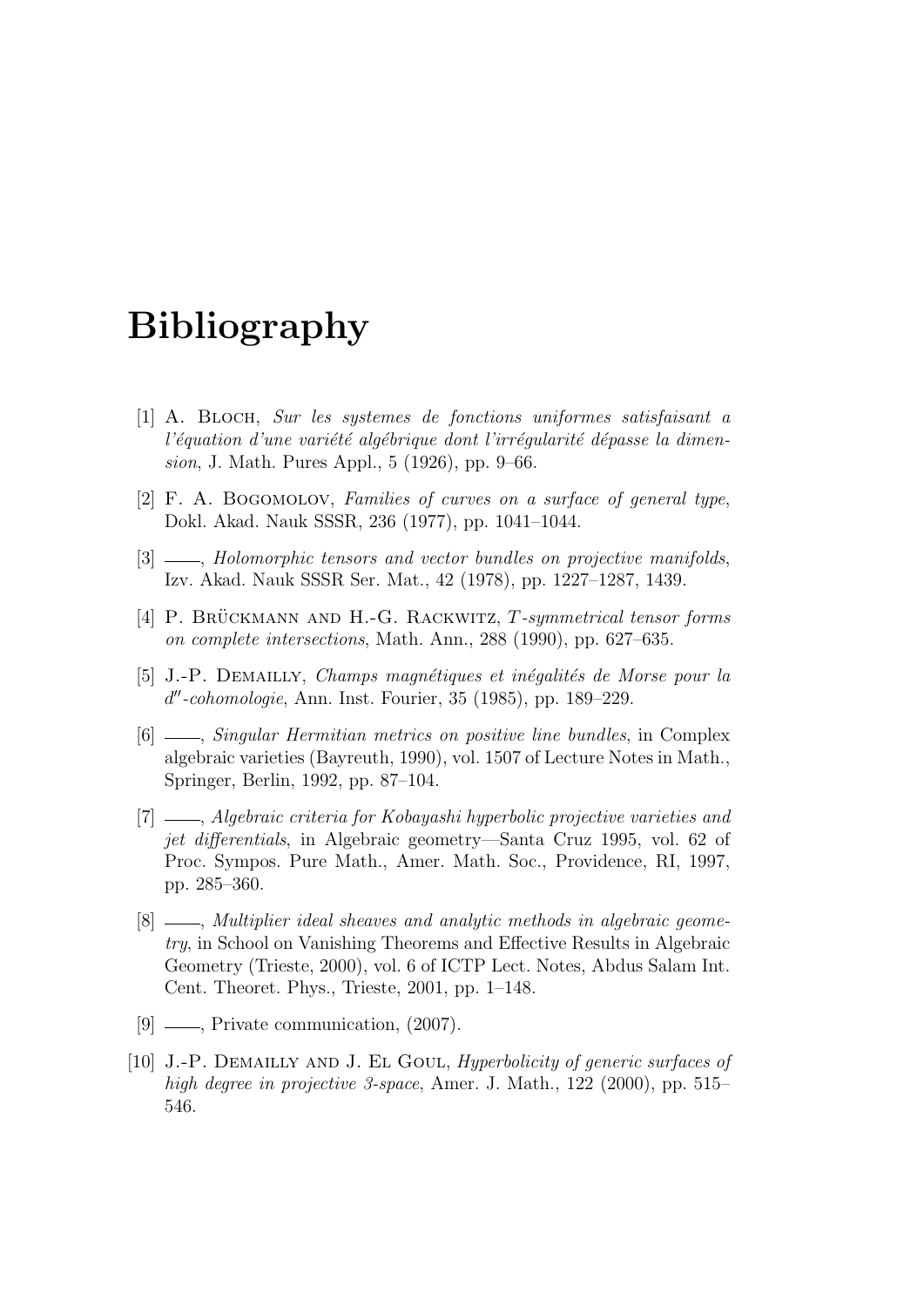# Bibliography

[1] A. Bloch, *Sur les systemes de fonctions uniformes satisfaisant a l'équation d'une variété algébrique dont l'irrégularité dépasse la dimension*, J. Math. Pures Appl., 5 (1926), pp. 9–66.

[2] F. A. Bogomolov, *Families of curves on a surface of general type*, Dokl. Akad. Nauk SSSR, 236 (1977), pp. 1041–1044.

[3] ——, *Holomorphic tensors and vector bundles on projective manifolds*, Izv. Akad. Nauk SSSR Ser. Mat., 42 (1978), pp. 1227–1287, 1439.

[4] P. Brückmann and H.-G. Rackwitz, *$T$-symmetrical tensor forms on complete intersections*, Math. Ann., 288 (1990), pp. 627–635.

[5] J.-P. Demailly, *Champs magnétiques et inégalités de Morse pour la $d''$-cohomologie*, Ann. Inst. Fourier, 35 (1985), pp. 189–229.

[6] ——, *Singular Hermitian metrics on positive line bundles*, in Complex algebraic varieties (Bayreuth, 1990), vol. 1507 of Lecture Notes in Math., Springer, Berlin, 1992, pp. 87–104.

[7] ——, *Algebraic criteria for Kobayashi hyperbolic projective varieties and jet differentials*, in Algebraic geometry—Santa Cruz 1995, vol. 62 of Proc. Sympos. Pure Math., Amer. Math. Soc., Providence, RI, 1997, pp. 285–360.

[8] ——, *Multiplier ideal sheaves and analytic methods in algebraic geometry*, in School on Vanishing Theorems and Effective Results in Algebraic Geometry (Trieste, 2000), vol. 6 of ICTP Lect. Notes, Abdus Salam Int. Cent. Theoret. Phys., Trieste, 2001, pp. 1–148.

[9] ——, Private communication, (2007).

[10] J.-P. Demailly and J. El Goul, *Hyperbolicity of generic surfaces of high degree in projective 3-space*, Amer. J. Math., 122 (2000), pp. 515–546.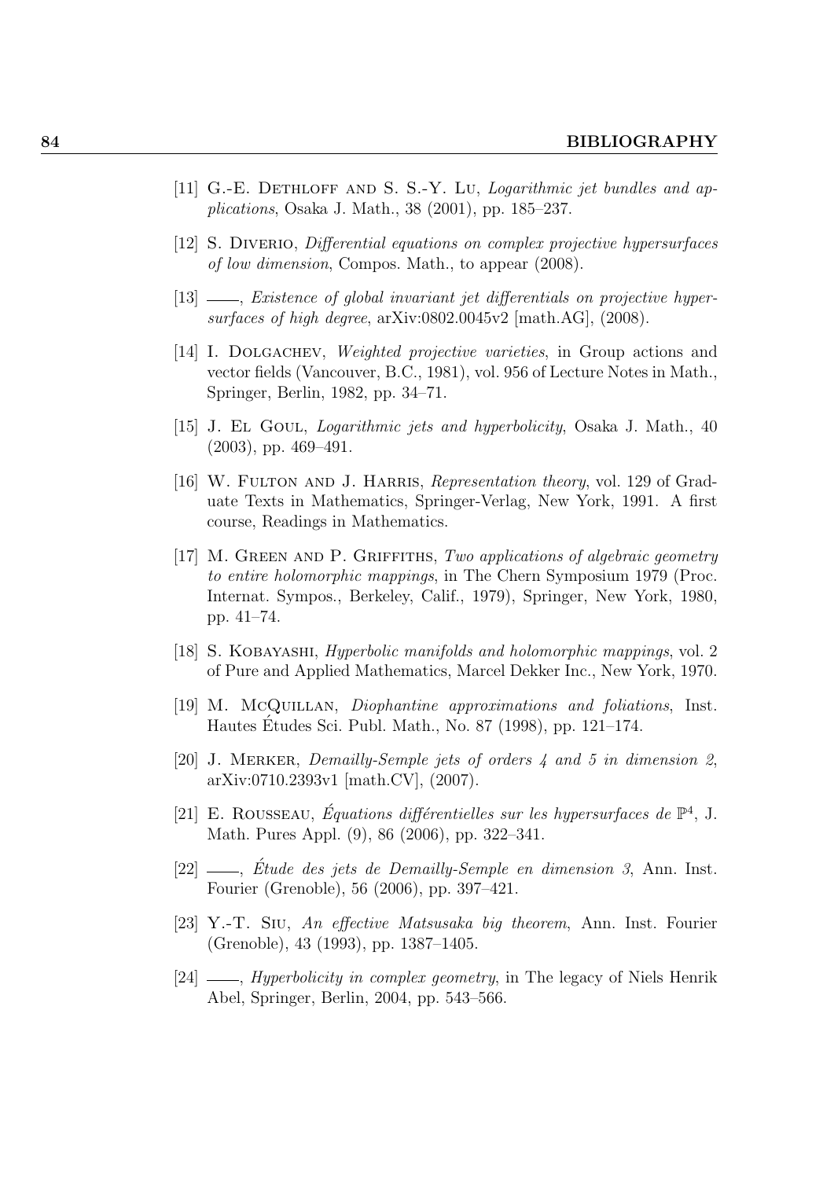[11] G.-E. Dethloff and S. S.-Y. Lu, *Logarithmic jet bundles and applications*, Osaka J. Math., 38 (2001), pp. 185–237.

[12] S. Diverio, *Differential equations on complex projective hypersurfaces of low dimension*, Compos. Math., to appear (2008).

[13] ——, *Existence of global invariant jet differentials on projective hypersurfaces of high degree*, arXiv:0802.0045v2 [math.AG], (2008).

[14] I. Dolgachev, *Weighted projective varieties*, in Group actions and vector fields (Vancouver, B.C., 1981), vol. 956 of Lecture Notes in Math., Springer, Berlin, 1982, pp. 34–71.

[15] J. El Goul, *Logarithmic jets and hyperbolicity*, Osaka J. Math., 40 (2003), pp. 469–491.

[16] W. Fulton and J. Harris, *Representation theory*, vol. 129 of Graduate Texts in Mathematics, Springer-Verlag, New York, 1991. A first course, Readings in Mathematics.

[17] M. Green and P. Griffiths, *Two applications of algebraic geometry to entire holomorphic mappings*, in The Chern Symposium 1979 (Proc. Internat. Sympos., Berkeley, Calif., 1979), Springer, New York, 1980, pp. 41–74.

[18] S. Kobayashi, *Hyperbolic manifolds and holomorphic mappings*, vol. 2 of Pure and Applied Mathematics, Marcel Dekker Inc., New York, 1970.

[19] M. McQuillan, *Diophantine approximations and foliations*, Inst. Hautes Études Sci. Publ. Math., No. 87 (1998), pp. 121–174.

[20] J. Merker, *Demailly-Semple jets of orders 4 and 5 in dimension 2*, arXiv:0710.2393v1 [math.CV], (2007).

[21] E. Rousseau, *Équations différentielles sur les hypersurfaces de* $\mathbb{P}^4$, J. Math. Pures Appl. (9), 86 (2006), pp. 322–341.

[22] ——, *Étude des jets de Demailly-Semple en dimension 3*, Ann. Inst. Fourier (Grenoble), 56 (2006), pp. 397–421.

[23] Y.-T. Siu, *An effective Matsusaka big theorem*, Ann. Inst. Fourier (Grenoble), 43 (1993), pp. 1387–1405.

[24] ——, *Hyperbolicity in complex geometry*, in The legacy of Niels Henrik Abel, Springer, Berlin, 2004, pp. 543–566.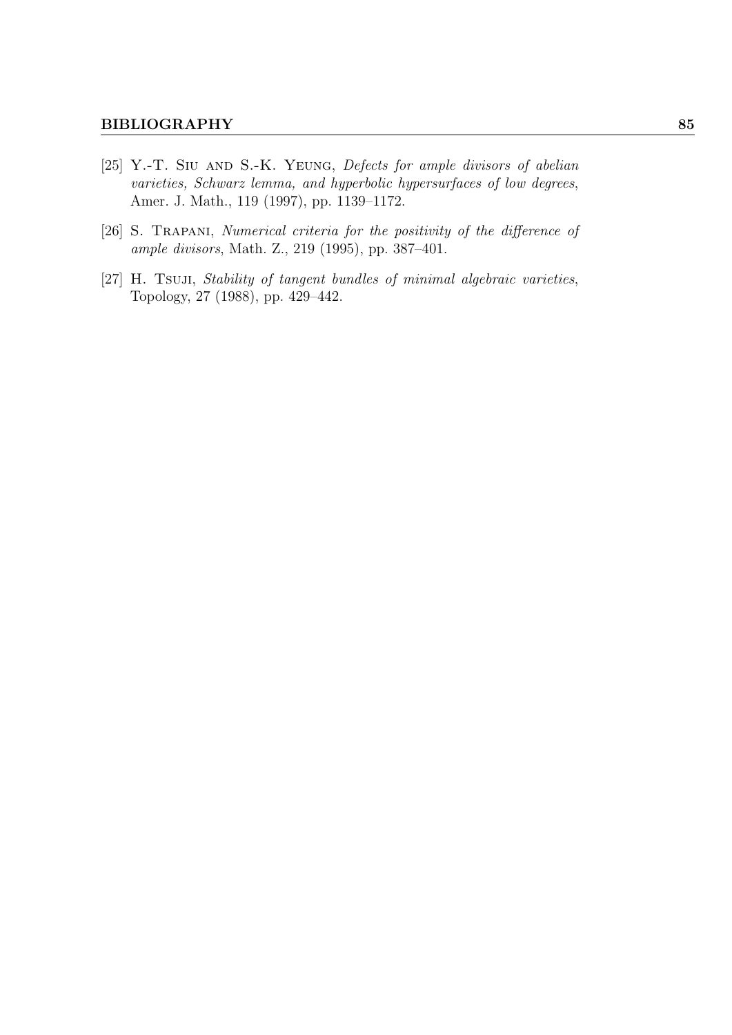[25] Y.-T. Siu and S.-K. Yeung, *Defects for ample divisors of abelian varieties, Schwarz lemma, and hyperbolic hypersurfaces of low degrees*, Amer. J. Math., 119 (1997), pp. 1139–1172.

[26] S. Trapani, *Numerical criteria for the positivity of the difference of ample divisors*, Math. Z., 219 (1995), pp. 387–401.

[27] H. Tsuji, *Stability of tangent bundles of minimal algebraic varieties*, Topology, 27 (1988), pp. 429–442.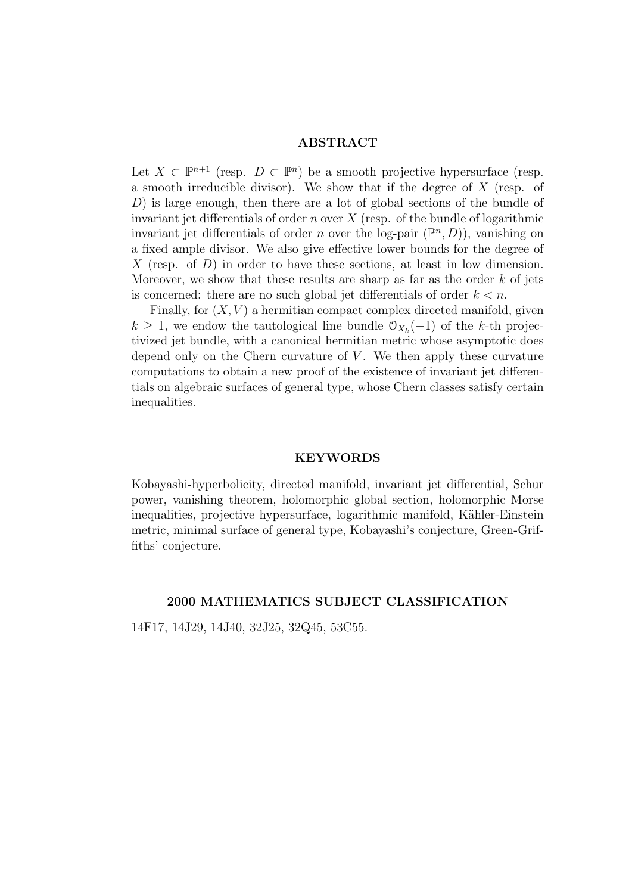## ABSTRACT

Let $X \subset \mathbb{P}^{n+1}$ (resp. $D \subset \mathbb{P}^n$) be a smooth projective hypersurface (resp. a smooth irreducible divisor). We show that if the degree of $X$ (resp. of $D$) is large enough, then there are a lot of global sections of the bundle of invariant jet differentials of order $n$ over $X$ (resp. of the bundle of logarithmic invariant jet differentials of order $n$ over the log-pair $(\mathbb{P}^n, D)$), vanishing on a fixed ample divisor. We also give effective lower bounds for the degree of $X$ (resp. of $D$) in order to have these sections, at least in low dimension. Moreover, we show that these results are sharp as far as the order $k$ of jets is concerned: there are no such global jet differentials of order $k < n$.

Finally, for $(X, V)$ a hermitian compact complex directed manifold, given $k \geq 1$, we endow the tautological line bundle $\mathcal{O}_{X_k}(-1)$ of the $k$-th projectivized jet bundle, with a canonical hermitian metric whose asymptotic does depend only on the Chern curvature of $V$. We then apply these curvature computations to obtain a new proof of the existence of invariant jet differentials on algebraic surfaces of general type, whose Chern classes satisfy certain inequalities.

## KEYWORDS

Kobayashi-hyperbolicity, directed manifold, invariant jet differential, Schur power, vanishing theorem, holomorphic global section, holomorphic Morse inequalities, projective hypersurface, logarithmic manifold, Kähler-Einstein metric, minimal surface of general type, Kobayashi's conjecture, Green-Griffiths' conjecture.

## 2000 MATHEMATICS SUBJECT CLASSIFICATION

14F17, 14J29, 14J40, 32J25, 32Q45, 53C55.